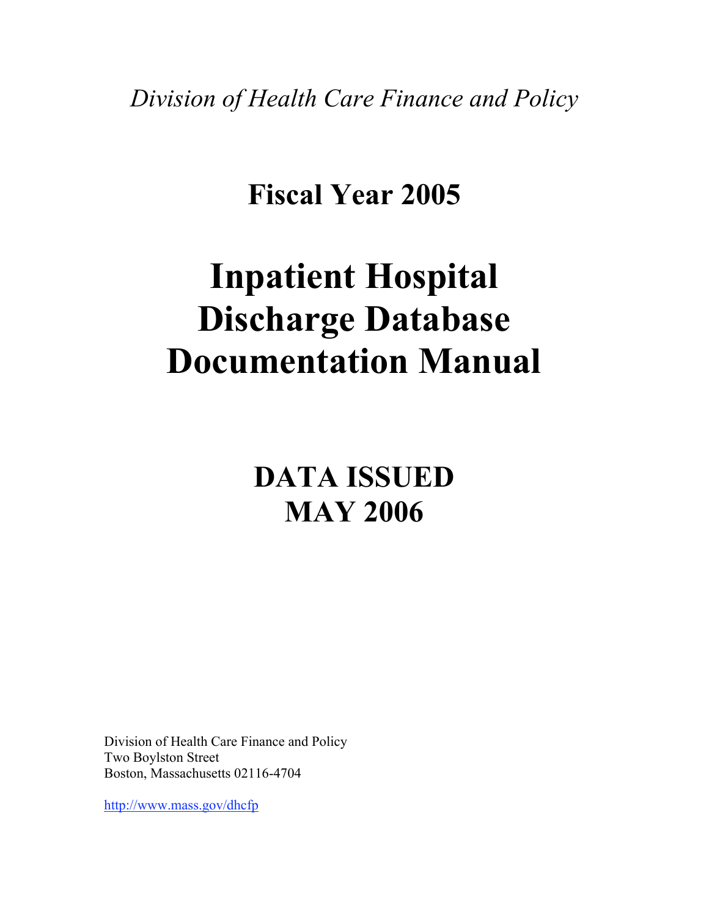*Division of Health Care Finance and Policy*

# Fiscal Year 2005

# Inpatient Hospital Discharge Database Documentation Manual

## DATA ISSUED MAY 2006

Division of Health Care Finance and Policy
Two Boylston Street
Boston, Massachusetts 02116-4704

http://www.mass.gov/dhcfp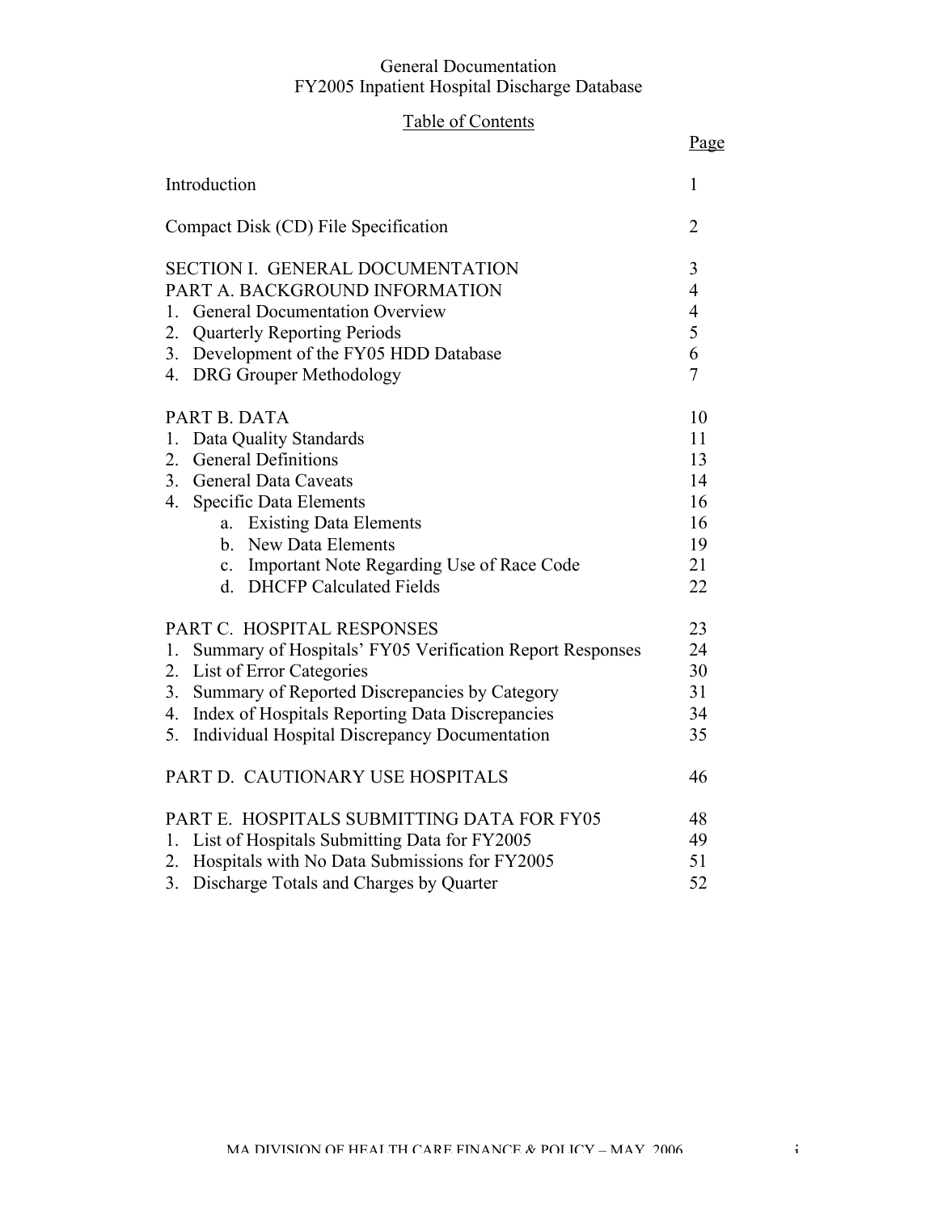# General Documentation
## FY2005 Inpatient Hospital Discharge Database

### Table of Contents

| | Page |
|---|---|
| Introduction | 1 |
| Compact Disk (CD) File Specification | 2 |
| SECTION I. GENERAL DOCUMENTATION | 3 |
| PART A. BACKGROUND INFORMATION | 4 |
| 1. General Documentation Overview | 4 |
| 2. Quarterly Reporting Periods | 5 |
| 3. Development of the FY05 HDD Database | 6 |
| 4. DRG Grouper Methodology | 7 |
| PART B. DATA | 10 |
| 1. Data Quality Standards | 11 |
| 2. General Definitions | 13 |
| 3. General Data Caveats | 14 |
| 4. Specific Data Elements | 16 |
| a. Existing Data Elements | 16 |
| b. New Data Elements | 19 |
| c. Important Note Regarding Use of Race Code | 21 |
| d. DHCFP Calculated Fields | 22 |
| PART C. HOSPITAL RESPONSES | 23 |
| 1. Summary of Hospitals' FY05 Verification Report Responses | 24 |
| 2. List of Error Categories | 30 |
| 3. Summary of Reported Discrepancies by Category | 31 |
| 4. Index of Hospitals Reporting Data Discrepancies | 34 |
| 5. Individual Hospital Discrepancy Documentation | 35 |
| PART D. CAUTIONARY USE HOSPITALS | 46 |
| PART E. HOSPITALS SUBMITTING DATA FOR FY05 | 48 |
| 1. List of Hospitals Submitting Data for FY2005 | 49 |
| 2. Hospitals with No Data Submissions for FY2005 | 51 |
| 3. Discharge Totals and Charges by Quarter | 52 |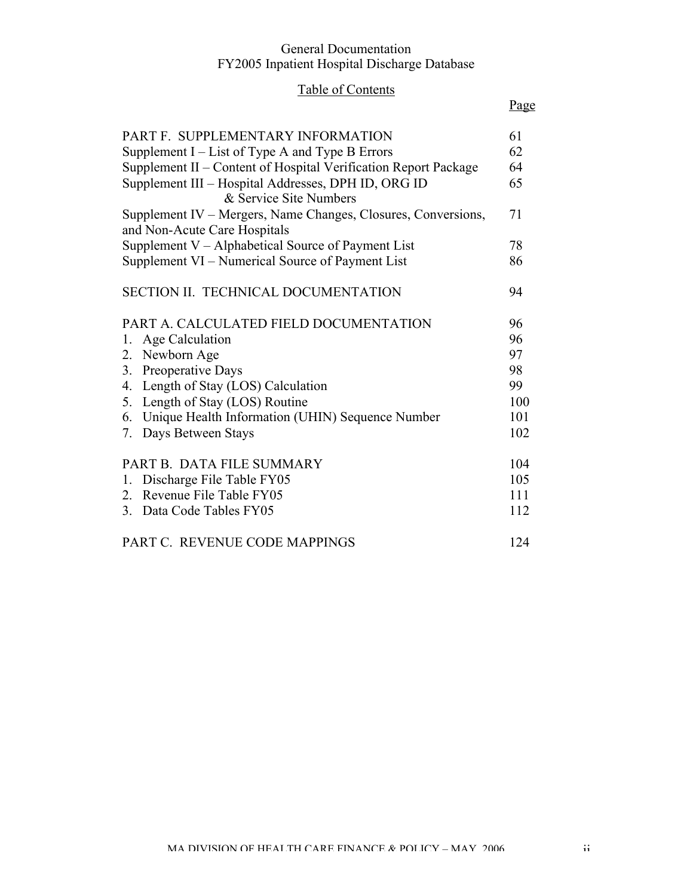General Documentation
FY2005 Inpatient Hospital Discharge Database

Table of Contents

| | Page |
|---|---|
| PART F. SUPPLEMENTARY INFORMATION | 61 |
| Supplement I – List of Type A and Type B Errors | 62 |
| Supplement II – Content of Hospital Verification Report Package | 64 |
| Supplement III – Hospital Addresses, DPH ID, ORG ID & Service Site Numbers | 65 |
| Supplement IV – Mergers, Name Changes, Closures, Conversions, and Non-Acute Care Hospitals | 71 |
| Supplement V – Alphabetical Source of Payment List | 78 |
| Supplement VI – Numerical Source of Payment List | 86 |
| SECTION II. TECHNICAL DOCUMENTATION | 94 |
| PART A. CALCULATED FIELD DOCUMENTATION | 96 |
| 1. Age Calculation | 96 |
| 2. Newborn Age | 97 |
| 3. Preoperative Days | 98 |
| 4. Length of Stay (LOS) Calculation | 99 |
| 5. Length of Stay (LOS) Routine | 100 |
| 6. Unique Health Information (UHIN) Sequence Number | 101 |
| 7. Days Between Stays | 102 |
| PART B. DATA FILE SUMMARY | 104 |
| 1. Discharge File Table FY05 | 105 |
| 2. Revenue File Table FY05 | 111 |
| 3. Data Code Tables FY05 | 112 |
| PART C. REVENUE CODE MAPPINGS | 124 |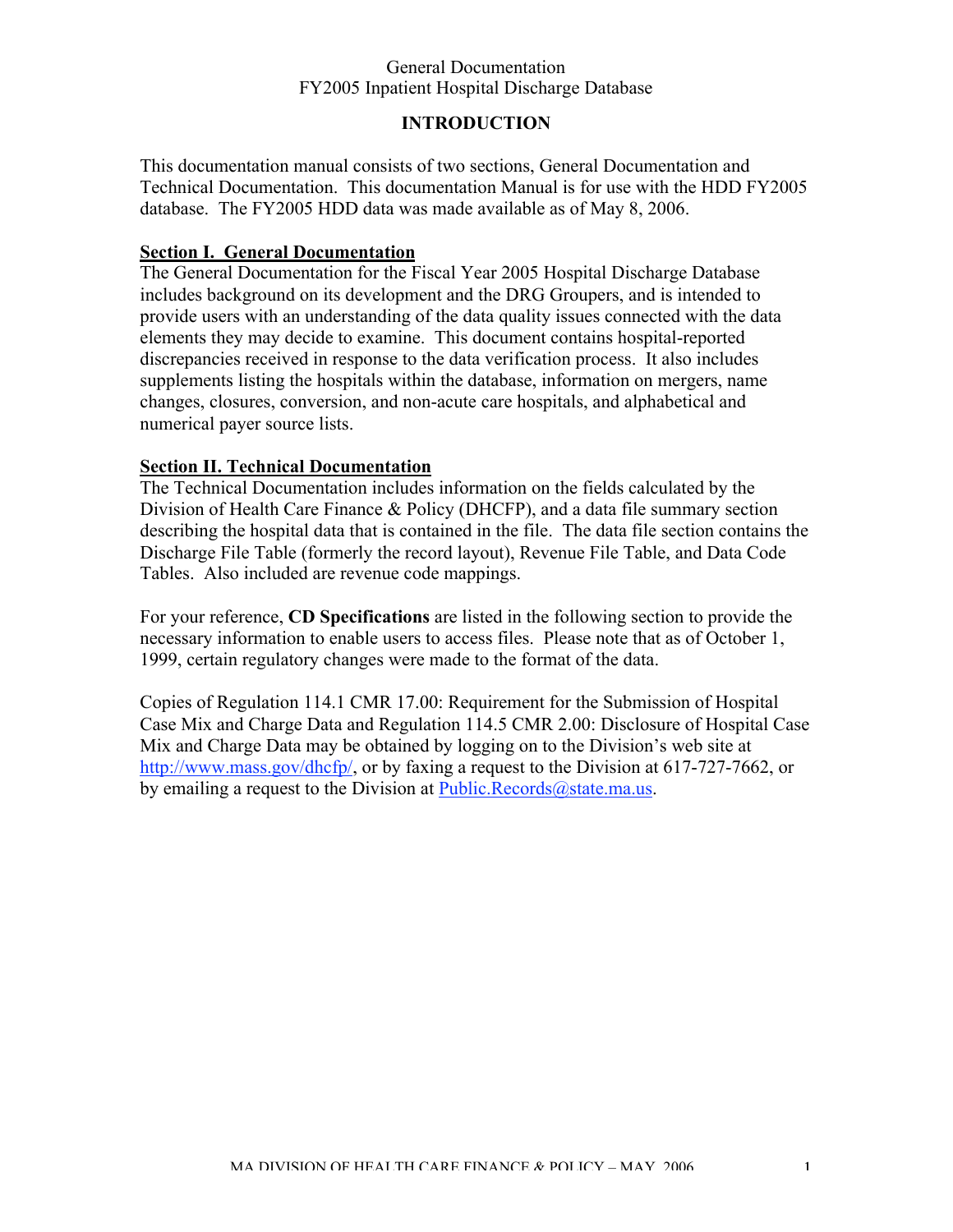## INTRODUCTION

This documentation manual consists of two sections, General Documentation and Technical Documentation. This documentation Manual is for use with the HDD FY2005 database. The FY2005 HDD data was made available as of May 8, 2006.

### Section I. General Documentation

The General Documentation for the Fiscal Year 2005 Hospital Discharge Database includes background on its development and the DRG Groupers, and is intended to provide users with an understanding of the data quality issues connected with the data elements they may decide to examine. This document contains hospital-reported discrepancies received in response to the data verification process. It also includes supplements listing the hospitals within the database, information on mergers, name changes, closures, conversion, and non-acute care hospitals, and alphabetical and numerical payer source lists.

### Section II. Technical Documentation

The Technical Documentation includes information on the fields calculated by the Division of Health Care Finance & Policy (DHCFP), and a data file summary section describing the hospital data that is contained in the file. The data file section contains the Discharge File Table (formerly the record layout), Revenue File Table, and Data Code Tables. Also included are revenue code mappings.

For your reference, **CD Specifications** are listed in the following section to provide the necessary information to enable users to access files. Please note that as of October 1, 1999, certain regulatory changes were made to the format of the data.

Copies of Regulation 114.1 CMR 17.00: Requirement for the Submission of Hospital Case Mix and Charge Data and Regulation 114.5 CMR 2.00: Disclosure of Hospital Case Mix and Charge Data may be obtained by logging on to the Division's web site at http://www.mass.gov/dhcfp/, or by faxing a request to the Division at 617-727-7662, or by emailing a request to the Division at Public.Records@state.ma.us.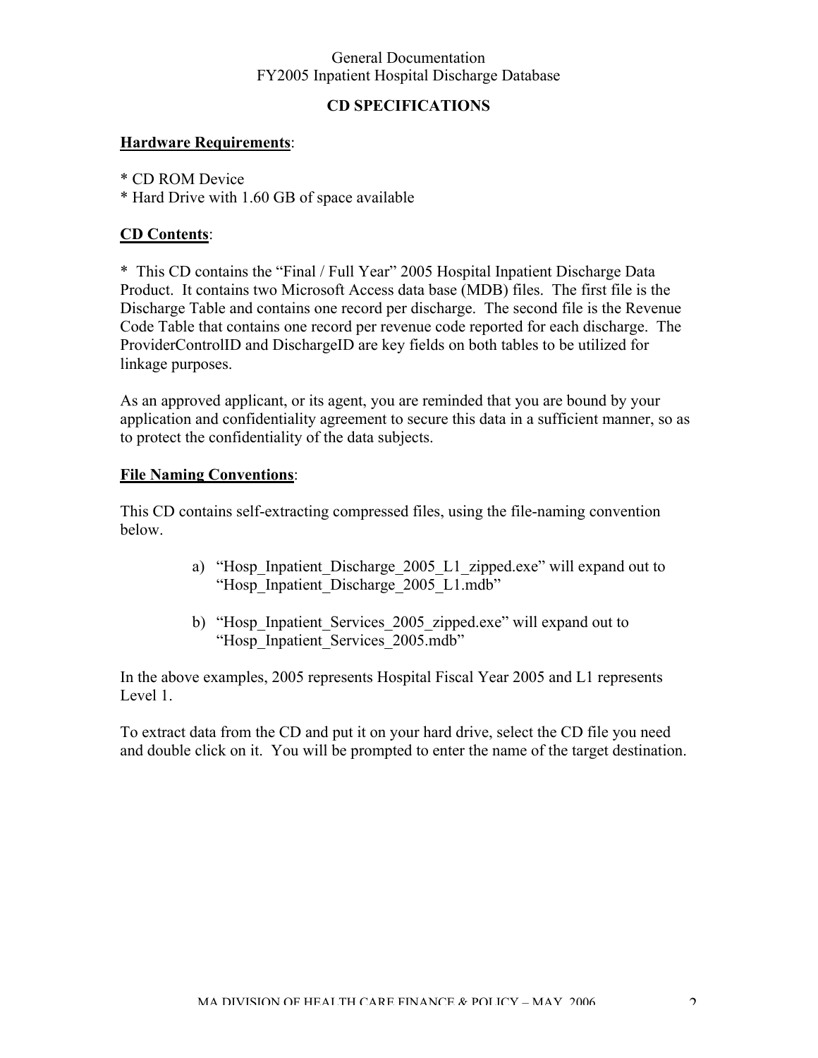General Documentation
FY2005 Inpatient Hospital Discharge Database

## CD SPECIFICATIONS

**Hardware Requirements**:

* CD ROM Device
* Hard Drive with 1.60 GB of space available

**CD Contents**:

*  This CD contains the "Final / Full Year" 2005 Hospital Inpatient Discharge Data Product.  It contains two Microsoft Access data base (MDB) files.  The first file is the Discharge Table and contains one record per discharge.  The second file is the Revenue Code Table that contains one record per revenue code reported for each discharge.  The ProviderControlID and DischargeID are key fields on both tables to be utilized for linkage purposes.

As an approved applicant, or its agent, you are reminded that you are bound by your application and confidentiality agreement to secure this data in a sufficient manner, so as to protect the confidentiality of the data subjects.

**File Naming Conventions**:

This CD contains self-extracting compressed files, using the file-naming convention below.

a) "Hosp_Inpatient_Discharge_2005_L1_zipped.exe" will expand out to "Hosp_Inpatient_Discharge_2005_L1.mdb"

b) "Hosp_Inpatient_Services_2005_zipped.exe" will expand out to "Hosp_Inpatient_Services_2005.mdb"

In the above examples, 2005 represents Hospital Fiscal Year 2005 and L1 represents Level 1.

To extract data from the CD and put it on your hard drive, select the CD file you need and double click on it.  You will be prompted to enter the name of the target destination.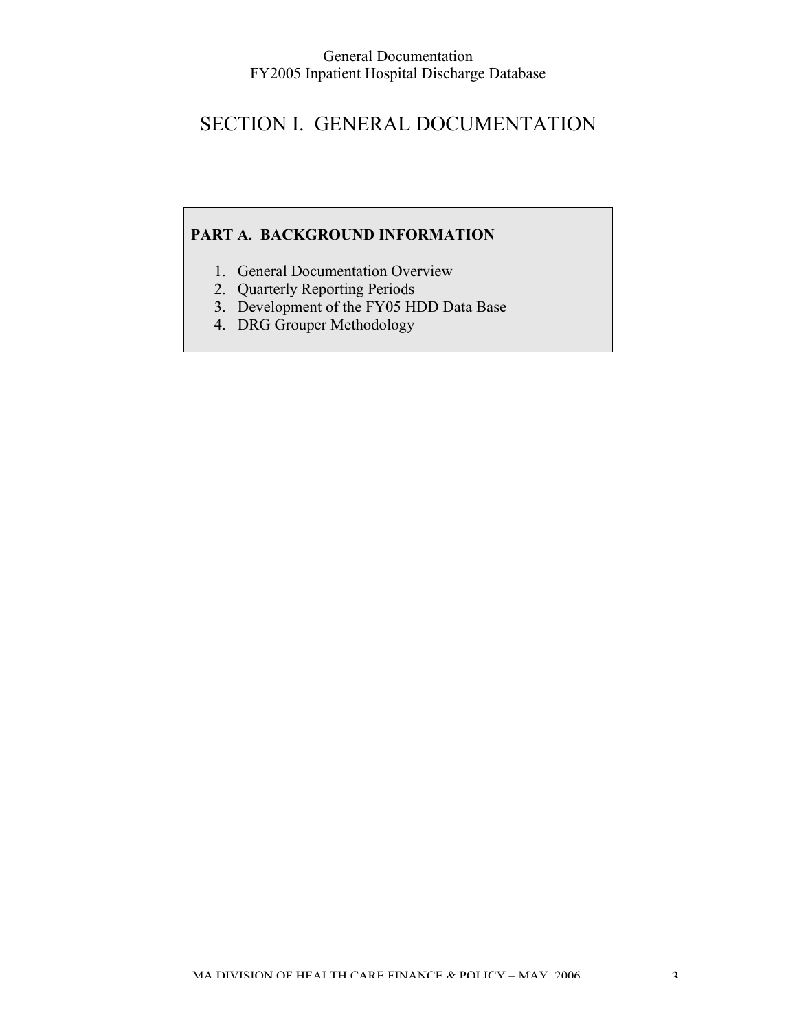# SECTION I. GENERAL DOCUMENTATION

**PART A. BACKGROUND INFORMATION**

1. General Documentation Overview
2. Quarterly Reporting Periods
3. Development of the FY05 HDD Data Base
4. DRG Grouper Methodology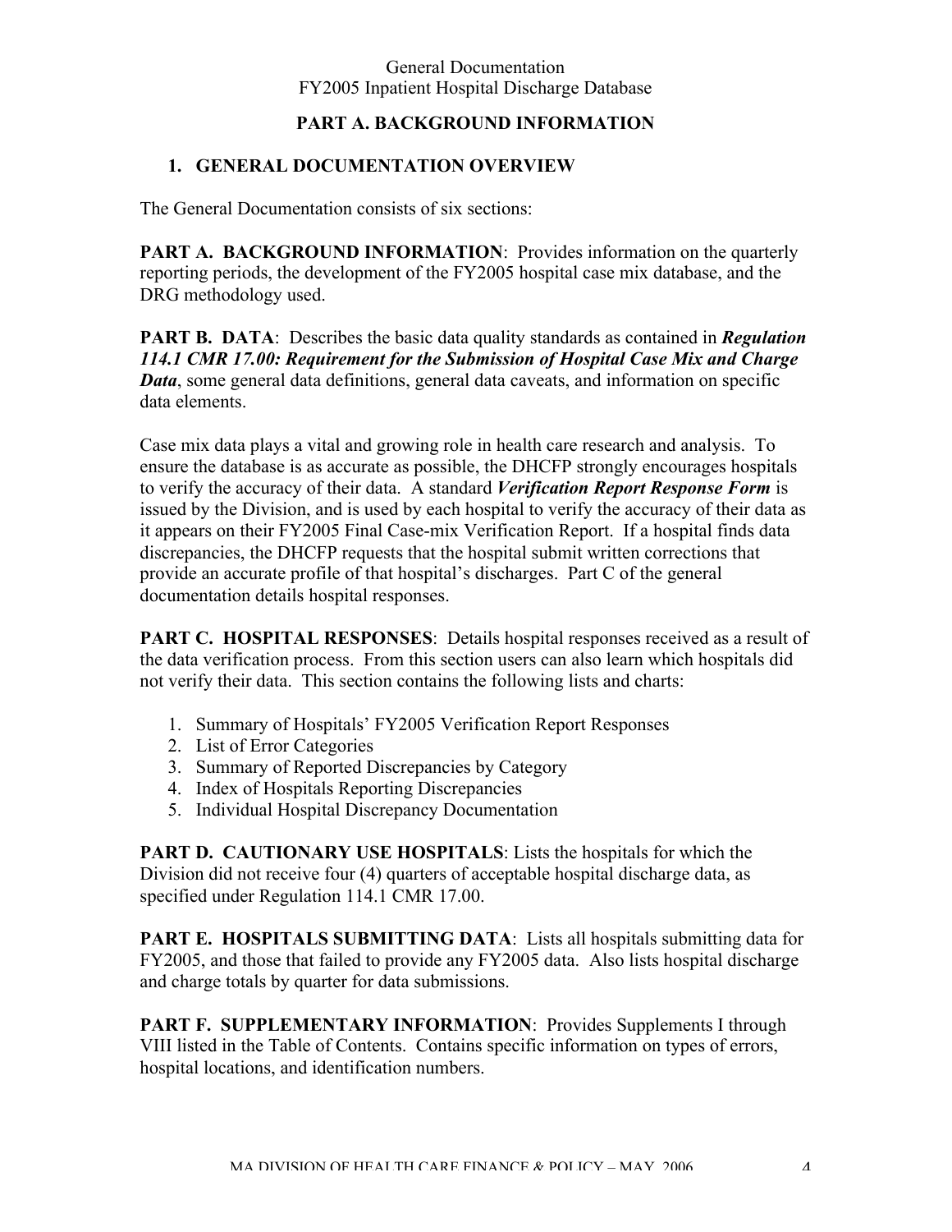# PART A. BACKGROUND INFORMATION

## 1. GENERAL DOCUMENTATION OVERVIEW

The General Documentation consists of six sections:

**PART A. BACKGROUND INFORMATION**: Provides information on the quarterly reporting periods, the development of the FY2005 hospital case mix database, and the DRG methodology used.

**PART B. DATA**: Describes the basic data quality standards as contained in ***Regulation 114.1 CMR 17.00: Requirement for the Submission of Hospital Case Mix and Charge Data***, some general data definitions, general data caveats, and information on specific data elements.

Case mix data plays a vital and growing role in health care research and analysis. To ensure the database is as accurate as possible, the DHCFP strongly encourages hospitals to verify the accuracy of their data. A standard ***Verification Report Response Form*** is issued by the Division, and is used by each hospital to verify the accuracy of their data as it appears on their FY2005 Final Case-mix Verification Report. If a hospital finds data discrepancies, the DHCFP requests that the hospital submit written corrections that provide an accurate profile of that hospital's discharges. Part C of the general documentation details hospital responses.

**PART C. HOSPITAL RESPONSES**: Details hospital responses received as a result of the data verification process. From this section users can also learn which hospitals did not verify their data. This section contains the following lists and charts:

1. Summary of Hospitals' FY2005 Verification Report Responses
2. List of Error Categories
3. Summary of Reported Discrepancies by Category
4. Index of Hospitals Reporting Discrepancies
5. Individual Hospital Discrepancy Documentation

**PART D. CAUTIONARY USE HOSPITALS**: Lists the hospitals for which the Division did not receive four (4) quarters of acceptable hospital discharge data, as specified under Regulation 114.1 CMR 17.00.

**PART E. HOSPITALS SUBMITTING DATA**: Lists all hospitals submitting data for FY2005, and those that failed to provide any FY2005 data. Also lists hospital discharge and charge totals by quarter for data submissions.

**PART F. SUPPLEMENTARY INFORMATION**: Provides Supplements I through VIII listed in the Table of Contents. Contains specific information on types of errors, hospital locations, and identification numbers.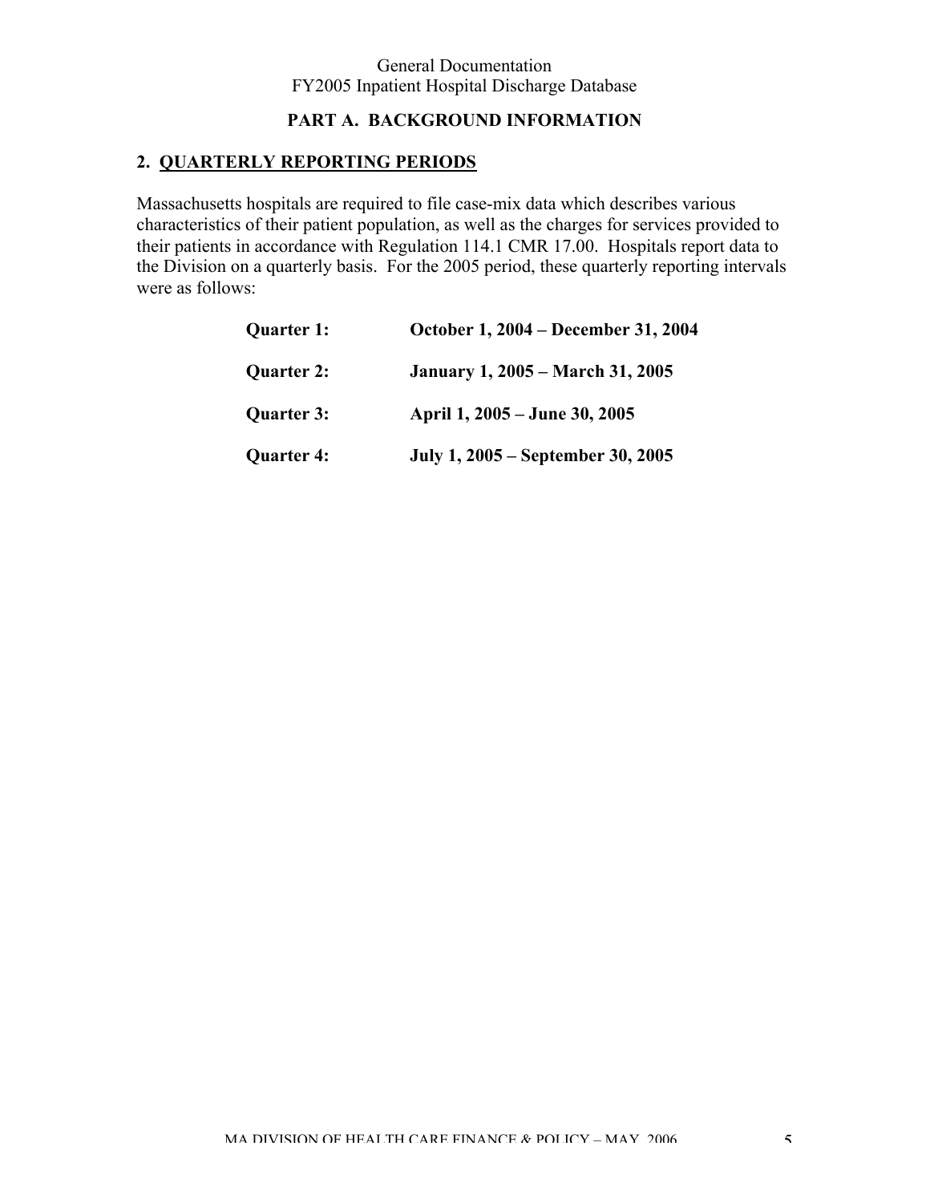## PART A. BACKGROUND INFORMATION

### 2. QUARTERLY REPORTING PERIODS

Massachusetts hospitals are required to file case-mix data which describes various characteristics of their patient population, as well as the charges for services provided to their patients in accordance with Regulation 114.1 CMR 17.00. Hospitals report data to the Division on a quarterly basis. For the 2005 period, these quarterly reporting intervals were as follows:

| | |
|---|---|
| **Quarter 1:** | **October 1, 2004 – December 31, 2004** |
| **Quarter 2:** | **January 1, 2005 – March 31, 2005** |
| **Quarter 3:** | **April 1, 2005 – June 30, 2005** |
| **Quarter 4:** | **July 1, 2005 – September 30, 2005** |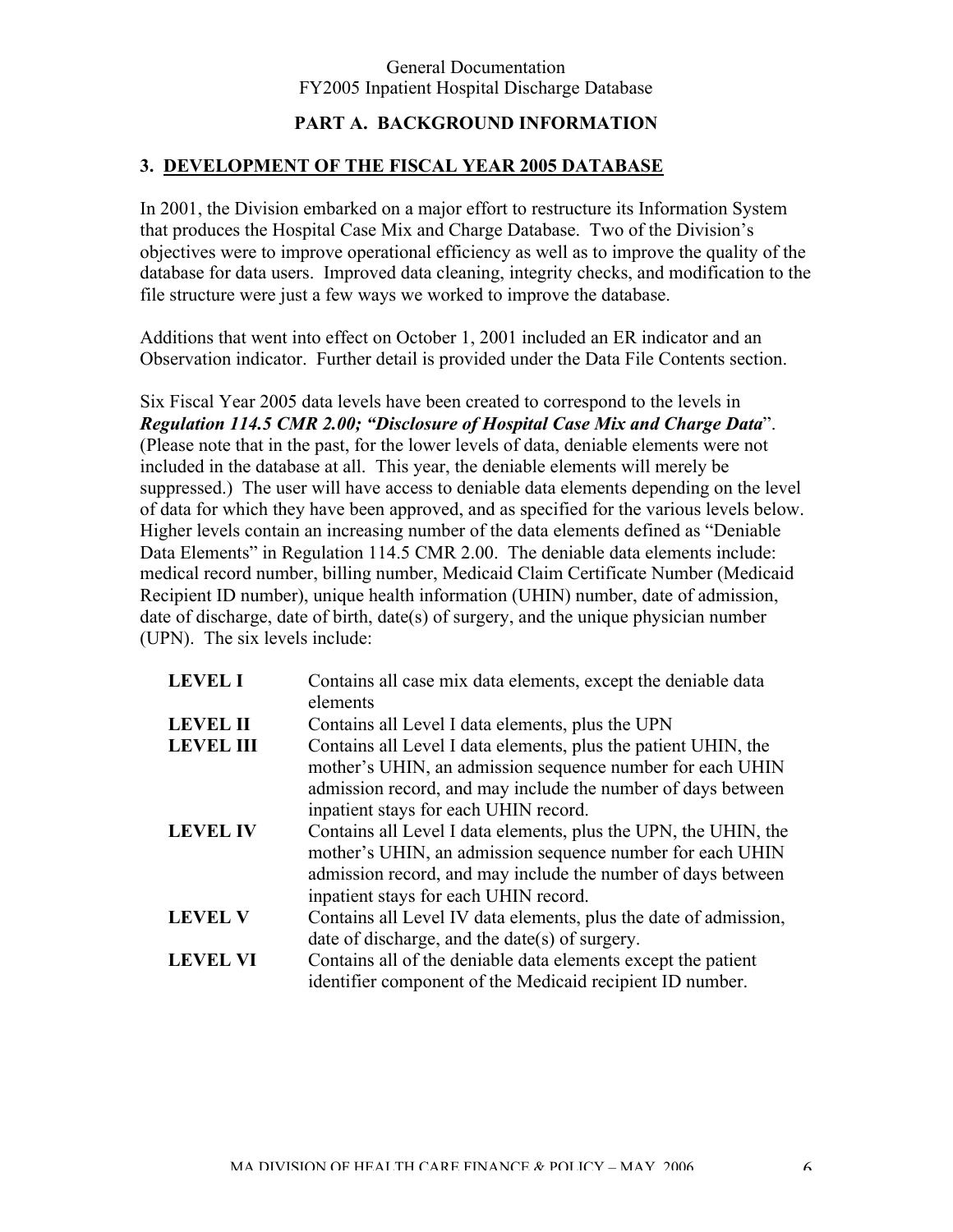## PART A. BACKGROUND INFORMATION

### 3. DEVELOPMENT OF THE FISCAL YEAR 2005 DATABASE

In 2001, the Division embarked on a major effort to restructure its Information System that produces the Hospital Case Mix and Charge Database. Two of the Division's objectives were to improve operational efficiency as well as to improve the quality of the database for data users. Improved data cleaning, integrity checks, and modification to the file structure were just a few ways we worked to improve the database.

Additions that went into effect on October 1, 2001 included an ER indicator and an Observation indicator. Further detail is provided under the Data File Contents section.

Six Fiscal Year 2005 data levels have been created to correspond to the levels in ***Regulation 114.5 CMR 2.00; "Disclosure of Hospital Case Mix and Charge Data***". (Please note that in the past, for the lower levels of data, deniable elements were not included in the database at all. This year, the deniable elements will merely be suppressed.) The user will have access to deniable data elements depending on the level of data for which they have been approved, and as specified for the various levels below. Higher levels contain an increasing number of the data elements defined as "Deniable Data Elements" in Regulation 114.5 CMR 2.00. The deniable data elements include: medical record number, billing number, Medicaid Claim Certificate Number (Medicaid Recipient ID number), unique health information (UHIN) number, date of admission, date of discharge, date of birth, date(s) of surgery, and the unique physician number (UPN). The six levels include:

| | |
|---|---|
| **LEVEL I** | Contains all case mix data elements, except the deniable data elements |
| **LEVEL II** | Contains all Level I data elements, plus the UPN |
| **LEVEL III** | Contains all Level I data elements, plus the patient UHIN, the mother's UHIN, an admission sequence number for each UHIN admission record, and may include the number of days between inpatient stays for each UHIN record. |
| **LEVEL IV** | Contains all Level I data elements, plus the UPN, the UHIN, the mother's UHIN, an admission sequence number for each UHIN admission record, and may include the number of days between inpatient stays for each UHIN record. |
| **LEVEL V** | Contains all Level IV data elements, plus the date of admission, date of discharge, and the date(s) of surgery. |
| **LEVEL VI** | Contains all of the deniable data elements except the patient identifier component of the Medicaid recipient ID number. |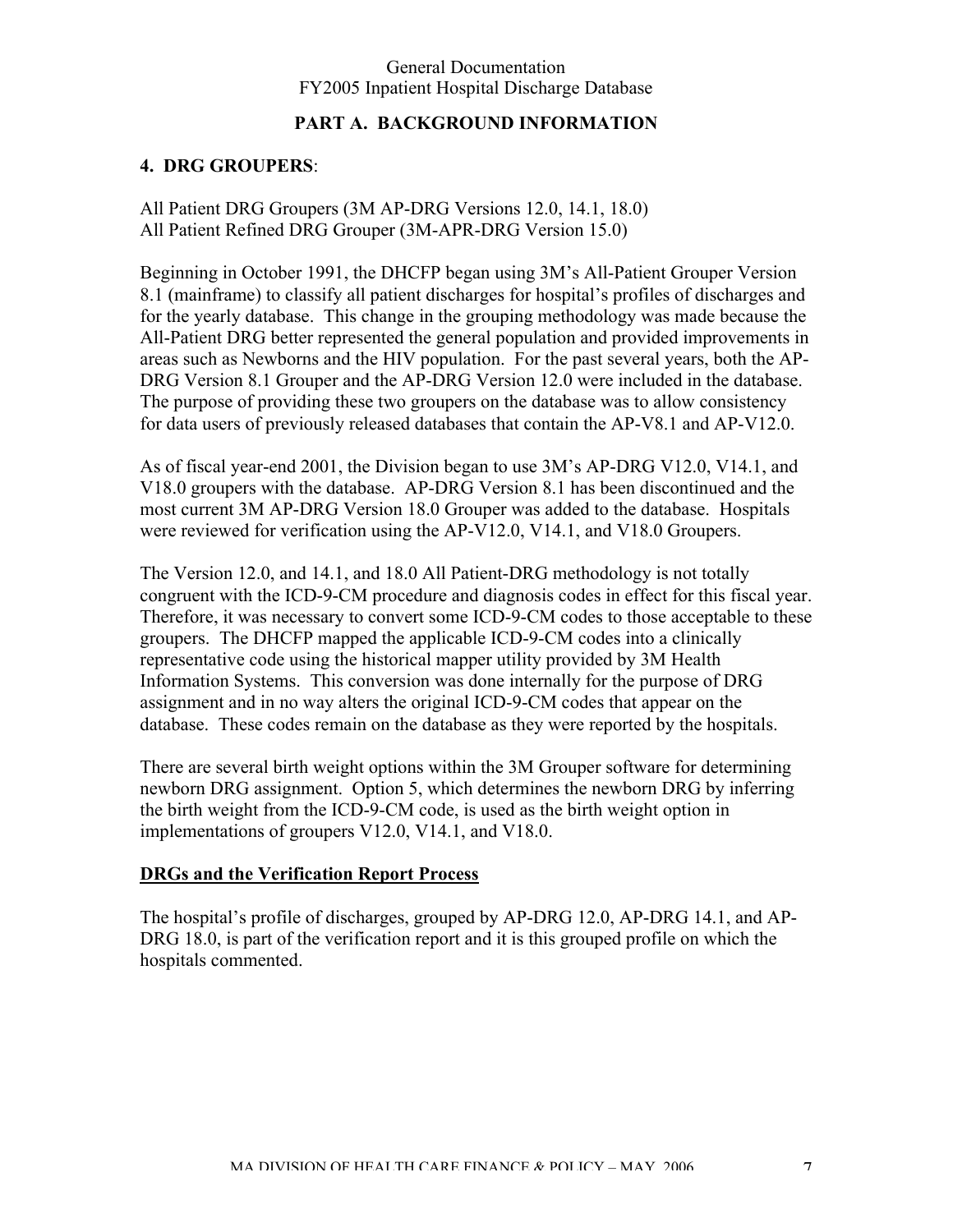## PART A. BACKGROUND INFORMATION

### 4. DRG GROUPERS:

All Patient DRG Groupers (3M AP-DRG Versions 12.0, 14.1, 18.0)
All Patient Refined DRG Grouper (3M-APR-DRG Version 15.0)

Beginning in October 1991, the DHCFP began using 3M's All-Patient Grouper Version 8.1 (mainframe) to classify all patient discharges for hospital's profiles of discharges and for the yearly database. This change in the grouping methodology was made because the All-Patient DRG better represented the general population and provided improvements in areas such as Newborns and the HIV population. For the past several years, both the AP-DRG Version 8.1 Grouper and the AP-DRG Version 12.0 were included in the database. The purpose of providing these two groupers on the database was to allow consistency for data users of previously released databases that contain the AP-V8.1 and AP-V12.0.

As of fiscal year-end 2001, the Division began to use 3M's AP-DRG V12.0, V14.1, and V18.0 groupers with the database. AP-DRG Version 8.1 has been discontinued and the most current 3M AP-DRG Version 18.0 Grouper was added to the database. Hospitals were reviewed for verification using the AP-V12.0, V14.1, and V18.0 Groupers.

The Version 12.0, and 14.1, and 18.0 All Patient-DRG methodology is not totally congruent with the ICD-9-CM procedure and diagnosis codes in effect for this fiscal year. Therefore, it was necessary to convert some ICD-9-CM codes to those acceptable to these groupers. The DHCFP mapped the applicable ICD-9-CM codes into a clinically representative code using the historical mapper utility provided by 3M Health Information Systems. This conversion was done internally for the purpose of DRG assignment and in no way alters the original ICD-9-CM codes that appear on the database. These codes remain on the database as they were reported by the hospitals.

There are several birth weight options within the 3M Grouper software for determining newborn DRG assignment. Option 5, which determines the newborn DRG by inferring the birth weight from the ICD-9-CM code, is used as the birth weight option in implementations of groupers V12.0, V14.1, and V18.0.

**DRGs and the Verification Report Process**

The hospital's profile of discharges, grouped by AP-DRG 12.0, AP-DRG 14.1, and AP-DRG 18.0, is part of the verification report and it is this grouped profile on which the hospitals commented.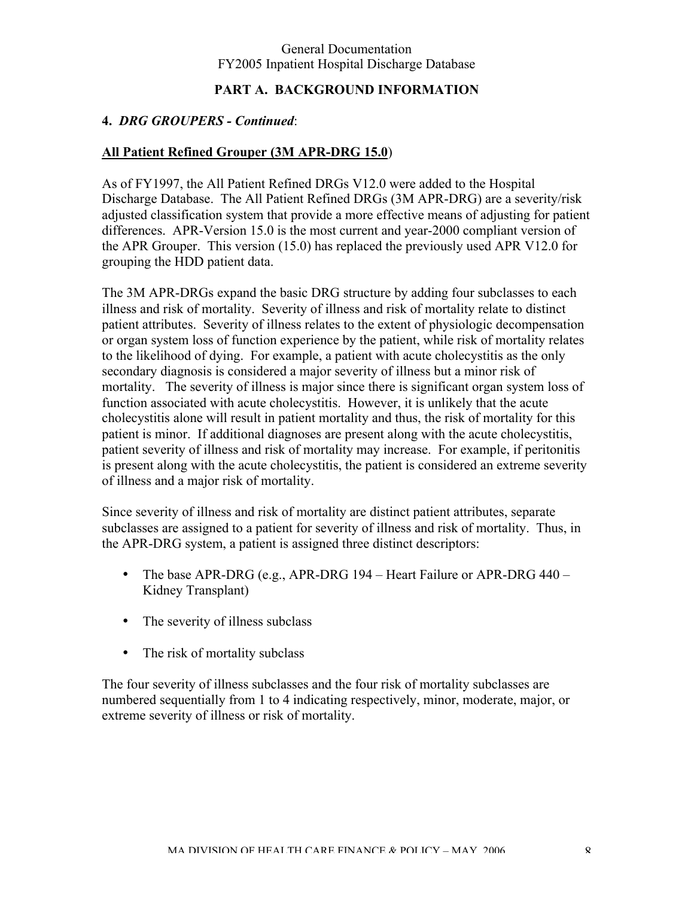## PART A. BACKGROUND INFORMATION

### 4. *DRG GROUPERS - Continued*:

**All Patient Refined Grouper (3M APR-DRG 15.0)**

As of FY1997, the All Patient Refined DRGs V12.0 were added to the Hospital Discharge Database. The All Patient Refined DRGs (3M APR-DRG) are a severity/risk adjusted classification system that provide a more effective means of adjusting for patient differences. APR-Version 15.0 is the most current and year-2000 compliant version of the APR Grouper. This version (15.0) has replaced the previously used APR V12.0 for grouping the HDD patient data.

The 3M APR-DRGs expand the basic DRG structure by adding four subclasses to each illness and risk of mortality. Severity of illness and risk of mortality relate to distinct patient attributes. Severity of illness relates to the extent of physiologic decompensation or organ system loss of function experience by the patient, while risk of mortality relates to the likelihood of dying. For example, a patient with acute cholecystitis as the only secondary diagnosis is considered a major severity of illness but a minor risk of mortality. The severity of illness is major since there is significant organ system loss of function associated with acute cholecystitis. However, it is unlikely that the acute cholecystitis alone will result in patient mortality and thus, the risk of mortality for this patient is minor. If additional diagnoses are present along with the acute cholecystitis, patient severity of illness and risk of mortality may increase. For example, if peritonitis is present along with the acute cholecystitis, the patient is considered an extreme severity of illness and a major risk of mortality.

Since severity of illness and risk of mortality are distinct patient attributes, separate subclasses are assigned to a patient for severity of illness and risk of mortality. Thus, in the APR-DRG system, a patient is assigned three distinct descriptors:

- The base APR-DRG (e.g., APR-DRG 194 – Heart Failure or APR-DRG 440 – Kidney Transplant)
- The severity of illness subclass
- The risk of mortality subclass

The four severity of illness subclasses and the four risk of mortality subclasses are numbered sequentially from 1 to 4 indicating respectively, minor, moderate, major, or extreme severity of illness or risk of mortality.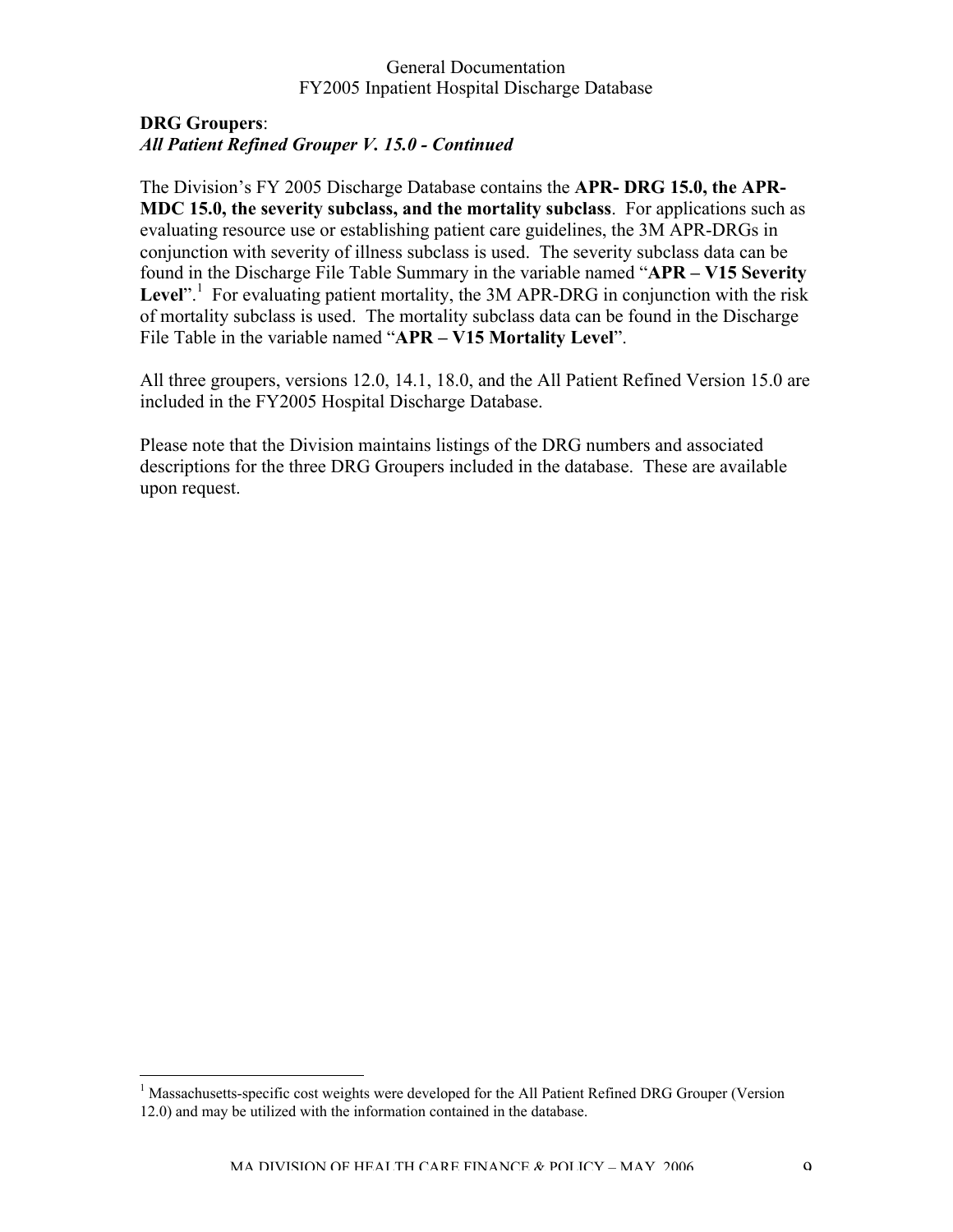**DRG Groupers**:
***All Patient Refined Grouper V. 15.0 - Continued***

The Division's FY 2005 Discharge Database contains the **APR- DRG 15.0, the APR-MDC 15.0, the severity subclass, and the mortality subclass**. For applications such as evaluating resource use or establishing patient care guidelines, the 3M APR-DRGs in conjunction with severity of illness subclass is used. The severity subclass data can be found in the Discharge File Table Summary in the variable named "**APR – V15 Severity Level**".[1] For evaluating patient mortality, the 3M APR-DRG in conjunction with the risk of mortality subclass is used. The mortality subclass data can be found in the Discharge File Table in the variable named "**APR – V15 Mortality Level**".

All three groupers, versions 12.0, 14.1, 18.0, and the All Patient Refined Version 15.0 are included in the FY2005 Hospital Discharge Database.

Please note that the Division maintains listings of the DRG numbers and associated descriptions for the three DRG Groupers included in the database. These are available upon request.

---

[1] Massachusetts-specific cost weights were developed for the All Patient Refined DRG Grouper (Version 12.0) and may be utilized with the information contained in the database.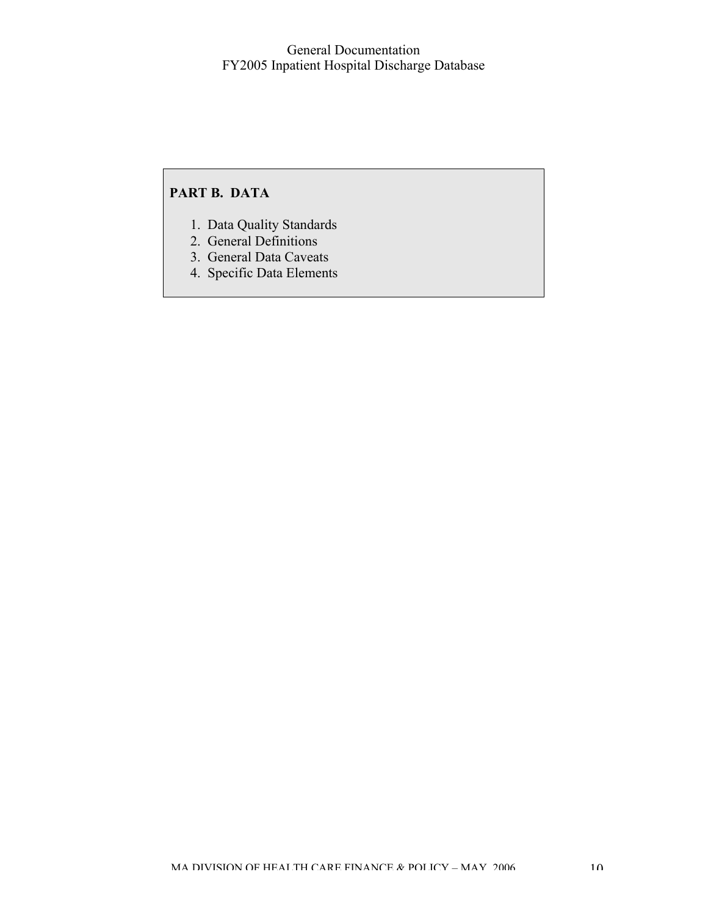## PART B. DATA

1. Data Quality Standards
2. General Definitions
3. General Data Caveats
4. Specific Data Elements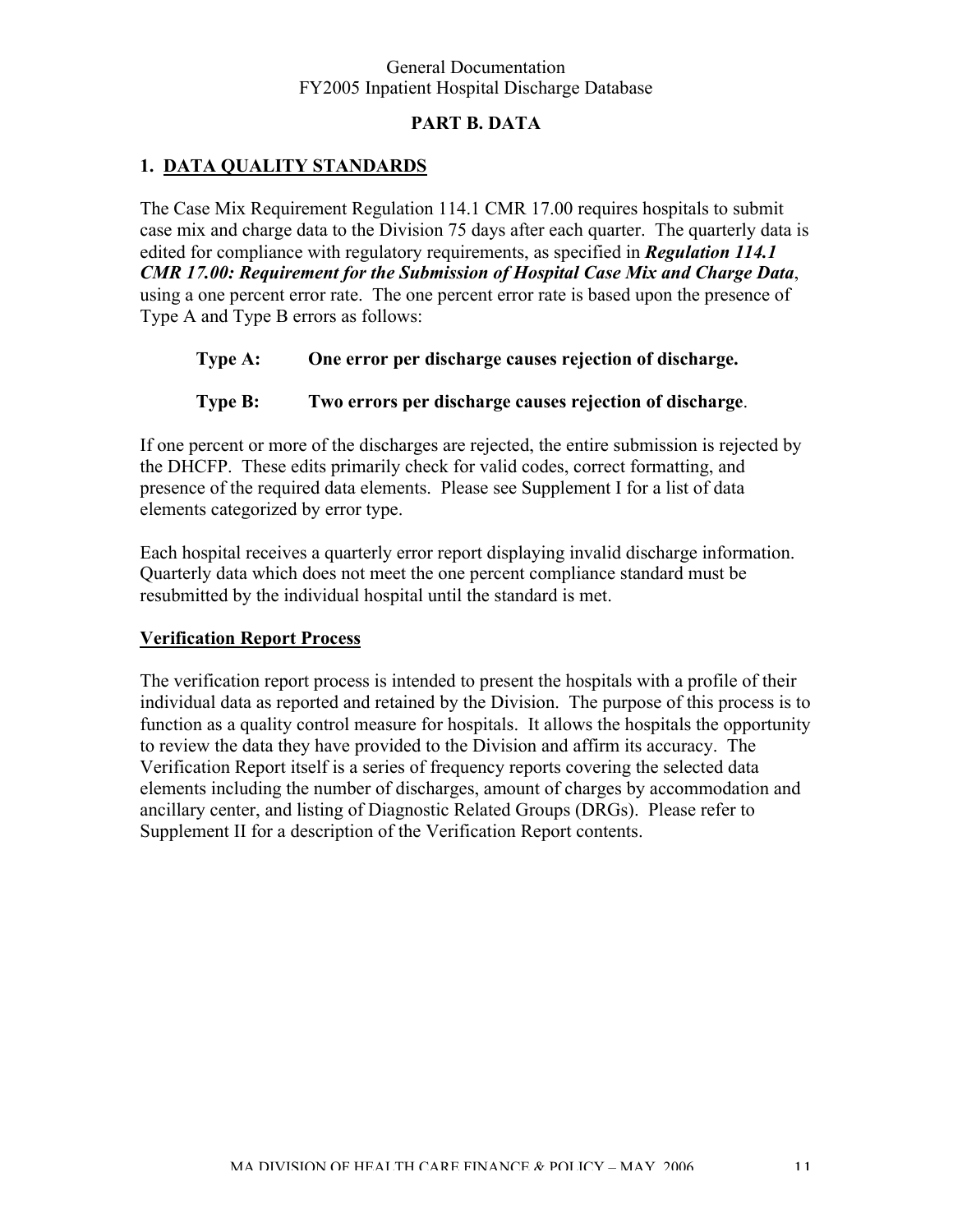# PART B. DATA

## 1. DATA QUALITY STANDARDS

The Case Mix Requirement Regulation 114.1 CMR 17.00 requires hospitals to submit case mix and charge data to the Division 75 days after each quarter. The quarterly data is edited for compliance with regulatory requirements, as specified in ***Regulation 114.1 CMR 17.00: Requirement for the Submission of Hospital Case Mix and Charge Data***, using a one percent error rate. The one percent error rate is based upon the presence of Type A and Type B errors as follows:

**Type A: One error per discharge causes rejection of discharge.**

**Type B: Two errors per discharge causes rejection of discharge**.

If one percent or more of the discharges are rejected, the entire submission is rejected by the DHCFP. These edits primarily check for valid codes, correct formatting, and presence of the required data elements. Please see Supplement I for a list of data elements categorized by error type.

Each hospital receives a quarterly error report displaying invalid discharge information. Quarterly data which does not meet the one percent compliance standard must be resubmitted by the individual hospital until the standard is met.

### Verification Report Process

The verification report process is intended to present the hospitals with a profile of their individual data as reported and retained by the Division. The purpose of this process is to function as a quality control measure for hospitals. It allows the hospitals the opportunity to review the data they have provided to the Division and affirm its accuracy. The Verification Report itself is a series of frequency reports covering the selected data elements including the number of discharges, amount of charges by accommodation and ancillary center, and listing of Diagnostic Related Groups (DRGs). Please refer to Supplement II for a description of the Verification Report contents.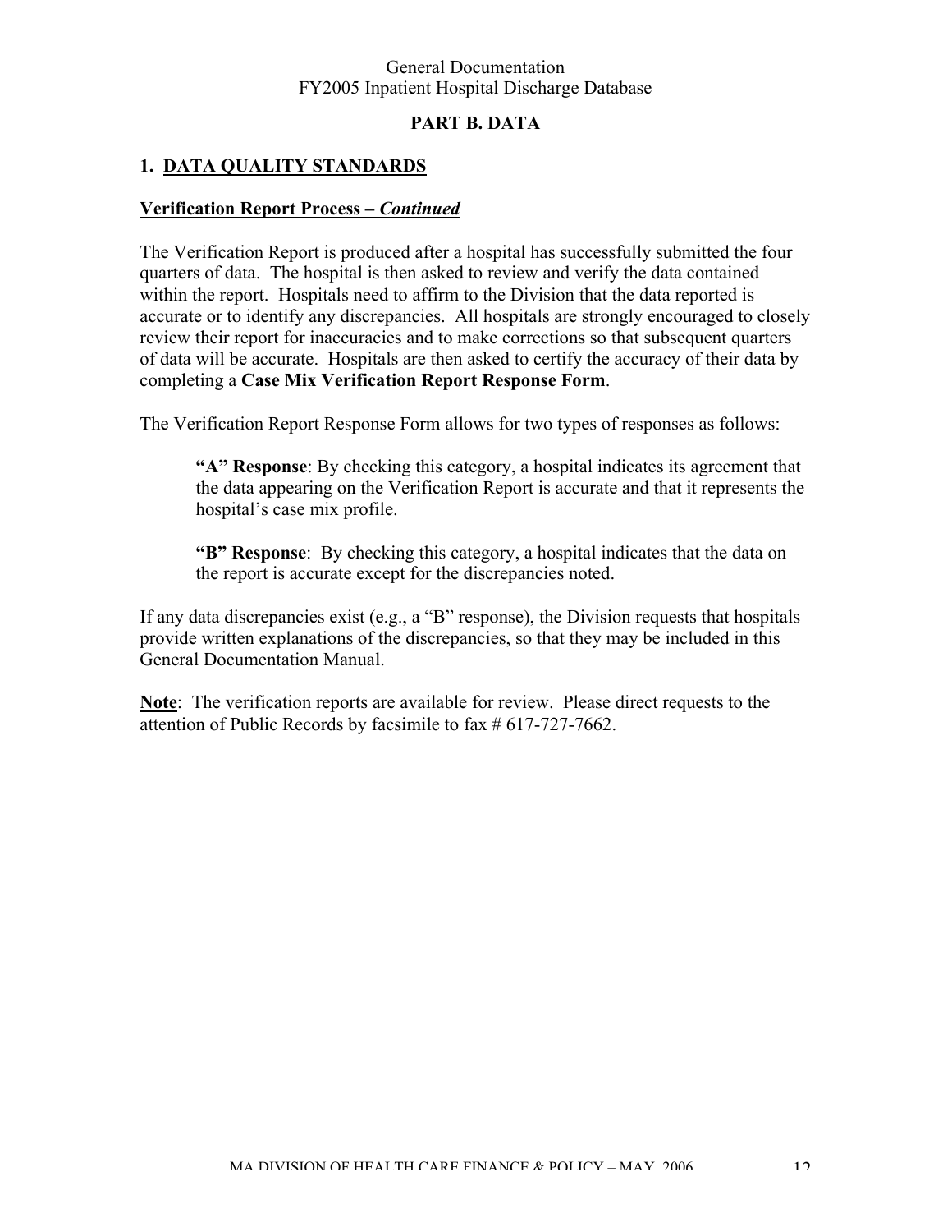## PART B. DATA

### 1. DATA QUALITY STANDARDS

**Verification Report Process – *Continued***

The Verification Report is produced after a hospital has successfully submitted the four quarters of data. The hospital is then asked to review and verify the data contained within the report. Hospitals need to affirm to the Division that the data reported is accurate or to identify any discrepancies. All hospitals are strongly encouraged to closely review their report for inaccuracies and to make corrections so that subsequent quarters of data will be accurate. Hospitals are then asked to certify the accuracy of their data by completing a **Case Mix Verification Report Response Form**.

The Verification Report Response Form allows for two types of responses as follows:

> **"A" Response**: By checking this category, a hospital indicates its agreement that the data appearing on the Verification Report is accurate and that it represents the hospital's case mix profile.
>
> **"B" Response**: By checking this category, a hospital indicates that the data on the report is accurate except for the discrepancies noted.

If any data discrepancies exist (e.g., a "B" response), the Division requests that hospitals provide written explanations of the discrepancies, so that they may be included in this General Documentation Manual.

**Note**: The verification reports are available for review. Please direct requests to the attention of Public Records by facsimile to fax # 617-727-7662.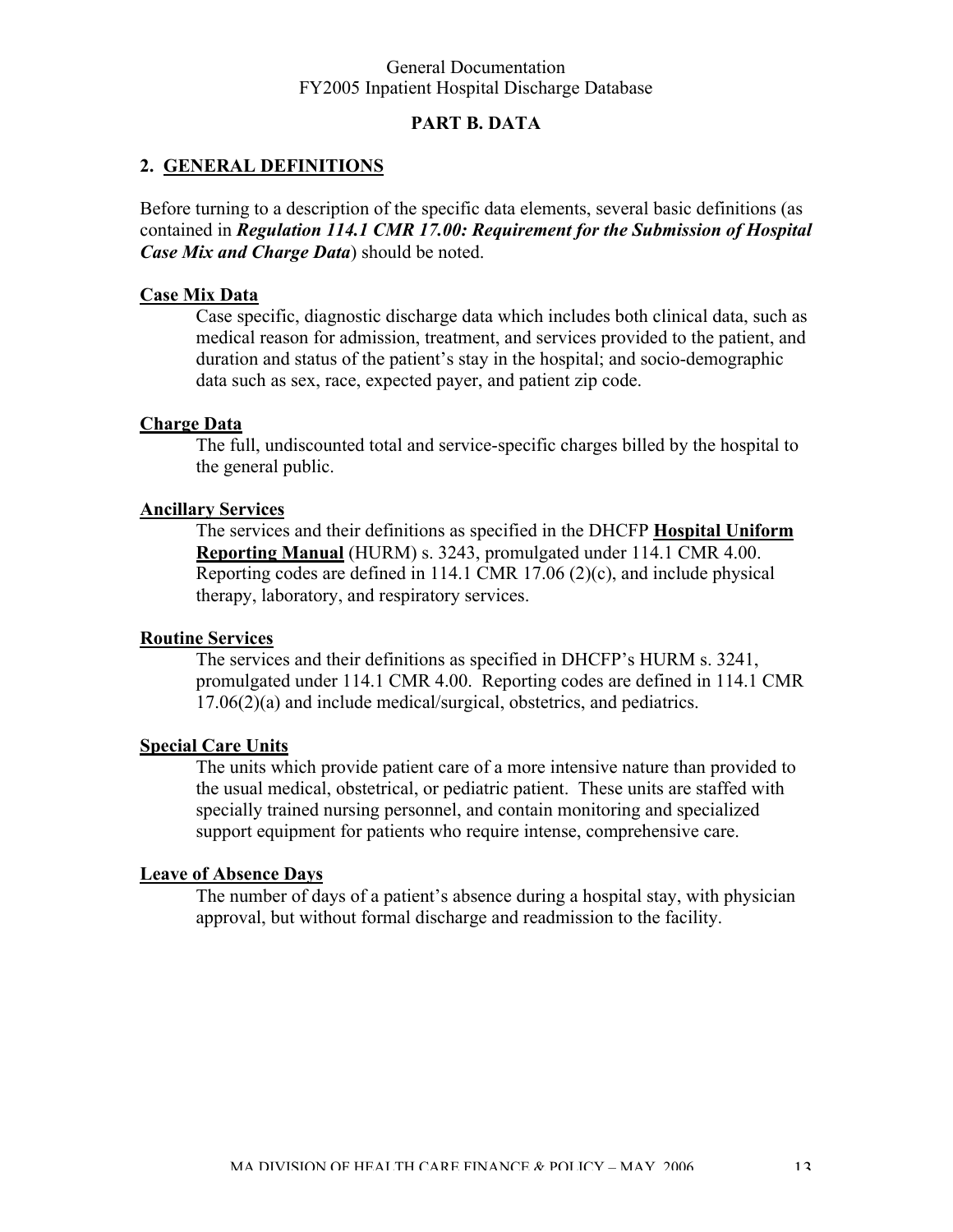## PART B. DATA

### 2. GENERAL DEFINITIONS

Before turning to a description of the specific data elements, several basic definitions (as contained in ***Regulation 114.1 CMR 17.00: Requirement for the Submission of Hospital Case Mix and Charge Data***) should be noted.

**Case Mix Data**

Case specific, diagnostic discharge data which includes both clinical data, such as medical reason for admission, treatment, and services provided to the patient, and duration and status of the patient's stay in the hospital; and socio-demographic data such as sex, race, expected payer, and patient zip code.

**Charge Data**

The full, undiscounted total and service-specific charges billed by the hospital to the general public.

**Ancillary Services**

The services and their definitions as specified in the DHCFP **Hospital Uniform Reporting Manual** (HURM) s. 3243, promulgated under 114.1 CMR 4.00. Reporting codes are defined in 114.1 CMR 17.06 (2)(c), and include physical therapy, laboratory, and respiratory services.

**Routine Services**

The services and their definitions as specified in DHCFP's HURM s. 3241, promulgated under 114.1 CMR 4.00. Reporting codes are defined in 114.1 CMR 17.06(2)(a) and include medical/surgical, obstetrics, and pediatrics.

**Special Care Units**

The units which provide patient care of a more intensive nature than provided to the usual medical, obstetrical, or pediatric patient. These units are staffed with specially trained nursing personnel, and contain monitoring and specialized support equipment for patients who require intense, comprehensive care.

**Leave of Absence Days**

The number of days of a patient's absence during a hospital stay, with physician approval, but without formal discharge and readmission to the facility.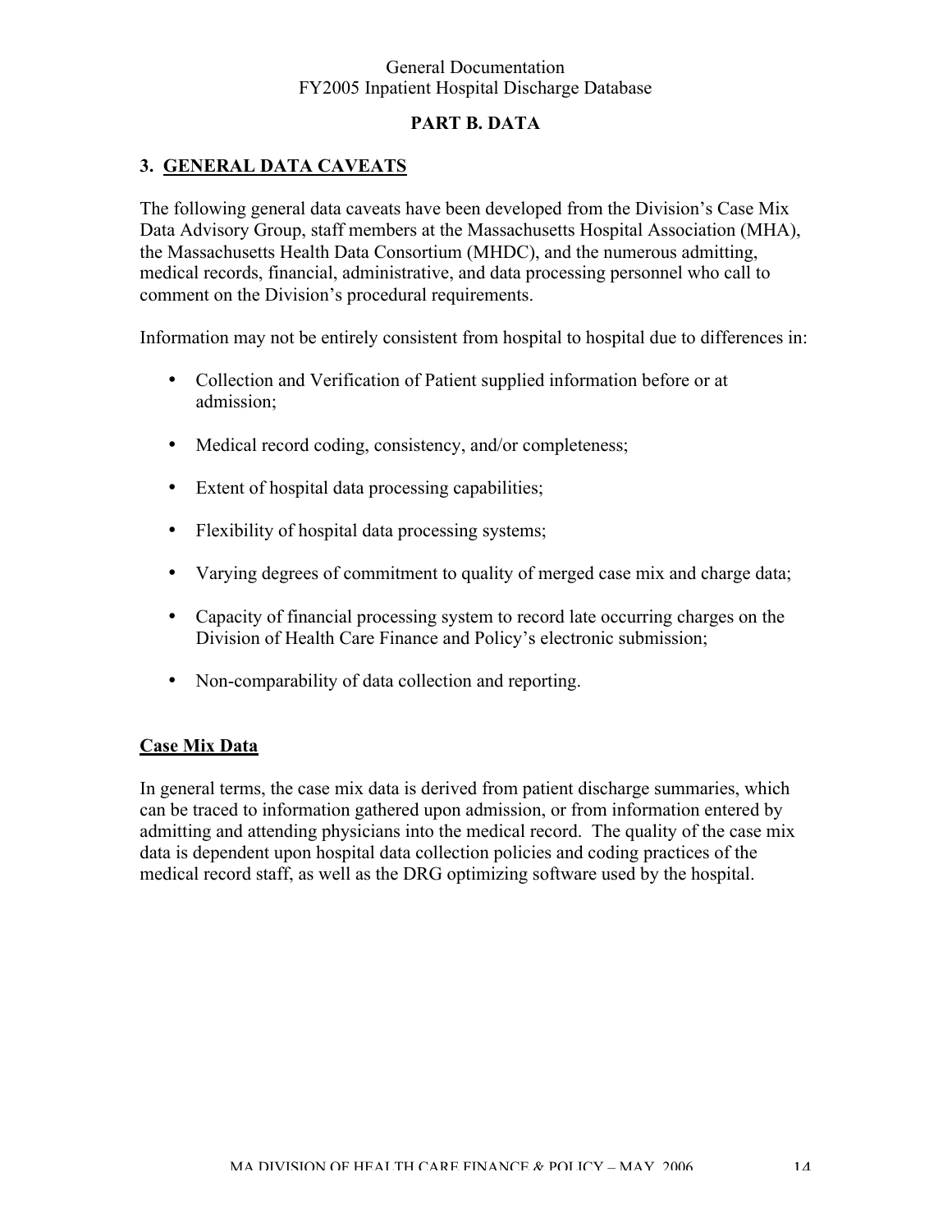## PART B. DATA

### 3. GENERAL DATA CAVEATS

The following general data caveats have been developed from the Division's Case Mix Data Advisory Group, staff members at the Massachusetts Hospital Association (MHA), the Massachusetts Health Data Consortium (MHDC), and the numerous admitting, medical records, financial, administrative, and data processing personnel who call to comment on the Division's procedural requirements.

Information may not be entirely consistent from hospital to hospital due to differences in:

- Collection and Verification of Patient supplied information before or at admission;
- Medical record coding, consistency, and/or completeness;
- Extent of hospital data processing capabilities;
- Flexibility of hospital data processing systems;
- Varying degrees of commitment to quality of merged case mix and charge data;
- Capacity of financial processing system to record late occurring charges on the Division of Health Care Finance and Policy's electronic submission;
- Non-comparability of data collection and reporting.

#### Case Mix Data

In general terms, the case mix data is derived from patient discharge summaries, which can be traced to information gathered upon admission, or from information entered by admitting and attending physicians into the medical record. The quality of the case mix data is dependent upon hospital data collection policies and coding practices of the medical record staff, as well as the DRG optimizing software used by the hospital.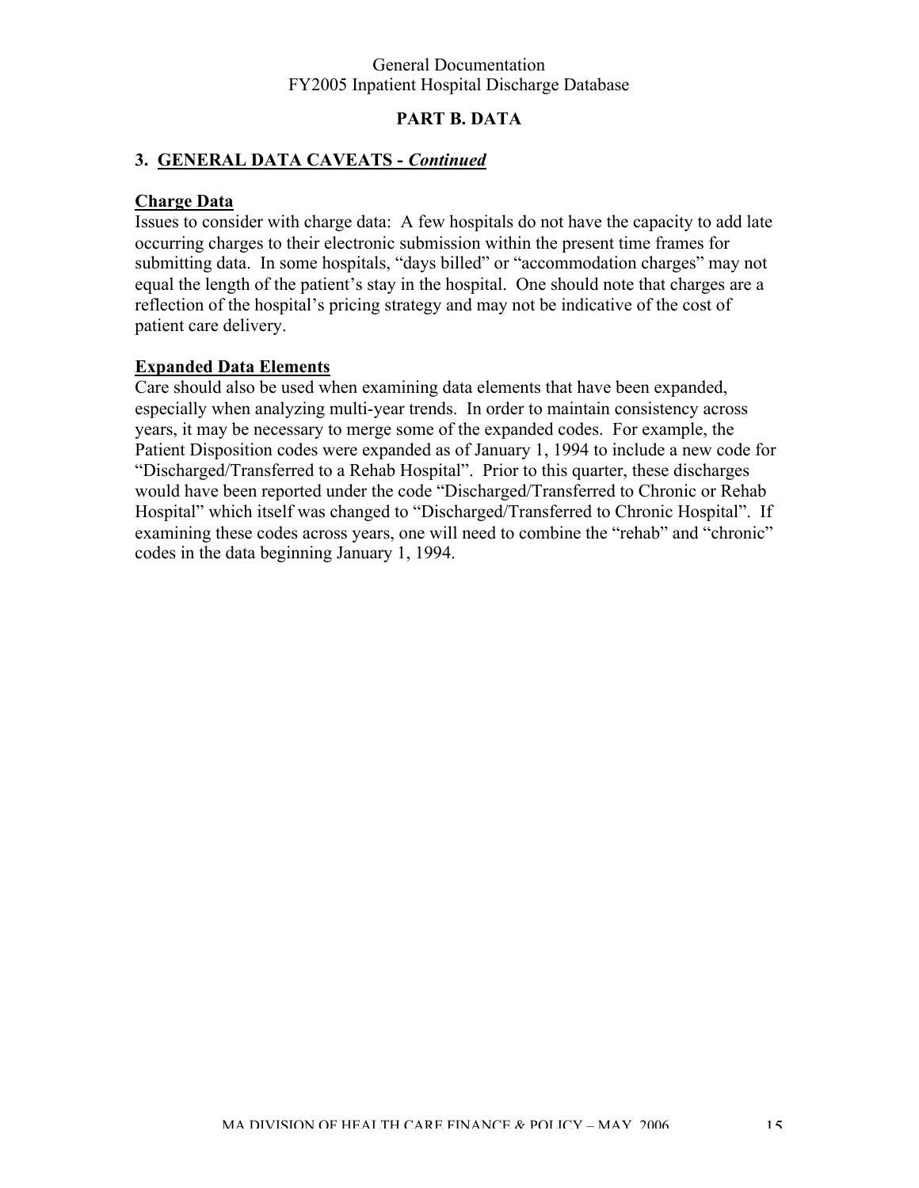## PART B. DATA

### 3. GENERAL DATA CAVEATS - *Continued*

**Charge Data**

Issues to consider with charge data: A few hospitals do not have the capacity to add late occurring charges to their electronic submission within the present time frames for submitting data. In some hospitals, "days billed" or "accommodation charges" may not equal the length of the patient's stay in the hospital. One should note that charges are a reflection of the hospital's pricing strategy and may not be indicative of the cost of patient care delivery.

**Expanded Data Elements**

Care should also be used when examining data elements that have been expanded, especially when analyzing multi-year trends. In order to maintain consistency across years, it may be necessary to merge some of the expanded codes. For example, the Patient Disposition codes were expanded as of January 1, 1994 to include a new code for "Discharged/Transferred to a Rehab Hospital". Prior to this quarter, these discharges would have been reported under the code "Discharged/Transferred to Chronic or Rehab Hospital" which itself was changed to "Discharged/Transferred to Chronic Hospital". If examining these codes across years, one will need to combine the "rehab" and "chronic" codes in the data beginning January 1, 1994.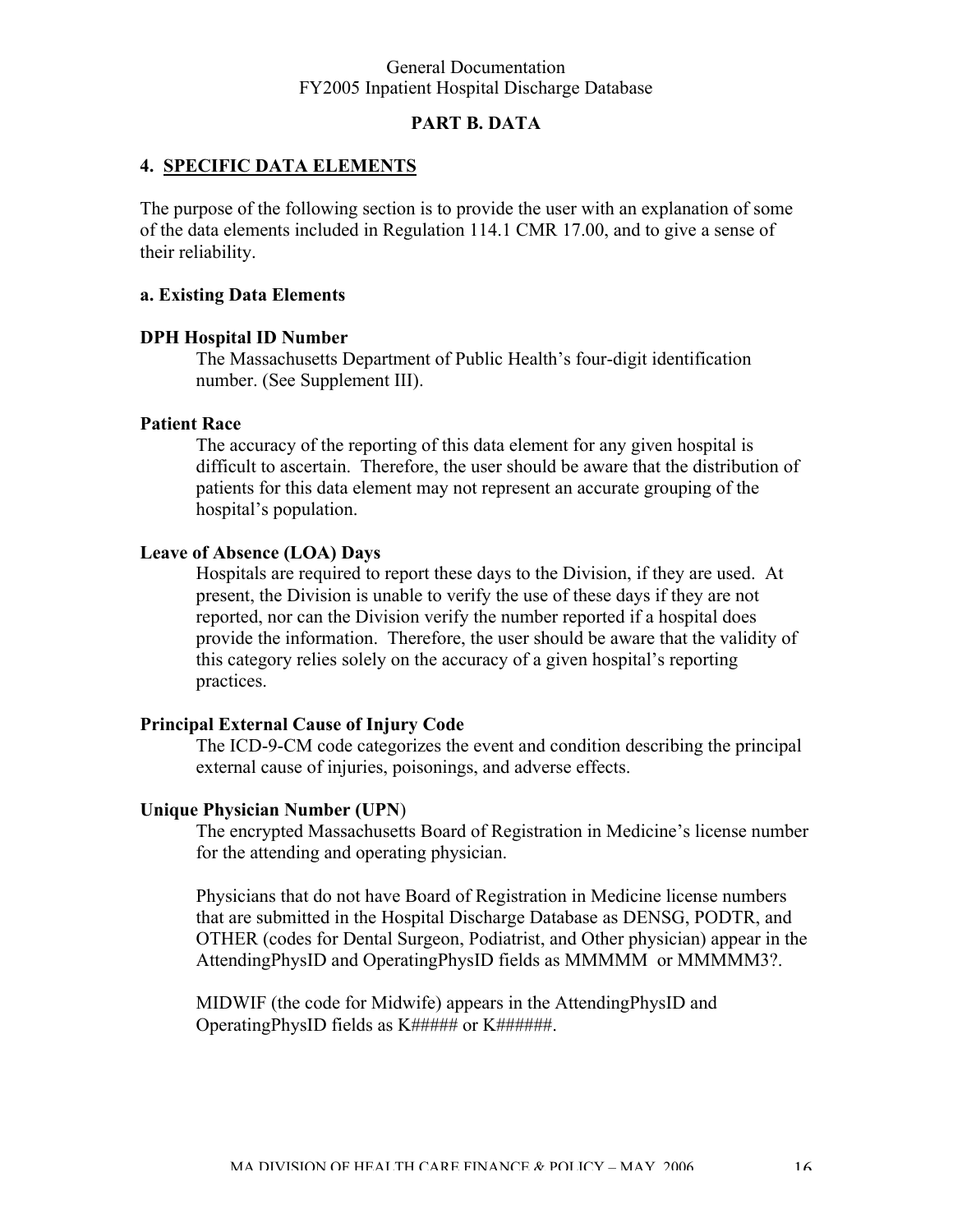## PART B. DATA

### 4. SPECIFIC DATA ELEMENTS

The purpose of the following section is to provide the user with an explanation of some of the data elements included in Regulation 114.1 CMR 17.00, and to give a sense of their reliability.

#### a. Existing Data Elements

**DPH Hospital ID Number**

The Massachusetts Department of Public Health's four-digit identification number. (See Supplement III).

**Patient Race**

The accuracy of the reporting of this data element for any given hospital is difficult to ascertain. Therefore, the user should be aware that the distribution of patients for this data element may not represent an accurate grouping of the hospital's population.

**Leave of Absence (LOA) Days**

Hospitals are required to report these days to the Division, if they are used. At present, the Division is unable to verify the use of these days if they are not reported, nor can the Division verify the number reported if a hospital does provide the information. Therefore, the user should be aware that the validity of this category relies solely on the accuracy of a given hospital's reporting practices.

**Principal External Cause of Injury Code**

The ICD-9-CM code categorizes the event and condition describing the principal external cause of injuries, poisonings, and adverse effects.

**Unique Physician Number (UPN)**

The encrypted Massachusetts Board of Registration in Medicine's license number for the attending and operating physician.

Physicians that do not have Board of Registration in Medicine license numbers that are submitted in the Hospital Discharge Database as DENSG, PODTR, and OTHER (codes for Dental Surgeon, Podiatrist, and Other physician) appear in the AttendingPhysID and OperatingPhysID fields as MMMMM or MMMMM3?.

MIDWIF (the code for Midwife) appears in the AttendingPhysID and OperatingPhysID fields as K##### or K######.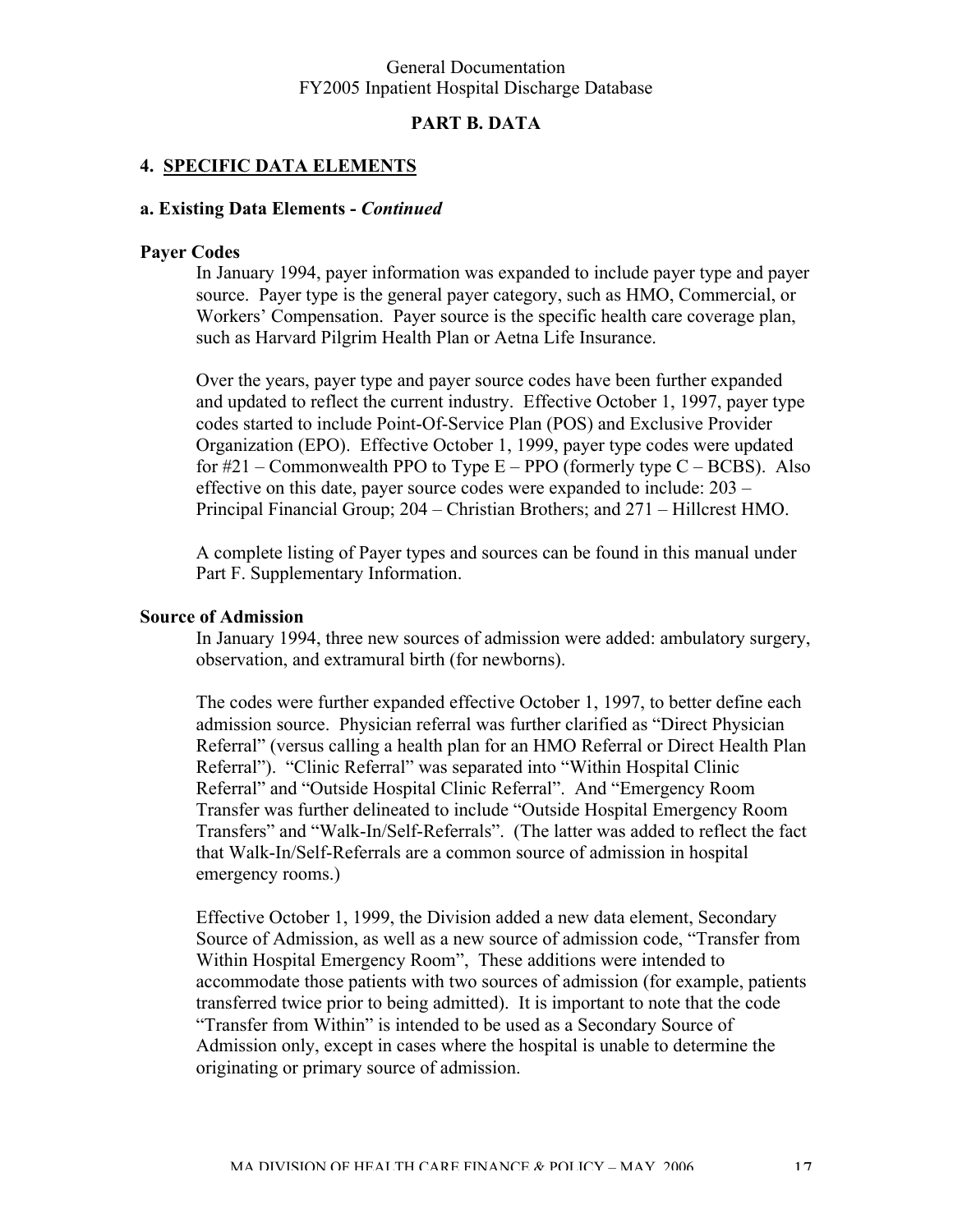## PART B. DATA

### 4. SPECIFIC DATA ELEMENTS

#### a. Existing Data Elements - *Continued*

**Payer Codes**

In January 1994, payer information was expanded to include payer type and payer source. Payer type is the general payer category, such as HMO, Commercial, or Workers' Compensation. Payer source is the specific health care coverage plan, such as Harvard Pilgrim Health Plan or Aetna Life Insurance.

Over the years, payer type and payer source codes have been further expanded and updated to reflect the current industry. Effective October 1, 1997, payer type codes started to include Point-Of-Service Plan (POS) and Exclusive Provider Organization (EPO). Effective October 1, 1999, payer type codes were updated for #21 – Commonwealth PPO to Type E – PPO (formerly type C – BCBS). Also effective on this date, payer source codes were expanded to include: 203 – Principal Financial Group; 204 – Christian Brothers; and 271 – Hillcrest HMO.

A complete listing of Payer types and sources can be found in this manual under Part F. Supplementary Information.

**Source of Admission**

In January 1994, three new sources of admission were added: ambulatory surgery, observation, and extramural birth (for newborns).

The codes were further expanded effective October 1, 1997, to better define each admission source. Physician referral was further clarified as "Direct Physician Referral" (versus calling a health plan for an HMO Referral or Direct Health Plan Referral"). "Clinic Referral" was separated into "Within Hospital Clinic Referral" and "Outside Hospital Clinic Referral". And "Emergency Room Transfer was further delineated to include "Outside Hospital Emergency Room Transfers" and "Walk-In/Self-Referrals". (The latter was added to reflect the fact that Walk-In/Self-Referrals are a common source of admission in hospital emergency rooms.)

Effective October 1, 1999, the Division added a new data element, Secondary Source of Admission, as well as a new source of admission code, "Transfer from Within Hospital Emergency Room", These additions were intended to accommodate those patients with two sources of admission (for example, patients transferred twice prior to being admitted). It is important to note that the code "Transfer from Within" is intended to be used as a Secondary Source of Admission only, except in cases where the hospital is unable to determine the originating or primary source of admission.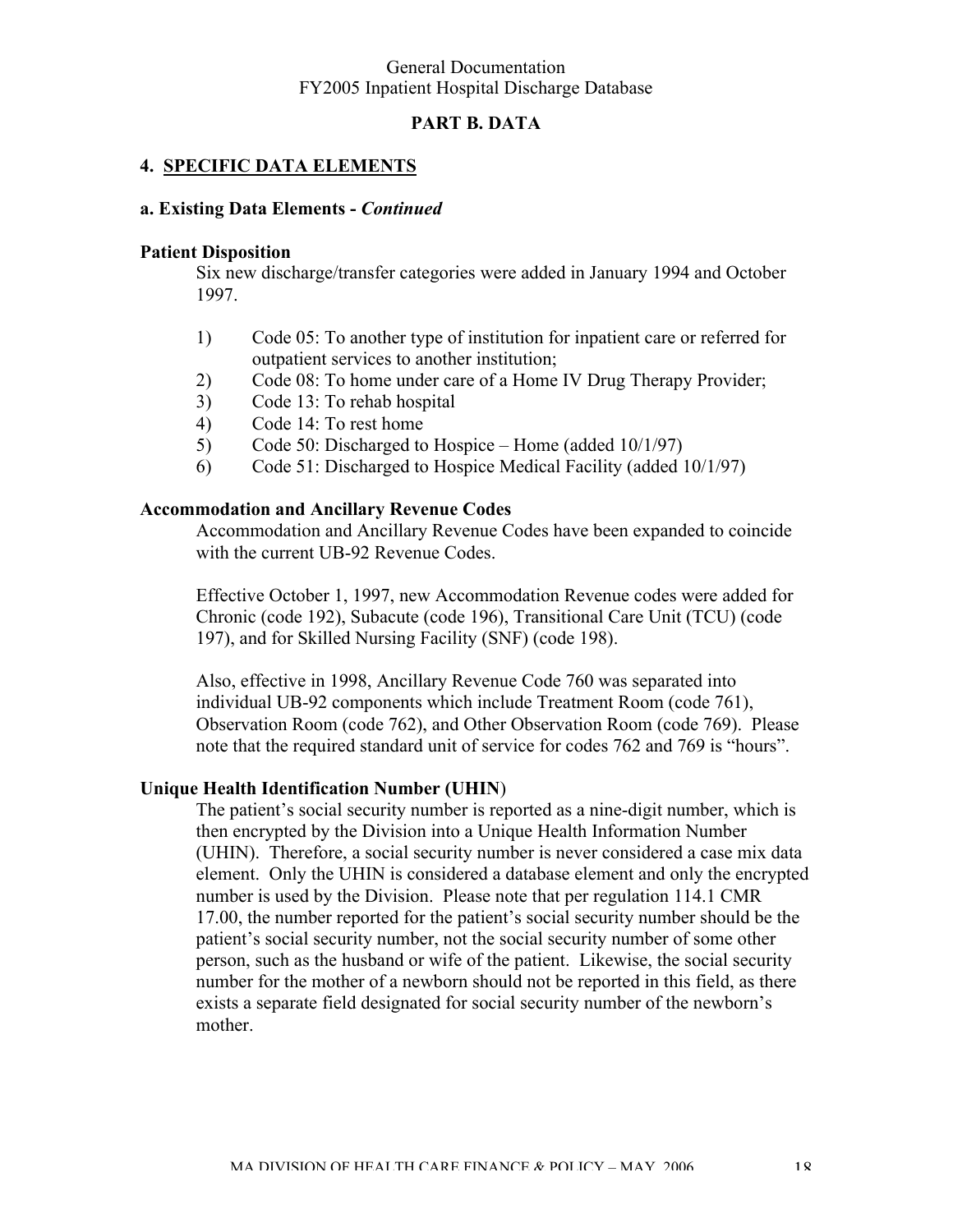## PART B. DATA

### 4. SPECIFIC DATA ELEMENTS

#### a. Existing Data Elements - *Continued*

**Patient Disposition**

Six new discharge/transfer categories were added in January 1994 and October 1997.

1) Code 05: To another type of institution for inpatient care or referred for outpatient services to another institution;
2) Code 08: To home under care of a Home IV Drug Therapy Provider;
3) Code 13: To rehab hospital
4) Code 14: To rest home
5) Code 50: Discharged to Hospice – Home (added 10/1/97)
6) Code 51: Discharged to Hospice Medical Facility (added 10/1/97)

**Accommodation and Ancillary Revenue Codes**

Accommodation and Ancillary Revenue Codes have been expanded to coincide with the current UB-92 Revenue Codes.

Effective October 1, 1997, new Accommodation Revenue codes were added for Chronic (code 192), Subacute (code 196), Transitional Care Unit (TCU) (code 197), and for Skilled Nursing Facility (SNF) (code 198).

Also, effective in 1998, Ancillary Revenue Code 760 was separated into individual UB-92 components which include Treatment Room (code 761), Observation Room (code 762), and Other Observation Room (code 769). Please note that the required standard unit of service for codes 762 and 769 is "hours".

**Unique Health Identification Number (UHIN)**

The patient's social security number is reported as a nine-digit number, which is then encrypted by the Division into a Unique Health Information Number (UHIN). Therefore, a social security number is never considered a case mix data element. Only the UHIN is considered a database element and only the encrypted number is used by the Division. Please note that per regulation 114.1 CMR 17.00, the number reported for the patient's social security number should be the patient's social security number, not the social security number of some other person, such as the husband or wife of the patient. Likewise, the social security number for the mother of a newborn should not be reported in this field, as there exists a separate field designated for social security number of the newborn's mother.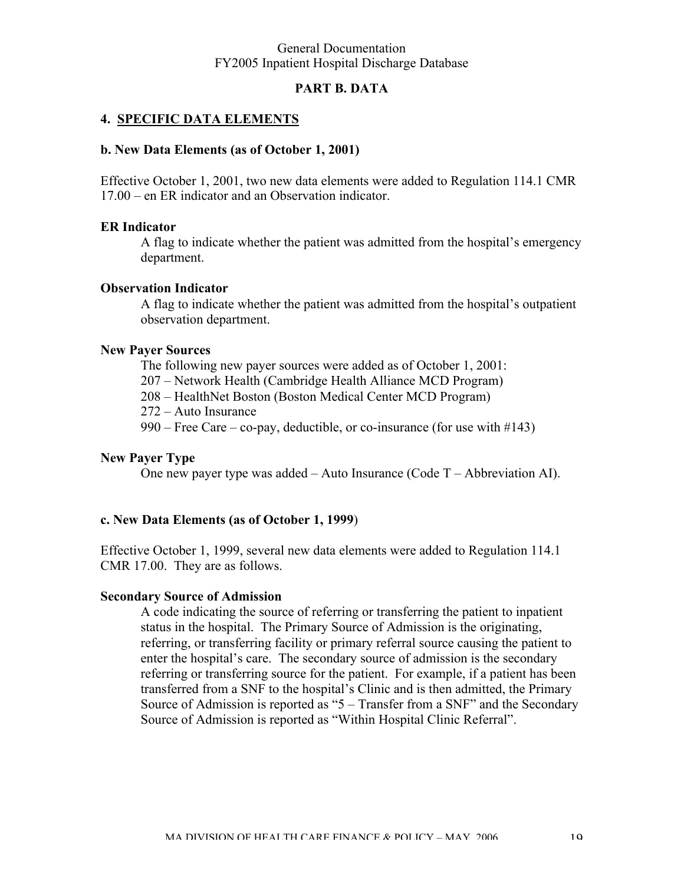## PART B. DATA

### 4. SPECIFIC DATA ELEMENTS

#### b. New Data Elements (as of October 1, 2001)

Effective October 1, 2001, two new data elements were added to Regulation 114.1 CMR 17.00 – en ER indicator and an Observation indicator.

**ER Indicator**

A flag to indicate whether the patient was admitted from the hospital's emergency department.

**Observation Indicator**

A flag to indicate whether the patient was admitted from the hospital's outpatient observation department.

**New Payer Sources**

The following new payer sources were added as of October 1, 2001:
207 – Network Health (Cambridge Health Alliance MCD Program)
208 – HealthNet Boston (Boston Medical Center MCD Program)
272 – Auto Insurance
990 – Free Care – co-pay, deductible, or co-insurance (for use with #143)

**New Payer Type**

One new payer type was added – Auto Insurance (Code T – Abbreviation AI).

#### c. New Data Elements (as of October 1, 1999)

Effective October 1, 1999, several new data elements were added to Regulation 114.1 CMR 17.00. They are as follows.

**Secondary Source of Admission**

A code indicating the source of referring or transferring the patient to inpatient status in the hospital. The Primary Source of Admission is the originating, referring, or transferring facility or primary referral source causing the patient to enter the hospital's care. The secondary source of admission is the secondary referring or transferring source for the patient. For example, if a patient has been transferred from a SNF to the hospital's Clinic and is then admitted, the Primary Source of Admission is reported as "5 – Transfer from a SNF" and the Secondary Source of Admission is reported as "Within Hospital Clinic Referral".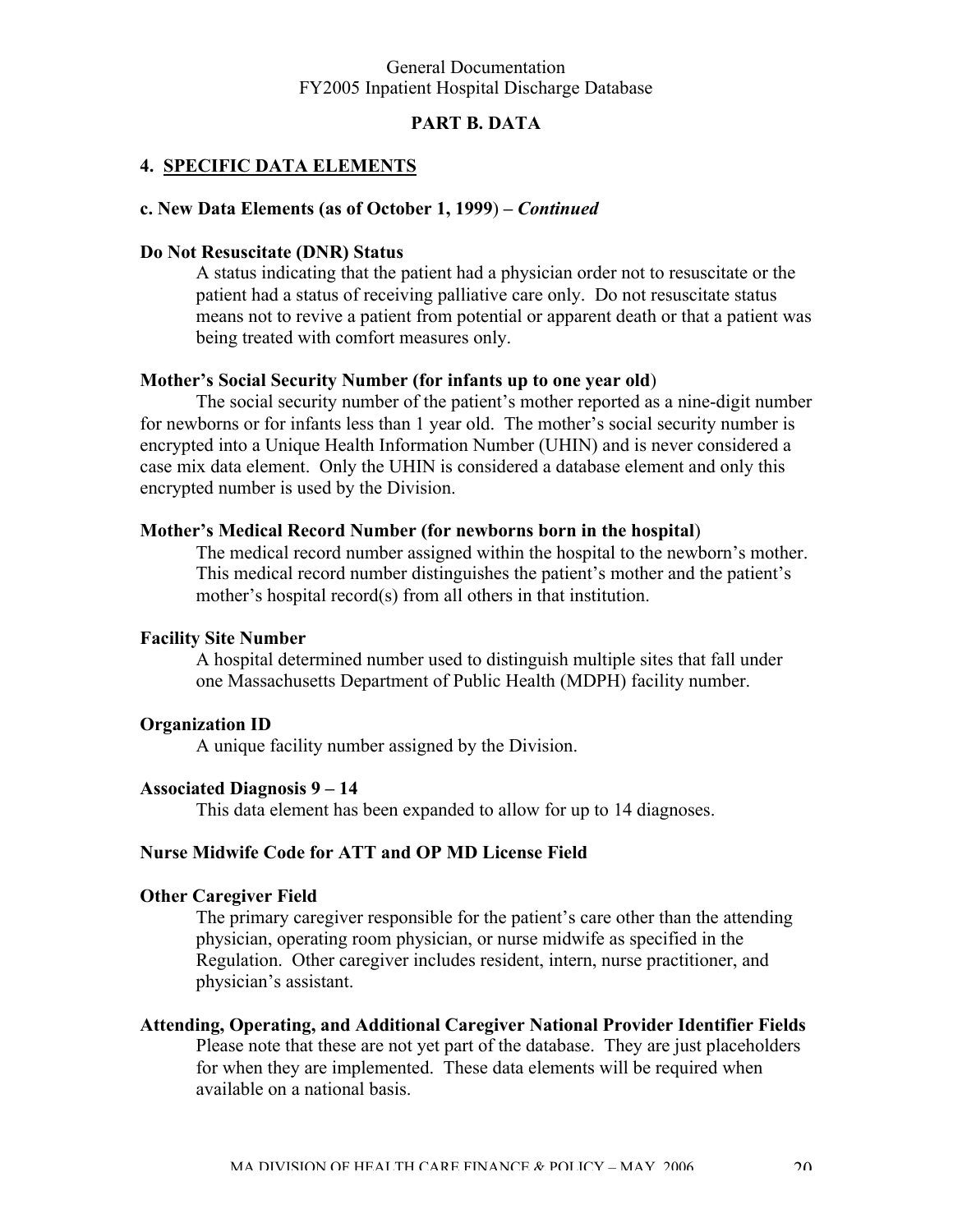## PART B. DATA

### 4. SPECIFIC DATA ELEMENTS

#### c. New Data Elements (as of October 1, 1999) – *Continued*

**Do Not Resuscitate (DNR) Status**

A status indicating that the patient had a physician order not to resuscitate or the patient had a status of receiving palliative care only. Do not resuscitate status means not to revive a patient from potential or apparent death or that a patient was being treated with comfort measures only.

**Mother's Social Security Number (for infants up to one year old)**

The social security number of the patient's mother reported as a nine-digit number for newborns or for infants less than 1 year old. The mother's social security number is encrypted into a Unique Health Information Number (UHIN) and is never considered a case mix data element. Only the UHIN is considered a database element and only this encrypted number is used by the Division.

**Mother's Medical Record Number (for newborns born in the hospital)**

The medical record number assigned within the hospital to the newborn's mother. This medical record number distinguishes the patient's mother and the patient's mother's hospital record(s) from all others in that institution.

**Facility Site Number**

A hospital determined number used to distinguish multiple sites that fall under one Massachusetts Department of Public Health (MDPH) facility number.

**Organization ID**

A unique facility number assigned by the Division.

**Associated Diagnosis 9 – 14**

This data element has been expanded to allow for up to 14 diagnoses.

**Nurse Midwife Code for ATT and OP MD License Field**

**Other Caregiver Field**

The primary caregiver responsible for the patient's care other than the attending physician, operating room physician, or nurse midwife as specified in the Regulation. Other caregiver includes resident, intern, nurse practitioner, and physician's assistant.

**Attending, Operating, and Additional Caregiver National Provider Identifier Fields**

Please note that these are not yet part of the database. They are just placeholders for when they are implemented. These data elements will be required when available on a national basis.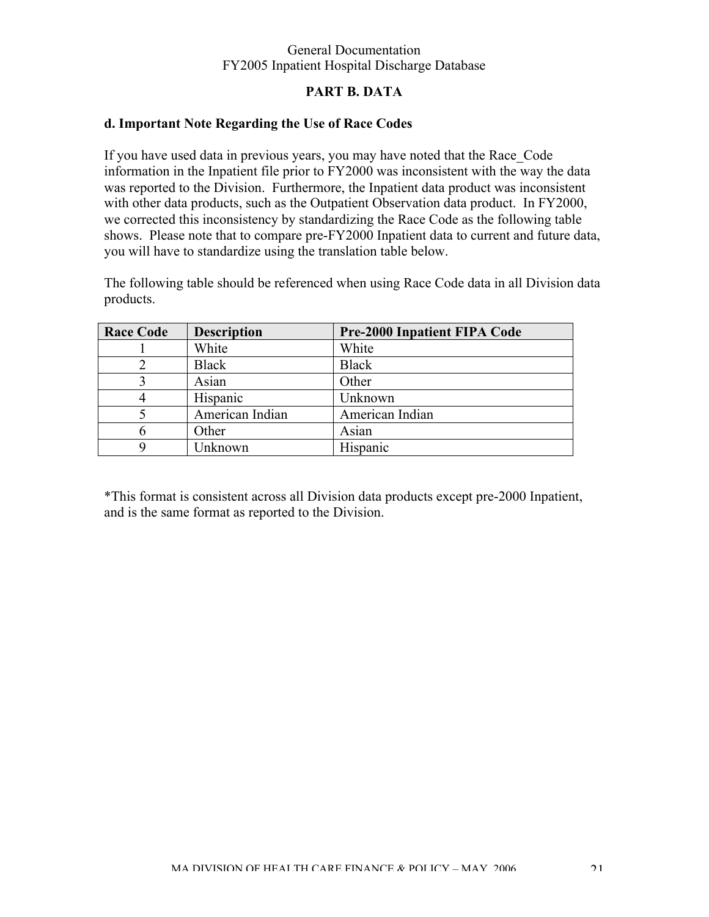## PART B. DATA

### d. Important Note Regarding the Use of Race Codes

If you have used data in previous years, you may have noted that the Race_Code information in the Inpatient file prior to FY2000 was inconsistent with the way the data was reported to the Division. Furthermore, the Inpatient data product was inconsistent with other data products, such as the Outpatient Observation data product. In FY2000, we corrected this inconsistency by standardizing the Race Code as the following table shows. Please note that to compare pre-FY2000 Inpatient data to current and future data, you will have to standardize using the translation table below.

The following table should be referenced when using Race Code data in all Division data products.

| Race Code | Description | Pre-2000 Inpatient FIPA Code |
|---|---|---|
| 1 | White | White |
| 2 | Black | Black |
| 3 | Asian | Other |
| 4 | Hispanic | Unknown |
| 5 | American Indian | American Indian |
| 6 | Other | Asian |
| 9 | Unknown | Hispanic |

*This format is consistent across all Division data products except pre-2000 Inpatient, and is the same format as reported to the Division.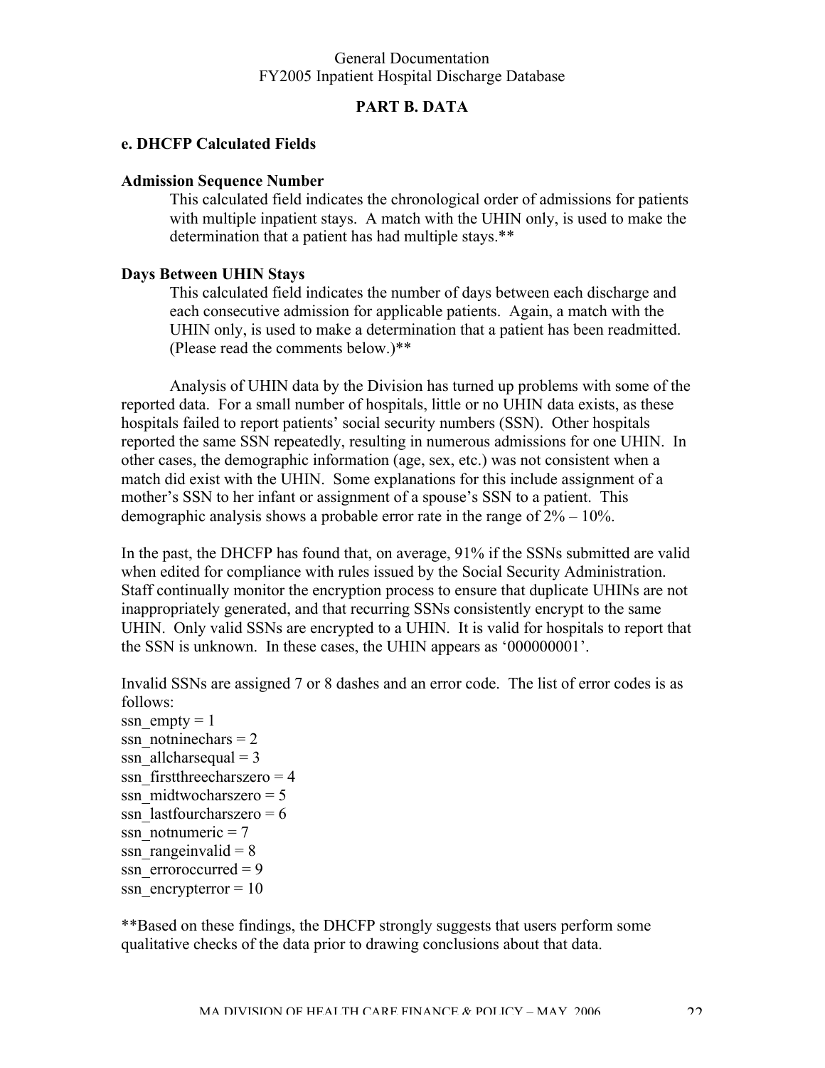## PART B. DATA

### e. DHCFP Calculated Fields

**Admission Sequence Number**

This calculated field indicates the chronological order of admissions for patients with multiple inpatient stays. A match with the UHIN only, is used to make the determination that a patient has had multiple stays.**

**Days Between UHIN Stays**

This calculated field indicates the number of days between each discharge and each consecutive admission for applicable patients. Again, a match with the UHIN only, is used to make a determination that a patient has been readmitted. (Please read the comments below.)**

Analysis of UHIN data by the Division has turned up problems with some of the reported data. For a small number of hospitals, little or no UHIN data exists, as these hospitals failed to report patients' social security numbers (SSN). Other hospitals reported the same SSN repeatedly, resulting in numerous admissions for one UHIN. In other cases, the demographic information (age, sex, etc.) was not consistent when a match did exist with the UHIN. Some explanations for this include assignment of a mother's SSN to her infant or assignment of a spouse's SSN to a patient. This demographic analysis shows a probable error rate in the range of 2% – 10%.

In the past, the DHCFP has found that, on average, 91% if the SSNs submitted are valid when edited for compliance with rules issued by the Social Security Administration. Staff continually monitor the encryption process to ensure that duplicate UHINs are not inappropriately generated, and that recurring SSNs consistently encrypt to the same UHIN. Only valid SSNs are encrypted to a UHIN. It is valid for hospitals to report that the SSN is unknown. In these cases, the UHIN appears as '000000001'.

Invalid SSNs are assigned 7 or 8 dashes and an error code. The list of error codes is as follows:

ssn_empty = 1
ssn_notninechars = 2
ssn_allcharsequal = 3
ssn_firstthreecharszero = 4
ssn_midtwocharszero = 5
ssn_lastfourcharszero = 6
ssn_notnumeric = 7
ssn_rangeinvalid = 8
ssn_erroroccurred = 9
ssn_encrypterror = 10

**Based on these findings, the DHCFP strongly suggests that users perform some qualitative checks of the data prior to drawing conclusions about that data.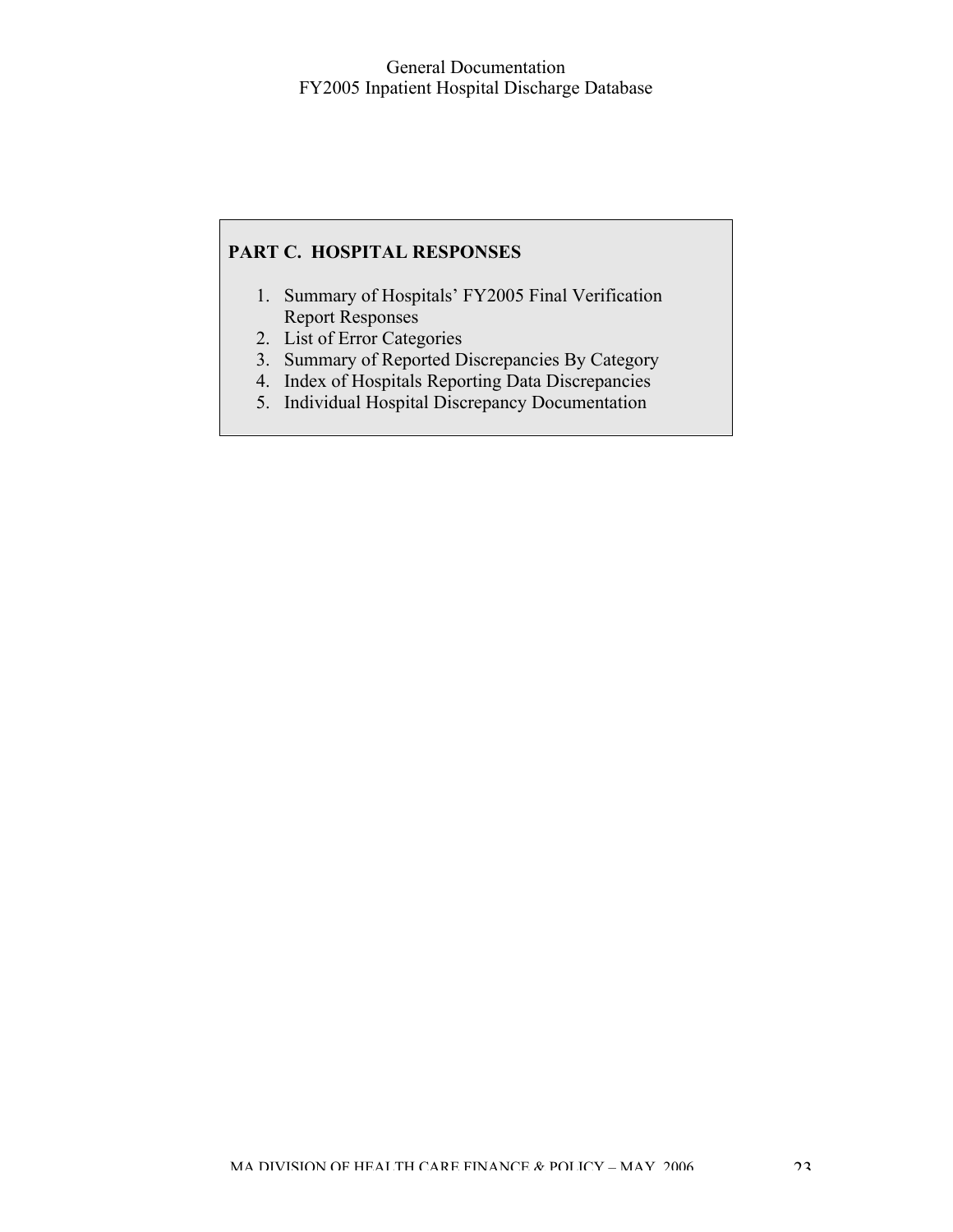## PART C. HOSPITAL RESPONSES

1. Summary of Hospitals' FY2005 Final Verification Report Responses
2. List of Error Categories
3. Summary of Reported Discrepancies By Category
4. Index of Hospitals Reporting Data Discrepancies
5. Individual Hospital Discrepancy Documentation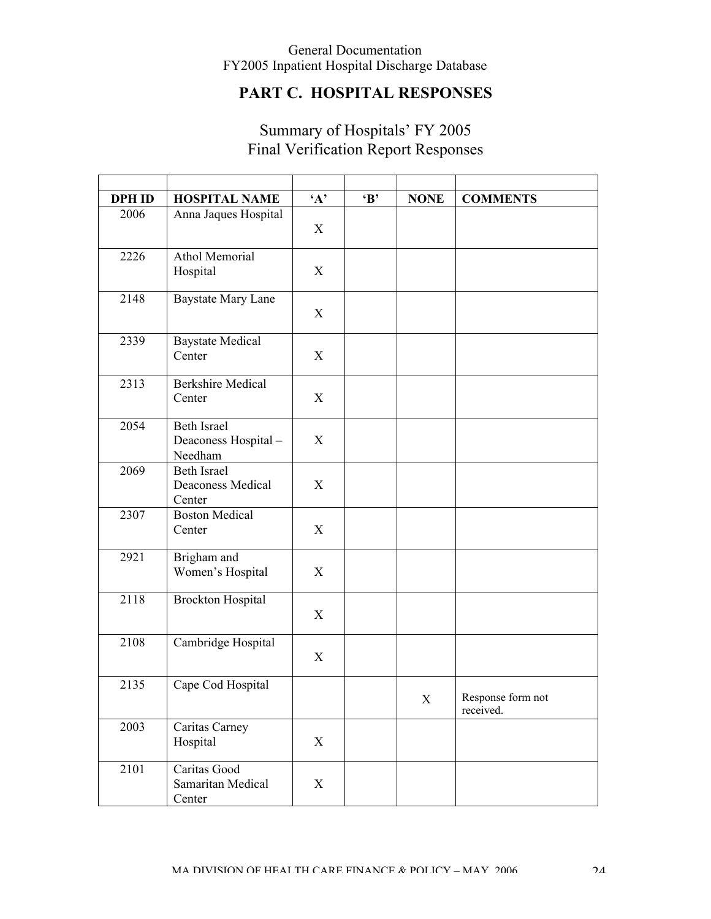## PART C. HOSPITAL RESPONSES

### Summary of Hospitals' FY 2005 Final Verification Report Responses

| DPH ID | HOSPITAL NAME | 'A' | 'B' | NONE | COMMENTS |
|---|---|---|---|---|---|
| 2006 | Anna Jaques Hospital | X | | | |
| 2226 | Athol Memorial Hospital | X | | | |
| 2148 | Baystate Mary Lane | X | | | |
| 2339 | Baystate Medical Center | X | | | |
| 2313 | Berkshire Medical Center | X | | | |
| 2054 | Beth Israel Deaconess Hospital – Needham | X | | | |
| 2069 | Beth Israel Deaconess Medical Center | X | | | |
| 2307 | Boston Medical Center | X | | | |
| 2921 | Brigham and Women's Hospital | X | | | |
| 2118 | Brockton Hospital | X | | | |
| 2108 | Cambridge Hospital | X | | | |
| 2135 | Cape Cod Hospital | | | X | Response form not received. |
| 2003 | Caritas Carney Hospital | X | | | |
| 2101 | Caritas Good Samaritan Medical Center | X | | | |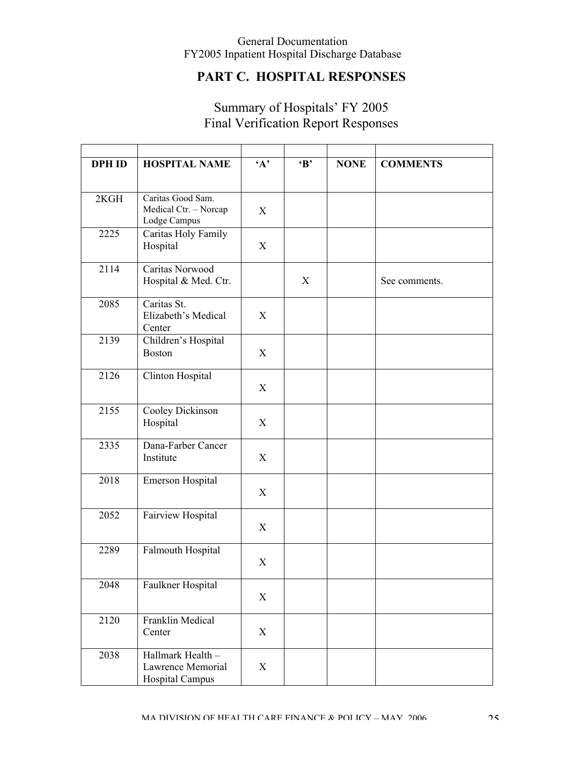## PART C. HOSPITAL RESPONSES

Summary of Hospitals' FY 2005
Final Verification Report Responses

| DPH ID | HOSPITAL NAME | 'A' | 'B' | NONE | COMMENTS |
|---|---|---|---|---|---|
| 2KGH | Caritas Good Sam. Medical Ctr. – Norcap Lodge Campus | X | | | |
| 2225 | Caritas Holy Family Hospital | X | | | |
| 2114 | Caritas Norwood Hospital & Med. Ctr. | | X | | See comments. |
| 2085 | Caritas St. Elizabeth's Medical Center | X | | | |
| 2139 | Children's Hospital Boston | X | | | |
| 2126 | Clinton Hospital | X | | | |
| 2155 | Cooley Dickinson Hospital | X | | | |
| 2335 | Dana-Farber Cancer Institute | X | | | |
| 2018 | Emerson Hospital | X | | | |
| 2052 | Fairview Hospital | X | | | |
| 2289 | Falmouth Hospital | X | | | |
| 2048 | Faulkner Hospital | X | | | |
| 2120 | Franklin Medical Center | X | | | |
| 2038 | Hallmark Health – Lawrence Memorial Hospital Campus | X | | | |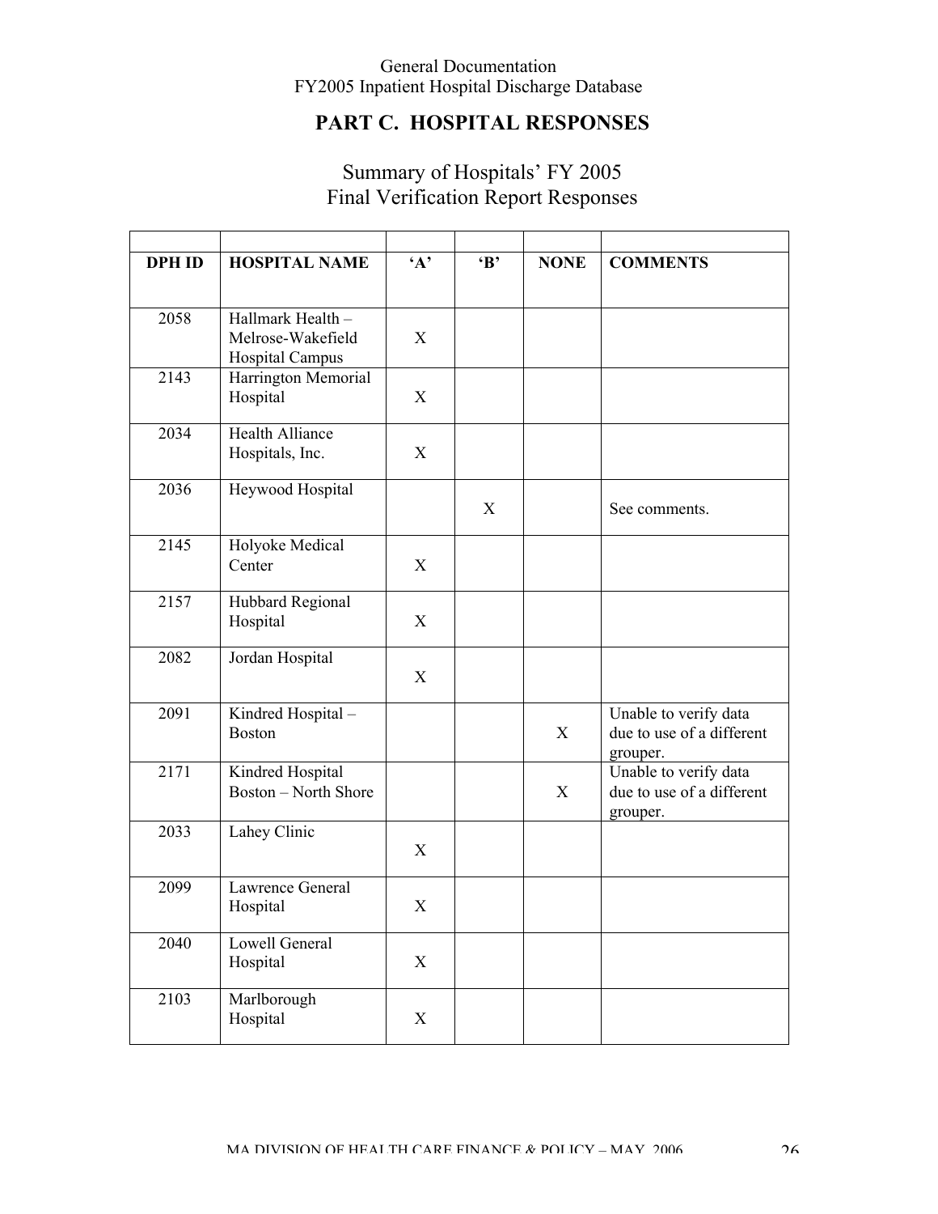## PART C. HOSPITAL RESPONSES

### Summary of Hospitals' FY 2005 Final Verification Report Responses

| DPH ID | HOSPITAL NAME | 'A' | 'B' | NONE | COMMENTS |
|---|---|---|---|---|---|
| 2058 | Hallmark Health – Melrose-Wakefield Hospital Campus | X | | | |
| 2143 | Harrington Memorial Hospital | X | | | |
| 2034 | Health Alliance Hospitals, Inc. | X | | | |
| 2036 | Heywood Hospital | | X | | See comments. |
| 2145 | Holyoke Medical Center | X | | | |
| 2157 | Hubbard Regional Hospital | X | | | |
| 2082 | Jordan Hospital | X | | | |
| 2091 | Kindred Hospital – Boston | | | X | Unable to verify data due to use of a different grouper. |
| 2171 | Kindred Hospital Boston – North Shore | | | X | Unable to verify data due to use of a different grouper. |
| 2033 | Lahey Clinic | X | | | |
| 2099 | Lawrence General Hospital | X | | | |
| 2040 | Lowell General Hospital | X | | | |
| 2103 | Marlborough Hospital | X | | | |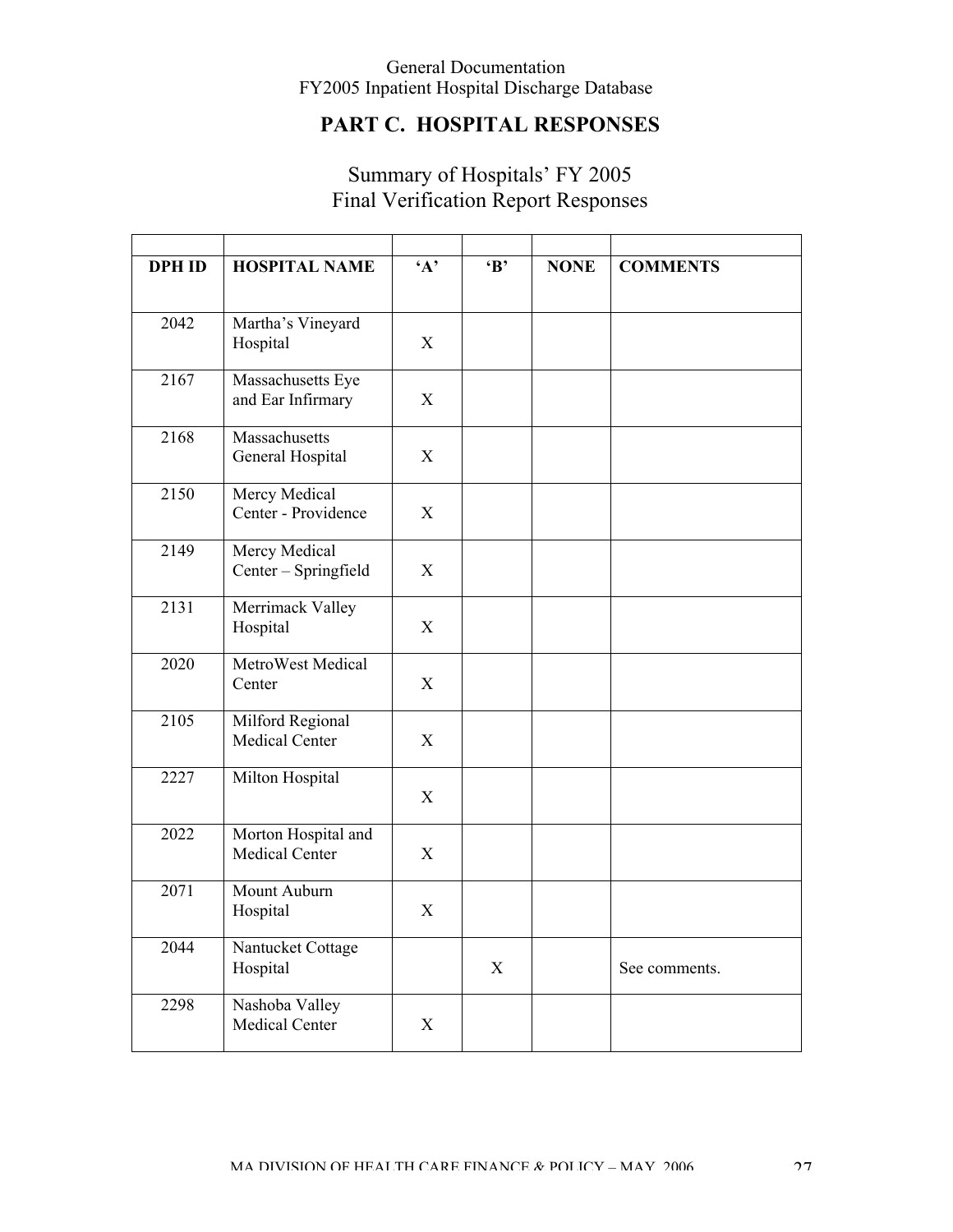## PART C. HOSPITAL RESPONSES

### Summary of Hospitals' FY 2005 Final Verification Report Responses

| DPH ID | HOSPITAL NAME | 'A' | 'B' | NONE | COMMENTS |
|---|---|---|---|---|---|
| 2042 | Martha's Vineyard Hospital | X | | | |
| 2167 | Massachusetts Eye and Ear Infirmary | X | | | |
| 2168 | Massachusetts General Hospital | X | | | |
| 2150 | Mercy Medical Center - Providence | X | | | |
| 2149 | Mercy Medical Center – Springfield | X | | | |
| 2131 | Merrimack Valley Hospital | X | | | |
| 2020 | MetroWest Medical Center | X | | | |
| 2105 | Milford Regional Medical Center | X | | | |
| 2227 | Milton Hospital | X | | | |
| 2022 | Morton Hospital and Medical Center | X | | | |
| 2071 | Mount Auburn Hospital | X | | | |
| 2044 | Nantucket Cottage Hospital | | X | | See comments. |
| 2298 | Nashoba Valley Medical Center | X | | | |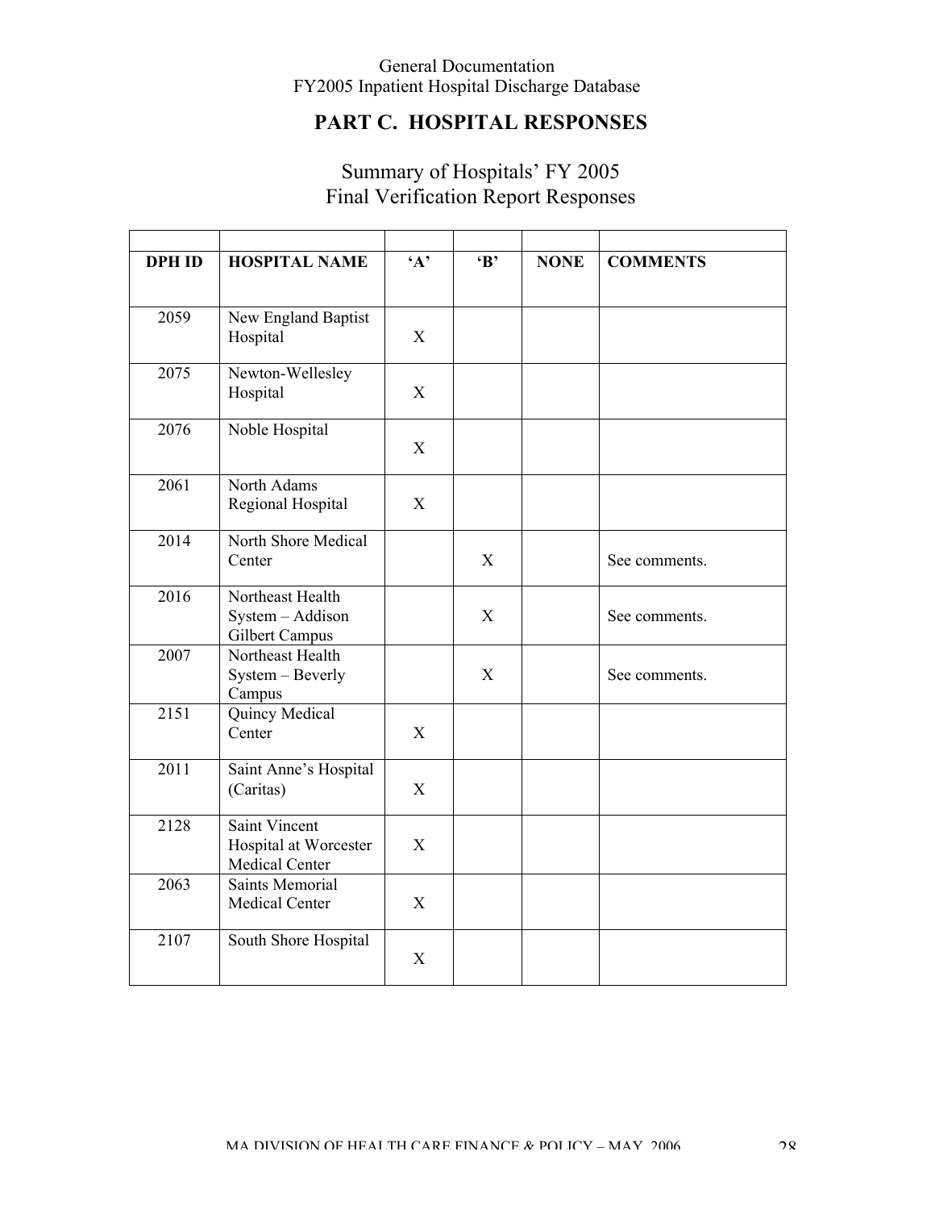## PART C. HOSPITAL RESPONSES

### Summary of Hospitals' FY 2005 Final Verification Report Responses

| DPH ID | HOSPITAL NAME | 'A' | 'B' | NONE | COMMENTS |
|---|---|---|---|---|---|
| 2059 | New England Baptist Hospital | X | | | |
| 2075 | Newton-Wellesley Hospital | X | | | |
| 2076 | Noble Hospital | X | | | |
| 2061 | North Adams Regional Hospital | X | | | |
| 2014 | North Shore Medical Center | | X | | See comments. |
| 2016 | Northeast Health System – Addison Gilbert Campus | | X | | See comments. |
| 2007 | Northeast Health System – Beverly Campus | | X | | See comments. |
| 2151 | Quincy Medical Center | X | | | |
| 2011 | Saint Anne's Hospital (Caritas) | X | | | |
| 2128 | Saint Vincent Hospital at Worcester Medical Center | X | | | |
| 2063 | Saints Memorial Medical Center | X | | | |
| 2107 | South Shore Hospital | X | | | |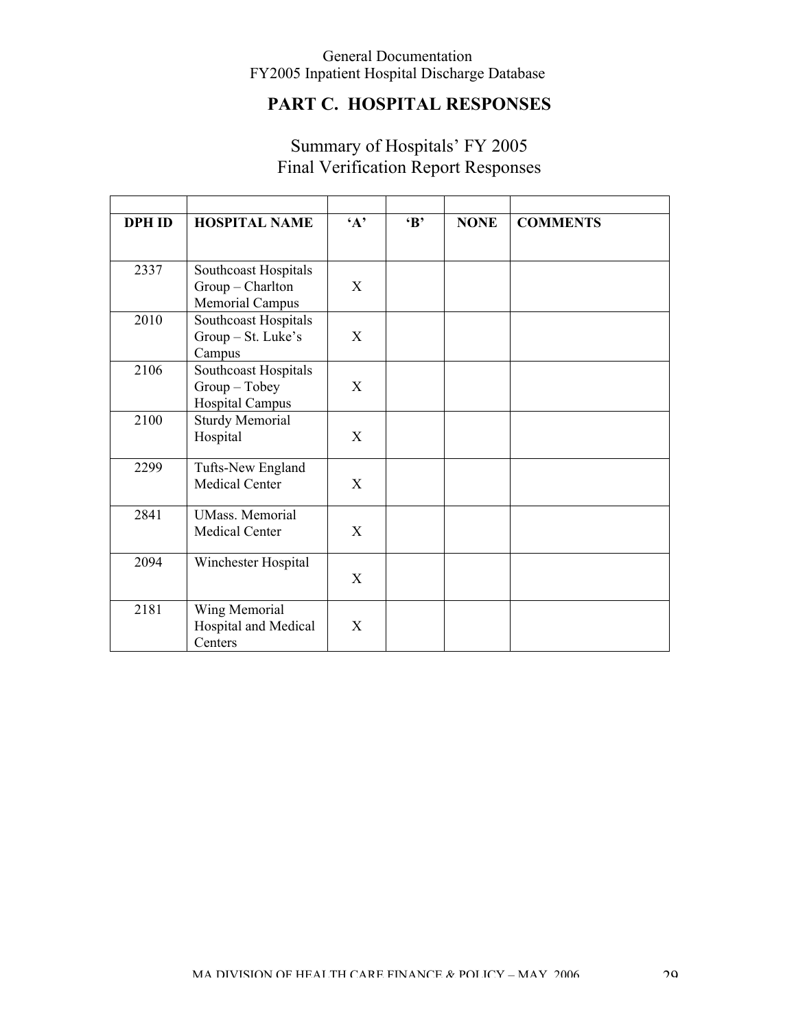## PART C. HOSPITAL RESPONSES

### Summary of Hospitals' FY 2005 Final Verification Report Responses

| DPH ID | HOSPITAL NAME | 'A' | 'B' | NONE | COMMENTS |
|---|---|---|---|---|---|
| 2337 | Southcoast Hospitals Group – Charlton Memorial Campus | X | | | |
| 2010 | Southcoast Hospitals Group – St. Luke's Campus | X | | | |
| 2106 | Southcoast Hospitals Group – Tobey Hospital Campus | X | | | |
| 2100 | Sturdy Memorial Hospital | X | | | |
| 2299 | Tufts-New England Medical Center | X | | | |
| 2841 | UMass. Memorial Medical Center | X | | | |
| 2094 | Winchester Hospital | X | | | |
| 2181 | Wing Memorial Hospital and Medical Centers | X | | | |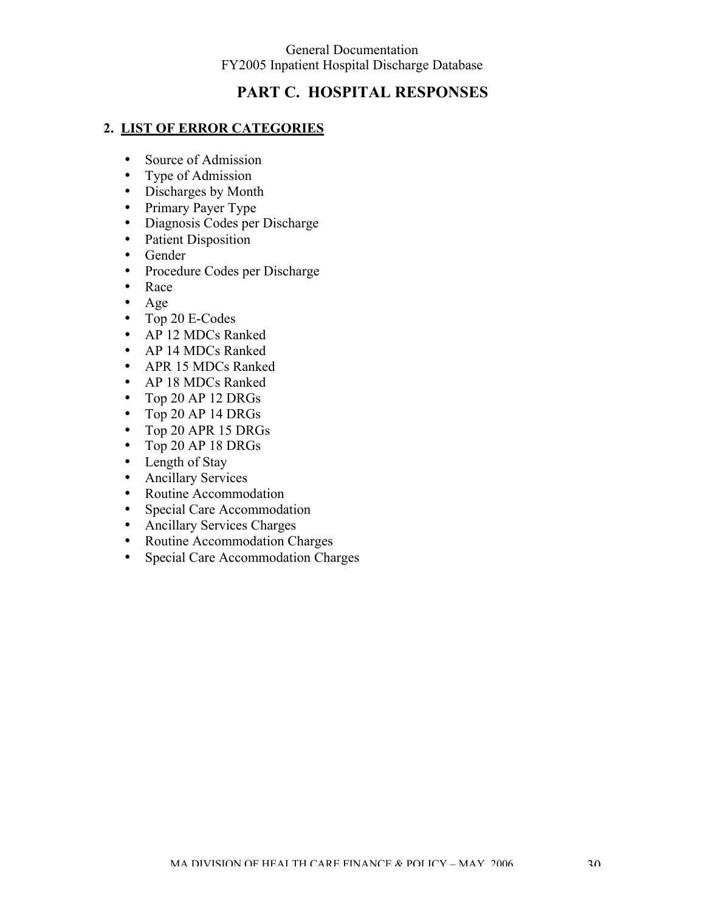# PART C. HOSPITAL RESPONSES

## 2. LIST OF ERROR CATEGORIES

- Source of Admission
- Type of Admission
- Discharges by Month
- Primary Payer Type
- Diagnosis Codes per Discharge
- Patient Disposition
- Gender
- Procedure Codes per Discharge
- Race
- Age
- Top 20 E-Codes
- AP 12 MDCs Ranked
- AP 14 MDCs Ranked
- APR 15 MDCs Ranked
- AP 18 MDCs Ranked
- Top 20 AP 12 DRGs
- Top 20 AP 14 DRGs
- Top 20 APR 15 DRGs
- Top 20 AP 18 DRGs
- Length of Stay
- Ancillary Services
- Routine Accommodation
- Special Care Accommodation
- Ancillary Services Charges
- Routine Accommodation Charges
- Special Care Accommodation Charges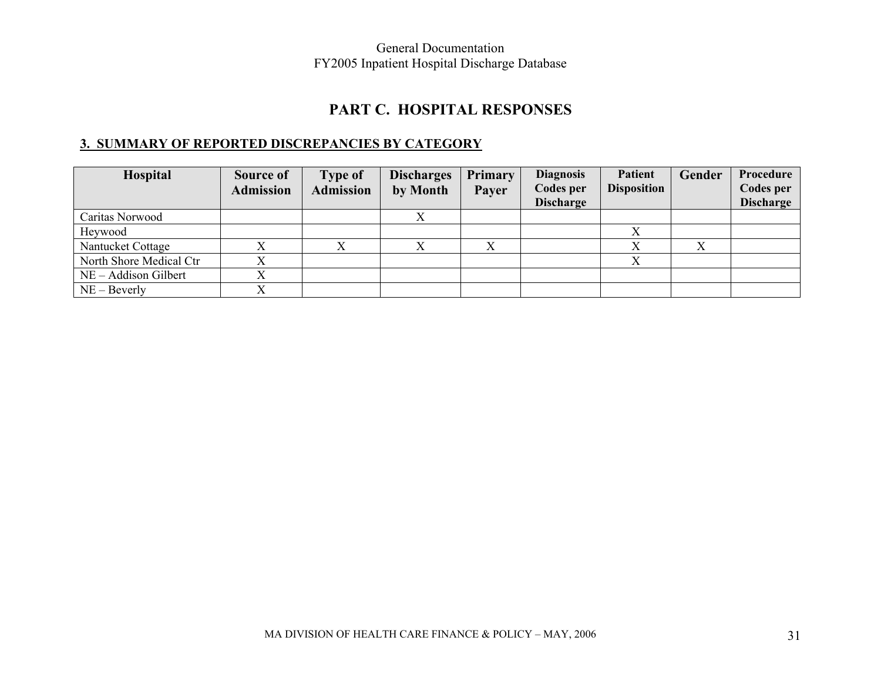## PART C. HOSPITAL RESPONSES

### 3. SUMMARY OF REPORTED DISCREPANCIES BY CATEGORY

| Hospital | Source of Admission | Type of Admission | Discharges by Month | Primary Payer | Diagnosis Codes per Discharge | Patient Disposition | Gender | Procedure Codes per Discharge |
|---|---|---|---|---|---|---|---|---|
| Caritas Norwood | | | X | | | | | |
| Heywood | | | | | | X | | |
| Nantucket Cottage | X | X | X | X | | X | X | |
| North Shore Medical Ctr | X | | | | | X | | |
| NE – Addison Gilbert | X | | | | | | | |
| NE – Beverly | X | | | | | | | |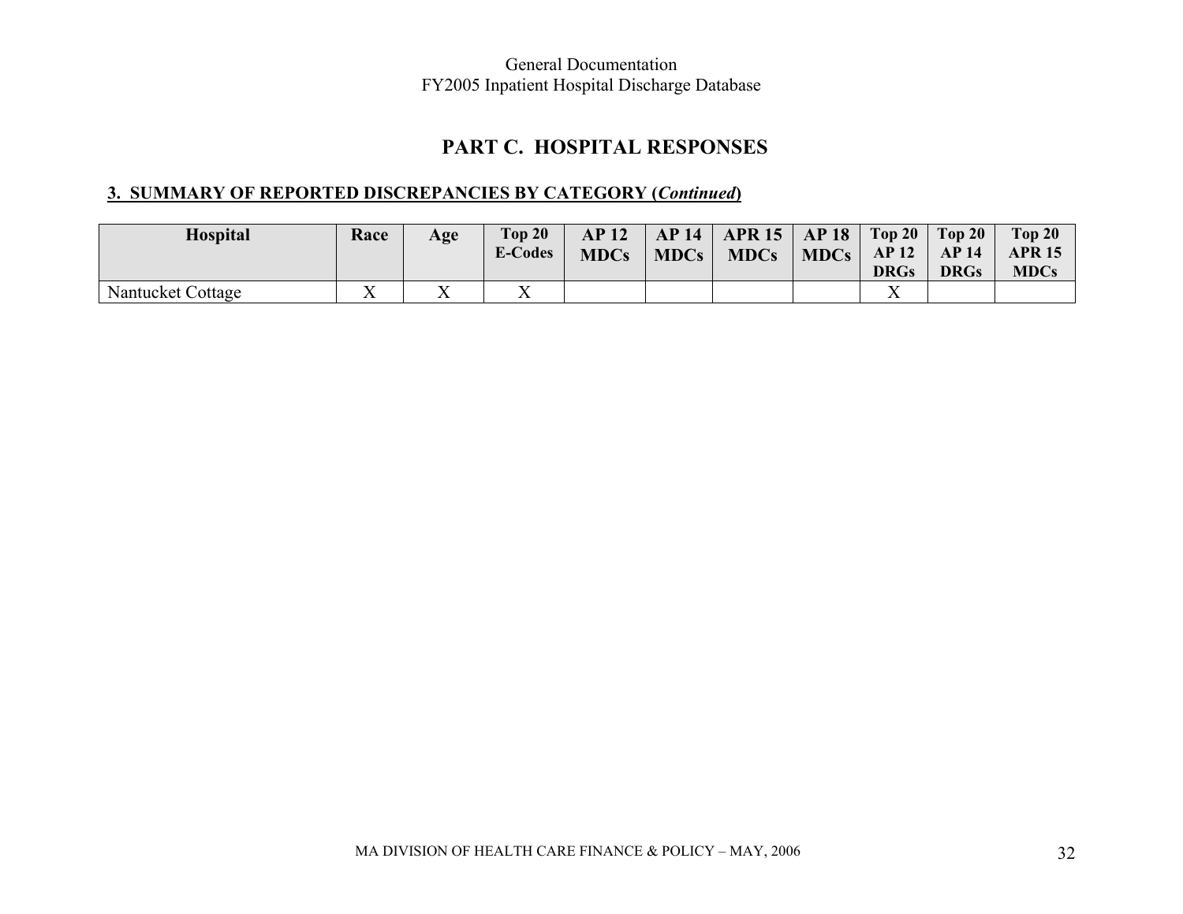## PART C. HOSPITAL RESPONSES

### 3. SUMMARY OF REPORTED DISCREPANCIES BY CATEGORY (*Continued*)

| Hospital | Race | Age | Top 20 E-Codes | AP 12 MDCs | AP 14 MDCs | APR 15 MDCs | AP 18 MDCs | Top 20 AP 12 DRGs | Top 20 AP 14 DRGs | Top 20 APR 15 MDCs |
|---|---|---|---|---|---|---|---|---|---|---|
| Nantucket Cottage | X | X | X | | | | | X | | |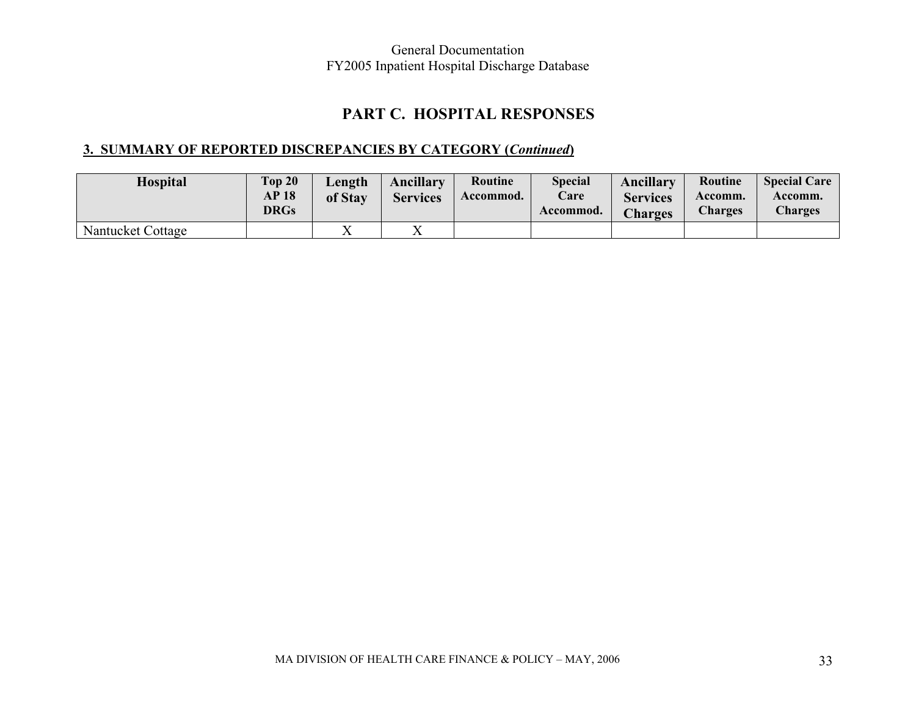## PART C. HOSPITAL RESPONSES

### 3. SUMMARY OF REPORTED DISCREPANCIES BY CATEGORY (*Continued*)

| Hospital | Top 20 AP 18 DRGs | Length of Stay | Ancillary Services | Routine Accommod. | Special Care Accommod. | Ancillary Services Charges | Routine Accomm. Charges | Special Care Accomm. Charges |
|---|---|---|---|---|---|---|---|---|
| Nantucket Cottage | | X | X | | | | | |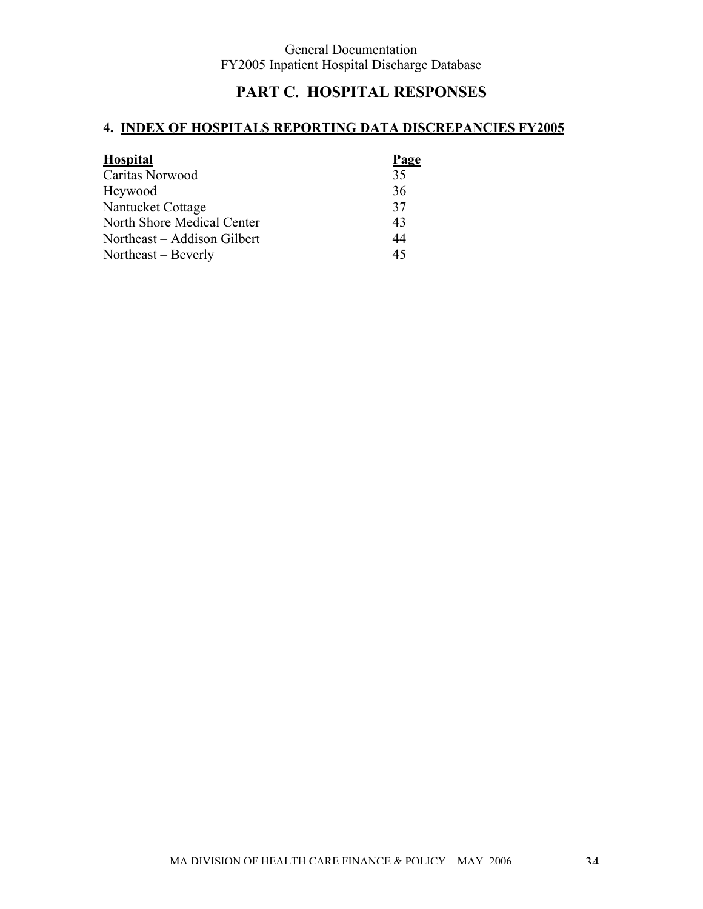# PART C. HOSPITAL RESPONSES

## 4. INDEX OF HOSPITALS REPORTING DATA DISCREPANCIES FY2005

| Hospital | Page |
|---|---|
| Caritas Norwood | 35 |
| Heywood | 36 |
| Nantucket Cottage | 37 |
| North Shore Medical Center | 43 |
| Northeast – Addison Gilbert | 44 |
| Northeast – Beverly | 45 |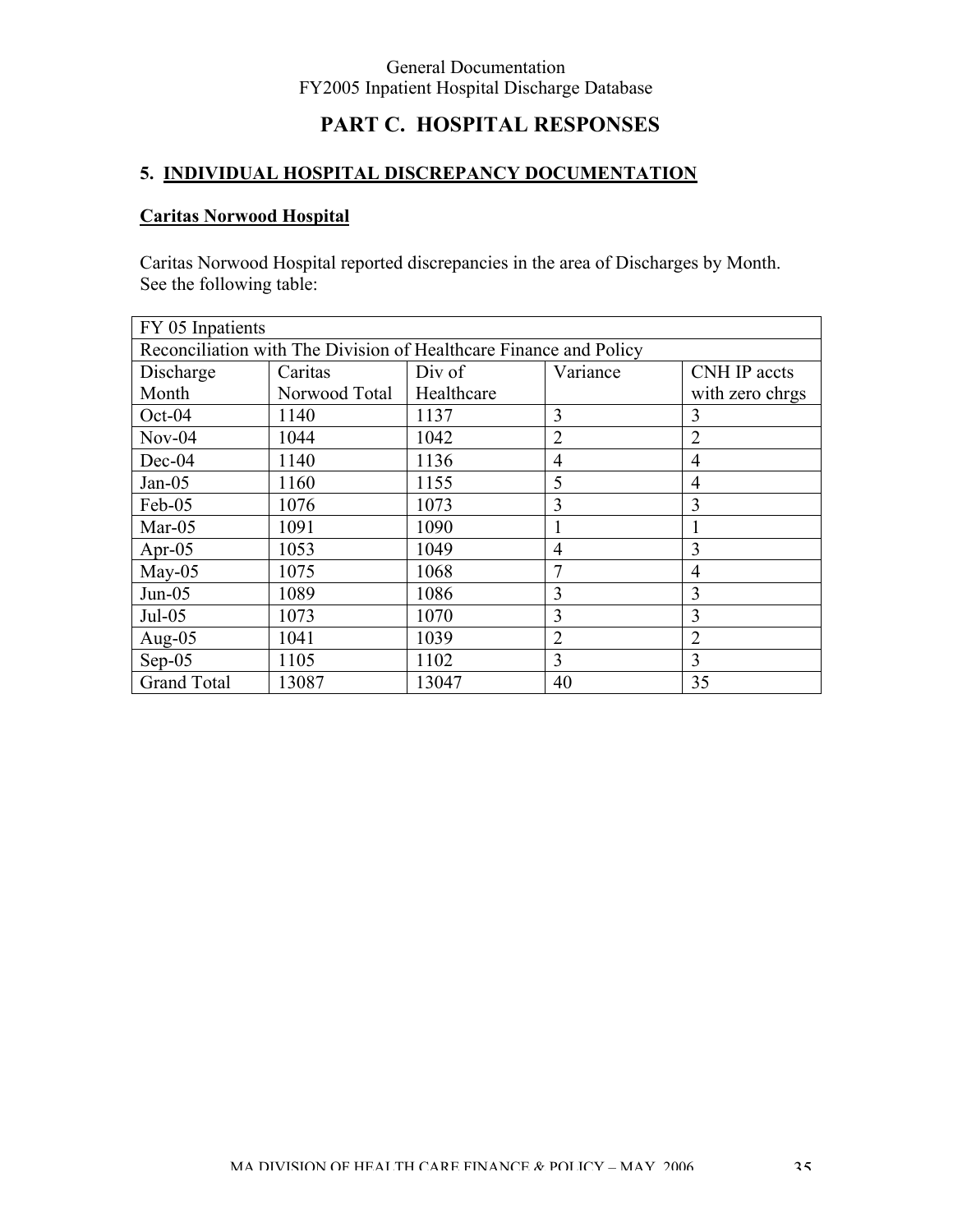# PART C. HOSPITAL RESPONSES

## 5. INDIVIDUAL HOSPITAL DISCREPANCY DOCUMENTATION

### Caritas Norwood Hospital

Caritas Norwood Hospital reported discrepancies in the area of Discharges by Month. See the following table:

| FY 05 Inpatients | | | | |
|---|---|---|---|---|
| Reconciliation with The Division of Healthcare Finance and Policy | | | | |
| Discharge Month | Caritas Norwood Total | Div of Healthcare | Variance | CNH IP accts with zero chrgs |
| Oct-04 | 1140 | 1137 | 3 | 3 |
| Nov-04 | 1044 | 1042 | 2 | 2 |
| Dec-04 | 1140 | 1136 | 4 | 4 |
| Jan-05 | 1160 | 1155 | 5 | 4 |
| Feb-05 | 1076 | 1073 | 3 | 3 |
| Mar-05 | 1091 | 1090 | 1 | 1 |
| Apr-05 | 1053 | 1049 | 4 | 3 |
| May-05 | 1075 | 1068 | 7 | 4 |
| Jun-05 | 1089 | 1086 | 3 | 3 |
| Jul-05 | 1073 | 1070 | 3 | 3 |
| Aug-05 | 1041 | 1039 | 2 | 2 |
| Sep-05 | 1105 | 1102 | 3 | 3 |
| Grand Total | 13087 | 13047 | 40 | 35 |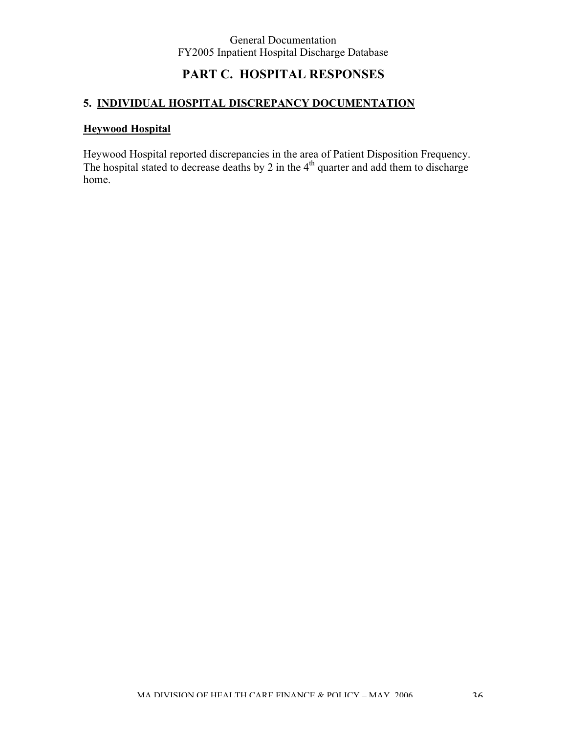# PART C. HOSPITAL RESPONSES

## 5. INDIVIDUAL HOSPITAL DISCREPANCY DOCUMENTATION

### Heywood Hospital

Heywood Hospital reported discrepancies in the area of Patient Disposition Frequency. The hospital stated to decrease deaths by 2 in the 4th quarter and add them to discharge home.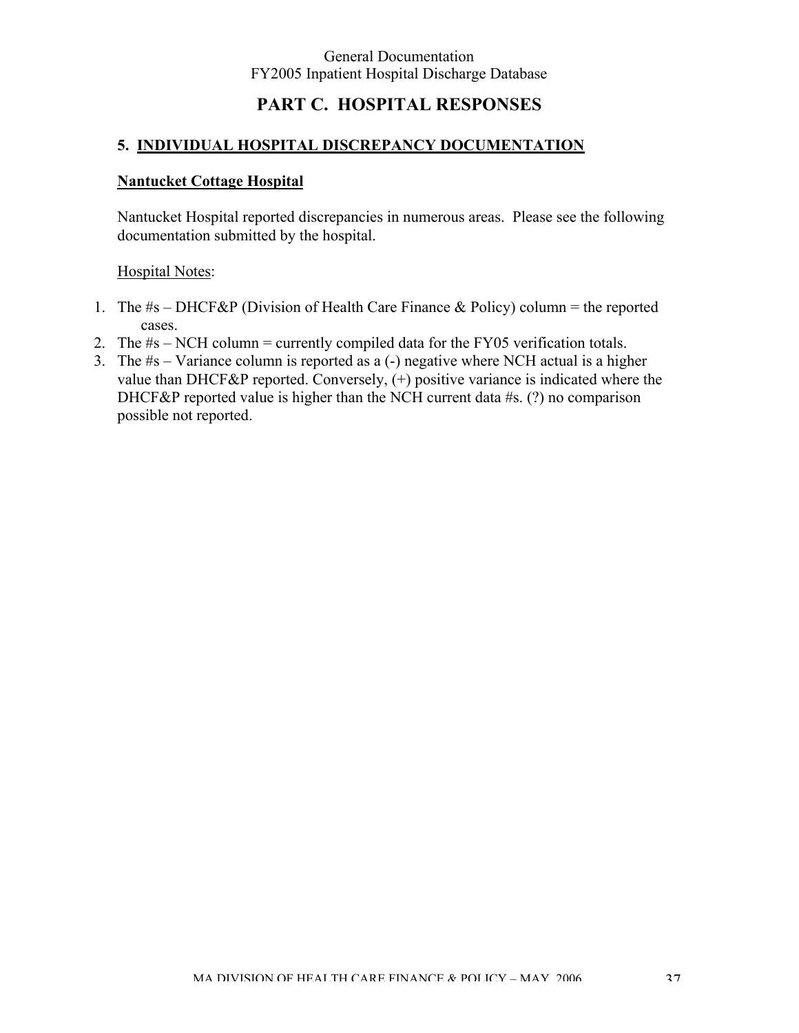# PART C. HOSPITAL RESPONSES

## 5. INDIVIDUAL HOSPITAL DISCREPANCY DOCUMENTATION

### Nantucket Cottage Hospital

Nantucket Hospital reported discrepancies in numerous areas. Please see the following documentation submitted by the hospital.

Hospital Notes:

1. The #s – DHCF&P (Division of Health Care Finance & Policy) column = the reported cases.
2. The #s – NCH column = currently compiled data for the FY05 verification totals.
3. The #s – Variance column is reported as a (-) negative where NCH actual is a higher value than DHCF&P reported. Conversely, (+) positive variance is indicated where the DHCF&P reported value is higher than the NCH current data #s. (?) no comparison possible not reported.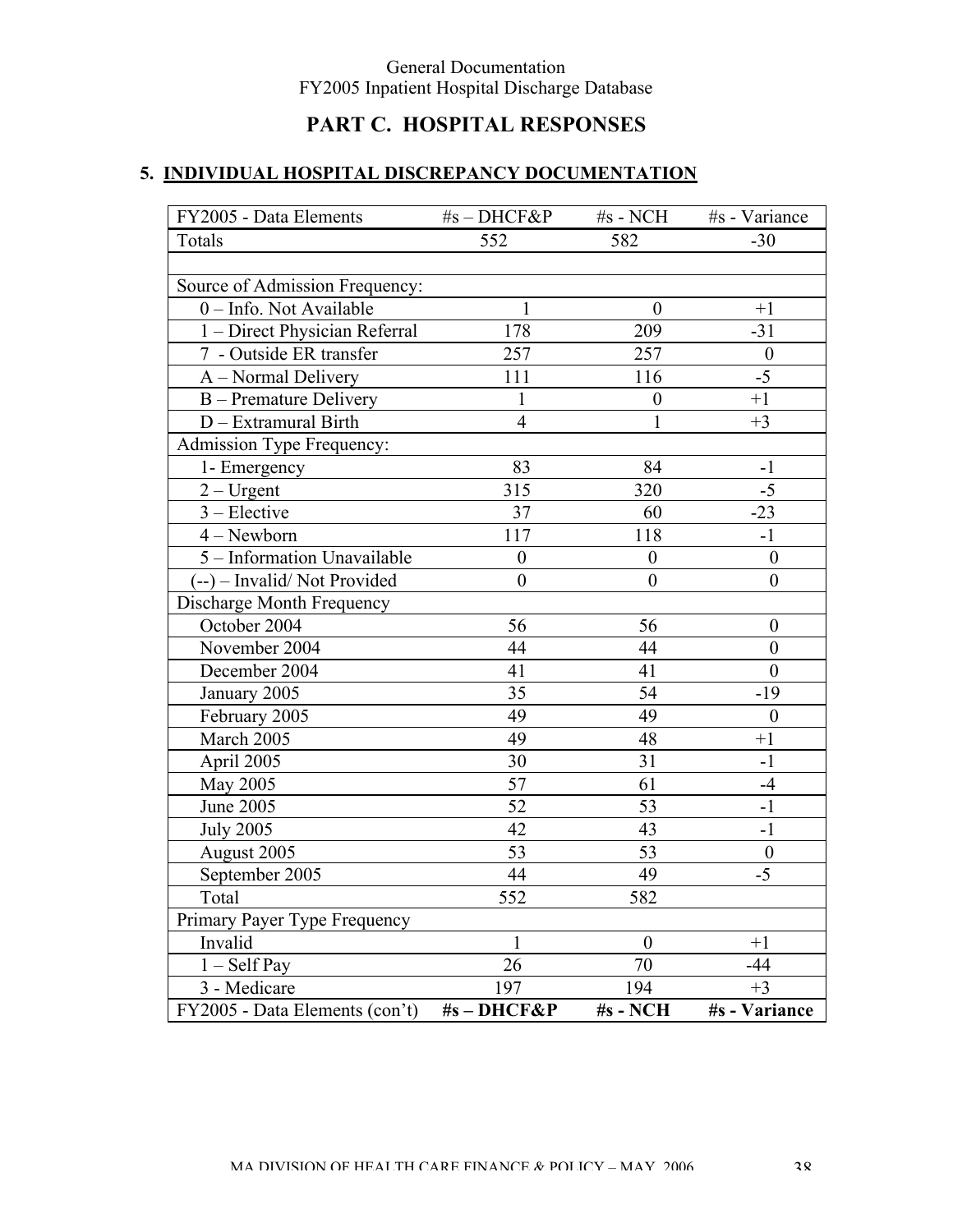## PART C. HOSPITAL RESPONSES

### 5. INDIVIDUAL HOSPITAL DISCREPANCY DOCUMENTATION

| FY2005 - Data Elements | #s – DHCF&P | #s - NCH | #s - Variance |
|---|---|---|---|
| Totals | 552 | 582 | -30 |
| | | | |
| Source of Admission Frequency: | | | |
| 0 – Info. Not Available | 1 | 0 | +1 |
| 1 – Direct Physician Referral | 178 | 209 | -31 |
| 7 - Outside ER transfer | 257 | 257 | 0 |
| A – Normal Delivery | 111 | 116 | -5 |
| B – Premature Delivery | 1 | 0 | +1 |
| D – Extramural Birth | 4 | 1 | +3 |
| Admission Type Frequency: | | | |
| 1- Emergency | 83 | 84 | -1 |
| 2 – Urgent | 315 | 320 | -5 |
| 3 – Elective | 37 | 60 | -23 |
| 4 – Newborn | 117 | 118 | -1 |
| 5 – Information Unavailable | 0 | 0 | 0 |
| (--) – Invalid/ Not Provided | 0 | 0 | 0 |
| Discharge Month Frequency | | | |
| October 2004 | 56 | 56 | 0 |
| November 2004 | 44 | 44 | 0 |
| December 2004 | 41 | 41 | 0 |
| January 2005 | 35 | 54 | -19 |
| February 2005 | 49 | 49 | 0 |
| March 2005 | 49 | 48 | +1 |
| April 2005 | 30 | 31 | -1 |
| May 2005 | 57 | 61 | -4 |
| June 2005 | 52 | 53 | -1 |
| July 2005 | 42 | 43 | -1 |
| August 2005 | 53 | 53 | 0 |
| September 2005 | 44 | 49 | -5 |
| Total | 552 | 582 | |
| Primary Payer Type Frequency | | | |
| Invalid | 1 | 0 | +1 |
| 1 – Self Pay | 26 | 70 | -44 |
| 3 - Medicare | 197 | 194 | +3 |
| **FY2005 - Data Elements (con't)** | **#s – DHCF&P** | **#s - NCH** | **#s - Variance** |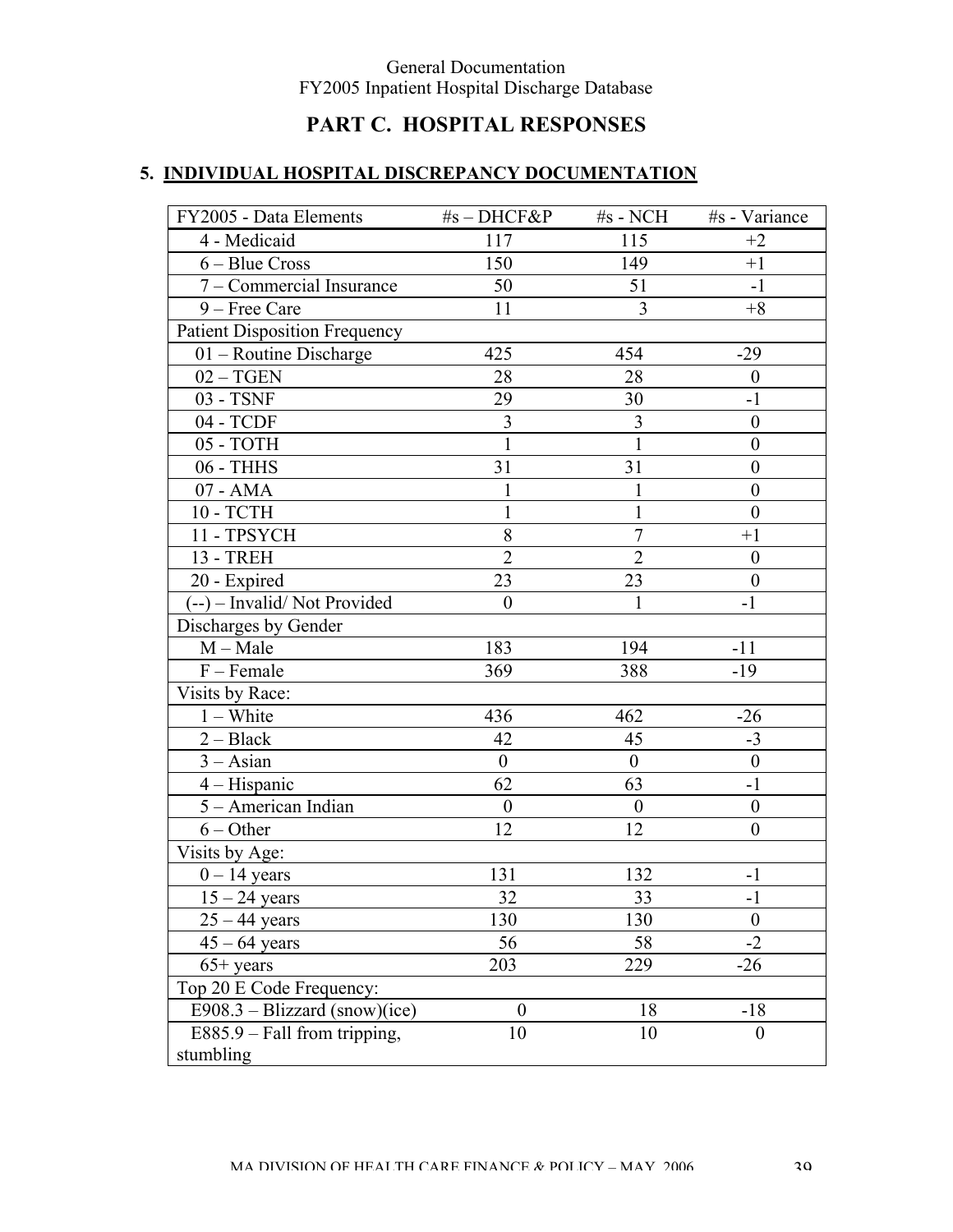General Documentation
FY2005 Inpatient Hospital Discharge Database

## PART C. HOSPITAL RESPONSES

### 5. INDIVIDUAL HOSPITAL DISCREPANCY DOCUMENTATION

| FY2005 - Data Elements | #s – DHCF&P | #s - NCH | #s - Variance |
|---|---|---|---|
| 4 - Medicaid | 117 | 115 | +2 |
| 6 – Blue Cross | 150 | 149 | +1 |
| 7 – Commercial Insurance | 50 | 51 | -1 |
| 9 – Free Care | 11 | 3 | +8 |
| Patient Disposition Frequency | | | |
| 01 – Routine Discharge | 425 | 454 | -29 |
| 02 – TGEN | 28 | 28 | 0 |
| 03 - TSNF | 29 | 30 | -1 |
| 04 - TCDF | 3 | 3 | 0 |
| 05 - TOTH | 1 | 1 | 0 |
| 06 - THHS | 31 | 31 | 0 |
| 07 - AMA | 1 | 1 | 0 |
| 10 - TCTH | 1 | 1 | 0 |
| 11 - TPSYCH | 8 | 7 | +1 |
| 13 - TREH | 2 | 2 | 0 |
| 20 - Expired | 23 | 23 | 0 |
| (--) – Invalid/ Not Provided | 0 | 1 | -1 |
| Discharges by Gender | | | |
| M – Male | 183 | 194 | -11 |
| F – Female | 369 | 388 | -19 |
| Visits by Race: | | | |
| 1 – White | 436 | 462 | -26 |
| 2 – Black | 42 | 45 | -3 |
| 3 – Asian | 0 | 0 | 0 |
| 4 – Hispanic | 62 | 63 | -1 |
| 5 – American Indian | 0 | 0 | 0 |
| 6 – Other | 12 | 12 | 0 |
| Visits by Age: | | | |
| 0 – 14 years | 131 | 132 | -1 |
| 15 – 24 years | 32 | 33 | -1 |
| 25 – 44 years | 130 | 130 | 0 |
| 45 – 64 years | 56 | 58 | -2 |
| 65+ years | 203 | 229 | -26 |
| Top 20 E Code Frequency: | | | |
| E908.3 – Blizzard (snow)(ice) | 0 | 18 | -18 |
| E885.9 – Fall from tripping, stumbling | 10 | 10 | 0 |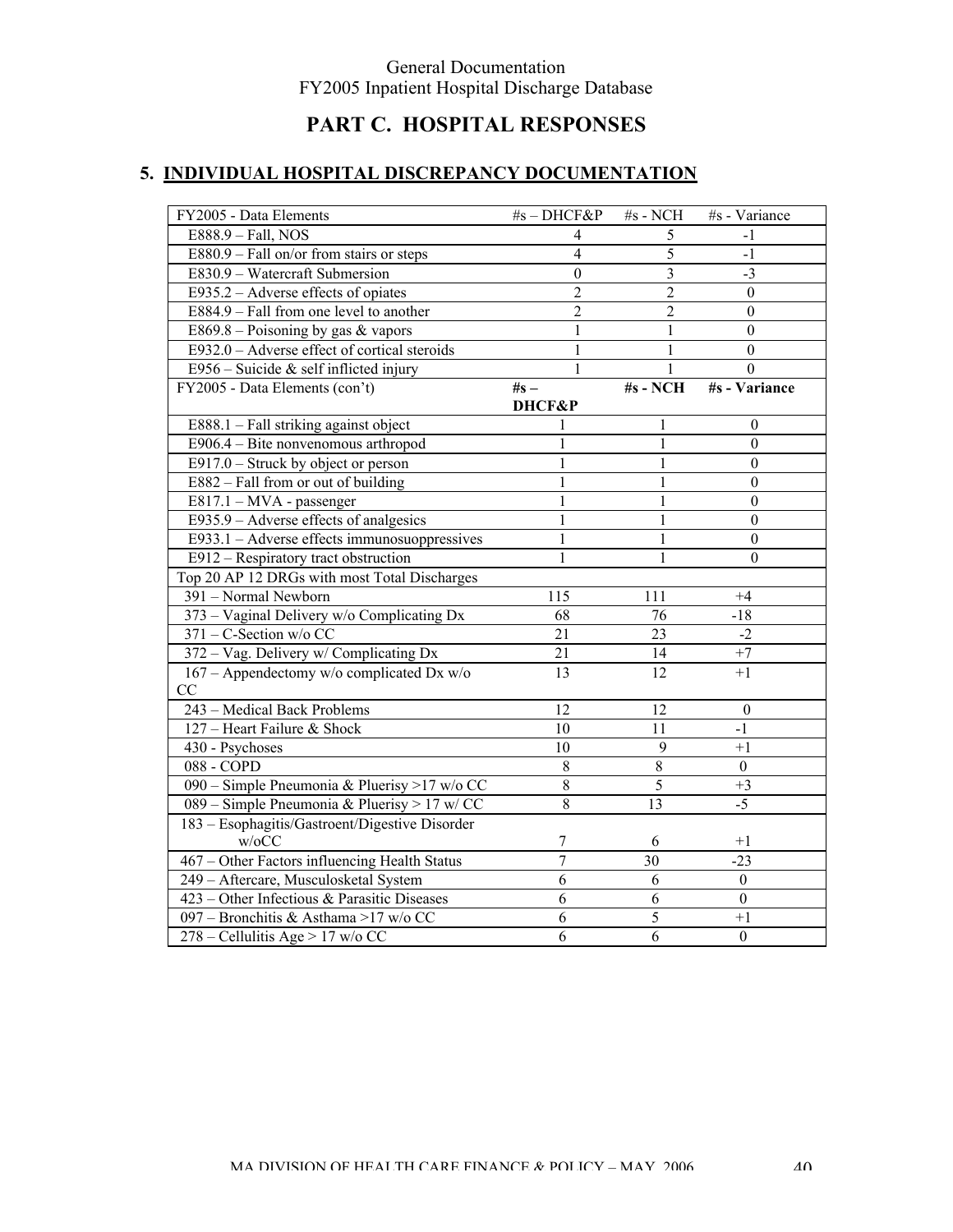# PART C. HOSPITAL RESPONSES

## 5. INDIVIDUAL HOSPITAL DISCREPANCY DOCUMENTATION

| FY2005 - Data Elements | #s – DHCF&P | #s - NCH | #s - Variance |
|---|---|---|---|
| E888.9 – Fall, NOS | 4 | 5 | -1 |
| E880.9 – Fall on/or from stairs or steps | 4 | 5 | -1 |
| E830.9 – Watercraft Submersion | 0 | 3 | -3 |
| E935.2 – Adverse effects of opiates | 2 | 2 | 0 |
| E884.9 – Fall from one level to another | 2 | 2 | 0 |
| E869.8 – Poisoning by gas & vapors | 1 | 1 | 0 |
| E932.0 – Adverse effect of cortical steroids | 1 | 1 | 0 |
| E956 – Suicide & self inflicted injury | 1 | 1 | 0 |
| FY2005 - Data Elements (con't) | **#s – DHCF&P** | **#s - NCH** | **#s - Variance** |
| E888.1 – Fall striking against object | 1 | 1 | 0 |
| E906.4 – Bite nonvenomous arthropod | 1 | 1 | 0 |
| E917.0 – Struck by object or person | 1 | 1 | 0 |
| E882 – Fall from or out of building | 1 | 1 | 0 |
| E817.1 – MVA - passenger | 1 | 1 | 0 |
| E935.9 – Adverse effects of analgesics | 1 | 1 | 0 |
| E933.1 – Adverse effects immunosuoppressives | 1 | 1 | 0 |
| E912 – Respiratory tract obstruction | 1 | 1 | 0 |
| Top 20 AP 12 DRGs with most Total Discharges | | | |
| 391 – Normal Newborn | 115 | 111 | +4 |
| 373 – Vaginal Delivery w/o Complicating Dx | 68 | 76 | -18 |
| 371 – C-Section w/o CC | 21 | 23 | -2 |
| 372 – Vag. Delivery w/ Complicating Dx | 21 | 14 | +7 |
| 167 – Appendectomy w/o complicated Dx w/o CC | 13 | 12 | +1 |
| 243 – Medical Back Problems | 12 | 12 | 0 |
| 127 – Heart Failure & Shock | 10 | 11 | -1 |
| 430 - Psychoses | 10 | 9 | +1 |
| 088 - COPD | 8 | 8 | 0 |
| 090 – Simple Pneumonia & Pluerisy >17 w/o CC | 8 | 5 | +3 |
| 089 – Simple Pneumonia & Pluerisy > 17 w/ CC | 8 | 13 | -5 |
| 183 – Esophagitis/Gastroent/Digestive Disorder w/oCC | 7 | 6 | +1 |
| 467 – Other Factors influencing Health Status | 7 | 30 | -23 |
| 249 – Aftercare, Musculoskeletal System | 6 | 6 | 0 |
| 423 – Other Infectious & Parasitic Diseases | 6 | 6 | 0 |
| 097 – Bronchitis & Asthama >17 w/o CC | 6 | 5 | +1 |
| 278 – Cellulitis Age > 17 w/o CC | 6 | 6 | 0 |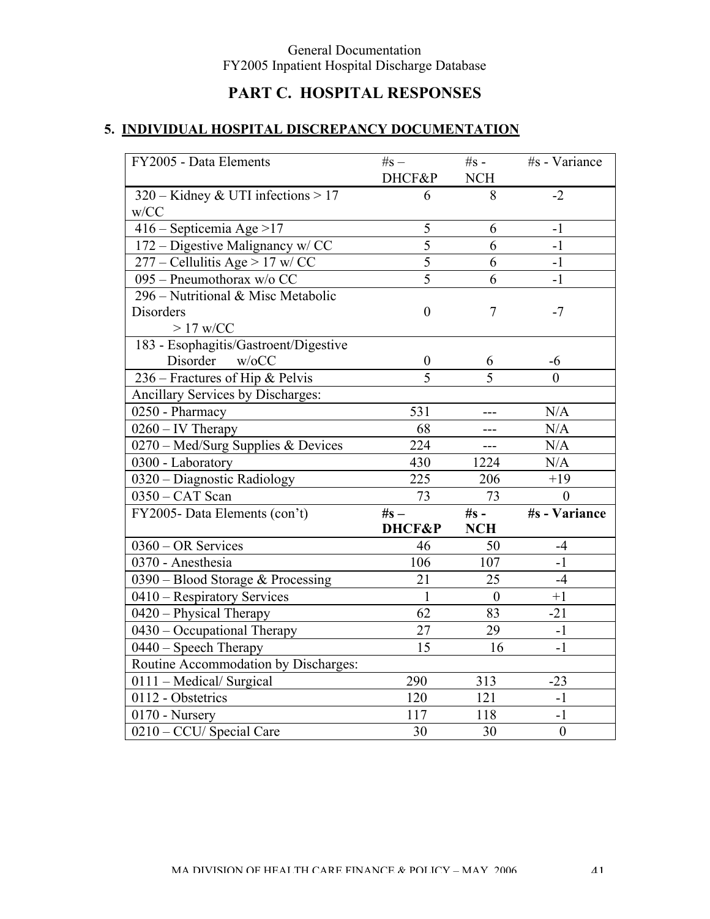General Documentation
FY2005 Inpatient Hospital Discharge Database

## PART C. HOSPITAL RESPONSES

### 5. INDIVIDUAL HOSPITAL DISCREPANCY DOCUMENTATION

| FY2005 - Data Elements | #s – DHCF&P | #s - NCH | #s - Variance |
|---|---|---|---|
| 320 – Kidney & UTI infections > 17 w/CC | 6 | 8 | -2 |
| 416 – Septicemia Age >17 | 5 | 6 | -1 |
| 172 – Digestive Malignancy w/ CC | 5 | 6 | -1 |
| 277 – Cellulitis Age > 17 w/ CC | 5 | 6 | -1 |
| 095 – Pneumothorax w/o CC | 5 | 6 | -1 |
| 296 – Nutritional & Misc Metabolic Disorders > 17 w/CC | 0 | 7 | -7 |
| 183 - Esophagitis/Gastroent/Digestive Disorder w/oCC | 0 | 6 | -6 |
| 236 – Fractures of Hip & Pelvis | 5 | 5 | 0 |
| Ancillary Services by Discharges: | | | |
| 0250 - Pharmacy | 531 | --- | N/A |
| 0260 – IV Therapy | 68 | --- | N/A |
| 0270 – Med/Surg Supplies & Devices | 224 | --- | N/A |
| 0300 - Laboratory | 430 | 1224 | N/A |
| 0320 – Diagnostic Radiology | 225 | 206 | +19 |
| 0350 – CAT Scan | 73 | 73 | 0 |
| **FY2005- Data Elements (con't)** | **#s – DHCF&P** | **#s - NCH** | **#s - Variance** |
| 0360 – OR Services | 46 | 50 | -4 |
| 0370 - Anesthesia | 106 | 107 | -1 |
| 0390 – Blood Storage & Processing | 21 | 25 | -4 |
| 0410 – Respiratory Services | 1 | 0 | +1 |
| 0420 – Physical Therapy | 62 | 83 | -21 |
| 0430 – Occupational Therapy | 27 | 29 | -1 |
| 0440 – Speech Therapy | 15 | 16 | -1 |
| Routine Accommodation by Discharges: | | | |
| 0111 – Medical/ Surgical | 290 | 313 | -23 |
| 0112 - Obstetrics | 120 | 121 | -1 |
| 0170 - Nursery | 117 | 118 | -1 |
| 0210 – CCU/ Special Care | 30 | 30 | 0 |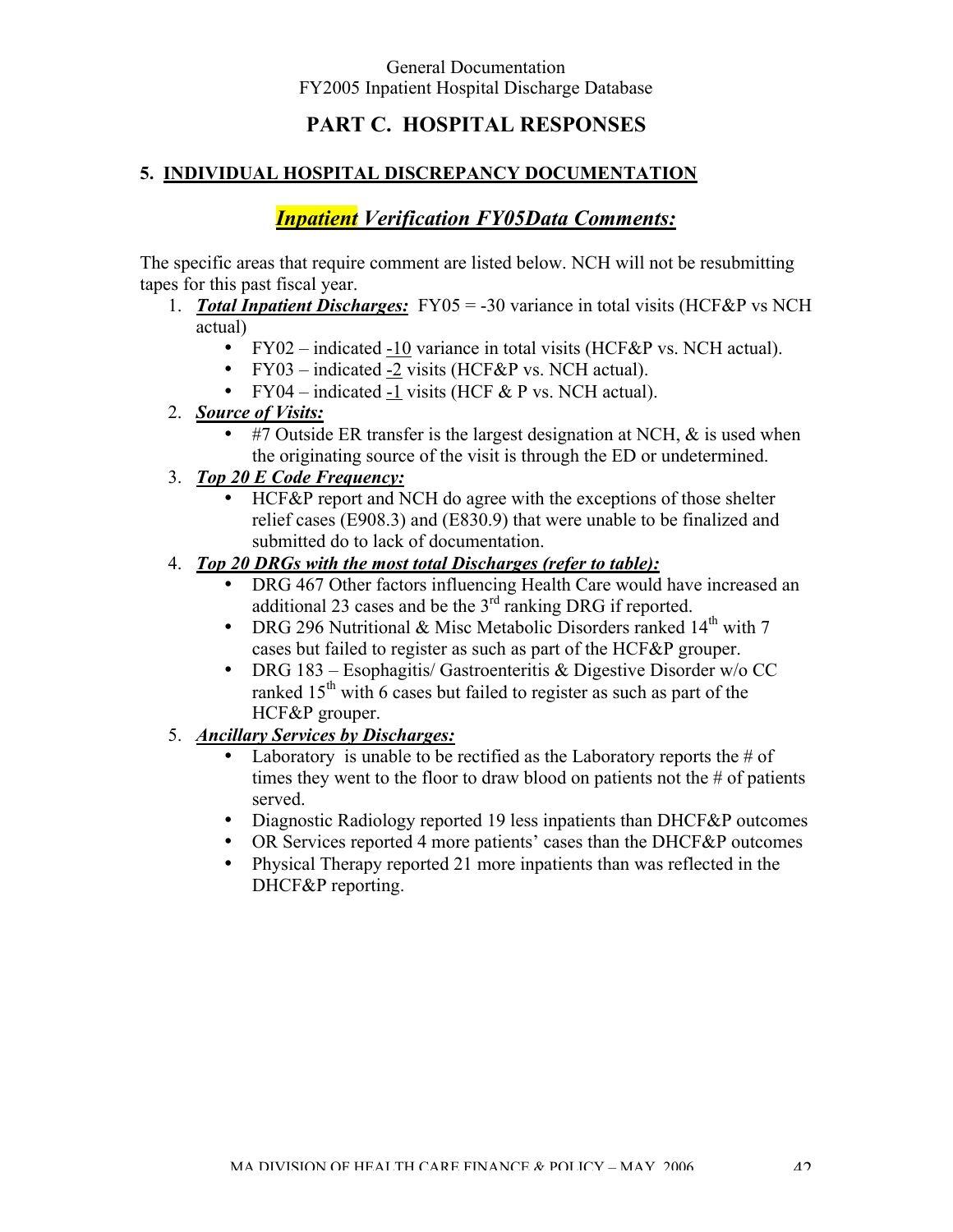# PART C. HOSPITAL RESPONSES

## 5. INDIVIDUAL HOSPITAL DISCREPANCY DOCUMENTATION

### *Inpatient Verification FY05Data Comments:*

The specific areas that require comment are listed below. NCH will not be resubmitting tapes for this past fiscal year.

1. ***Total Inpatient Discharges:*** FY05 = -30 variance in total visits (HCF&P vs NCH actual)
   - FY02 – indicated -10 variance in total visits (HCF&P vs. NCH actual).
   - FY03 – indicated -2 visits (HCF&P vs. NCH actual).
   - FY04 – indicated -1 visits (HCF & P vs. NCH actual).
2. ***Source of Visits:***
   - #7 Outside ER transfer is the largest designation at NCH, & is used when the originating source of the visit is through the ED or undetermined.
3. ***Top 20 E Code Frequency:***
   - HCF&P report and NCH do agree with the exceptions of those shelter relief cases (E908.3) and (E830.9) that were unable to be finalized and submitted do to lack of documentation.
4. ***Top 20 DRGs with the most total Discharges (refer to table):***
   - DRG 467 Other factors influencing Health Care would have increased an additional 23 cases and be the 3rd ranking DRG if reported.
   - DRG 296 Nutritional & Misc Metabolic Disorders ranked 14th with 7 cases but failed to register as such as part of the HCF&P grouper.
   - DRG 183 – Esophagitis/ Gastroenteritis & Digestive Disorder w/o CC ranked 15th with 6 cases but failed to register as such as part of the HCF&P grouper.
5. ***Ancillary Services by Discharges:***
   - Laboratory is unable to be rectified as the Laboratory reports the # of times they went to the floor to draw blood on patients not the # of patients served.
   - Diagnostic Radiology reported 19 less inpatients than DHCF&P outcomes
   - OR Services reported 4 more patients' cases than the DHCF&P outcomes
   - Physical Therapy reported 21 more inpatients than was reflected in the DHCF&P reporting.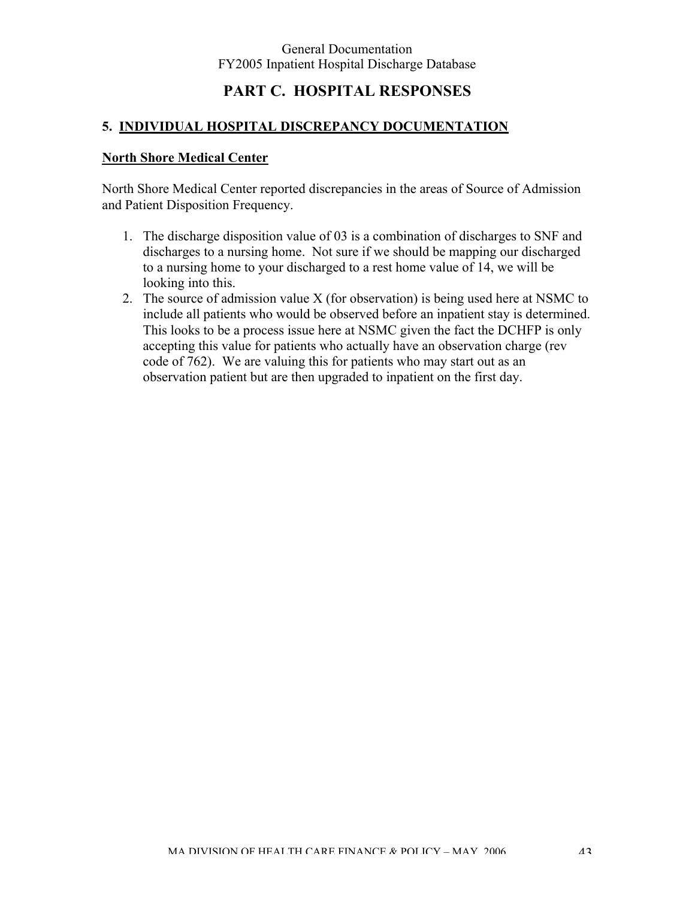# PART C. HOSPITAL RESPONSES

## 5. INDIVIDUAL HOSPITAL DISCREPANCY DOCUMENTATION

### North Shore Medical Center

North Shore Medical Center reported discrepancies in the areas of Source of Admission and Patient Disposition Frequency.

1. The discharge disposition value of 03 is a combination of discharges to SNF and discharges to a nursing home. Not sure if we should be mapping our discharged to a nursing home to your discharged to a rest home value of 14, we will be looking into this.
2. The source of admission value X (for observation) is being used here at NSMC to include all patients who would be observed before an inpatient stay is determined. This looks to be a process issue here at NSMC given the fact the DCHFP is only accepting this value for patients who actually have an observation charge (rev code of 762). We are valuing this for patients who may start out as an observation patient but are then upgraded to inpatient on the first day.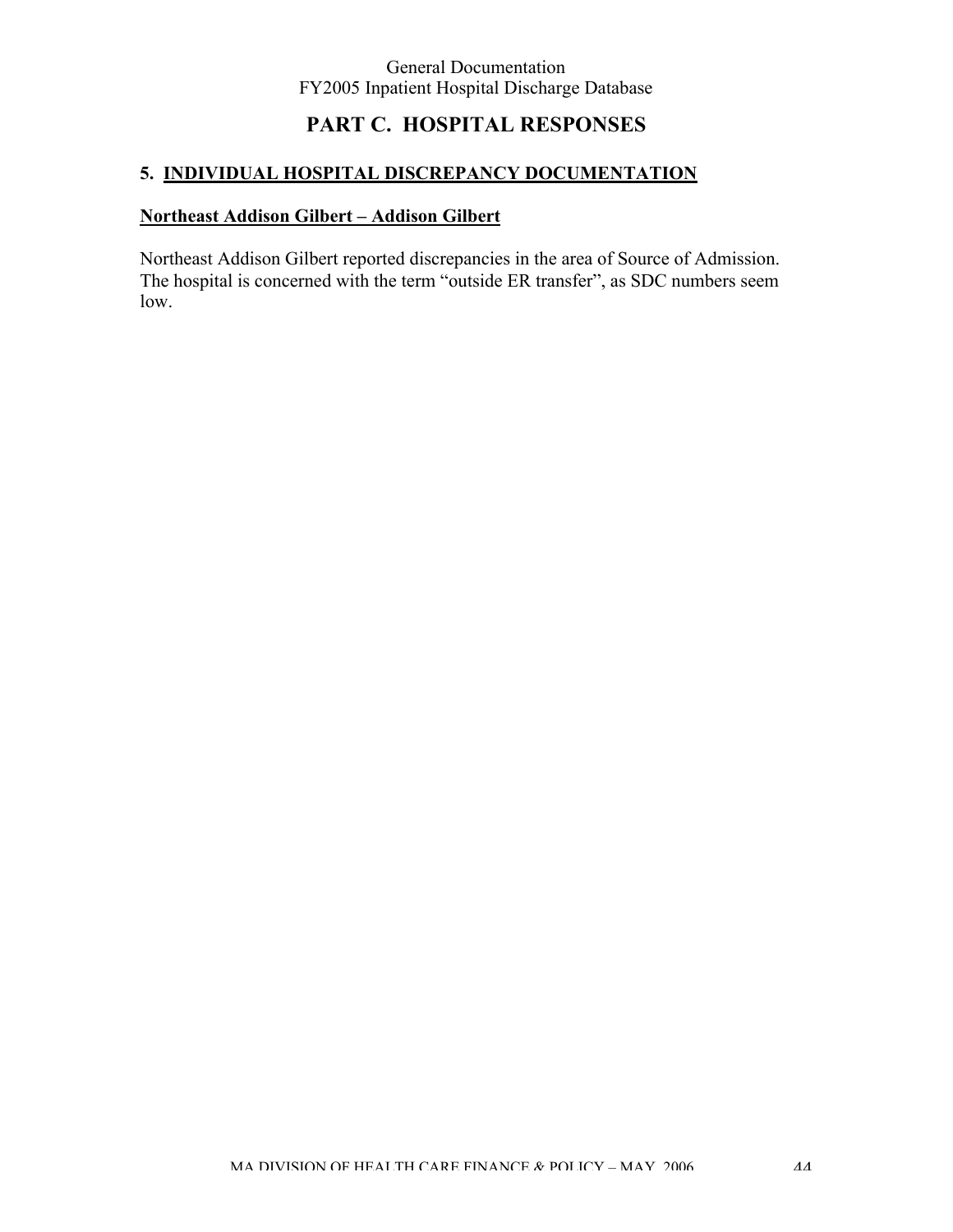# PART C. HOSPITAL RESPONSES

## 5. INDIVIDUAL HOSPITAL DISCREPANCY DOCUMENTATION

### Northeast Addison Gilbert – Addison Gilbert

Northeast Addison Gilbert reported discrepancies in the area of Source of Admission. The hospital is concerned with the term "outside ER transfer", as SDC numbers seem low.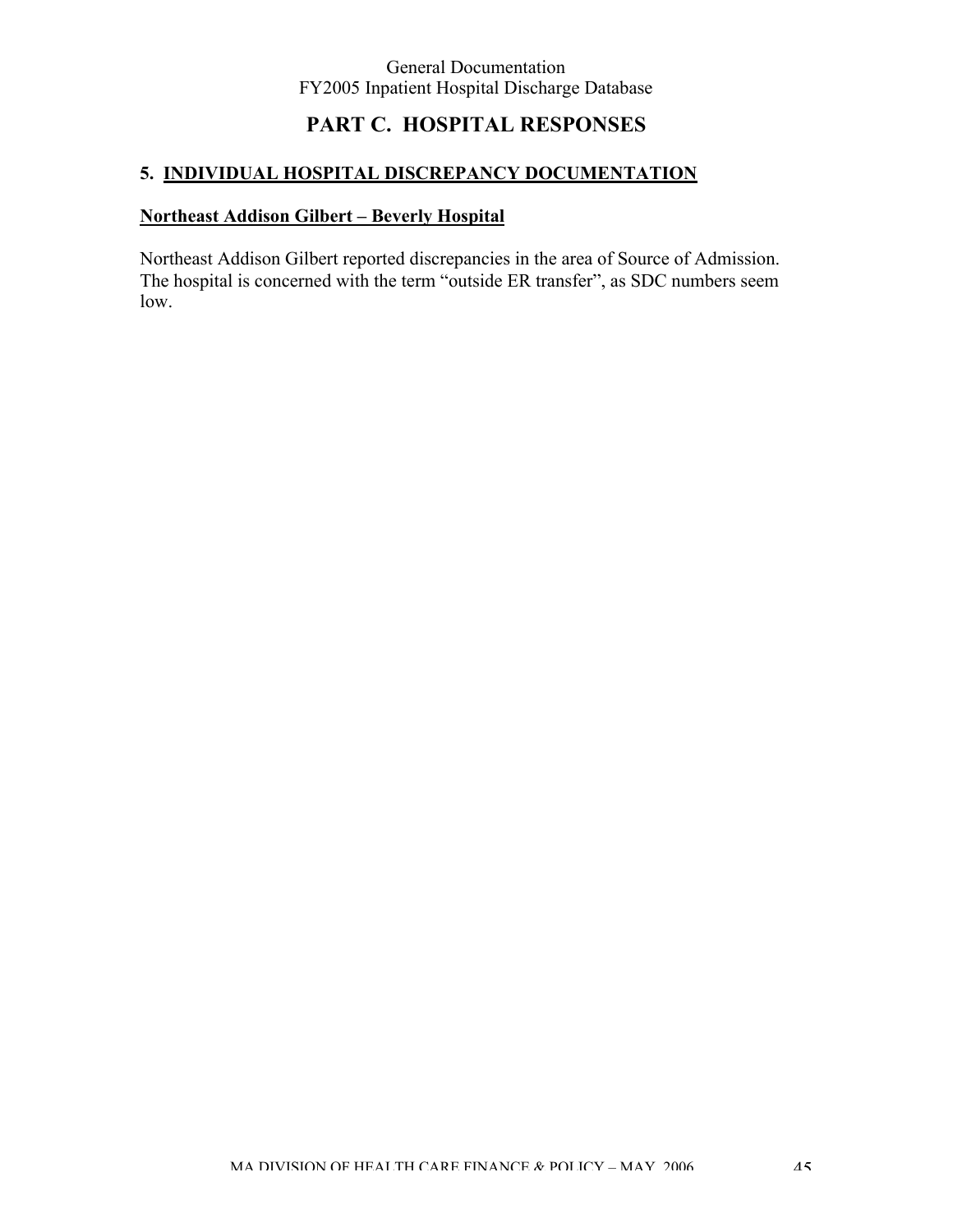# PART C. HOSPITAL RESPONSES

## 5. INDIVIDUAL HOSPITAL DISCREPANCY DOCUMENTATION

### Northeast Addison Gilbert – Beverly Hospital

Northeast Addison Gilbert reported discrepancies in the area of Source of Admission. The hospital is concerned with the term "outside ER transfer", as SDC numbers seem low.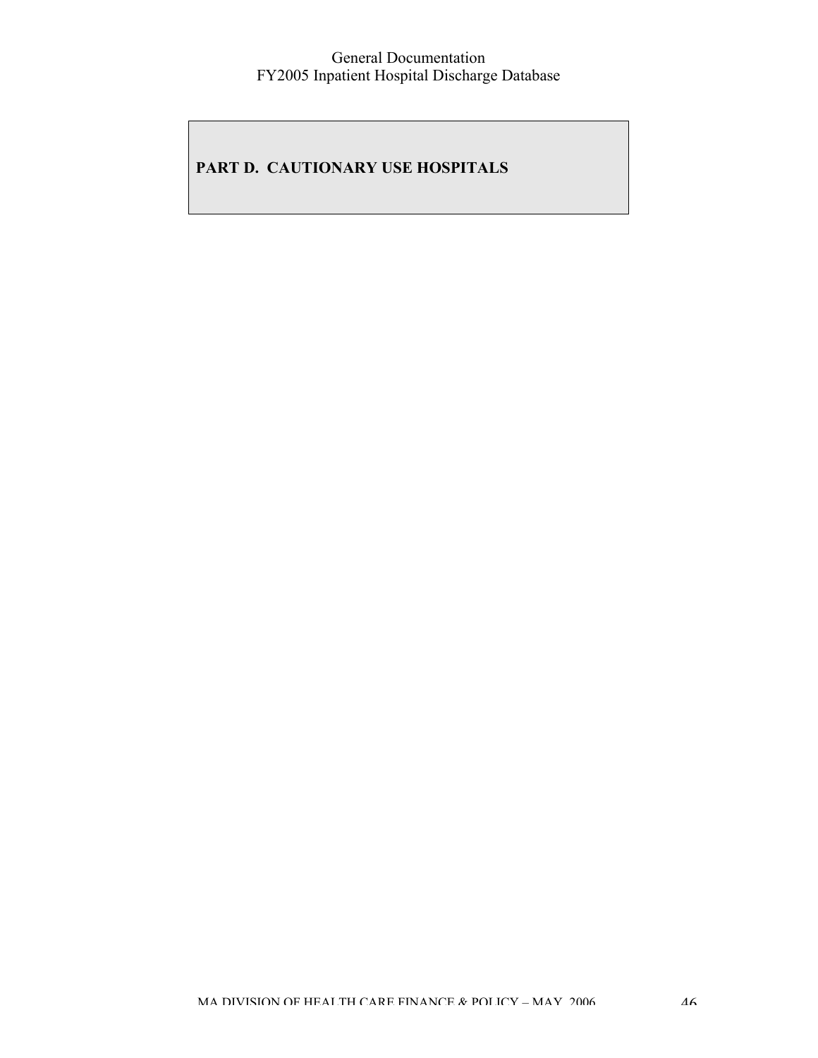# PART D. CAUTIONARY USE HOSPITALS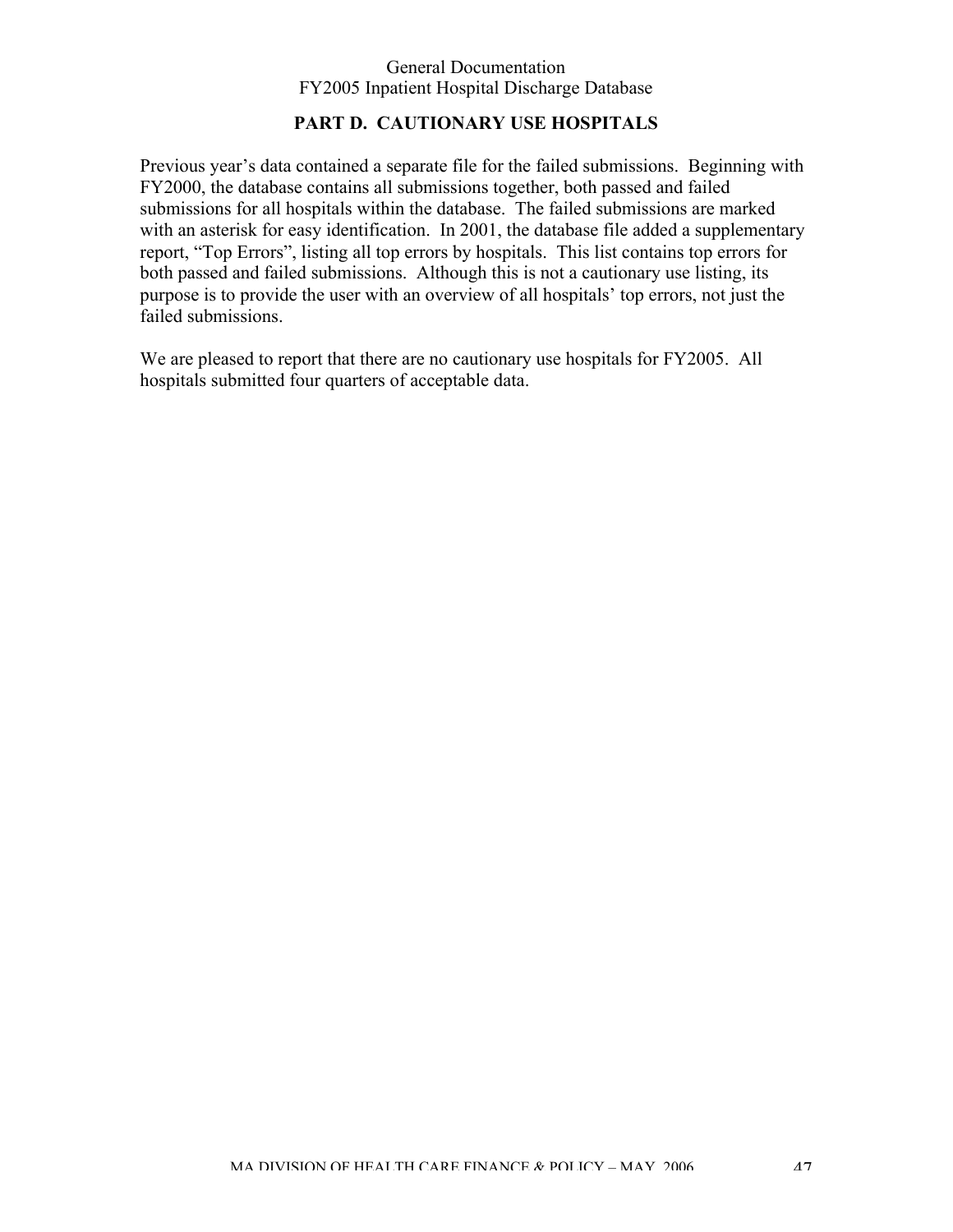## PART D. CAUTIONARY USE HOSPITALS

Previous year's data contained a separate file for the failed submissions. Beginning with FY2000, the database contains all submissions together, both passed and failed submissions for all hospitals within the database. The failed submissions are marked with an asterisk for easy identification. In 2001, the database file added a supplementary report, "Top Errors", listing all top errors by hospitals. This list contains top errors for both passed and failed submissions. Although this is not a cautionary use listing, its purpose is to provide the user with an overview of all hospitals' top errors, not just the failed submissions.

We are pleased to report that there are no cautionary use hospitals for FY2005. All hospitals submitted four quarters of acceptable data.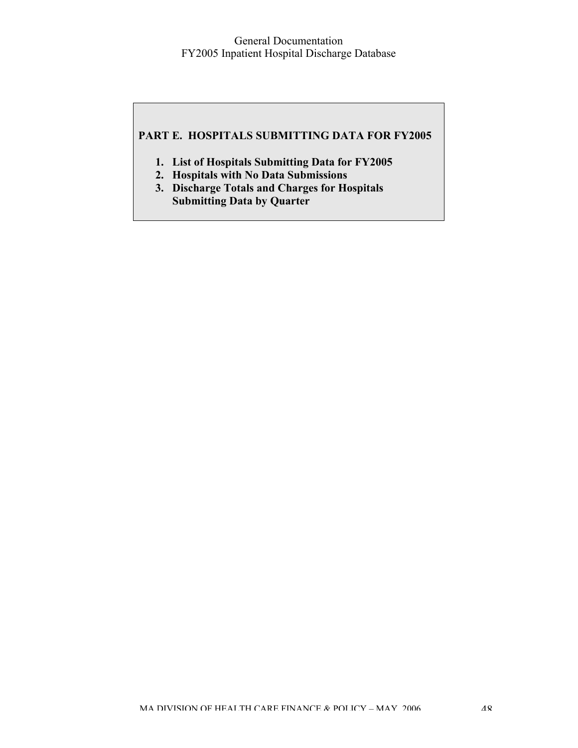## PART E. HOSPITALS SUBMITTING DATA FOR FY2005

1. **List of Hospitals Submitting Data for FY2005**
2. **Hospitals with No Data Submissions**
3. **Discharge Totals and Charges for Hospitals Submitting Data by Quarter**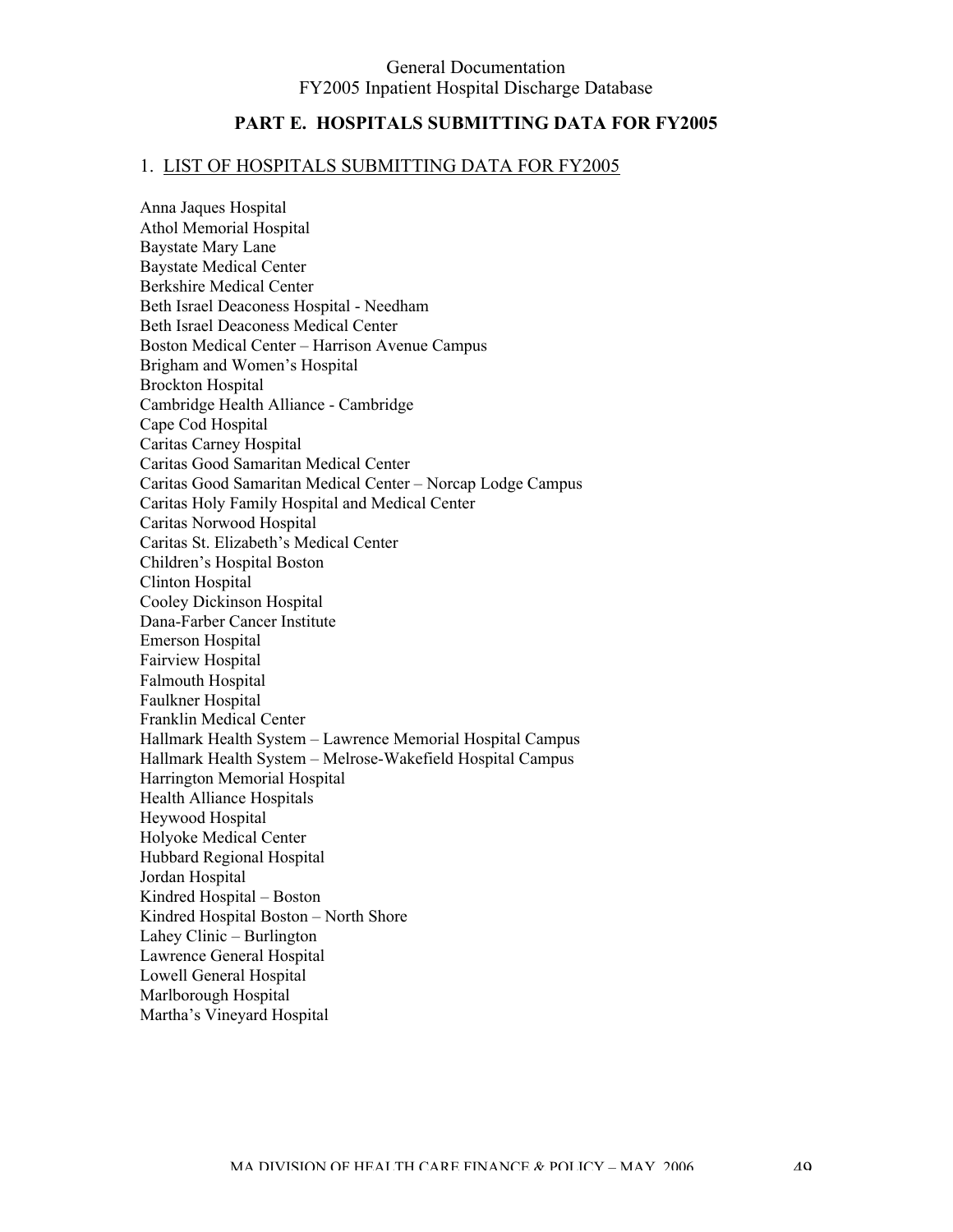## PART E. HOSPITALS SUBMITTING DATA FOR FY2005

### 1. LIST OF HOSPITALS SUBMITTING DATA FOR FY2005

Anna Jaques Hospital
Athol Memorial Hospital
Baystate Mary Lane
Baystate Medical Center
Berkshire Medical Center
Beth Israel Deaconess Hospital - Needham
Beth Israel Deaconess Medical Center
Boston Medical Center – Harrison Avenue Campus
Brigham and Women's Hospital
Brockton Hospital
Cambridge Health Alliance - Cambridge
Cape Cod Hospital
Caritas Carney Hospital
Caritas Good Samaritan Medical Center
Caritas Good Samaritan Medical Center – Norcap Lodge Campus
Caritas Holy Family Hospital and Medical Center
Caritas Norwood Hospital
Caritas St. Elizabeth's Medical Center
Children's Hospital Boston
Clinton Hospital
Cooley Dickinson Hospital
Dana-Farber Cancer Institute
Emerson Hospital
Fairview Hospital
Falmouth Hospital
Faulkner Hospital
Franklin Medical Center
Hallmark Health System – Lawrence Memorial Hospital Campus
Hallmark Health System – Melrose-Wakefield Hospital Campus
Harrington Memorial Hospital
Health Alliance Hospitals
Heywood Hospital
Holyoke Medical Center
Hubbard Regional Hospital
Jordan Hospital
Kindred Hospital – Boston
Kindred Hospital Boston – North Shore
Lahey Clinic – Burlington
Lawrence General Hospital
Lowell General Hospital
Marlborough Hospital
Martha's Vineyard Hospital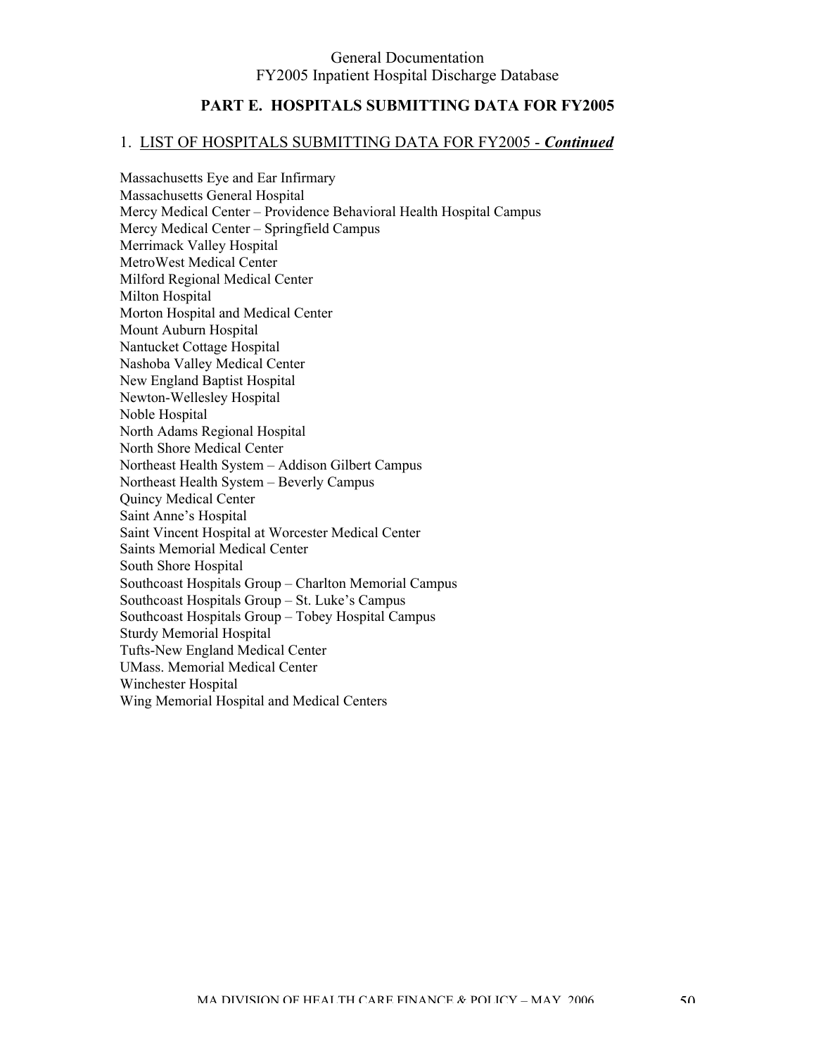## PART E. HOSPITALS SUBMITTING DATA FOR FY2005

### 1. LIST OF HOSPITALS SUBMITTING DATA FOR FY2005 - *Continued*

Massachusetts Eye and Ear Infirmary
Massachusetts General Hospital
Mercy Medical Center – Providence Behavioral Health Hospital Campus
Mercy Medical Center – Springfield Campus
Merrimack Valley Hospital
MetroWest Medical Center
Milford Regional Medical Center
Milton Hospital
Morton Hospital and Medical Center
Mount Auburn Hospital
Nantucket Cottage Hospital
Nashoba Valley Medical Center
New England Baptist Hospital
Newton-Wellesley Hospital
Noble Hospital
North Adams Regional Hospital
North Shore Medical Center
Northeast Health System – Addison Gilbert Campus
Northeast Health System – Beverly Campus
Quincy Medical Center
Saint Anne's Hospital
Saint Vincent Hospital at Worcester Medical Center
Saints Memorial Medical Center
South Shore Hospital
Southcoast Hospitals Group – Charlton Memorial Campus
Southcoast Hospitals Group – St. Luke's Campus
Southcoast Hospitals Group – Tobey Hospital Campus
Sturdy Memorial Hospital
Tufts-New England Medical Center
UMass. Memorial Medical Center
Winchester Hospital
Wing Memorial Hospital and Medical Centers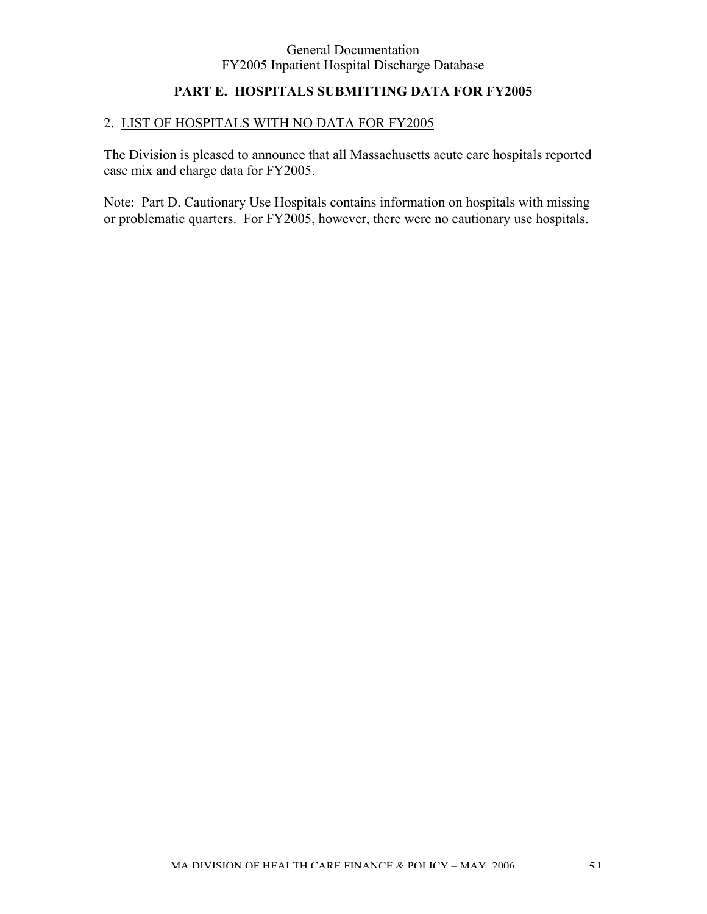## PART E. HOSPITALS SUBMITTING DATA FOR FY2005

### 2. LIST OF HOSPITALS WITH NO DATA FOR FY2005

The Division is pleased to announce that all Massachusetts acute care hospitals reported case mix and charge data for FY2005.

Note: Part D. Cautionary Use Hospitals contains information on hospitals with missing or problematic quarters. For FY2005, however, there were no cautionary use hospitals.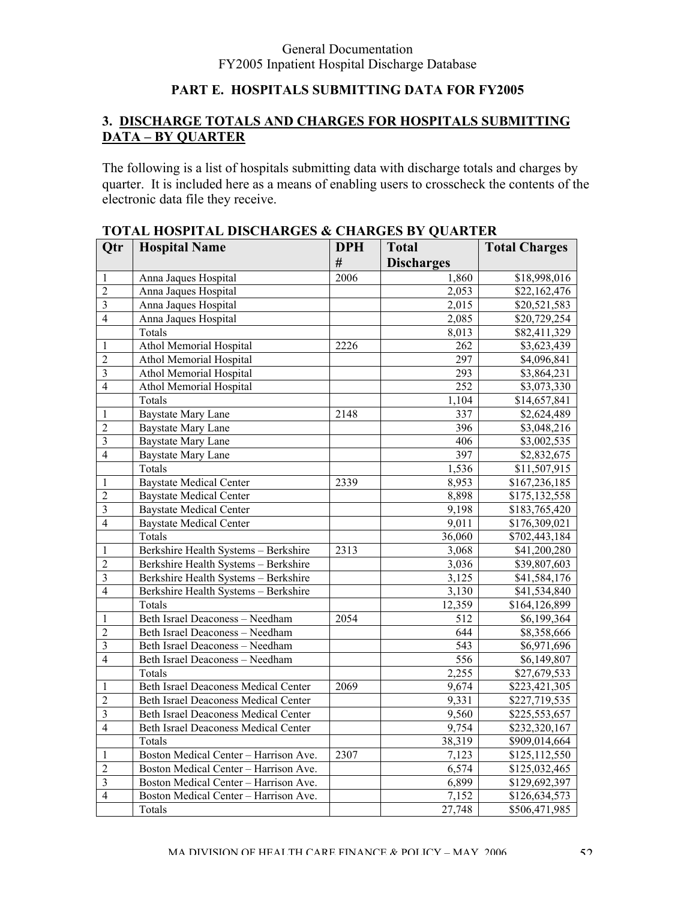## PART E. HOSPITALS SUBMITTING DATA FOR FY2005

### 3. DISCHARGE TOTALS AND CHARGES FOR HOSPITALS SUBMITTING DATA – BY QUARTER

The following is a list of hospitals submitting data with discharge totals and charges by quarter. It is included here as a means of enabling users to crosscheck the contents of the electronic data file they receive.

**TOTAL HOSPITAL DISCHARGES & CHARGES BY QUARTER**

| Qtr | Hospital Name | DPH # | Total Discharges | Total Charges |
|---|---|---|---|---|
| 1 | Anna Jaques Hospital | 2006 | 1,860 | $18,998,016 |
| 2 | Anna Jaques Hospital | | 2,053 | $22,162,476 |
| 3 | Anna Jaques Hospital | | 2,015 | $20,521,583 |
| 4 | Anna Jaques Hospital | | 2,085 | $20,729,254 |
| | Totals | | 8,013 | $82,411,329 |
| 1 | Athol Memorial Hospital | 2226 | 262 | $3,623,439 |
| 2 | Athol Memorial Hospital | | 297 | $4,096,841 |
| 3 | Athol Memorial Hospital | | 293 | $3,864,231 |
| 4 | Athol Memorial Hospital | | 252 | $3,073,330 |
| | Totals | | 1,104 | $14,657,841 |
| 1 | Baystate Mary Lane | 2148 | 337 | $2,624,489 |
| 2 | Baystate Mary Lane | | 396 | $3,048,216 |
| 3 | Baystate Mary Lane | | 406 | $3,002,535 |
| 4 | Baystate Mary Lane | | 397 | $2,832,675 |
| | Totals | | 1,536 | $11,507,915 |
| 1 | Baystate Medical Center | 2339 | 8,953 | $167,236,185 |
| 2 | Baystate Medical Center | | 8,898 | $175,132,558 |
| 3 | Baystate Medical Center | | 9,198 | $183,765,420 |
| 4 | Baystate Medical Center | | 9,011 | $176,309,021 |
| | Totals | | 36,060 | $702,443,184 |
| 1 | Berkshire Health Systems – Berkshire | 2313 | 3,068 | $41,200,280 |
| 2 | Berkshire Health Systems – Berkshire | | 3,036 | $39,807,603 |
| 3 | Berkshire Health Systems – Berkshire | | 3,125 | $41,584,176 |
| 4 | Berkshire Health Systems – Berkshire | | 3,130 | $41,534,840 |
| | Totals | | 12,359 | $164,126,899 |
| 1 | Beth Israel Deaconess – Needham | 2054 | 512 | $6,199,364 |
| 2 | Beth Israel Deaconess – Needham | | 644 | $8,358,666 |
| 3 | Beth Israel Deaconess – Needham | | 543 | $6,971,696 |
| 4 | Beth Israel Deaconess – Needham | | 556 | $6,149,807 |
| | Totals | | 2,255 | $27,679,533 |
| 1 | Beth Israel Deaconess Medical Center | 2069 | 9,674 | $223,421,305 |
| 2 | Beth Israel Deaconess Medical Center | | 9,331 | $227,719,535 |
| 3 | Beth Israel Deaconess Medical Center | | 9,560 | $225,553,657 |
| 4 | Beth Israel Deaconess Medical Center | | 9,754 | $232,320,167 |
| | Totals | | 38,319 | $909,014,664 |
| 1 | Boston Medical Center – Harrison Ave. | 2307 | 7,123 | $125,112,550 |
| 2 | Boston Medical Center – Harrison Ave. | | 6,574 | $125,032,465 |
| 3 | Boston Medical Center – Harrison Ave. | | 6,899 | $129,692,397 |
| 4 | Boston Medical Center – Harrison Ave. | | 7,152 | $126,634,573 |
| | Totals | | 27,748 | $506,471,985 |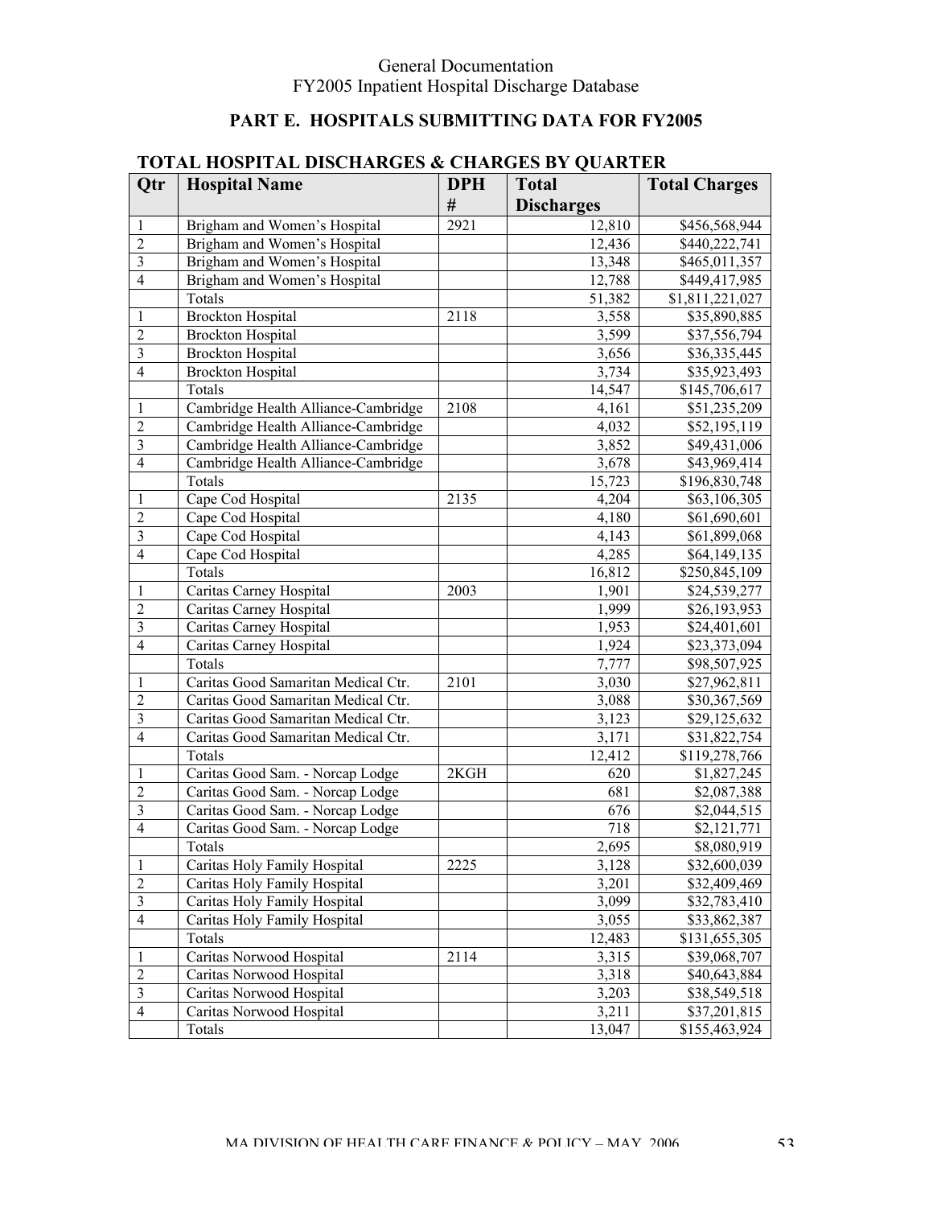# PART E. HOSPITALS SUBMITTING DATA FOR FY2005

## TOTAL HOSPITAL DISCHARGES & CHARGES BY QUARTER

| Qtr | Hospital Name | DPH # | Total Discharges | Total Charges |
|---|---|---|---|---|
| 1 | Brigham and Women's Hospital | 2921 | 12,810 | $456,568,944 |
| 2 | Brigham and Women's Hospital | | 12,436 | $440,222,741 |
| 3 | Brigham and Women's Hospital | | 13,348 | $465,011,357 |
| 4 | Brigham and Women's Hospital | | 12,788 | $449,417,985 |
| | Totals | | 51,382 | $1,811,221,027 |
| 1 | Brockton Hospital | 2118 | 3,558 | $35,890,885 |
| 2 | Brockton Hospital | | 3,599 | $37,556,794 |
| 3 | Brockton Hospital | | 3,656 | $36,335,445 |
| 4 | Brockton Hospital | | 3,734 | $35,923,493 |
| | Totals | | 14,547 | $145,706,617 |
| 1 | Cambridge Health Alliance-Cambridge | 2108 | 4,161 | $51,235,209 |
| 2 | Cambridge Health Alliance-Cambridge | | 4,032 | $52,195,119 |
| 3 | Cambridge Health Alliance-Cambridge | | 3,852 | $49,431,006 |
| 4 | Cambridge Health Alliance-Cambridge | | 3,678 | $43,969,414 |
| | Totals | | 15,723 | $196,830,748 |
| 1 | Cape Cod Hospital | 2135 | 4,204 | $63,106,305 |
| 2 | Cape Cod Hospital | | 4,180 | $61,690,601 |
| 3 | Cape Cod Hospital | | 4,143 | $61,899,068 |
| 4 | Cape Cod Hospital | | 4,285 | $64,149,135 |
| | Totals | | 16,812 | $250,845,109 |
| 1 | Caritas Carney Hospital | 2003 | 1,901 | $24,539,277 |
| 2 | Caritas Carney Hospital | | 1,999 | $26,193,953 |
| 3 | Caritas Carney Hospital | | 1,953 | $24,401,601 |
| 4 | Caritas Carney Hospital | | 1,924 | $23,373,094 |
| | Totals | | 7,777 | $98,507,925 |
| 1 | Caritas Good Samaritan Medical Ctr. | 2101 | 3,030 | $27,962,811 |
| 2 | Caritas Good Samaritan Medical Ctr. | | 3,088 | $30,367,569 |
| 3 | Caritas Good Samaritan Medical Ctr. | | 3,123 | $29,125,632 |
| 4 | Caritas Good Samaritan Medical Ctr. | | 3,171 | $31,822,754 |
| | Totals | | 12,412 | $119,278,766 |
| 1 | Caritas Good Sam. - Norcap Lodge | 2KGH | 620 | $1,827,245 |
| 2 | Caritas Good Sam. - Norcap Lodge | | 681 | $2,087,388 |
| 3 | Caritas Good Sam. - Norcap Lodge | | 676 | $2,044,515 |
| 4 | Caritas Good Sam. - Norcap Lodge | | 718 | $2,121,771 |
| | Totals | | 2,695 | $8,080,919 |
| 1 | Caritas Holy Family Hospital | 2225 | 3,128 | $32,600,039 |
| 2 | Caritas Holy Family Hospital | | 3,201 | $32,409,469 |
| 3 | Caritas Holy Family Hospital | | 3,099 | $32,783,410 |
| 4 | Caritas Holy Family Hospital | | 3,055 | $33,862,387 |
| | Totals | | 12,483 | $131,655,305 |
| 1 | Caritas Norwood Hospital | 2114 | 3,315 | $39,068,707 |
| 2 | Caritas Norwood Hospital | | 3,318 | $40,643,884 |
| 3 | Caritas Norwood Hospital | | 3,203 | $38,549,518 |
| 4 | Caritas Norwood Hospital | | 3,211 | $37,201,815 |
| | Totals | | 13,047 | $155,463,924 |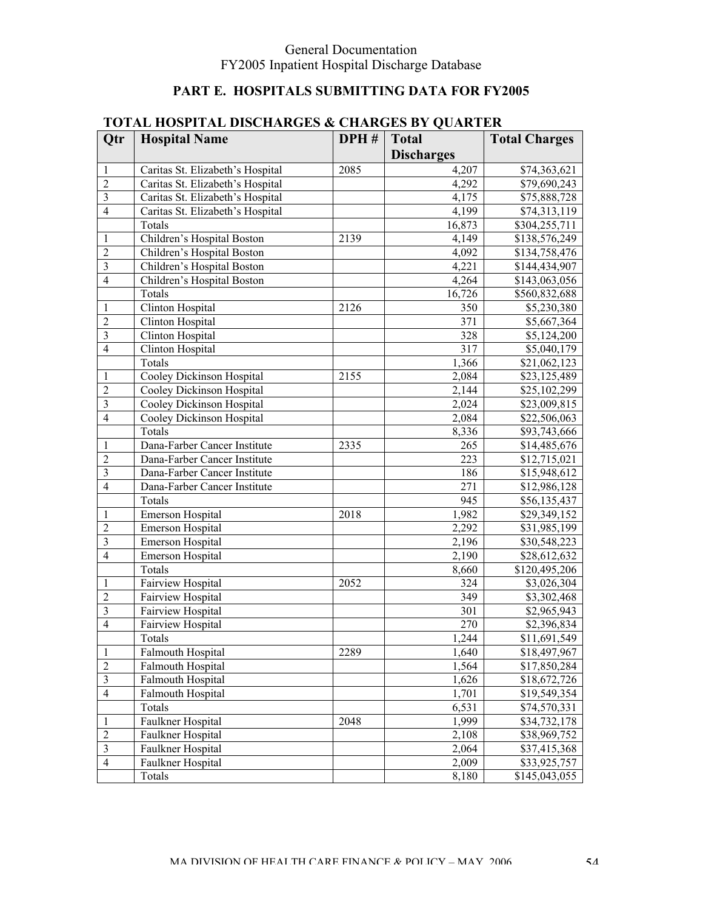## PART E. HOSPITALS SUBMITTING DATA FOR FY2005

### TOTAL HOSPITAL DISCHARGES & CHARGES BY QUARTER

| Qtr | Hospital Name | DPH # | Total Discharges | Total Charges |
|---|---|---|---|---|
| 1 | Caritas St. Elizabeth's Hospital | 2085 | 4,207 | $74,363,621 |
| 2 | Caritas St. Elizabeth's Hospital | | 4,292 | $79,690,243 |
| 3 | Caritas St. Elizabeth's Hospital | | 4,175 | $75,888,728 |
| 4 | Caritas St. Elizabeth's Hospital | | 4,199 | $74,313,119 |
| | Totals | | 16,873 | $304,255,711 |
| 1 | Children's Hospital Boston | 2139 | 4,149 | $138,576,249 |
| 2 | Children's Hospital Boston | | 4,092 | $134,758,476 |
| 3 | Children's Hospital Boston | | 4,221 | $144,434,907 |
| 4 | Children's Hospital Boston | | 4,264 | $143,063,056 |
| | Totals | | 16,726 | $560,832,688 |
| 1 | Clinton Hospital | 2126 | 350 | $5,230,380 |
| 2 | Clinton Hospital | | 371 | $5,667,364 |
| 3 | Clinton Hospital | | 328 | $5,124,200 |
| 4 | Clinton Hospital | | 317 | $5,040,179 |
| | Totals | | 1,366 | $21,062,123 |
| 1 | Cooley Dickinson Hospital | 2155 | 2,084 | $23,125,489 |
| 2 | Cooley Dickinson Hospital | | 2,144 | $25,102,299 |
| 3 | Cooley Dickinson Hospital | | 2,024 | $23,009,815 |
| 4 | Cooley Dickinson Hospital | | 2,084 | $22,506,063 |
| | Totals | | 8,336 | $93,743,666 |
| 1 | Dana-Farber Cancer Institute | 2335 | 265 | $14,485,676 |
| 2 | Dana-Farber Cancer Institute | | 223 | $12,715,021 |
| 3 | Dana-Farber Cancer Institute | | 186 | $15,948,612 |
| 4 | Dana-Farber Cancer Institute | | 271 | $12,986,128 |
| | Totals | | 945 | $56,135,437 |
| 1 | Emerson Hospital | 2018 | 1,982 | $29,349,152 |
| 2 | Emerson Hospital | | 2,292 | $31,985,199 |
| 3 | Emerson Hospital | | 2,196 | $30,548,223 |
| 4 | Emerson Hospital | | 2,190 | $28,612,632 |
| | Totals | | 8,660 | $120,495,206 |
| 1 | Fairview Hospital | 2052 | 324 | $3,026,304 |
| 2 | Fairview Hospital | | 349 | $3,302,468 |
| 3 | Fairview Hospital | | 301 | $2,965,943 |
| 4 | Fairview Hospital | | 270 | $2,396,834 |
| | Totals | | 1,244 | $11,691,549 |
| 1 | Falmouth Hospital | 2289 | 1,640 | $18,497,967 |
| 2 | Falmouth Hospital | | 1,564 | $17,850,284 |
| 3 | Falmouth Hospital | | 1,626 | $18,672,726 |
| 4 | Falmouth Hospital | | 1,701 | $19,549,354 |
| | Totals | | 6,531 | $74,570,331 |
| 1 | Faulkner Hospital | 2048 | 1,999 | $34,732,178 |
| 2 | Faulkner Hospital | | 2,108 | $38,969,752 |
| 3 | Faulkner Hospital | | 2,064 | $37,415,368 |
| 4 | Faulkner Hospital | | 2,009 | $33,925,757 |
| | Totals | | 8,180 | $145,043,055 |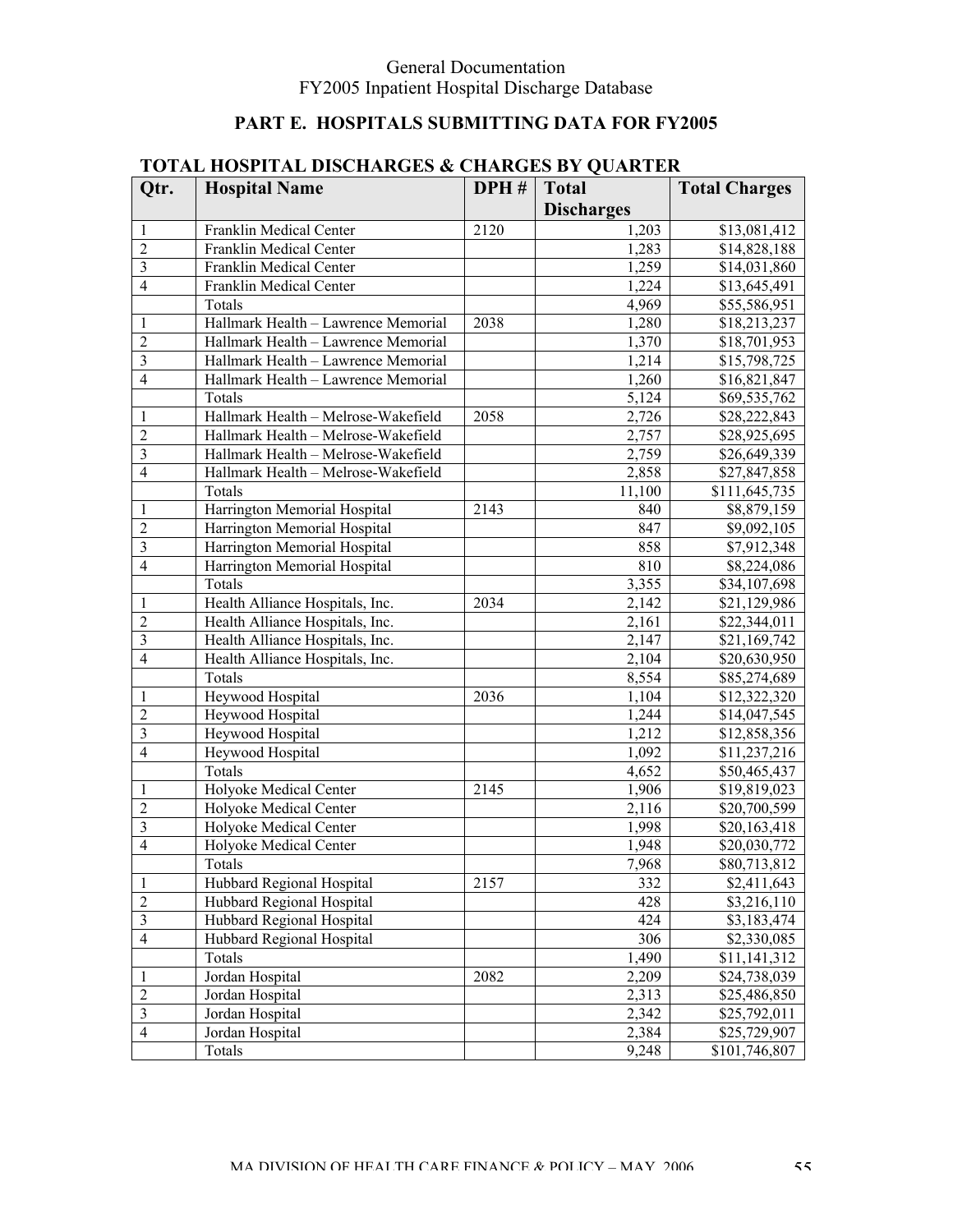General Documentation
FY2005 Inpatient Hospital Discharge Database

## PART E. HOSPITALS SUBMITTING DATA FOR FY2005

### TOTAL HOSPITAL DISCHARGES & CHARGES BY QUARTER

| Qtr. | Hospital Name | DPH # | Total Discharges | Total Charges |
|---|---|---|---|---|
| 1 | Franklin Medical Center | 2120 | 1,203 | $13,081,412 |
| 2 | Franklin Medical Center | | 1,283 | $14,828,188 |
| 3 | Franklin Medical Center | | 1,259 | $14,031,860 |
| 4 | Franklin Medical Center | | 1,224 | $13,645,491 |
| | Totals | | 4,969 | $55,586,951 |
| 1 | Hallmark Health – Lawrence Memorial | 2038 | 1,280 | $18,213,237 |
| 2 | Hallmark Health – Lawrence Memorial | | 1,370 | $18,701,953 |
| 3 | Hallmark Health – Lawrence Memorial | | 1,214 | $15,798,725 |
| 4 | Hallmark Health – Lawrence Memorial | | 1,260 | $16,821,847 |
| | Totals | | 5,124 | $69,535,762 |
| 1 | Hallmark Health – Melrose-Wakefield | 2058 | 2,726 | $28,222,843 |
| 2 | Hallmark Health – Melrose-Wakefield | | 2,757 | $28,925,695 |
| 3 | Hallmark Health – Melrose-Wakefield | | 2,759 | $26,649,339 |
| 4 | Hallmark Health – Melrose-Wakefield | | 2,858 | $27,847,858 |
| | Totals | | 11,100 | $111,645,735 |
| 1 | Harrington Memorial Hospital | 2143 | 840 | $8,879,159 |
| 2 | Harrington Memorial Hospital | | 847 | $9,092,105 |
| 3 | Harrington Memorial Hospital | | 858 | $7,912,348 |
| 4 | Harrington Memorial Hospital | | 810 | $8,224,086 |
| | Totals | | 3,355 | $34,107,698 |
| 1 | Health Alliance Hospitals, Inc. | 2034 | 2,142 | $21,129,986 |
| 2 | Health Alliance Hospitals, Inc. | | 2,161 | $22,344,011 |
| 3 | Health Alliance Hospitals, Inc. | | 2,147 | $21,169,742 |
| 4 | Health Alliance Hospitals, Inc. | | 2,104 | $20,630,950 |
| | Totals | | 8,554 | $85,274,689 |
| 1 | Heywood Hospital | 2036 | 1,104 | $12,322,320 |
| 2 | Heywood Hospital | | 1,244 | $14,047,545 |
| 3 | Heywood Hospital | | 1,212 | $12,858,356 |
| 4 | Heywood Hospital | | 1,092 | $11,237,216 |
| | Totals | | 4,652 | $50,465,437 |
| 1 | Holyoke Medical Center | 2145 | 1,906 | $19,819,023 |
| 2 | Holyoke Medical Center | | 2,116 | $20,700,599 |
| 3 | Holyoke Medical Center | | 1,998 | $20,163,418 |
| 4 | Holyoke Medical Center | | 1,948 | $20,030,772 |
| | Totals | | 7,968 | $80,713,812 |
| 1 | Hubbard Regional Hospital | 2157 | 332 | $2,411,643 |
| 2 | Hubbard Regional Hospital | | 428 | $3,216,110 |
| 3 | Hubbard Regional Hospital | | 424 | $3,183,474 |
| 4 | Hubbard Regional Hospital | | 306 | $2,330,085 |
| | Totals | | 1,490 | $11,141,312 |
| 1 | Jordan Hospital | 2082 | 2,209 | $24,738,039 |
| 2 | Jordan Hospital | | 2,313 | $25,486,850 |
| 3 | Jordan Hospital | | 2,342 | $25,792,011 |
| 4 | Jordan Hospital | | 2,384 | $25,729,907 |
| | Totals | | 9,248 | $101,746,807 |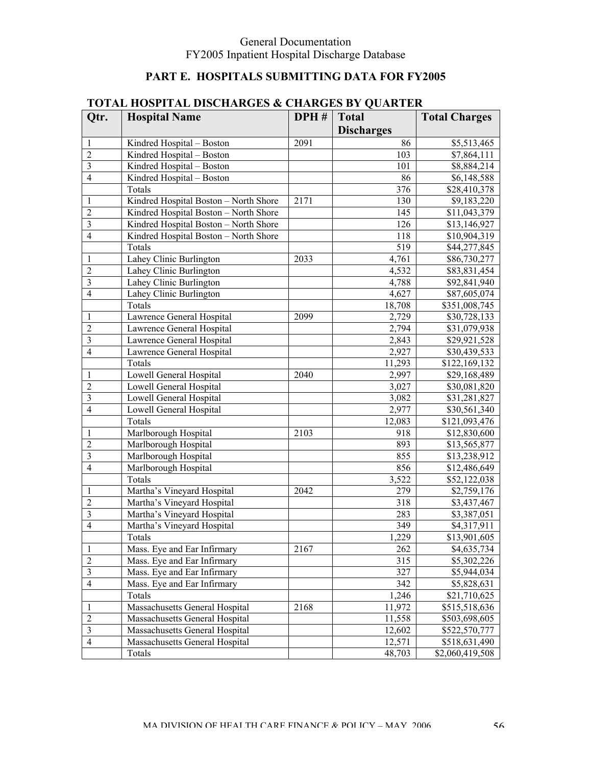## PART E. HOSPITALS SUBMITTING DATA FOR FY2005

### TOTAL HOSPITAL DISCHARGES & CHARGES BY QUARTER

| Qtr. | Hospital Name | DPH # | Total Discharges | Total Charges |
|---|---|---|---|---|
| 1 | Kindred Hospital – Boston | 2091 | 86 | $5,513,465 |
| 2 | Kindred Hospital – Boston | | 103 | $7,864,111 |
| 3 | Kindred Hospital – Boston | | 101 | $8,884,214 |
| 4 | Kindred Hospital – Boston | | 86 | $6,148,588 |
| | Totals | | 376 | $28,410,378 |
| 1 | Kindred Hospital Boston – North Shore | 2171 | 130 | $9,183,220 |
| 2 | Kindred Hospital Boston – North Shore | | 145 | $11,043,379 |
| 3 | Kindred Hospital Boston – North Shore | | 126 | $13,146,927 |
| 4 | Kindred Hospital Boston – North Shore | | 118 | $10,904,319 |
| | Totals | | 519 | $44,277,845 |
| 1 | Lahey Clinic Burlington | 2033 | 4,761 | $86,730,277 |
| 2 | Lahey Clinic Burlington | | 4,532 | $83,831,454 |
| 3 | Lahey Clinic Burlington | | 4,788 | $92,841,940 |
| 4 | Lahey Clinic Burlington | | 4,627 | $87,605,074 |
| | Totals | | 18,708 | $351,008,745 |
| 1 | Lawrence General Hospital | 2099 | 2,729 | $30,728,133 |
| 2 | Lawrence General Hospital | | 2,794 | $31,079,938 |
| 3 | Lawrence General Hospital | | 2,843 | $29,921,528 |
| 4 | Lawrence General Hospital | | 2,927 | $30,439,533 |
| | Totals | | 11,293 | $122,169,132 |
| 1 | Lowell General Hospital | 2040 | 2,997 | $29,168,489 |
| 2 | Lowell General Hospital | | 3,027 | $30,081,820 |
| 3 | Lowell General Hospital | | 3,082 | $31,281,827 |
| 4 | Lowell General Hospital | | 2,977 | $30,561,340 |
| | Totals | | 12,083 | $121,093,476 |
| 1 | Marlborough Hospital | 2103 | 918 | $12,830,600 |
| 2 | Marlborough Hospital | | 893 | $13,565,877 |
| 3 | Marlborough Hospital | | 855 | $13,238,912 |
| 4 | Marlborough Hospital | | 856 | $12,486,649 |
| | Totals | | 3,522 | $52,122,038 |
| 1 | Martha's Vineyard Hospital | 2042 | 279 | $2,759,176 |
| 2 | Martha's Vineyard Hospital | | 318 | $3,437,467 |
| 3 | Martha's Vineyard Hospital | | 283 | $3,387,051 |
| 4 | Martha's Vineyard Hospital | | 349 | $4,317,911 |
| | Totals | | 1,229 | $13,901,605 |
| 1 | Mass. Eye and Ear Infirmary | 2167 | 262 | $4,635,734 |
| 2 | Mass. Eye and Ear Infirmary | | 315 | $5,302,226 |
| 3 | Mass. Eye and Ear Infirmary | | 327 | $5,944,034 |
| 4 | Mass. Eye and Ear Infirmary | | 342 | $5,828,631 |
| | Totals | | 1,246 | $21,710,625 |
| 1 | Massachusetts General Hospital | 2168 | 11,972 | $515,518,636 |
| 2 | Massachusetts General Hospital | | 11,558 | $503,698,605 |
| 3 | Massachusetts General Hospital | | 12,602 | $522,570,777 |
| 4 | Massachusetts General Hospital | | 12,571 | $518,631,490 |
| | Totals | | 48,703 | $2,060,419,508 |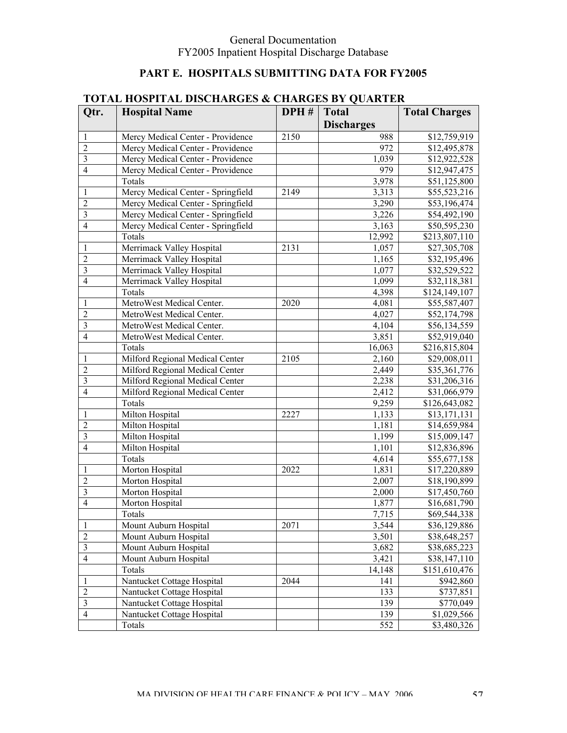## PART E. HOSPITALS SUBMITTING DATA FOR FY2005

### TOTAL HOSPITAL DISCHARGES & CHARGES BY QUARTER

| Qtr. | Hospital Name | DPH # | Total Discharges | Total Charges |
|---|---|---|---|---|
| 1 | Mercy Medical Center - Providence | 2150 | 988 | $12,759,919 |
| 2 | Mercy Medical Center - Providence | | 972 | $12,495,878 |
| 3 | Mercy Medical Center - Providence | | 1,039 | $12,922,528 |
| 4 | Mercy Medical Center - Providence | | 979 | $12,947,475 |
| | Totals | | 3,978 | $51,125,800 |
| 1 | Mercy Medical Center - Springfield | 2149 | 3,313 | $55,523,216 |
| 2 | Mercy Medical Center - Springfield | | 3,290 | $53,196,474 |
| 3 | Mercy Medical Center - Springfield | | 3,226 | $54,492,190 |
| 4 | Mercy Medical Center - Springfield | | 3,163 | $50,595,230 |
| | Totals | | 12,992 | $213,807,110 |
| 1 | Merrimack Valley Hospital | 2131 | 1,057 | $27,305,708 |
| 2 | Merrimack Valley Hospital | | 1,165 | $32,195,496 |
| 3 | Merrimack Valley Hospital | | 1,077 | $32,529,522 |
| 4 | Merrimack Valley Hospital | | 1,099 | $32,118,381 |
| | Totals | | 4,398 | $124,149,107 |
| 1 | MetroWest Medical Center. | 2020 | 4,081 | $55,587,407 |
| 2 | MetroWest Medical Center. | | 4,027 | $52,174,798 |
| 3 | MetroWest Medical Center. | | 4,104 | $56,134,559 |
| 4 | MetroWest Medical Center. | | 3,851 | $52,919,040 |
| | Totals | | 16,063 | $216,815,804 |
| 1 | Milford Regional Medical Center | 2105 | 2,160 | $29,008,011 |
| 2 | Milford Regional Medical Center | | 2,449 | $35,361,776 |
| 3 | Milford Regional Medical Center | | 2,238 | $31,206,316 |
| 4 | Milford Regional Medical Center | | 2,412 | $31,066,979 |
| | Totals | | 9,259 | $126,643,082 |
| 1 | Milton Hospital | 2227 | 1,133 | $13,171,131 |
| 2 | Milton Hospital | | 1,181 | $14,659,984 |
| 3 | Milton Hospital | | 1,199 | $15,009,147 |
| 4 | Milton Hospital | | 1,101 | $12,836,896 |
| | Totals | | 4,614 | $55,677,158 |
| 1 | Morton Hospital | 2022 | 1,831 | $17,220,889 |
| 2 | Morton Hospital | | 2,007 | $18,190,899 |
| 3 | Morton Hospital | | 2,000 | $17,450,760 |
| 4 | Morton Hospital | | 1,877 | $16,681,790 |
| | Totals | | 7,715 | $69,544,338 |
| 1 | Mount Auburn Hospital | 2071 | 3,544 | $36,129,886 |
| 2 | Mount Auburn Hospital | | 3,501 | $38,648,257 |
| 3 | Mount Auburn Hospital | | 3,682 | $38,685,223 |
| 4 | Mount Auburn Hospital | | 3,421 | $38,147,110 |
| | Totals | | 14,148 | $151,610,476 |
| 1 | Nantucket Cottage Hospital | 2044 | 141 | $942,860 |
| 2 | Nantucket Cottage Hospital | | 133 | $737,851 |
| 3 | Nantucket Cottage Hospital | | 139 | $770,049 |
| 4 | Nantucket Cottage Hospital | | 139 | $1,029,566 |
| | Totals | | 552 | $3,480,326 |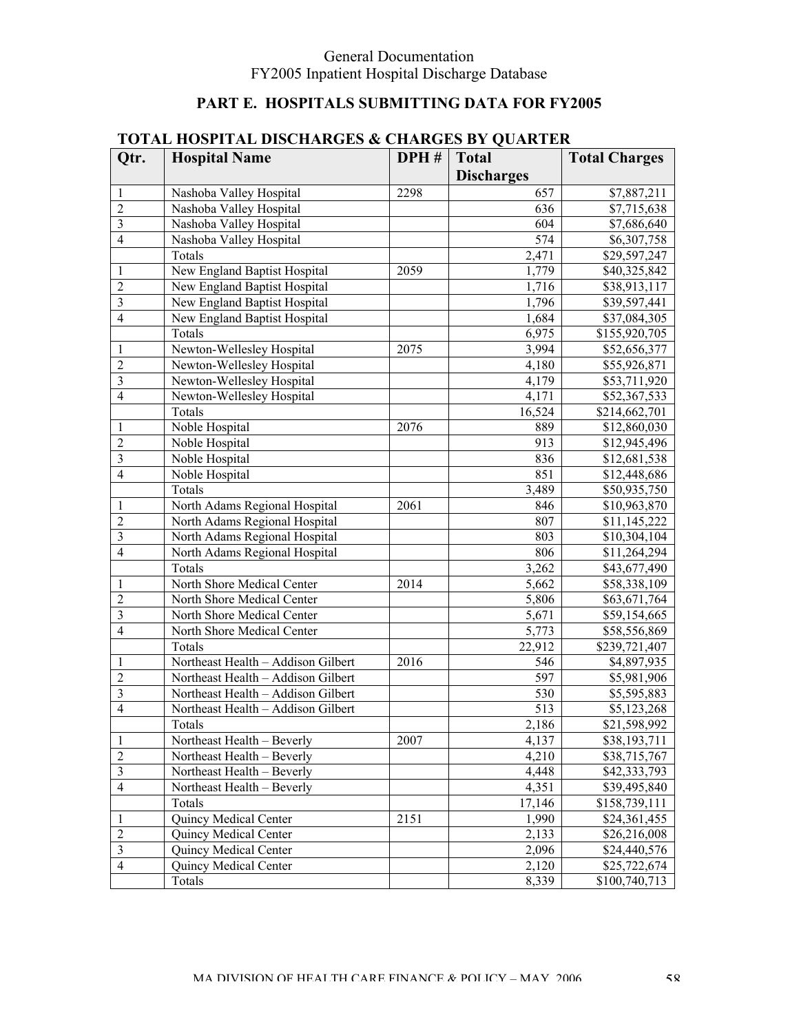## PART E. HOSPITALS SUBMITTING DATA FOR FY2005

### TOTAL HOSPITAL DISCHARGES & CHARGES BY QUARTER

| Qtr. | Hospital Name | DPH # | Total Discharges | Total Charges |
|---|---|---|---|---|
| 1 | Nashoba Valley Hospital | 2298 | 657 | $7,887,211 |
| 2 | Nashoba Valley Hospital | | 636 | $7,715,638 |
| 3 | Nashoba Valley Hospital | | 604 | $7,686,640 |
| 4 | Nashoba Valley Hospital | | 574 | $6,307,758 |
| | Totals | | 2,471 | $29,597,247 |
| 1 | New England Baptist Hospital | 2059 | 1,779 | $40,325,842 |
| 2 | New England Baptist Hospital | | 1,716 | $38,913,117 |
| 3 | New England Baptist Hospital | | 1,796 | $39,597,441 |
| 4 | New England Baptist Hospital | | 1,684 | $37,084,305 |
| | Totals | | 6,975 | $155,920,705 |
| 1 | Newton-Wellesley Hospital | 2075 | 3,994 | $52,656,377 |
| 2 | Newton-Wellesley Hospital | | 4,180 | $55,926,871 |
| 3 | Newton-Wellesley Hospital | | 4,179 | $53,711,920 |
| 4 | Newton-Wellesley Hospital | | 4,171 | $52,367,533 |
| | Totals | | 16,524 | $214,662,701 |
| 1 | Noble Hospital | 2076 | 889 | $12,860,030 |
| 2 | Noble Hospital | | 913 | $12,945,496 |
| 3 | Noble Hospital | | 836 | $12,681,538 |
| 4 | Noble Hospital | | 851 | $12,448,686 |
| | Totals | | 3,489 | $50,935,750 |
| 1 | North Adams Regional Hospital | 2061 | 846 | $10,963,870 |
| 2 | North Adams Regional Hospital | | 807 | $11,145,222 |
| 3 | North Adams Regional Hospital | | 803 | $10,304,104 |
| 4 | North Adams Regional Hospital | | 806 | $11,264,294 |
| | Totals | | 3,262 | $43,677,490 |
| 1 | North Shore Medical Center | 2014 | 5,662 | $58,338,109 |
| 2 | North Shore Medical Center | | 5,806 | $63,671,764 |
| 3 | North Shore Medical Center | | 5,671 | $59,154,665 |
| 4 | North Shore Medical Center | | 5,773 | $58,556,869 |
| | Totals | | 22,912 | $239,721,407 |
| 1 | Northeast Health – Addison Gilbert | 2016 | 546 | $4,897,935 |
| 2 | Northeast Health – Addison Gilbert | | 597 | $5,981,906 |
| 3 | Northeast Health – Addison Gilbert | | 530 | $5,595,883 |
| 4 | Northeast Health – Addison Gilbert | | 513 | $5,123,268 |
| | Totals | | 2,186 | $21,598,992 |
| 1 | Northeast Health – Beverly | 2007 | 4,137 | $38,193,711 |
| 2 | Northeast Health – Beverly | | 4,210 | $38,715,767 |
| 3 | Northeast Health – Beverly | | 4,448 | $42,333,793 |
| 4 | Northeast Health – Beverly | | 4,351 | $39,495,840 |
| | Totals | | 17,146 | $158,739,111 |
| 1 | Quincy Medical Center | 2151 | 1,990 | $24,361,455 |
| 2 | Quincy Medical Center | | 2,133 | $26,216,008 |
| 3 | Quincy Medical Center | | 2,096 | $24,440,576 |
| 4 | Quincy Medical Center | | 2,120 | $25,722,674 |
| | Totals | | 8,339 | $100,740,713 |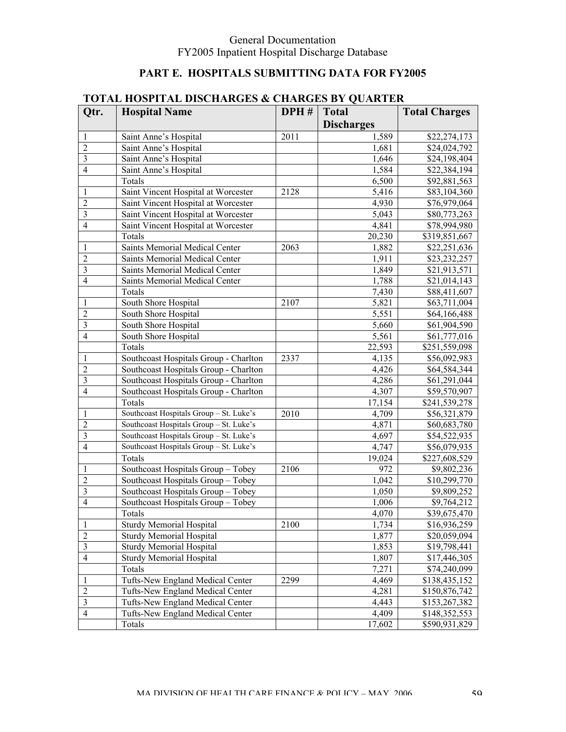General Documentation
FY2005 Inpatient Hospital Discharge Database

## PART E. HOSPITALS SUBMITTING DATA FOR FY2005

### TOTAL HOSPITAL DISCHARGES & CHARGES BY QUARTER

| Qtr. | Hospital Name | DPH # | Total Discharges | Total Charges |
|---|---|---|---|---|
| 1 | Saint Anne's Hospital | 2011 | 1,589 | $22,274,173 |
| 2 | Saint Anne's Hospital | | 1,681 | $24,024,792 |
| 3 | Saint Anne's Hospital | | 1,646 | $24,198,404 |
| 4 | Saint Anne's Hospital | | 1,584 | $22,384,194 |
| | Totals | | 6,500 | $92,881,563 |
| 1 | Saint Vincent Hospital at Worcester | 2128 | 5,416 | $83,104,360 |
| 2 | Saint Vincent Hospital at Worcester | | 4,930 | $76,979,064 |
| 3 | Saint Vincent Hospital at Worcester | | 5,043 | $80,773,263 |
| 4 | Saint Vincent Hospital at Worcester | | 4,841 | $78,994,980 |
| | Totals | | 20,230 | $319,851,667 |
| 1 | Saints Memorial Medical Center | 2063 | 1,882 | $22,251,636 |
| 2 | Saints Memorial Medical Center | | 1,911 | $23,232,257 |
| 3 | Saints Memorial Medical Center | | 1,849 | $21,913,571 |
| 4 | Saints Memorial Medical Center | | 1,788 | $21,014,143 |
| | Totals | | 7,430 | $88,411,607 |
| 1 | South Shore Hospital | 2107 | 5,821 | $63,711,004 |
| 2 | South Shore Hospital | | 5,551 | $64,166,488 |
| 3 | South Shore Hospital | | 5,660 | $61,904,590 |
| 4 | South Shore Hospital | | 5,561 | $61,777,016 |
| | Totals | | 22,593 | $251,559,098 |
| 1 | Southcoast Hospitals Group - Charlton | 2337 | 4,135 | $56,092,983 |
| 2 | Southcoast Hospitals Group - Charlton | | 4,426 | $64,584,344 |
| 3 | Southcoast Hospitals Group - Charlton | | 4,286 | $61,291,044 |
| 4 | Southcoast Hospitals Group - Charlton | | 4,307 | $59,570,907 |
| | Totals | | 17,154 | $241,539,278 |
| 1 | Southcoast Hospitals Group – St. Luke's | 2010 | 4,709 | $56,321,879 |
| 2 | Southcoast Hospitals Group – St. Luke's | | 4,871 | $60,683,780 |
| 3 | Southcoast Hospitals Group – St. Luke's | | 4,697 | $54,522,935 |
| 4 | Southcoast Hospitals Group – St. Luke's | | 4,747 | $56,079,935 |
| | Totals | | 19,024 | $227,608,529 |
| 1 | Southcoast Hospitals Group – Tobey | 2106 | 972 | $9,802,236 |
| 2 | Southcoast Hospitals Group – Tobey | | 1,042 | $10,299,770 |
| 3 | Southcoast Hospitals Group – Tobey | | 1,050 | $9,809,252 |
| 4 | Southcoast Hospitals Group – Tobey | | 1,006 | $9,764,212 |
| | Totals | | 4,070 | $39,675,470 |
| 1 | Sturdy Memorial Hospital | 2100 | 1,734 | $16,936,259 |
| 2 | Sturdy Memorial Hospital | | 1,877 | $20,059,094 |
| 3 | Sturdy Memorial Hospital | | 1,853 | $19,798,441 |
| 4 | Sturdy Memorial Hospital | | 1,807 | $17,446,305 |
| | Totals | | 7,271 | $74,240,099 |
| 1 | Tufts-New England Medical Center | 2299 | 4,469 | $138,435,152 |
| 2 | Tufts-New England Medical Center | | 4,281 | $150,876,742 |
| 3 | Tufts-New England Medical Center | | 4,443 | $153,267,382 |
| 4 | Tufts-New England Medical Center | | 4,409 | $148,352,553 |
| | Totals | | 17,602 | $590,931,829 |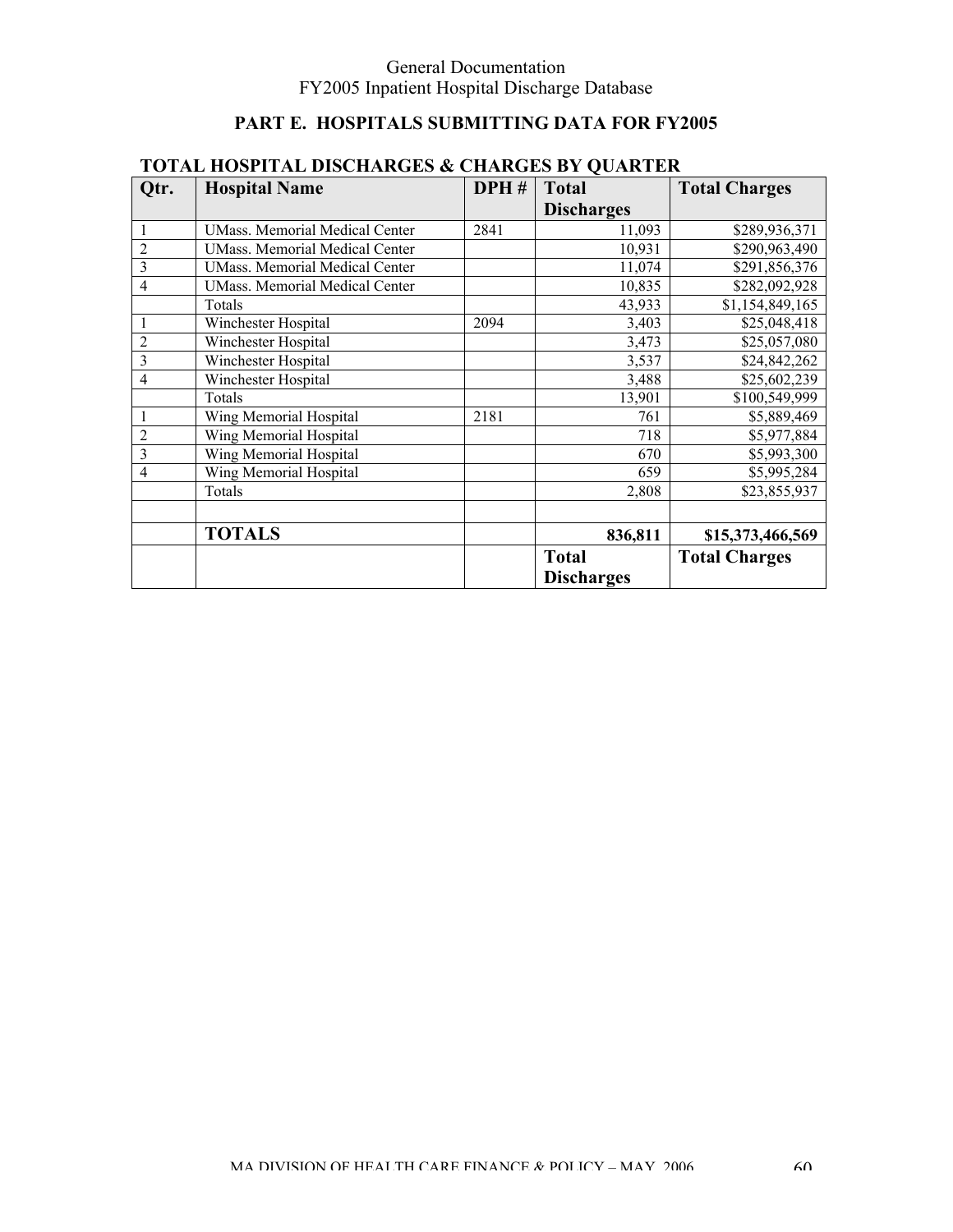## PART E. HOSPITALS SUBMITTING DATA FOR FY2005

### TOTAL HOSPITAL DISCHARGES & CHARGES BY QUARTER

| Qtr. | Hospital Name | DPH # | Total Discharges | Total Charges |
|---|---|---|---|---|
| 1 | UMass. Memorial Medical Center | 2841 | 11,093 | $289,936,371 |
| 2 | UMass. Memorial Medical Center | | 10,931 | $290,963,490 |
| 3 | UMass. Memorial Medical Center | | 11,074 | $291,856,376 |
| 4 | UMass. Memorial Medical Center | | 10,835 | $282,092,928 |
| | Totals | | 43,933 | $1,154,849,165 |
| 1 | Winchester Hospital | 2094 | 3,403 | $25,048,418 |
| 2 | Winchester Hospital | | 3,473 | $25,057,080 |
| 3 | Winchester Hospital | | 3,537 | $24,842,262 |
| 4 | Winchester Hospital | | 3,488 | $25,602,239 |
| | Totals | | 13,901 | $100,549,999 |
| 1 | Wing Memorial Hospital | 2181 | 761 | $5,889,469 |
| 2 | Wing Memorial Hospital | | 718 | $5,977,884 |
| 3 | Wing Memorial Hospital | | 670 | $5,993,300 |
| 4 | Wing Memorial Hospital | | 659 | $5,995,284 |
| | Totals | | 2,808 | $23,855,937 |
| | | | | |
| | **TOTALS** | | **836,811** | **$15,373,466,569** |
| | | | **Total Discharges** | **Total Charges** |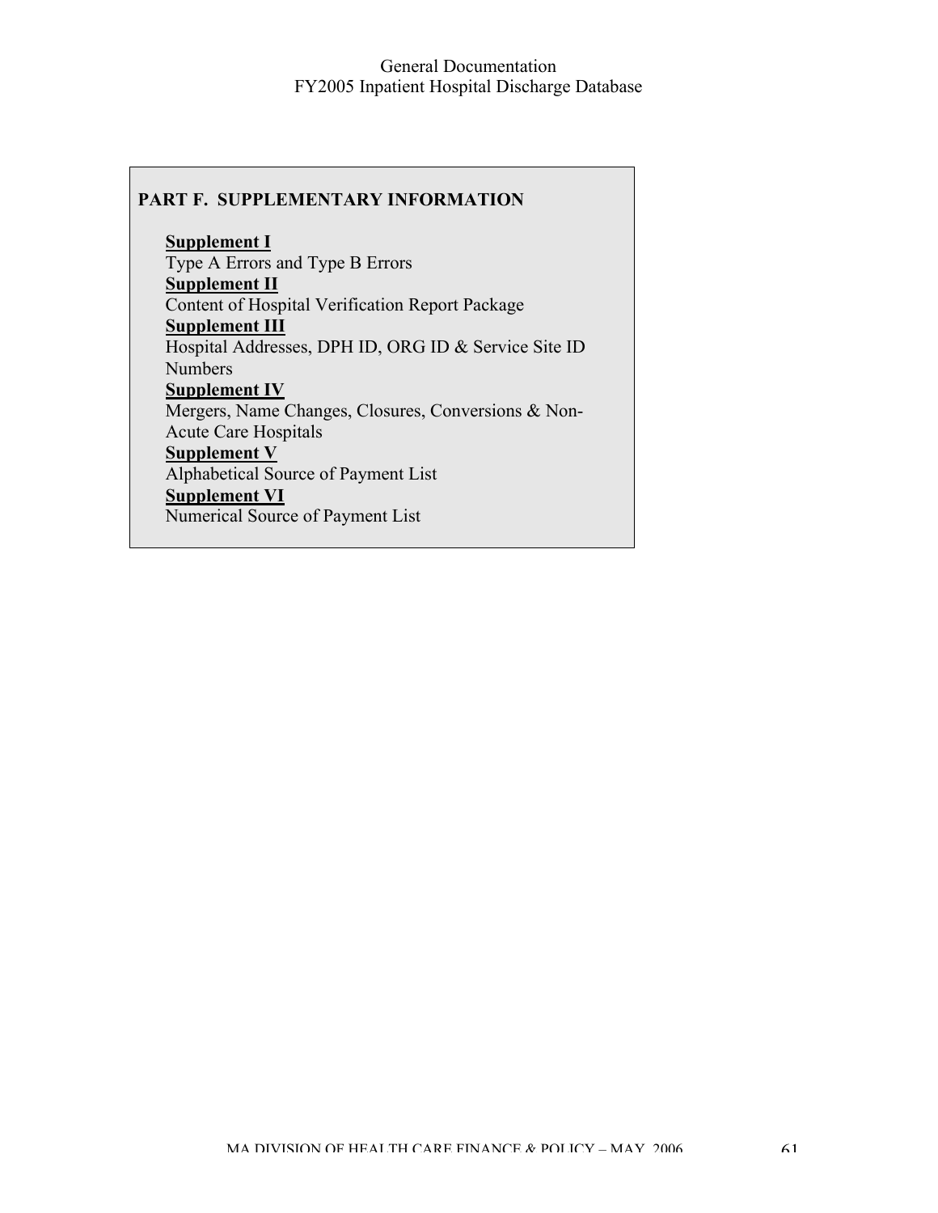## PART F. SUPPLEMENTARY INFORMATION

**Supplement I**
Type A Errors and Type B Errors

**Supplement II**
Content of Hospital Verification Report Package

**Supplement III**
Hospital Addresses, DPH ID, ORG ID & Service Site ID Numbers

**Supplement IV**
Mergers, Name Changes, Closures, Conversions & Non-Acute Care Hospitals

**Supplement V**
Alphabetical Source of Payment List

**Supplement VI**
Numerical Source of Payment List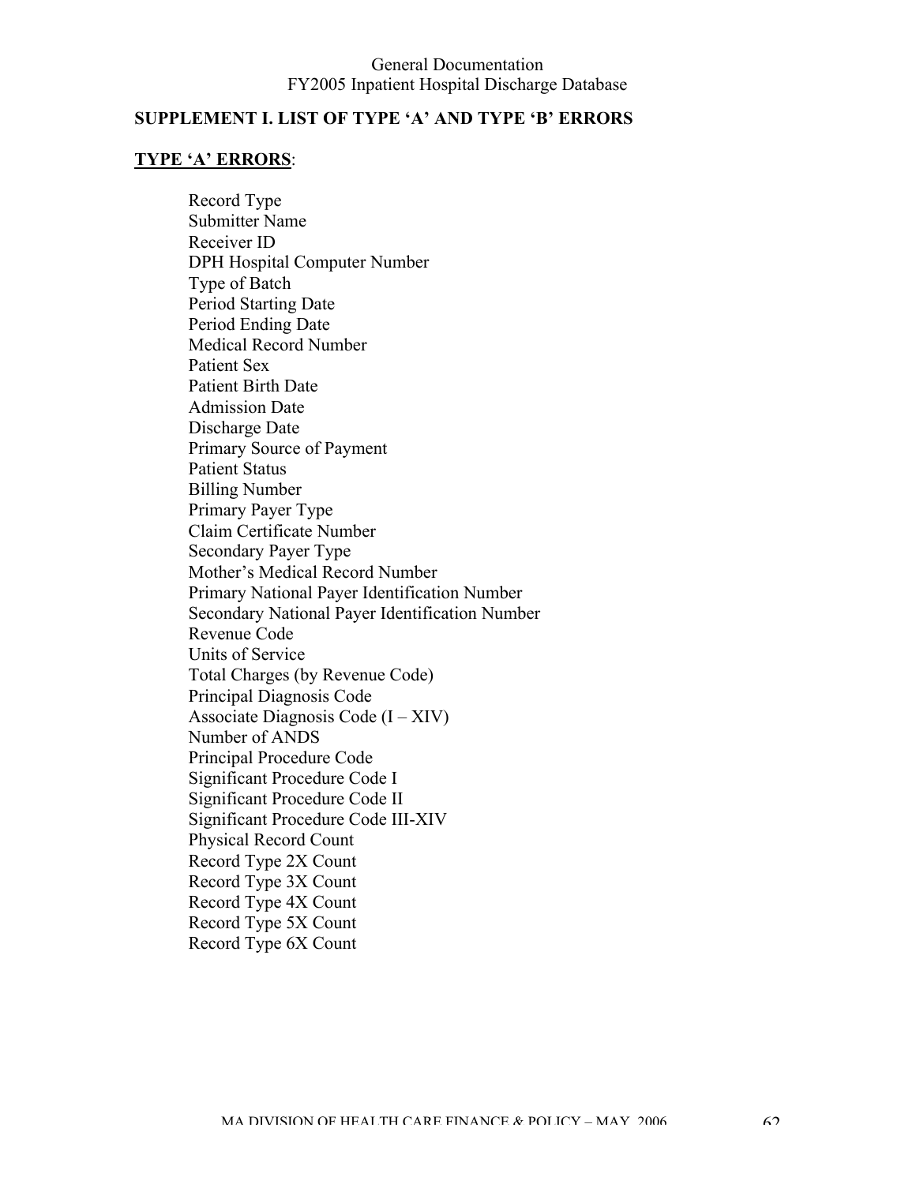## SUPPLEMENT I. LIST OF TYPE 'A' AND TYPE 'B' ERRORS

### TYPE 'A' ERRORS:

Record Type
Submitter Name
Receiver ID
DPH Hospital Computer Number
Type of Batch
Period Starting Date
Period Ending Date
Medical Record Number
Patient Sex
Patient Birth Date
Admission Date
Discharge Date
Primary Source of Payment
Patient Status
Billing Number
Primary Payer Type
Claim Certificate Number
Secondary Payer Type
Mother's Medical Record Number
Primary National Payer Identification Number
Secondary National Payer Identification Number
Revenue Code
Units of Service
Total Charges (by Revenue Code)
Principal Diagnosis Code
Associate Diagnosis Code (I – XIV)
Number of ANDS
Principal Procedure Code
Significant Procedure Code I
Significant Procedure Code II
Significant Procedure Code III-XIV
Physical Record Count
Record Type 2X Count
Record Type 3X Count
Record Type 4X Count
Record Type 5X Count
Record Type 6X Count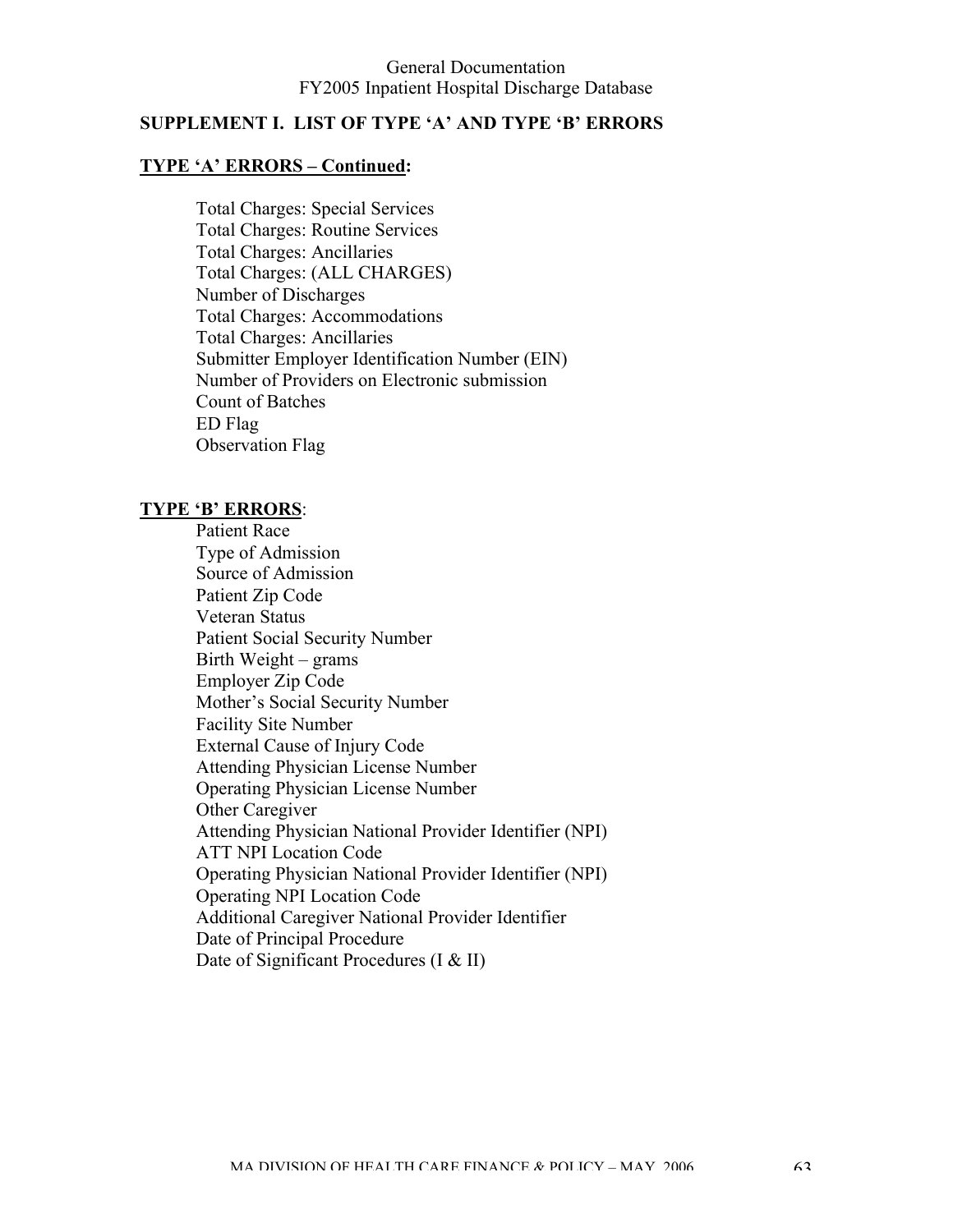## SUPPLEMENT I. LIST OF TYPE 'A' AND TYPE 'B' ERRORS

### TYPE 'A' ERRORS – Continued:

Total Charges: Special Services
Total Charges: Routine Services
Total Charges: Ancillaries
Total Charges: (ALL CHARGES)
Number of Discharges
Total Charges: Accommodations
Total Charges: Ancillaries
Submitter Employer Identification Number (EIN)
Number of Providers on Electronic submission
Count of Batches
ED Flag
Observation Flag

### TYPE 'B' ERRORS:

Patient Race
Type of Admission
Source of Admission
Patient Zip Code
Veteran Status
Patient Social Security Number
Birth Weight – grams
Employer Zip Code
Mother's Social Security Number
Facility Site Number
External Cause of Injury Code
Attending Physician License Number
Operating Physician License Number
Other Caregiver
Attending Physician National Provider Identifier (NPI)
ATT NPI Location Code
Operating Physician National Provider Identifier (NPI)
Operating NPI Location Code
Additional Caregiver National Provider Identifier
Date of Principal Procedure
Date of Significant Procedures (I & II)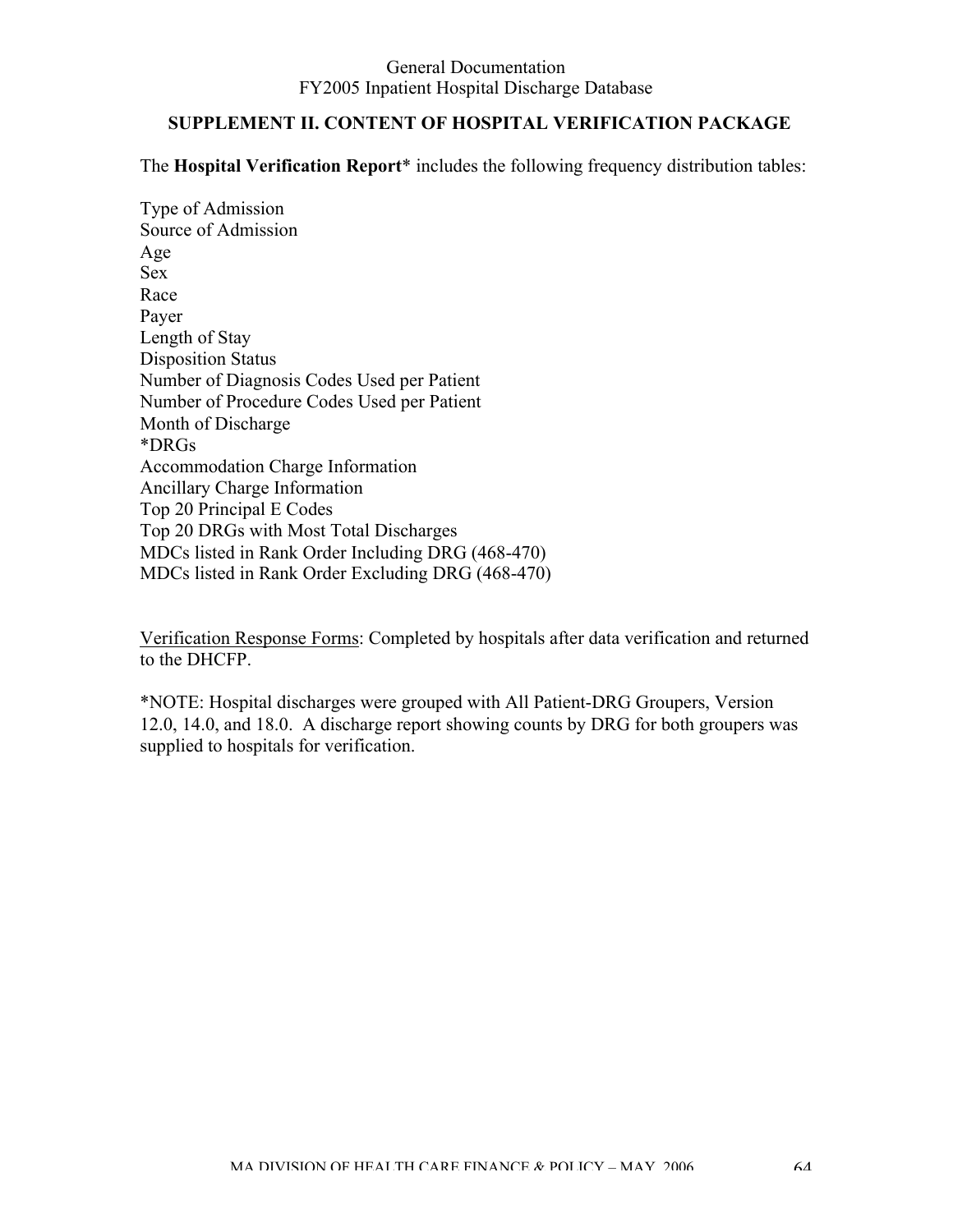## SUPPLEMENT II. CONTENT OF HOSPITAL VERIFICATION PACKAGE

The **Hospital Verification Report*** includes the following frequency distribution tables:

Type of Admission
Source of Admission
Age
Sex
Race
Payer
Length of Stay
Disposition Status
Number of Diagnosis Codes Used per Patient
Number of Procedure Codes Used per Patient
Month of Discharge
*DRGs
Accommodation Charge Information
Ancillary Charge Information
Top 20 Principal E Codes
Top 20 DRGs with Most Total Discharges
MDCs listed in Rank Order Including DRG (468-470)
MDCs listed in Rank Order Excluding DRG (468-470)

<u>Verification Response Forms</u>: Completed by hospitals after data verification and returned to the DHCFP.

*NOTE: Hospital discharges were grouped with All Patient-DRG Groupers, Version 12.0, 14.0, and 18.0. A discharge report showing counts by DRG for both groupers was supplied to hospitals for verification.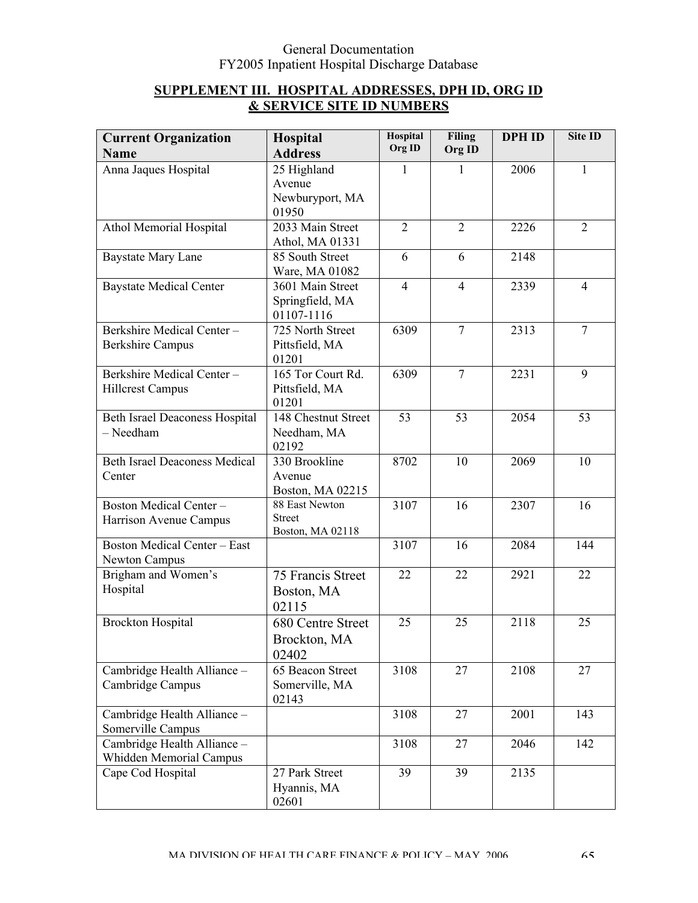## SUPPLEMENT III. HOSPITAL ADDRESSES, DPH ID, ORG ID & SERVICE SITE ID NUMBERS

| Current Organization Name | Hospital Address | Hospital Org ID | Filing Org ID | DPH ID | Site ID |
|---|---|---|---|---|---|
| Anna Jaques Hospital | 25 Highland Avenue Newburyport, MA 01950 | 1 | 1 | 2006 | 1 |
| Athol Memorial Hospital | 2033 Main Street Athol, MA 01331 | 2 | 2 | 2226 | 2 |
| Baystate Mary Lane | 85 South Street Ware, MA 01082 | 6 | 6 | 2148 | |
| Baystate Medical Center | 3601 Main Street Springfield, MA 01107-1116 | 4 | 4 | 2339 | 4 |
| Berkshire Medical Center – Berkshire Campus | 725 North Street Pittsfield, MA 01201 | 6309 | 7 | 2313 | 7 |
| Berkshire Medical Center – Hillcrest Campus | 165 Tor Court Rd. Pittsfield, MA 01201 | 6309 | 7 | 2231 | 9 |
| Beth Israel Deaconess Hospital – Needham | 148 Chestnut Street Needham, MA 02192 | 53 | 53 | 2054 | 53 |
| Beth Israel Deaconess Medical Center | 330 Brookline Avenue Boston, MA 02215 | 8702 | 10 | 2069 | 10 |
| Boston Medical Center – Harrison Avenue Campus | 88 East Newton Street Boston, MA 02118 | 3107 | 16 | 2307 | 16 |
| Boston Medical Center – East Newton Campus | | 3107 | 16 | 2084 | 144 |
| Brigham and Women's Hospital | 75 Francis Street Boston, MA 02115 | 22 | 22 | 2921 | 22 |
| Brockton Hospital | 680 Centre Street Brockton, MA 02402 | 25 | 25 | 2118 | 25 |
| Cambridge Health Alliance – Cambridge Campus | 65 Beacon Street Somerville, MA 02143 | 3108 | 27 | 2108 | 27 |
| Cambridge Health Alliance – Somerville Campus | | 3108 | 27 | 2001 | 143 |
| Cambridge Health Alliance – Whidden Memorial Campus | | 3108 | 27 | 2046 | 142 |
| Cape Cod Hospital | 27 Park Street Hyannis, MA 02601 | 39 | 39 | 2135 | |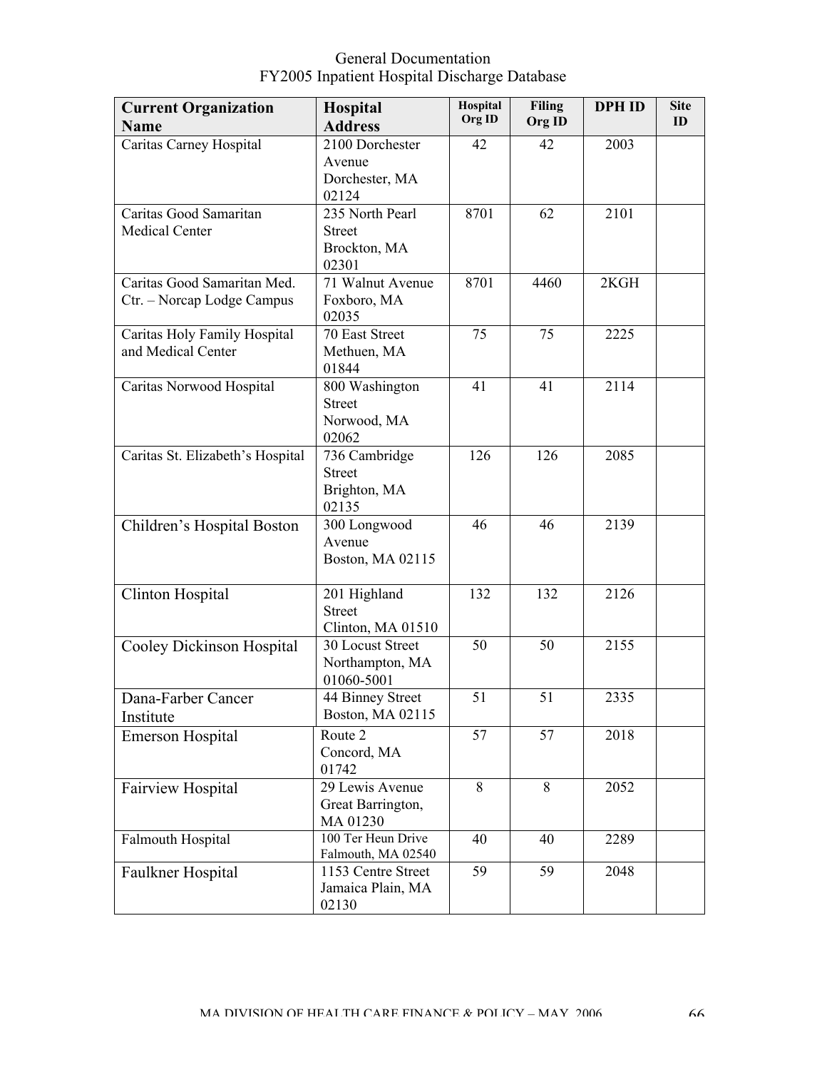| Current Organization Name | Hospital Address | Hospital Org ID | Filing Org ID | DPH ID | Site ID |
|---|---|---|---|---|---|
| Caritas Carney Hospital | 2100 Dorchester Avenue Dorchester, MA 02124 | 42 | 42 | 2003 | |
| Caritas Good Samaritan Medical Center | 235 North Pearl Street Brockton, MA 02301 | 8701 | 62 | 2101 | |
| Caritas Good Samaritan Med. Ctr. – Norcap Lodge Campus | 71 Walnut Avenue Foxboro, MA 02035 | 8701 | 4460 | 2KGH | |
| Caritas Holy Family Hospital and Medical Center | 70 East Street Methuen, MA 01844 | 75 | 75 | 2225 | |
| Caritas Norwood Hospital | 800 Washington Street Norwood, MA 02062 | 41 | 41 | 2114 | |
| Caritas St. Elizabeth's Hospital | 736 Cambridge Street Brighton, MA 02135 | 126 | 126 | 2085 | |
| Children's Hospital Boston | 300 Longwood Avenue Boston, MA 02115 | 46 | 46 | 2139 | |
| Clinton Hospital | 201 Highland Street Clinton, MA 01510 | 132 | 132 | 2126 | |
| Cooley Dickinson Hospital | 30 Locust Street Northampton, MA 01060-5001 | 50 | 50 | 2155 | |
| Dana-Farber Cancer Institute | 44 Binney Street Boston, MA 02115 | 51 | 51 | 2335 | |
| Emerson Hospital | Route 2 Concord, MA 01742 | 57 | 57 | 2018 | |
| Fairview Hospital | 29 Lewis Avenue Great Barrington, MA 01230 | 8 | 8 | 2052 | |
| Falmouth Hospital | 100 Ter Heun Drive Falmouth, MA 02540 | 40 | 40 | 2289 | |
| Faulkner Hospital | 1153 Centre Street Jamaica Plain, MA 02130 | 59 | 59 | 2048 | |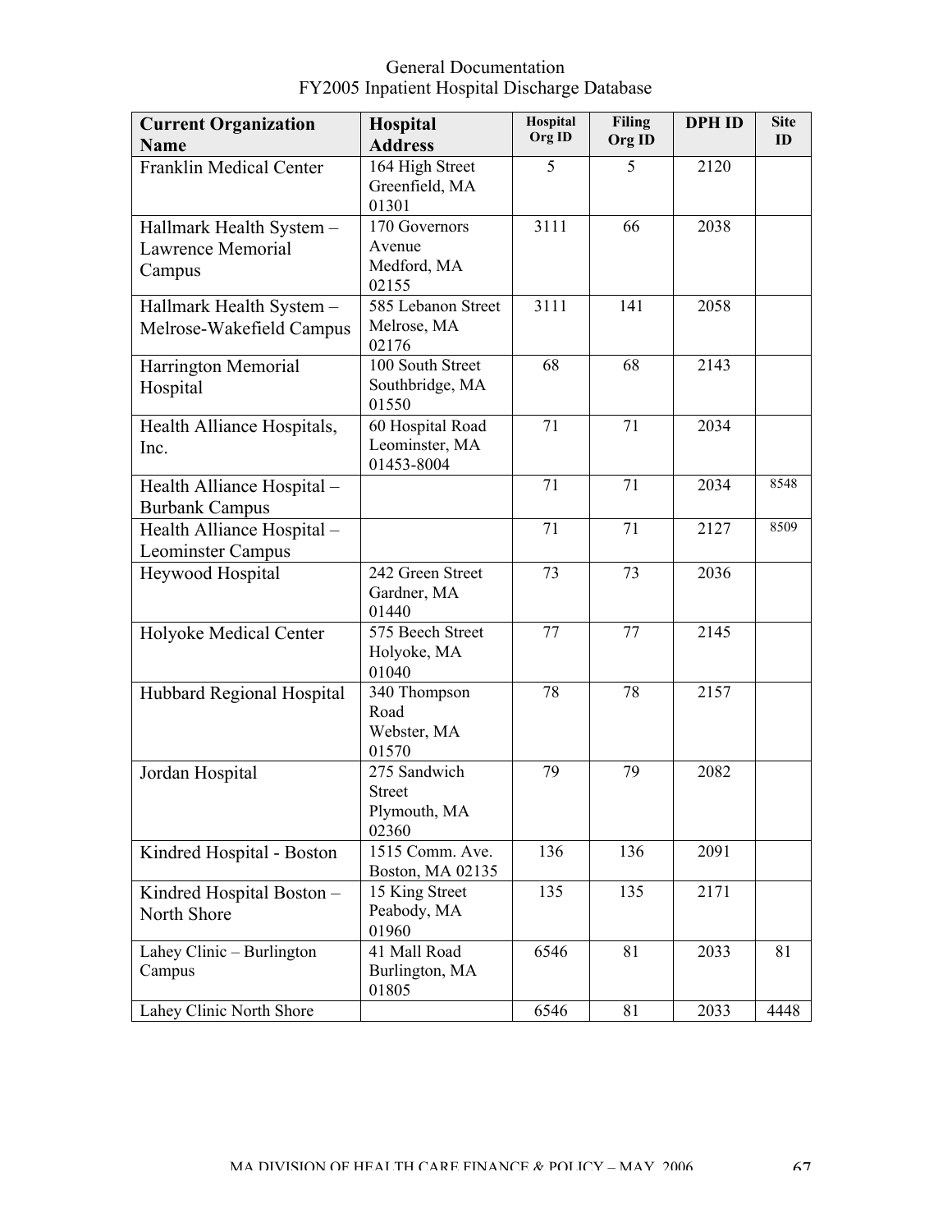| Current Organization Name | Hospital Address | Hospital Org ID | Filing Org ID | DPH ID | Site ID |
|---|---|---|---|---|---|
| Franklin Medical Center | 164 High Street Greenfield, MA 01301 | 5 | 5 | 2120 | |
| Hallmark Health System – Lawrence Memorial Campus | 170 Governors Avenue Medford, MA 02155 | 3111 | 66 | 2038 | |
| Hallmark Health System – Melrose-Wakefield Campus | 585 Lebanon Street Melrose, MA 02176 | 3111 | 141 | 2058 | |
| Harrington Memorial Hospital | 100 South Street Southbridge, MA 01550 | 68 | 68 | 2143 | |
| Health Alliance Hospitals, Inc. | 60 Hospital Road Leominster, MA 01453-8004 | 71 | 71 | 2034 | |
| Health Alliance Hospital – Burbank Campus | | 71 | 71 | 2034 | 8548 |
| Health Alliance Hospital – Leominster Campus | | 71 | 71 | 2127 | 8509 |
| Heywood Hospital | 242 Green Street Gardner, MA 01440 | 73 | 73 | 2036 | |
| Holyoke Medical Center | 575 Beech Street Holyoke, MA 01040 | 77 | 77 | 2145 | |
| Hubbard Regional Hospital | 340 Thompson Road Webster, MA 01570 | 78 | 78 | 2157 | |
| Jordan Hospital | 275 Sandwich Street Plymouth, MA 02360 | 79 | 79 | 2082 | |
| Kindred Hospital - Boston | 1515 Comm. Ave. Boston, MA 02135 | 136 | 136 | 2091 | |
| Kindred Hospital Boston – North Shore | 15 King Street Peabody, MA 01960 | 135 | 135 | 2171 | |
| Lahey Clinic – Burlington Campus | 41 Mall Road Burlington, MA 01805 | 6546 | 81 | 2033 | 81 |
| Lahey Clinic North Shore | | 6546 | 81 | 2033 | 4448 |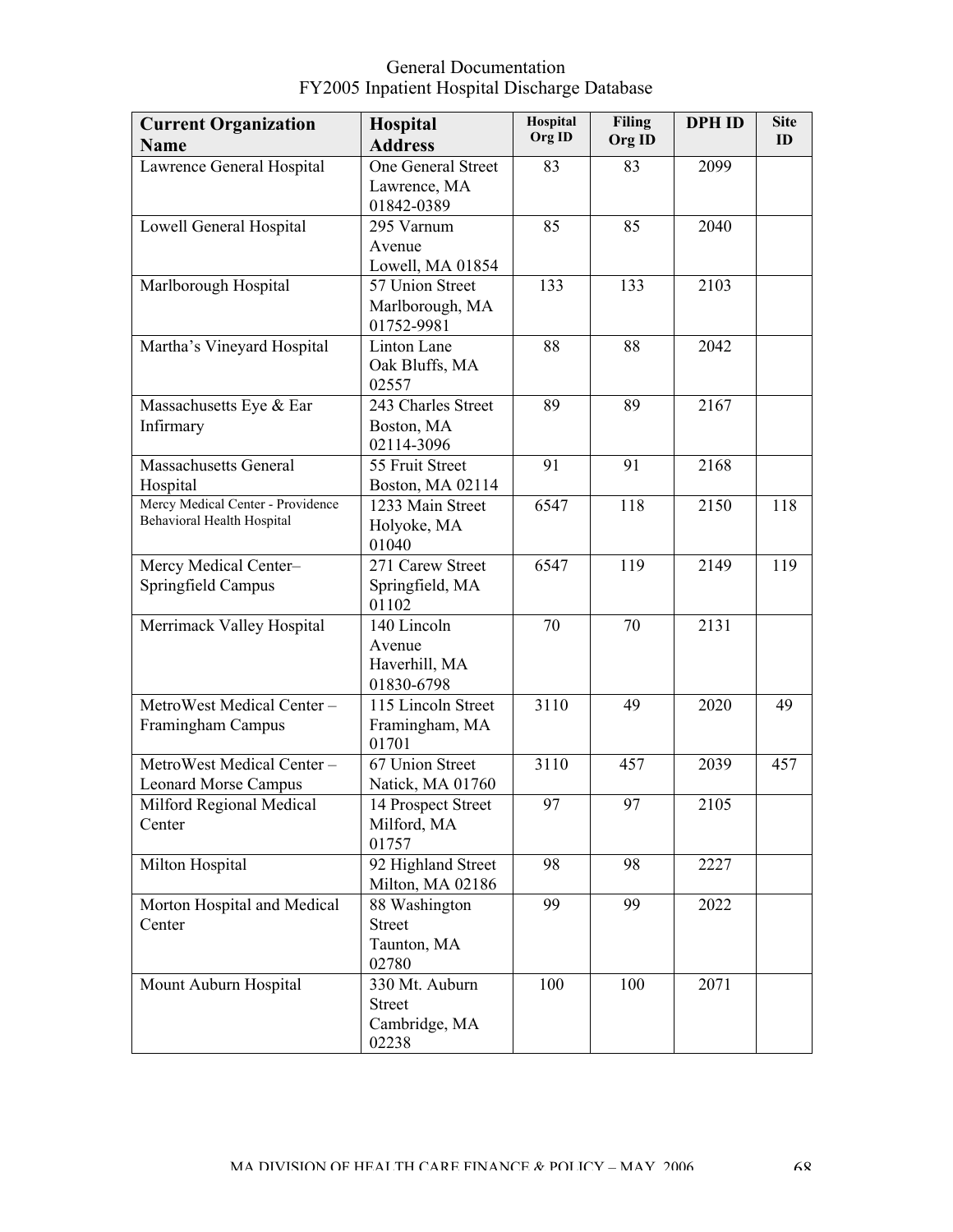| Current Organization Name | Hospital Address | Hospital Org ID | Filing Org ID | DPH ID | Site ID |
|---|---|---|---|---|---|
| Lawrence General Hospital | One General Street Lawrence, MA 01842-0389 | 83 | 83 | 2099 | |
| Lowell General Hospital | 295 Varnum Avenue Lowell, MA 01854 | 85 | 85 | 2040 | |
| Marlborough Hospital | 57 Union Street Marlborough, MA 01752-9981 | 133 | 133 | 2103 | |
| Martha's Vineyard Hospital | Linton Lane Oak Bluffs, MA 02557 | 88 | 88 | 2042 | |
| Massachusetts Eye & Ear Infirmary | 243 Charles Street Boston, MA 02114-3096 | 89 | 89 | 2167 | |
| Massachusetts General Hospital | 55 Fruit Street Boston, MA 02114 | 91 | 91 | 2168 | |
| Mercy Medical Center - Providence Behavioral Health Hospital | 1233 Main Street Holyoke, MA 01040 | 6547 | 118 | 2150 | 118 |
| Mercy Medical Center– Springfield Campus | 271 Carew Street Springfield, MA 01102 | 6547 | 119 | 2149 | 119 |
| Merrimack Valley Hospital | 140 Lincoln Avenue Haverhill, MA 01830-6798 | 70 | 70 | 2131 | |
| MetroWest Medical Center – Framingham Campus | 115 Lincoln Street Framingham, MA 01701 | 3110 | 49 | 2020 | 49 |
| MetroWest Medical Center – Leonard Morse Campus | 67 Union Street Natick, MA 01760 | 3110 | 457 | 2039 | 457 |
| Milford Regional Medical Center | 14 Prospect Street Milford, MA 01757 | 97 | 97 | 2105 | |
| Milton Hospital | 92 Highland Street Milton, MA 02186 | 98 | 98 | 2227 | |
| Morton Hospital and Medical Center | 88 Washington Street Taunton, MA 02780 | 99 | 99 | 2022 | |
| Mount Auburn Hospital | 330 Mt. Auburn Street Cambridge, MA 02238 | 100 | 100 | 2071 | |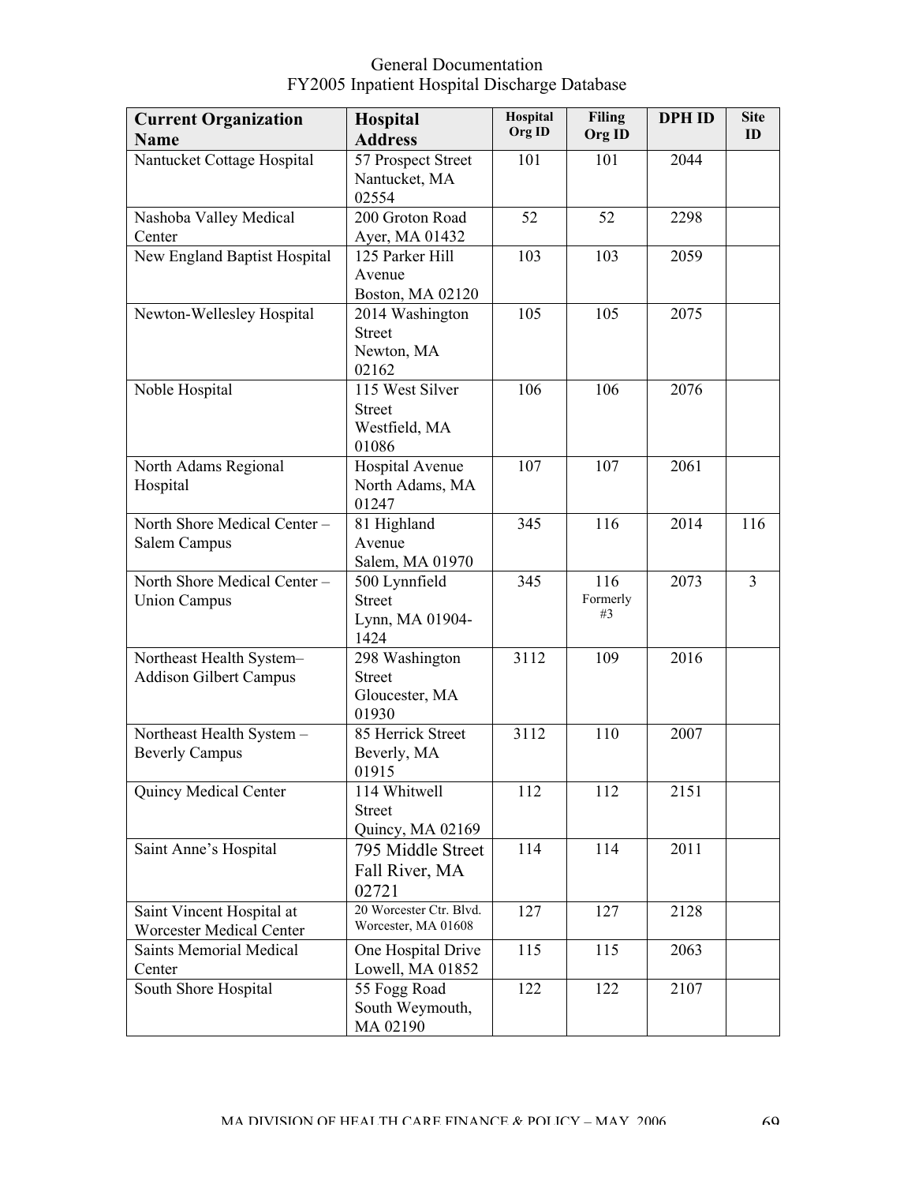| Current Organization Name | Hospital Address | Hospital Org ID | Filing Org ID | DPH ID | Site ID |
|---|---|---|---|---|---|
| Nantucket Cottage Hospital | 57 Prospect Street Nantucket, MA 02554 | 101 | 101 | 2044 | |
| Nashoba Valley Medical Center | 200 Groton Road Ayer, MA 01432 | 52 | 52 | 2298 | |
| New England Baptist Hospital | 125 Parker Hill Avenue Boston, MA 02120 | 103 | 103 | 2059 | |
| Newton-Wellesley Hospital | 2014 Washington Street Newton, MA 02162 | 105 | 105 | 2075 | |
| Noble Hospital | 115 West Silver Street Westfield, MA 01086 | 106 | 106 | 2076 | |
| North Adams Regional Hospital | Hospital Avenue North Adams, MA 01247 | 107 | 107 | 2061 | |
| North Shore Medical Center – Salem Campus | 81 Highland Avenue Salem, MA 01970 | 345 | 116 | 2014 | 116 |
| North Shore Medical Center – Union Campus | 500 Lynnfield Street Lynn, MA 01904-1424 | 345 | 116 Formerly #3 | 2073 | 3 |
| Northeast Health System– Addison Gilbert Campus | 298 Washington Street Gloucester, MA 01930 | 3112 | 109 | 2016 | |
| Northeast Health System – Beverly Campus | 85 Herrick Street Beverly, MA 01915 | 3112 | 110 | 2007 | |
| Quincy Medical Center | 114 Whitwell Street Quincy, MA 02169 | 112 | 112 | 2151 | |
| Saint Anne's Hospital | 795 Middle Street Fall River, MA 02721 | 114 | 114 | 2011 | |
| Saint Vincent Hospital at Worcester Medical Center | 20 Worcester Ctr. Blvd. Worcester, MA 01608 | 127 | 127 | 2128 | |
| Saints Memorial Medical Center | One Hospital Drive Lowell, MA 01852 | 115 | 115 | 2063 | |
| South Shore Hospital | 55 Fogg Road South Weymouth, MA 02190 | 122 | 122 | 2107 | |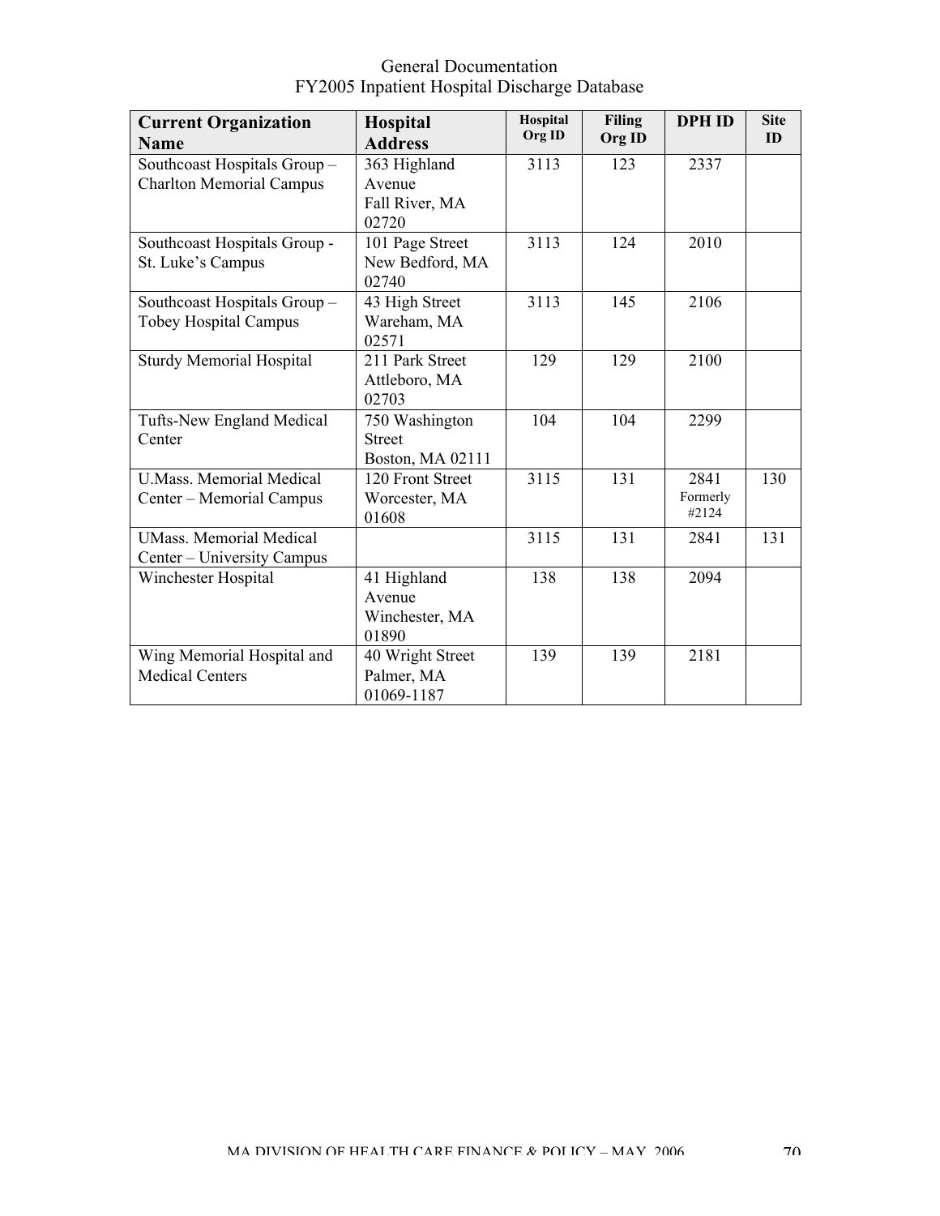| Current Organization Name | Hospital Address | Hospital Org ID | Filing Org ID | DPH ID | Site ID |
|---|---|---|---|---|---|
| Southcoast Hospitals Group – Charlton Memorial Campus | 363 Highland Avenue Fall River, MA 02720 | 3113 | 123 | 2337 | |
| Southcoast Hospitals Group - St. Luke's Campus | 101 Page Street New Bedford, MA 02740 | 3113 | 124 | 2010 | |
| Southcoast Hospitals Group – Tobey Hospital Campus | 43 High Street Wareham, MA 02571 | 3113 | 145 | 2106 | |
| Sturdy Memorial Hospital | 211 Park Street Attleboro, MA 02703 | 129 | 129 | 2100 | |
| Tufts-New England Medical Center | 750 Washington Street Boston, MA 02111 | 104 | 104 | 2299 | |
| U.Mass. Memorial Medical Center – Memorial Campus | 120 Front Street Worcester, MA 01608 | 3115 | 131 | 2841 Formerly #2124 | 130 |
| UMass. Memorial Medical Center – University Campus | | 3115 | 131 | 2841 | 131 |
| Winchester Hospital | 41 Highland Avenue Winchester, MA 01890 | 138 | 138 | 2094 | |
| Wing Memorial Hospital and Medical Centers | 40 Wright Street Palmer, MA 01069-1187 | 139 | 139 | 2181 | |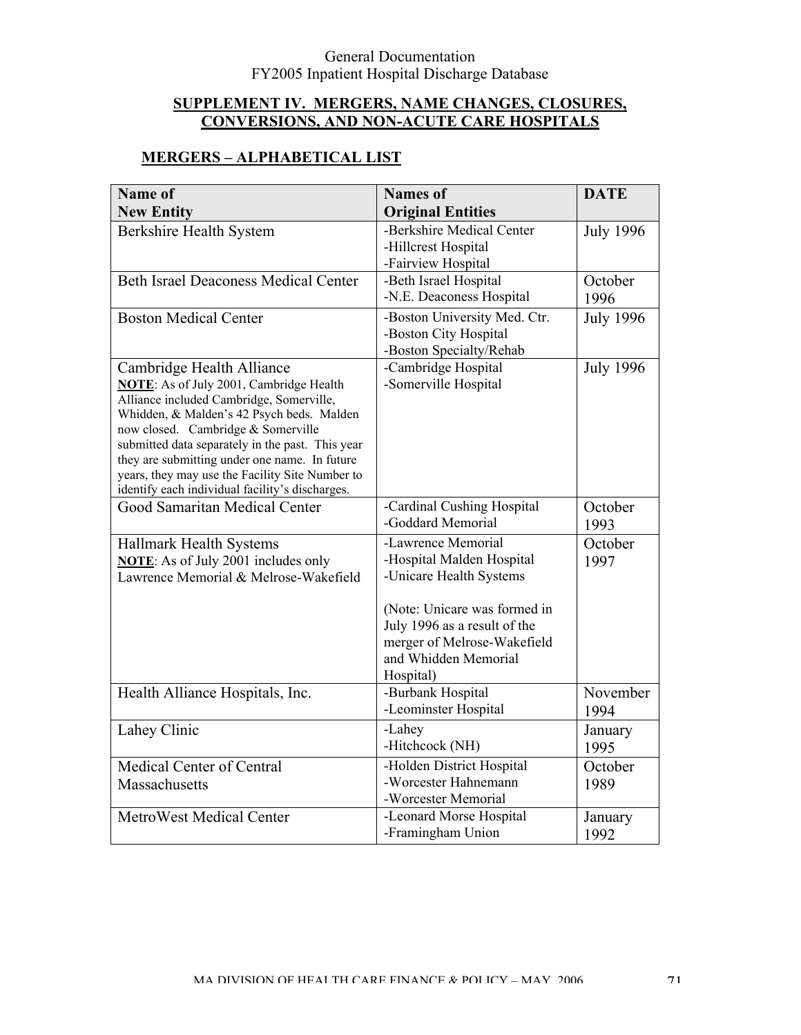## SUPPLEMENT IV. MERGERS, NAME CHANGES, CLOSURES, CONVERSIONS, AND NON-ACUTE CARE HOSPITALS

### MERGERS – ALPHABETICAL LIST

| Name of New Entity | Names of Original Entities | DATE |
|---|---|---|
| Berkshire Health System | -Berkshire Medical Center<br>-Hillcrest Hospital<br>-Fairview Hospital | July 1996 |
| Beth Israel Deaconess Medical Center | -Beth Israel Hospital<br>-N.E. Deaconess Hospital | October 1996 |
| Boston Medical Center | -Boston University Med. Ctr.<br>-Boston City Hospital<br>-Boston Specialty/Rehab | July 1996 |
| Cambridge Health Alliance<br>**NOTE**: As of July 2001, Cambridge Health Alliance included Cambridge, Somerville, Whidden, & Malden's 42 Psych beds. Malden now closed. Cambridge & Somerville submitted data separately in the past. This year they are submitting under one name. In future years, they may use the Facility Site Number to identify each individual facility's discharges. | -Cambridge Hospital<br>-Somerville Hospital | July 1996 |
| Good Samaritan Medical Center | -Cardinal Cushing Hospital<br>-Goddard Memorial | October 1993 |
| Hallmark Health Systems<br>**NOTE**: As of July 2001 includes only Lawrence Memorial & Melrose-Wakefield | -Lawrence Memorial<br>-Hospital Malden Hospital<br>-Unicare Health Systems<br><br>(Note: Unicare was formed in July 1996 as a result of the merger of Melrose-Wakefield and Whidden Memorial Hospital) | October 1997 |
| Health Alliance Hospitals, Inc. | -Burbank Hospital<br>-Leominster Hospital | November 1994 |
| Lahey Clinic | -Lahey<br>-Hitchcock (NH) | January 1995 |
| Medical Center of Central Massachusetts | -Holden District Hospital<br>-Worcester Hahnemann<br>-Worcester Memorial | October 1989 |
| MetroWest Medical Center | -Leonard Morse Hospital<br>-Framingham Union | January 1992 |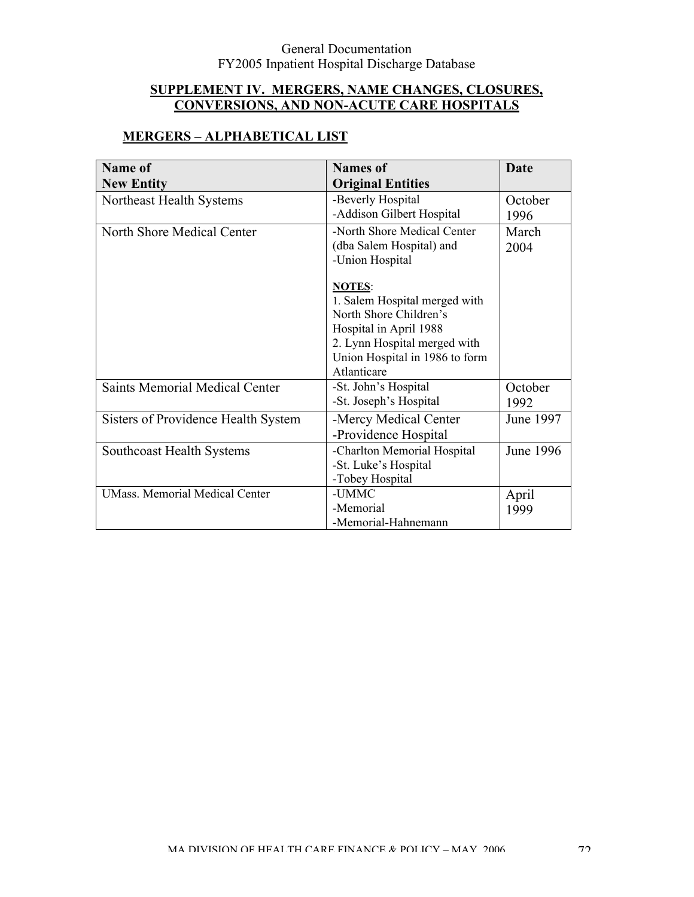## SUPPLEMENT IV. MERGERS, NAME CHANGES, CLOSURES, CONVERSIONS, AND NON-ACUTE CARE HOSPITALS

### MERGERS – ALPHABETICAL LIST

| Name of New Entity | Names of Original Entities | Date |
|---|---|---|
| Northeast Health Systems | -Beverly Hospital<br>-Addison Gilbert Hospital | October 1996 |
| North Shore Medical Center | -North Shore Medical Center (dba Salem Hospital) and<br>-Union Hospital<br><br>**NOTES**:<br>1. Salem Hospital merged with North Shore Children's Hospital in April 1988<br>2. Lynn Hospital merged with Union Hospital in 1986 to form Atlanticare | March 2004 |
| Saints Memorial Medical Center | -St. John's Hospital<br>-St. Joseph's Hospital | October 1992 |
| Sisters of Providence Health System | -Mercy Medical Center<br>-Providence Hospital | June 1997 |
| Southcoast Health Systems | -Charlton Memorial Hospital<br>-St. Luke's Hospital<br>-Tobey Hospital | June 1996 |
| UMass. Memorial Medical Center | -UMMC<br>-Memorial<br>-Memorial-Hahnemann | April 1999 |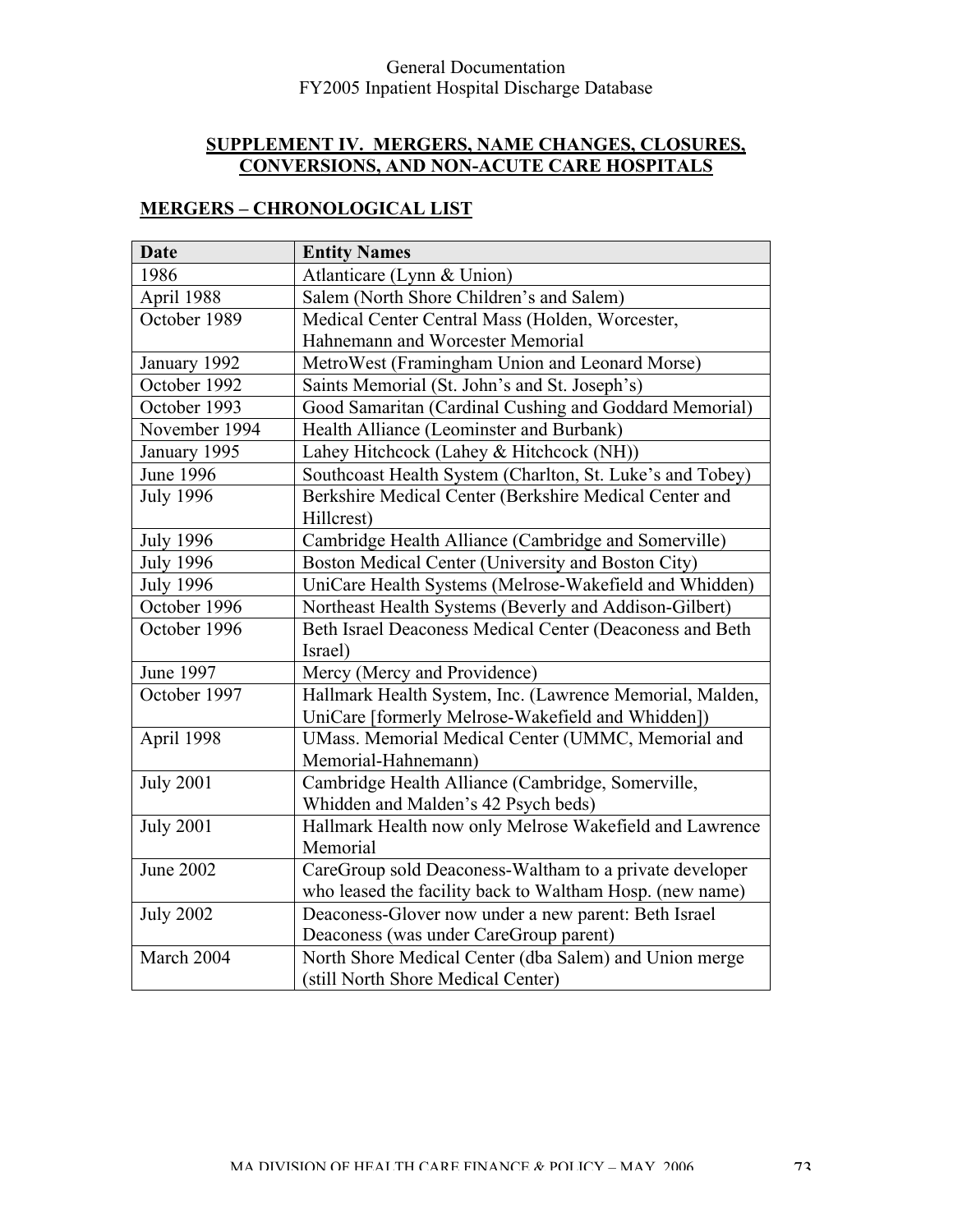## SUPPLEMENT IV. MERGERS, NAME CHANGES, CLOSURES, CONVERSIONS, AND NON-ACUTE CARE HOSPITALS

### MERGERS – CHRONOLOGICAL LIST

| Date | Entity Names |
|---|---|
| 1986 | Atlanticare (Lynn & Union) |
| April 1988 | Salem (North Shore Children's and Salem) |
| October 1989 | Medical Center Central Mass (Holden, Worcester, Hahnemann and Worcester Memorial |
| January 1992 | MetroWest (Framingham Union and Leonard Morse) |
| October 1992 | Saints Memorial (St. John's and St. Joseph's) |
| October 1993 | Good Samaritan (Cardinal Cushing and Goddard Memorial) |
| November 1994 | Health Alliance (Leominster and Burbank) |
| January 1995 | Lahey Hitchcock (Lahey & Hitchcock (NH)) |
| June 1996 | Southcoast Health System (Charlton, St. Luke's and Tobey) |
| July 1996 | Berkshire Medical Center (Berkshire Medical Center and Hillcrest) |
| July 1996 | Cambridge Health Alliance (Cambridge and Somerville) |
| July 1996 | Boston Medical Center (University and Boston City) |
| July 1996 | UniCare Health Systems (Melrose-Wakefield and Whidden) |
| October 1996 | Northeast Health Systems (Beverly and Addison-Gilbert) |
| October 1996 | Beth Israel Deaconess Medical Center (Deaconess and Beth Israel) |
| June 1997 | Mercy (Mercy and Providence) |
| October 1997 | Hallmark Health System, Inc. (Lawrence Memorial, Malden, UniCare [formerly Melrose-Wakefield and Whidden]) |
| April 1998 | UMass. Memorial Medical Center (UMMC, Memorial and Memorial-Hahnemann) |
| July 2001 | Cambridge Health Alliance (Cambridge, Somerville, Whidden and Malden's 42 Psych beds) |
| July 2001 | Hallmark Health now only Melrose Wakefield and Lawrence Memorial |
| June 2002 | CareGroup sold Deaconess-Waltham to a private developer who leased the facility back to Waltham Hosp. (new name) |
| July 2002 | Deaconess-Glover now under a new parent: Beth Israel Deaconess (was under CareGroup parent) |
| March 2004 | North Shore Medical Center (dba Salem) and Union merge (still North Shore Medical Center) |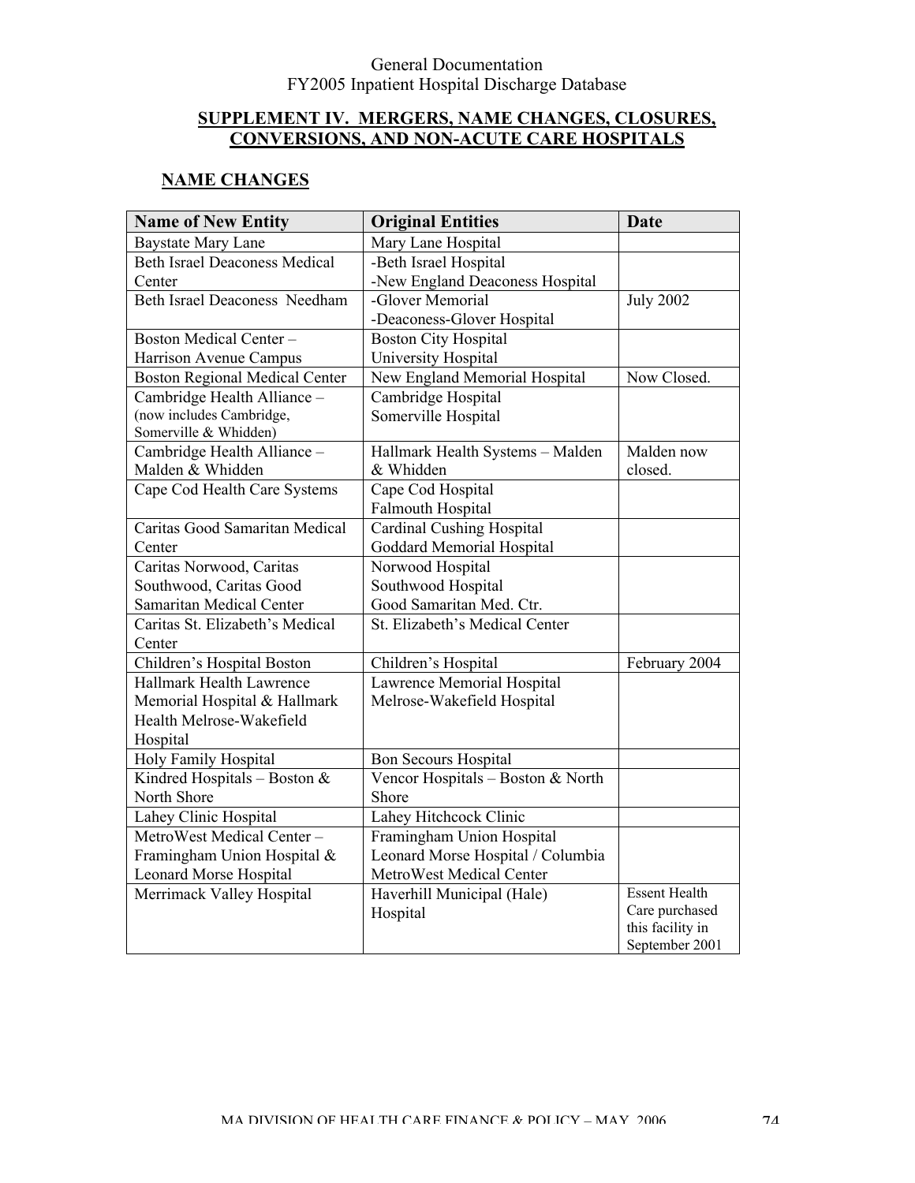## SUPPLEMENT IV. MERGERS, NAME CHANGES, CLOSURES, CONVERSIONS, AND NON-ACUTE CARE HOSPITALS

### NAME CHANGES

| Name of New Entity | Original Entities | Date |
|---|---|---|
| Baystate Mary Lane | Mary Lane Hospital | |
| Beth Israel Deaconess Medical Center | -Beth Israel Hospital<br>-New England Deaconess Hospital | |
| Beth Israel Deaconess Needham | -Glover Memorial<br>-Deaconess-Glover Hospital | July 2002 |
| Boston Medical Center – Harrison Avenue Campus | Boston City Hospital<br>University Hospital | |
| Boston Regional Medical Center | New England Memorial Hospital | Now Closed. |
| Cambridge Health Alliance – (now includes Cambridge, Somerville & Whidden) | Cambridge Hospital<br>Somerville Hospital | |
| Cambridge Health Alliance – Malden & Whidden | Hallmark Health Systems – Malden & Whidden | Malden now closed. |
| Cape Cod Health Care Systems | Cape Cod Hospital<br>Falmouth Hospital | |
| Caritas Good Samaritan Medical Center | Cardinal Cushing Hospital<br>Goddard Memorial Hospital | |
| Caritas Norwood, Caritas Southwood, Caritas Good Samaritan Medical Center | Norwood Hospital<br>Southwood Hospital<br>Good Samaritan Med. Ctr. | |
| Caritas St. Elizabeth's Medical Center | St. Elizabeth's Medical Center | |
| Children's Hospital Boston | Children's Hospital | February 2004 |
| Hallmark Health Lawrence Memorial Hospital & Hallmark Health Melrose-Wakefield Hospital | Lawrence Memorial Hospital<br>Melrose-Wakefield Hospital | |
| Holy Family Hospital | Bon Secours Hospital | |
| Kindred Hospitals – Boston & North Shore | Vencor Hospitals – Boston & North Shore | |
| Lahey Clinic Hospital | Lahey Hitchcock Clinic | |
| MetroWest Medical Center – Framingham Union Hospital & Leonard Morse Hospital | Framingham Union Hospital<br>Leonard Morse Hospital / Columbia MetroWest Medical Center | |
| Merrimack Valley Hospital | Haverhill Municipal (Hale) Hospital | Essent Health Care purchased this facility in September 2001 |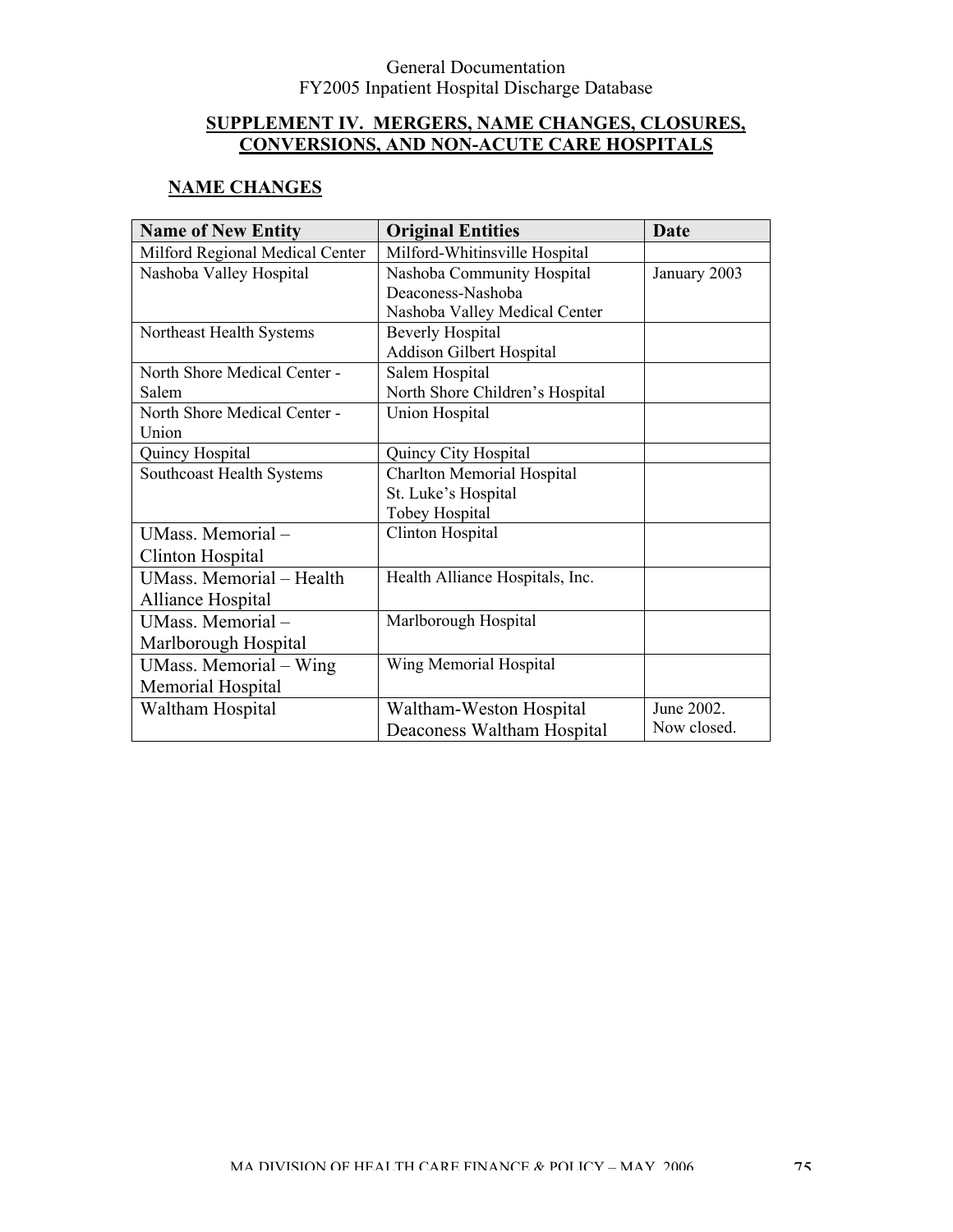## SUPPLEMENT IV. MERGERS, NAME CHANGES, CLOSURES, CONVERSIONS, AND NON-ACUTE CARE HOSPITALS

### NAME CHANGES

| Name of New Entity | Original Entities | Date |
|---|---|---|
| Milford Regional Medical Center | Milford-Whitinsville Hospital | |
| Nashoba Valley Hospital | Nashoba Community Hospital<br>Deaconess-Nashoba<br>Nashoba Valley Medical Center | January 2003 |
| Northeast Health Systems | Beverly Hospital<br>Addison Gilbert Hospital | |
| North Shore Medical Center - Salem | Salem Hospital<br>North Shore Children's Hospital | |
| North Shore Medical Center - Union | Union Hospital | |
| Quincy Hospital | Quincy City Hospital | |
| Southcoast Health Systems | Charlton Memorial Hospital<br>St. Luke's Hospital<br>Tobey Hospital | |
| UMass. Memorial – Clinton Hospital | Clinton Hospital | |
| UMass. Memorial – Health Alliance Hospital | Health Alliance Hospitals, Inc. | |
| UMass. Memorial – Marlborough Hospital | Marlborough Hospital | |
| UMass. Memorial – Wing Memorial Hospital | Wing Memorial Hospital | |
| Waltham Hospital | Waltham-Weston Hospital<br>Deaconess Waltham Hospital | June 2002.<br>Now closed. |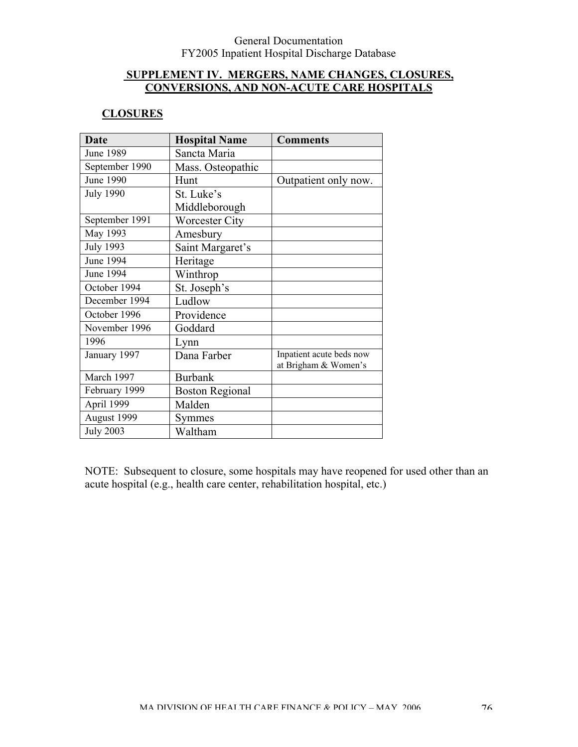## SUPPLEMENT IV. MERGERS, NAME CHANGES, CLOSURES, CONVERSIONS, AND NON-ACUTE CARE HOSPITALS

### CLOSURES

| Date | Hospital Name | Comments |
|---|---|---|
| June 1989 | Sancta Maria | |
| September 1990 | Mass. Osteopathic | |
| June 1990 | Hunt | Outpatient only now. |
| July 1990 | St. Luke's Middleborough | |
| September 1991 | Worcester City | |
| May 1993 | Amesbury | |
| July 1993 | Saint Margaret's | |
| June 1994 | Heritage | |
| June 1994 | Winthrop | |
| October 1994 | St. Joseph's | |
| December 1994 | Ludlow | |
| October 1996 | Providence | |
| November 1996 | Goddard | |
| 1996 | Lynn | |
| January 1997 | Dana Farber | Inpatient acute beds now at Brigham & Women's |
| March 1997 | Burbank | |
| February 1999 | Boston Regional | |
| April 1999 | Malden | |
| August 1999 | Symmes | |
| July 2003 | Waltham | |

NOTE: Subsequent to closure, some hospitals may have reopened for used other than an acute hospital (e.g., health care center, rehabilitation hospital, etc.)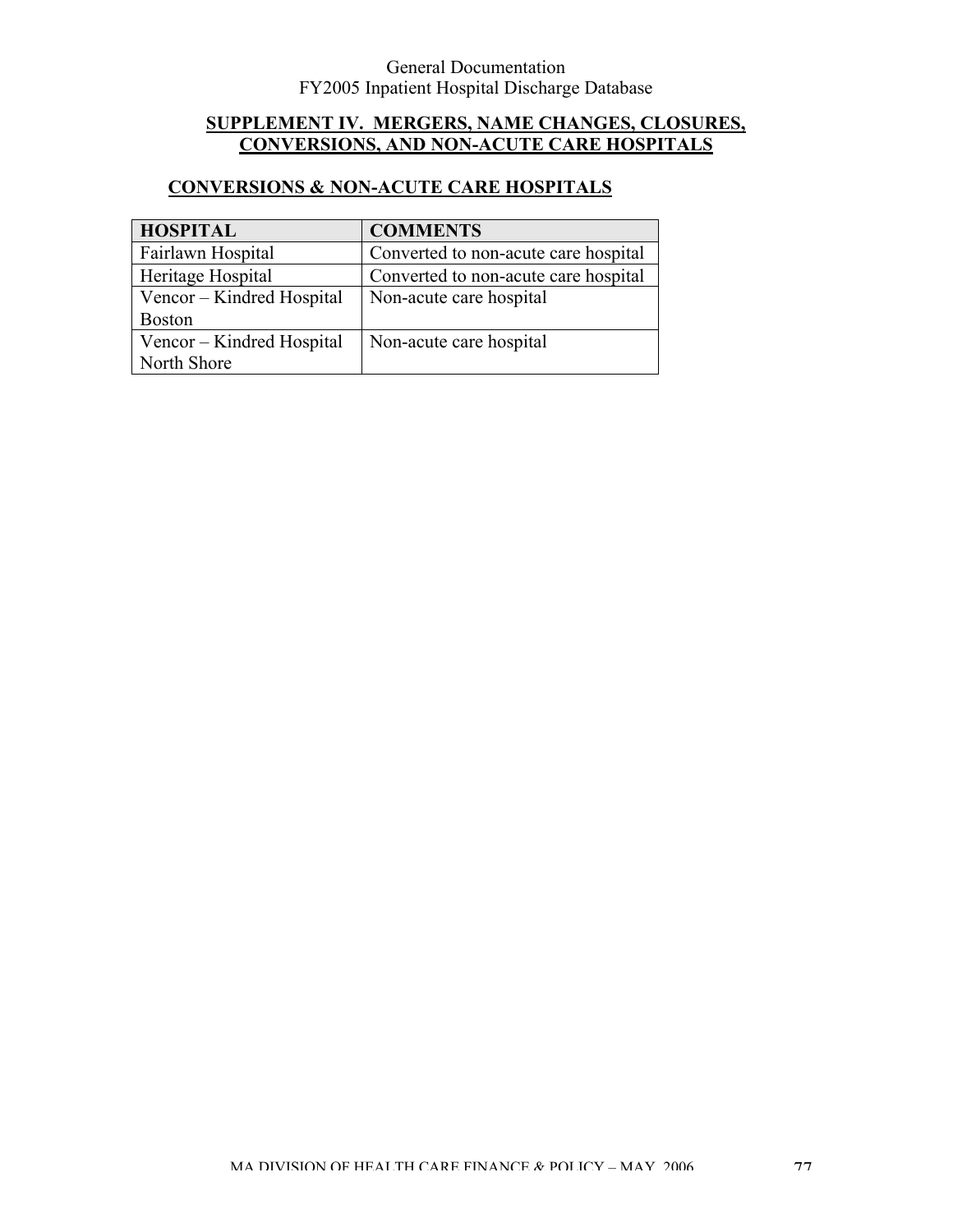## SUPPLEMENT IV. MERGERS, NAME CHANGES, CLOSURES, CONVERSIONS, AND NON-ACUTE CARE HOSPITALS

### CONVERSIONS & NON-ACUTE CARE HOSPITALS

| HOSPITAL | COMMENTS |
|---|---|
| Fairlawn Hospital | Converted to non-acute care hospital |
| Heritage Hospital | Converted to non-acute care hospital |
| Vencor – Kindred Hospital Boston | Non-acute care hospital |
| Vencor – Kindred Hospital North Shore | Non-acute care hospital |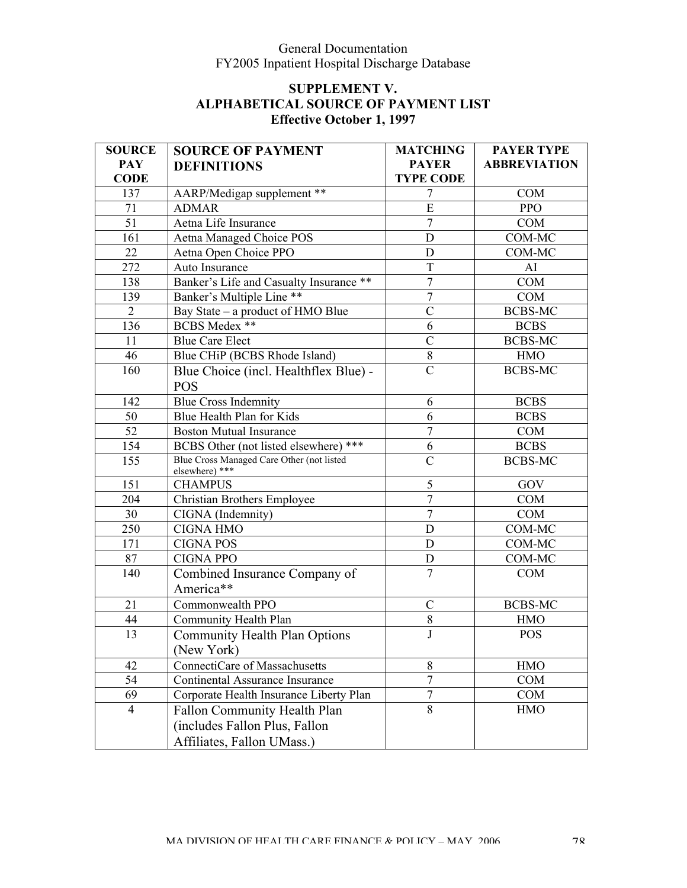## SUPPLEMENT V.
## ALPHABETICAL SOURCE OF PAYMENT LIST
**Effective October 1, 1997**

| SOURCE PAY CODE | SOURCE OF PAYMENT DEFINITIONS | MATCHING PAYER TYPE CODE | PAYER TYPE ABBREVIATION |
|---|---|---|---|
| 137 | AARP/Medigap supplement ** | 7 | COM |
| 71 | ADMAR | E | PPO |
| 51 | Aetna Life Insurance | 7 | COM |
| 161 | Aetna Managed Choice POS | D | COM-MC |
| 22 | Aetna Open Choice PPO | D | COM-MC |
| 272 | Auto Insurance | T | AI |
| 138 | Banker's Life and Casualty Insurance ** | 7 | COM |
| 139 | Banker's Multiple Line ** | 7 | COM |
| 2 | Bay State – a product of HMO Blue | C | BCBS-MC |
| 136 | BCBS Medex ** | 6 | BCBS |
| 11 | Blue Care Elect | C | BCBS-MC |
| 46 | Blue CHiP (BCBS Rhode Island) | 8 | HMO |
| 160 | Blue Choice (incl. Healthflex Blue) - POS | C | BCBS-MC |
| 142 | Blue Cross Indemnity | 6 | BCBS |
| 50 | Blue Health Plan for Kids | 6 | BCBS |
| 52 | Boston Mutual Insurance | 7 | COM |
| 154 | BCBS Other (not listed elsewhere) *** | 6 | BCBS |
| 155 | Blue Cross Managed Care Other (not listed elsewhere) *** | C | BCBS-MC |
| 151 | CHAMPUS | 5 | GOV |
| 204 | Christian Brothers Employee | 7 | COM |
| 30 | CIGNA (Indemnity) | 7 | COM |
| 250 | CIGNA HMO | D | COM-MC |
| 171 | CIGNA POS | D | COM-MC |
| 87 | CIGNA PPO | D | COM-MC |
| 140 | Combined Insurance Company of America** | 7 | COM |
| 21 | Commonwealth PPO | C | BCBS-MC |
| 44 | Community Health Plan | 8 | HMO |
| 13 | Community Health Plan Options (New York) | J | POS |
| 42 | ConnectiCare of Massachusetts | 8 | HMO |
| 54 | Continental Assurance Insurance | 7 | COM |
| 69 | Corporate Health Insurance Liberty Plan | 7 | COM |
| 4 | Fallon Community Health Plan (includes Fallon Plus, Fallon Affiliates, Fallon UMass.) | 8 | HMO |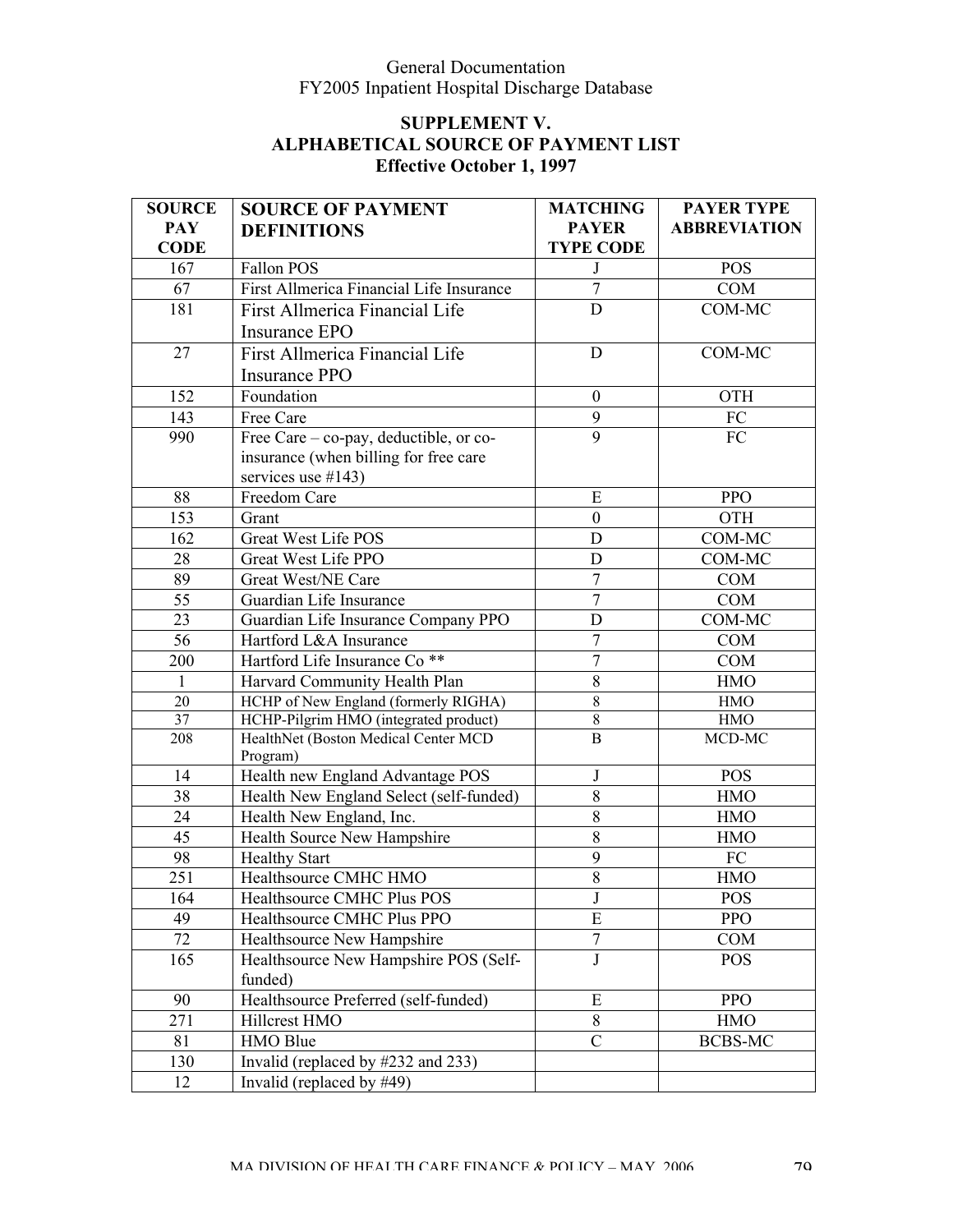## SUPPLEMENT V. ALPHABETICAL SOURCE OF PAYMENT LIST
### Effective October 1, 1997

| SOURCE PAY CODE | SOURCE OF PAYMENT DEFINITIONS | MATCHING PAYER TYPE CODE | PAYER TYPE ABBREVIATION |
|---|---|---|---|
| 167 | Fallon POS | J | POS |
| 67 | First Allmerica Financial Life Insurance | 7 | COM |
| 181 | First Allmerica Financial Life Insurance EPO | D | COM-MC |
| 27 | First Allmerica Financial Life Insurance PPO | D | COM-MC |
| 152 | Foundation | 0 | OTH |
| 143 | Free Care | 9 | FC |
| 990 | Free Care – co-pay, deductible, or co-insurance (when billing for free care services use #143) | 9 | FC |
| 88 | Freedom Care | E | PPO |
| 153 | Grant | 0 | OTH |
| 162 | Great West Life POS | D | COM-MC |
| 28 | Great West Life PPO | D | COM-MC |
| 89 | Great West/NE Care | 7 | COM |
| 55 | Guardian Life Insurance | 7 | COM |
| 23 | Guardian Life Insurance Company PPO | D | COM-MC |
| 56 | Hartford L&A Insurance | 7 | COM |
| 200 | Hartford Life Insurance Co ** | 7 | COM |
| 1 | Harvard Community Health Plan | 8 | HMO |
| 20 | HCHP of New England (formerly RIGHA) | 8 | HMO |
| 37 | HCHP-Pilgrim HMO (integrated product) | 8 | HMO |
| 208 | HealthNet (Boston Medical Center MCD Program) | B | MCD-MC |
| 14 | Health new England Advantage POS | J | POS |
| 38 | Health New England Select (self-funded) | 8 | HMO |
| 24 | Health New England, Inc. | 8 | HMO |
| 45 | Health Source New Hampshire | 8 | HMO |
| 98 | Healthy Start | 9 | FC |
| 251 | Healthsource CMHC HMO | 8 | HMO |
| 164 | Healthsource CMHC Plus POS | J | POS |
| 49 | Healthsource CMHC Plus PPO | E | PPO |
| 72 | Healthsource New Hampshire | 7 | COM |
| 165 | Healthsource New Hampshire POS (Self-funded) | J | POS |
| 90 | Healthsource Preferred (self-funded) | E | PPO |
| 271 | Hillcrest HMO | 8 | HMO |
| 81 | HMO Blue | C | BCBS-MC |
| 130 | Invalid (replaced by #232 and 233) | | |
| 12 | Invalid (replaced by #49) | | |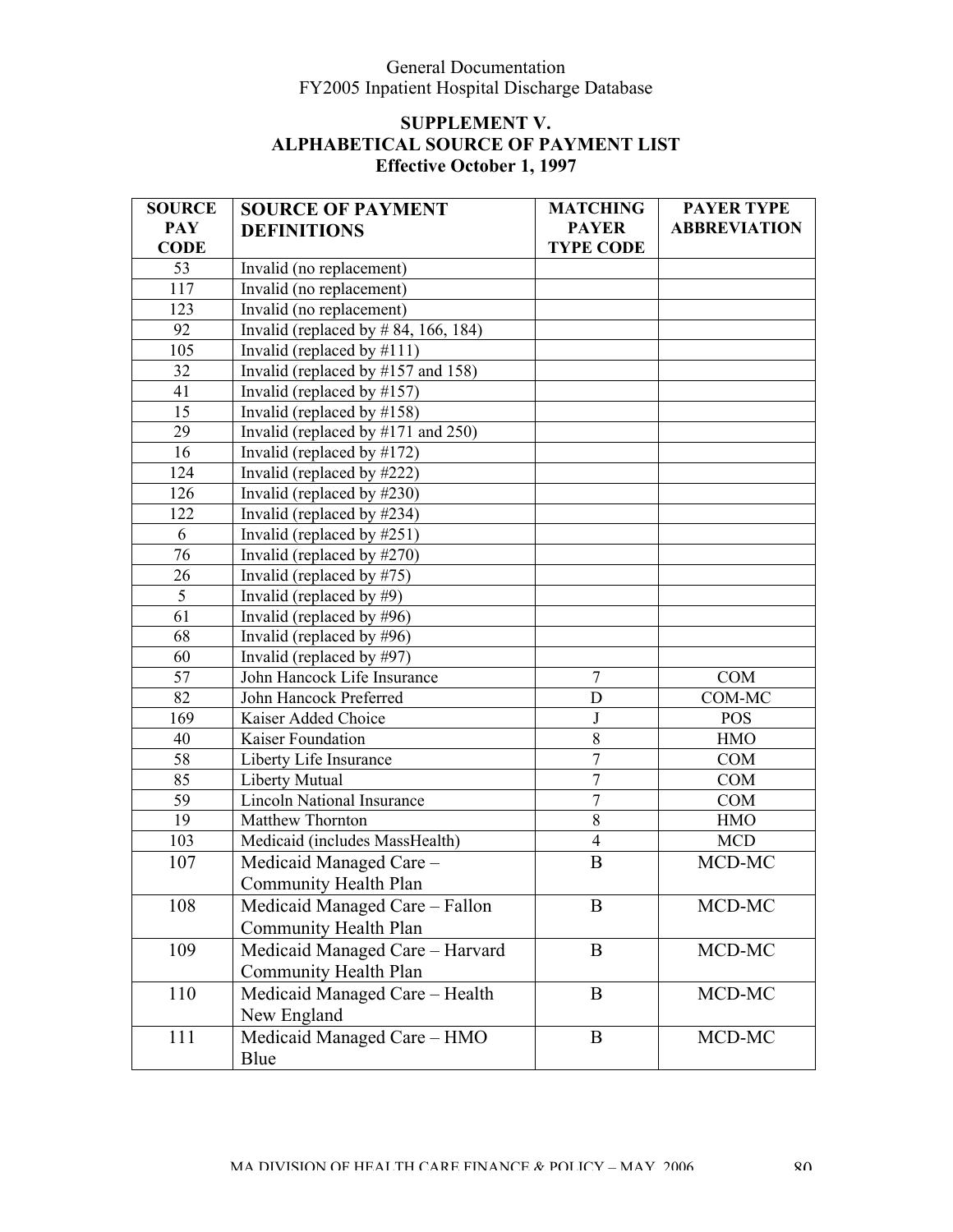## SUPPLEMENT V.
## ALPHABETICAL SOURCE OF PAYMENT LIST
### Effective October 1, 1997

| SOURCE PAY CODE | SOURCE OF PAYMENT DEFINITIONS | MATCHING PAYER TYPE CODE | PAYER TYPE ABBREVIATION |
|---|---|---|---|
| 53 | Invalid (no replacement) | | |
| 117 | Invalid (no replacement) | | |
| 123 | Invalid (no replacement) | | |
| 92 | Invalid (replaced by # 84, 166, 184) | | |
| 105 | Invalid (replaced by #111) | | |
| 32 | Invalid (replaced by #157 and 158) | | |
| 41 | Invalid (replaced by #157) | | |
| 15 | Invalid (replaced by #158) | | |
| 29 | Invalid (replaced by #171 and 250) | | |
| 16 | Invalid (replaced by #172) | | |
| 124 | Invalid (replaced by #222) | | |
| 126 | Invalid (replaced by #230) | | |
| 122 | Invalid (replaced by #234) | | |
| 6 | Invalid (replaced by #251) | | |
| 76 | Invalid (replaced by #270) | | |
| 26 | Invalid (replaced by #75) | | |
| 5 | Invalid (replaced by #9) | | |
| 61 | Invalid (replaced by #96) | | |
| 68 | Invalid (replaced by #96) | | |
| 60 | Invalid (replaced by #97) | | |
| 57 | John Hancock Life Insurance | 7 | COM |
| 82 | John Hancock Preferred | D | COM-MC |
| 169 | Kaiser Added Choice | J | POS |
| 40 | Kaiser Foundation | 8 | HMO |
| 58 | Liberty Life Insurance | 7 | COM |
| 85 | Liberty Mutual | 7 | COM |
| 59 | Lincoln National Insurance | 7 | COM |
| 19 | Matthew Thornton | 8 | HMO |
| 103 | Medicaid (includes MassHealth) | 4 | MCD |
| 107 | Medicaid Managed Care – Community Health Plan | B | MCD-MC |
| 108 | Medicaid Managed Care – Fallon Community Health Plan | B | MCD-MC |
| 109 | Medicaid Managed Care – Harvard Community Health Plan | B | MCD-MC |
| 110 | Medicaid Managed Care – Health New England | B | MCD-MC |
| 111 | Medicaid Managed Care – HMO Blue | B | MCD-MC |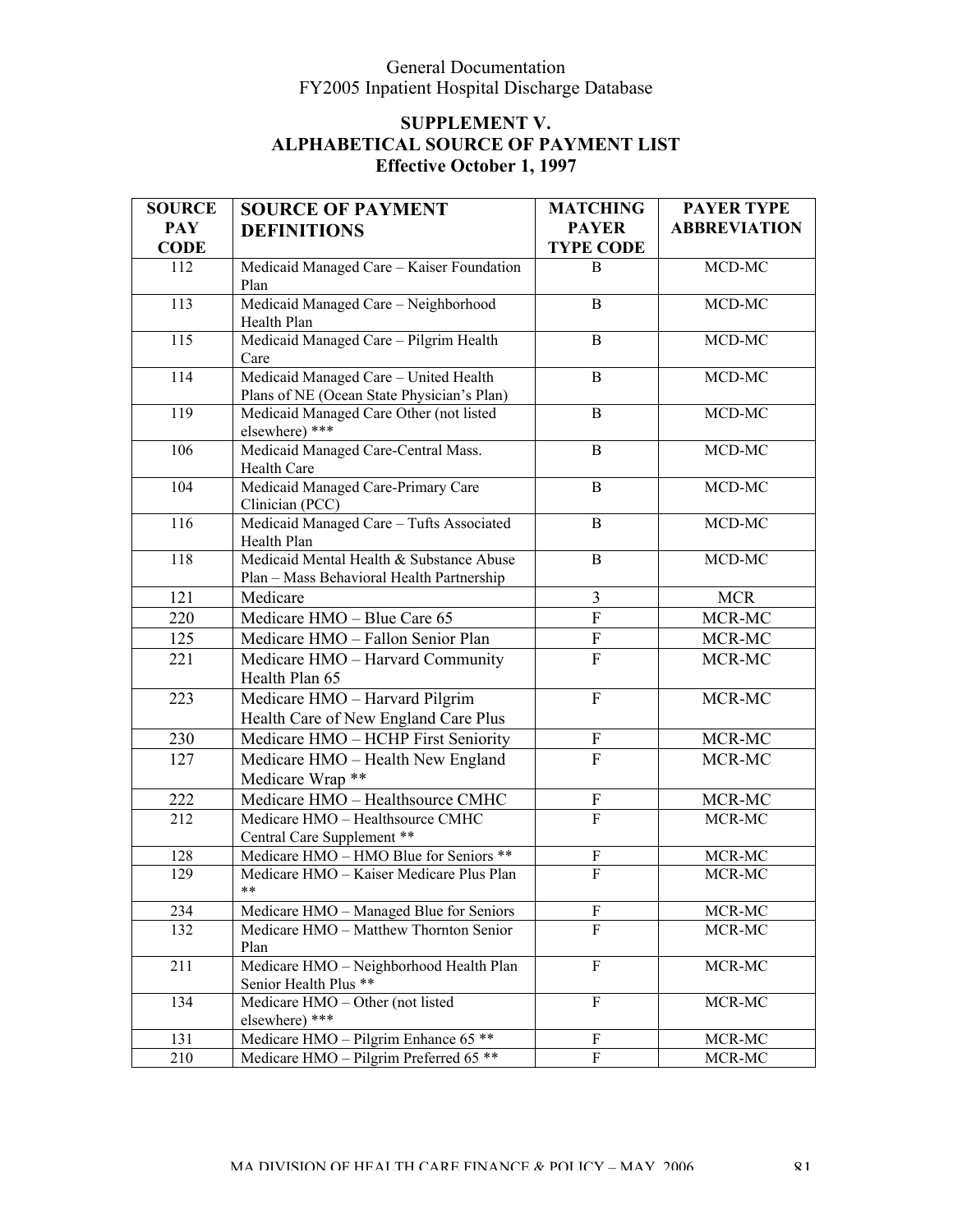General Documentation
FY2005 Inpatient Hospital Discharge Database

## SUPPLEMENT V.
## ALPHABETICAL SOURCE OF PAYMENT LIST
## Effective October 1, 1997

| SOURCE PAY CODE | SOURCE OF PAYMENT DEFINITIONS | MATCHING PAYER TYPE CODE | PAYER TYPE ABBREVIATION |
|---|---|---|---|
| 112 | Medicaid Managed Care – Kaiser Foundation Plan | B | MCD-MC |
| 113 | Medicaid Managed Care – Neighborhood Health Plan | B | MCD-MC |
| 115 | Medicaid Managed Care – Pilgrim Health Care | B | MCD-MC |
| 114 | Medicaid Managed Care – United Health Plans of NE (Ocean State Physician's Plan) | B | MCD-MC |
| 119 | Medicaid Managed Care Other (not listed elsewhere) *** | B | MCD-MC |
| 106 | Medicaid Managed Care-Central Mass. Health Care | B | MCD-MC |
| 104 | Medicaid Managed Care-Primary Care Clinician (PCC) | B | MCD-MC |
| 116 | Medicaid Managed Care – Tufts Associated Health Plan | B | MCD-MC |
| 118 | Medicaid Mental Health & Substance Abuse Plan – Mass Behavioral Health Partnership | B | MCD-MC |
| 121 | Medicare | 3 | MCR |
| 220 | Medicare HMO – Blue Care 65 | F | MCR-MC |
| 125 | Medicare HMO – Fallon Senior Plan | F | MCR-MC |
| 221 | Medicare HMO – Harvard Community Health Plan 65 | F | MCR-MC |
| 223 | Medicare HMO – Harvard Pilgrim Health Care of New England Care Plus | F | MCR-MC |
| 230 | Medicare HMO – HCHP First Seniority | F | MCR-MC |
| 127 | Medicare HMO – Health New England Medicare Wrap ** | F | MCR-MC |
| 222 | Medicare HMO – Healthsource CMHC | F | MCR-MC |
| 212 | Medicare HMO – Healthsource CMHC Central Care Supplement ** | F | MCR-MC |
| 128 | Medicare HMO – HMO Blue for Seniors ** | F | MCR-MC |
| 129 | Medicare HMO – Kaiser Medicare Plus Plan ** | F | MCR-MC |
| 234 | Medicare HMO – Managed Blue for Seniors | F | MCR-MC |
| 132 | Medicare HMO – Matthew Thornton Senior Plan | F | MCR-MC |
| 211 | Medicare HMO – Neighborhood Health Plan Senior Health Plus ** | F | MCR-MC |
| 134 | Medicare HMO – Other (not listed elsewhere) *** | F | MCR-MC |
| 131 | Medicare HMO – Pilgrim Enhance 65 ** | F | MCR-MC |
| 210 | Medicare HMO – Pilgrim Preferred 65 ** | F | MCR-MC |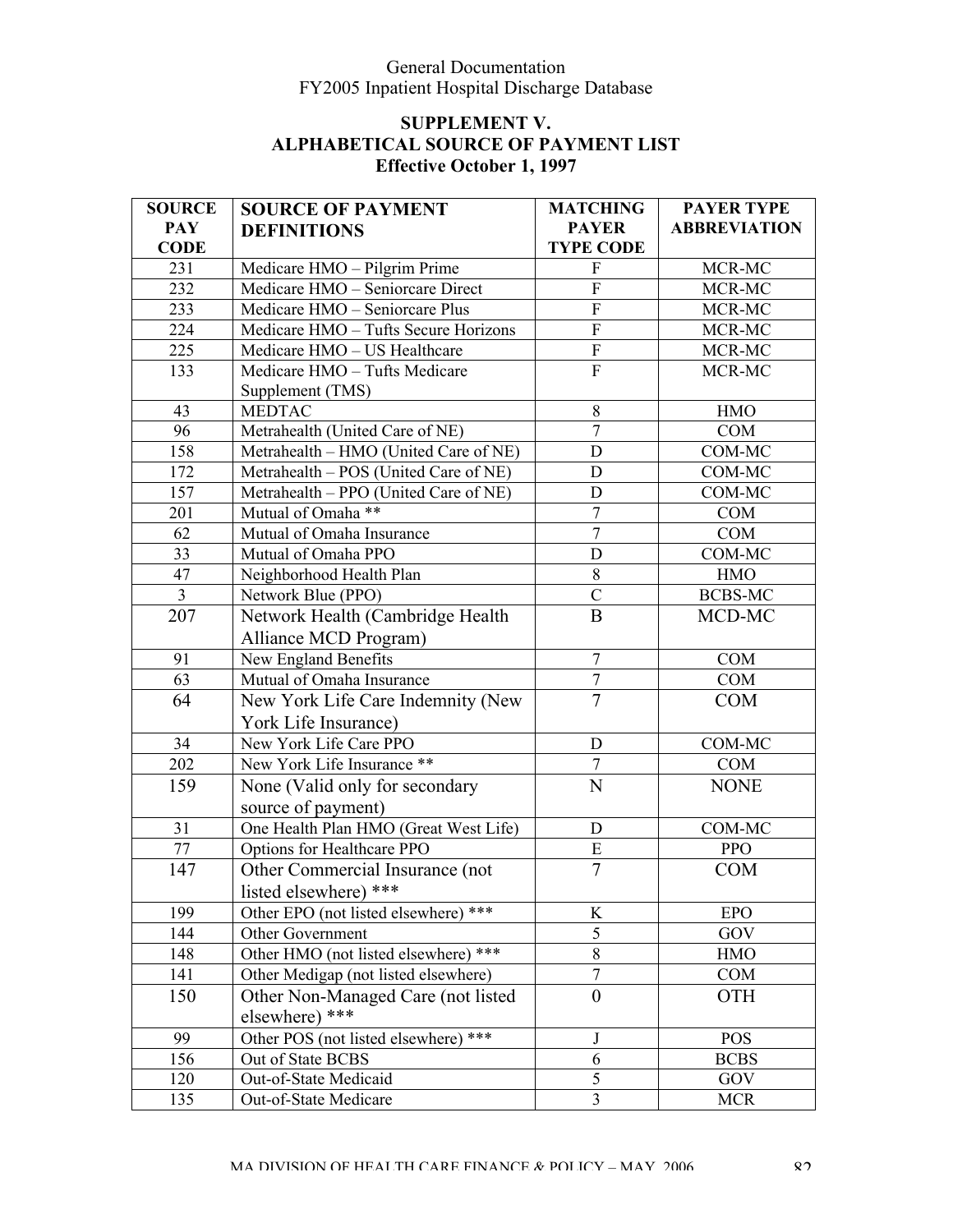General Documentation
FY2005 Inpatient Hospital Discharge Database

## SUPPLEMENT V.
## ALPHABETICAL SOURCE OF PAYMENT LIST
### Effective October 1, 1997

| SOURCE PAY CODE | SOURCE OF PAYMENT DEFINITIONS | MATCHING PAYER TYPE CODE | PAYER TYPE ABBREVIATION |
|---|---|---|---|
| 231 | Medicare HMO – Pilgrim Prime | F | MCR-MC |
| 232 | Medicare HMO – Seniorcare Direct | F | MCR-MC |
| 233 | Medicare HMO – Seniorcare Plus | F | MCR-MC |
| 224 | Medicare HMO – Tufts Secure Horizons | F | MCR-MC |
| 225 | Medicare HMO – US Healthcare | F | MCR-MC |
| 133 | Medicare HMO – Tufts Medicare Supplement (TMS) | F | MCR-MC |
| 43 | MEDTAC | 8 | HMO |
| 96 | Metrahealth (United Care of NE) | 7 | COM |
| 158 | Metrahealth – HMO (United Care of NE) | D | COM-MC |
| 172 | Metrahealth – POS (United Care of NE) | D | COM-MC |
| 157 | Metrahealth – PPO (United Care of NE) | D | COM-MC |
| 201 | Mutual of Omaha ** | 7 | COM |
| 62 | Mutual of Omaha Insurance | 7 | COM |
| 33 | Mutual of Omaha PPO | D | COM-MC |
| 47 | Neighborhood Health Plan | 8 | HMO |
| 3 | Network Blue (PPO) | C | BCBS-MC |
| 207 | Network Health (Cambridge Health Alliance MCD Program) | B | MCD-MC |
| 91 | New England Benefits | 7 | COM |
| 63 | Mutual of Omaha Insurance | 7 | COM |
| 64 | New York Life Care Indemnity (New York Life Insurance) | 7 | COM |
| 34 | New York Life Care PPO | D | COM-MC |
| 202 | New York Life Insurance ** | 7 | COM |
| 159 | None (Valid only for secondary source of payment) | N | NONE |
| 31 | One Health Plan HMO (Great West Life) | D | COM-MC |
| 77 | Options for Healthcare PPO | E | PPO |
| 147 | Other Commercial Insurance (not listed elsewhere) *** | 7 | COM |
| 199 | Other EPO (not listed elsewhere) *** | K | EPO |
| 144 | Other Government | 5 | GOV |
| 148 | Other HMO (not listed elsewhere) *** | 8 | HMO |
| 141 | Other Medigap (not listed elsewhere) | 7 | COM |
| 150 | Other Non-Managed Care (not listed elsewhere) *** | 0 | OTH |
| 99 | Other POS (not listed elsewhere) *** | J | POS |
| 156 | Out of State BCBS | 6 | BCBS |
| 120 | Out-of-State Medicaid | 5 | GOV |
| 135 | Out-of-State Medicare | 3 | MCR |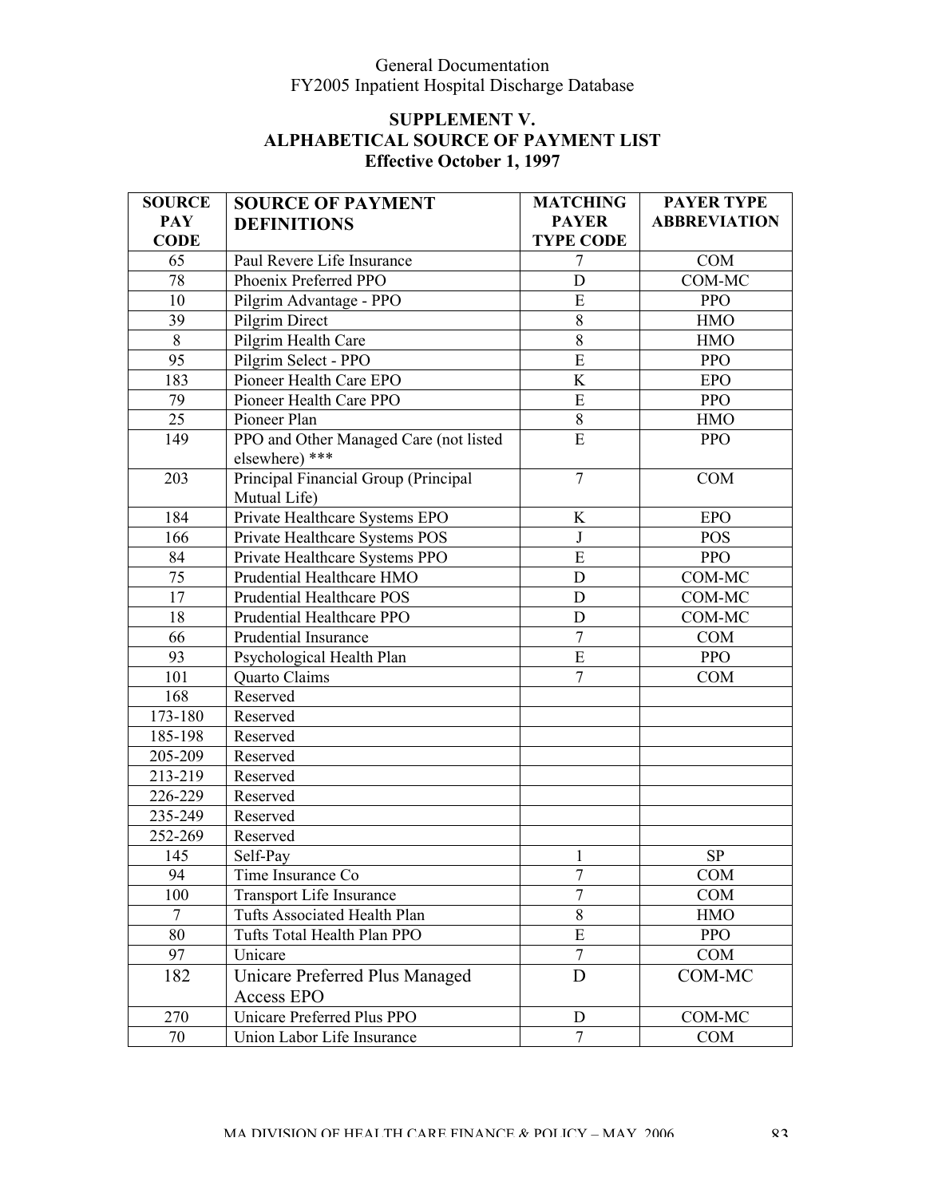## SUPPLEMENT V.
## ALPHABETICAL SOURCE OF PAYMENT LIST
### Effective October 1, 1997

| SOURCE PAY CODE | SOURCE OF PAYMENT DEFINITIONS | MATCHING PAYER TYPE CODE | PAYER TYPE ABBREVIATION |
|---|---|---|---|
| 65 | Paul Revere Life Insurance | 7 | COM |
| 78 | Phoenix Preferred PPO | D | COM-MC |
| 10 | Pilgrim Advantage - PPO | E | PPO |
| 39 | Pilgrim Direct | 8 | HMO |
| 8 | Pilgrim Health Care | 8 | HMO |
| 95 | Pilgrim Select - PPO | E | PPO |
| 183 | Pioneer Health Care EPO | K | EPO |
| 79 | Pioneer Health Care PPO | E | PPO |
| 25 | Pioneer Plan | 8 | HMO |
| 149 | PPO and Other Managed Care (not listed elsewhere) *** | E | PPO |
| 203 | Principal Financial Group (Principal Mutual Life) | 7 | COM |
| 184 | Private Healthcare Systems EPO | K | EPO |
| 166 | Private Healthcare Systems POS | J | POS |
| 84 | Private Healthcare Systems PPO | E | PPO |
| 75 | Prudential Healthcare HMO | D | COM-MC |
| 17 | Prudential Healthcare POS | D | COM-MC |
| 18 | Prudential Healthcare PPO | D | COM-MC |
| 66 | Prudential Insurance | 7 | COM |
| 93 | Psychological Health Plan | E | PPO |
| 101 | Quarto Claims | 7 | COM |
| 168 | Reserved | | |
| 173-180 | Reserved | | |
| 185-198 | Reserved | | |
| 205-209 | Reserved | | |
| 213-219 | Reserved | | |
| 226-229 | Reserved | | |
| 235-249 | Reserved | | |
| 252-269 | Reserved | | |
| 145 | Self-Pay | 1 | SP |
| 94 | Time Insurance Co | 7 | COM |
| 100 | Transport Life Insurance | 7 | COM |
| 7 | Tufts Associated Health Plan | 8 | HMO |
| 80 | Tufts Total Health Plan PPO | E | PPO |
| 97 | Unicare | 7 | COM |
| 182 | Unicare Preferred Plus Managed Access EPO | D | COM-MC |
| 270 | Unicare Preferred Plus PPO | D | COM-MC |
| 70 | Union Labor Life Insurance | 7 | COM |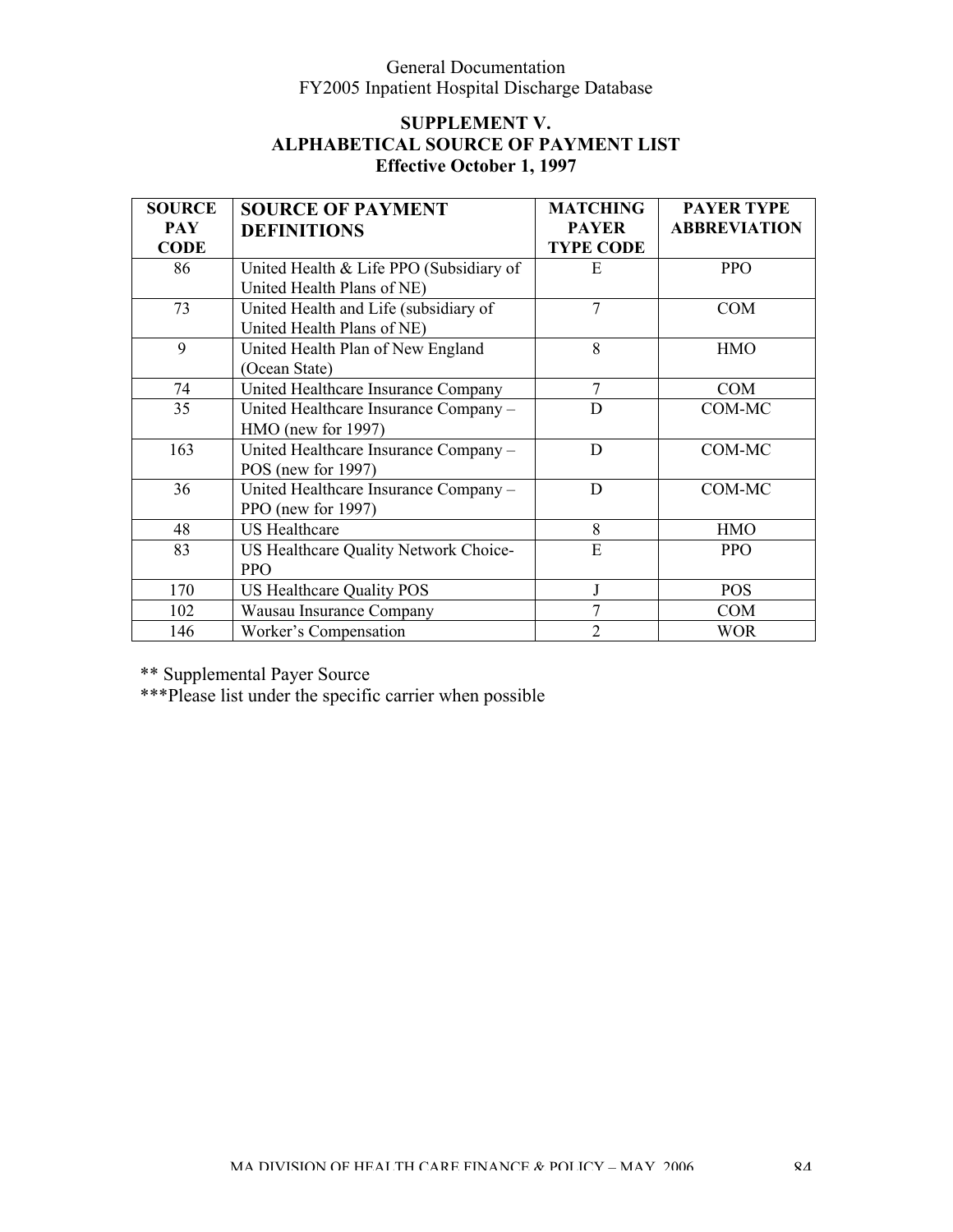## SUPPLEMENT V.
## ALPHABETICAL SOURCE OF PAYMENT LIST
### Effective October 1, 1997

| SOURCE PAY CODE | SOURCE OF PAYMENT DEFINITIONS | MATCHING PAYER TYPE CODE | PAYER TYPE ABBREVIATION |
|---|---|---|---|
| 86 | United Health & Life PPO (Subsidiary of United Health Plans of NE) | E | PPO |
| 73 | United Health and Life (subsidiary of United Health Plans of NE) | 7 | COM |
| 9 | United Health Plan of New England (Ocean State) | 8 | HMO |
| 74 | United Healthcare Insurance Company | 7 | COM |
| 35 | United Healthcare Insurance Company – HMO (new for 1997) | D | COM-MC |
| 163 | United Healthcare Insurance Company – POS (new for 1997) | D | COM-MC |
| 36 | United Healthcare Insurance Company – PPO (new for 1997) | D | COM-MC |
| 48 | US Healthcare | 8 | HMO |
| 83 | US Healthcare Quality Network Choice-PPO | E | PPO |
| 170 | US Healthcare Quality POS | J | POS |
| 102 | Wausau Insurance Company | 7 | COM |
| 146 | Worker's Compensation | 2 | WOR |

** Supplemental Payer Source

***Please list under the specific carrier when possible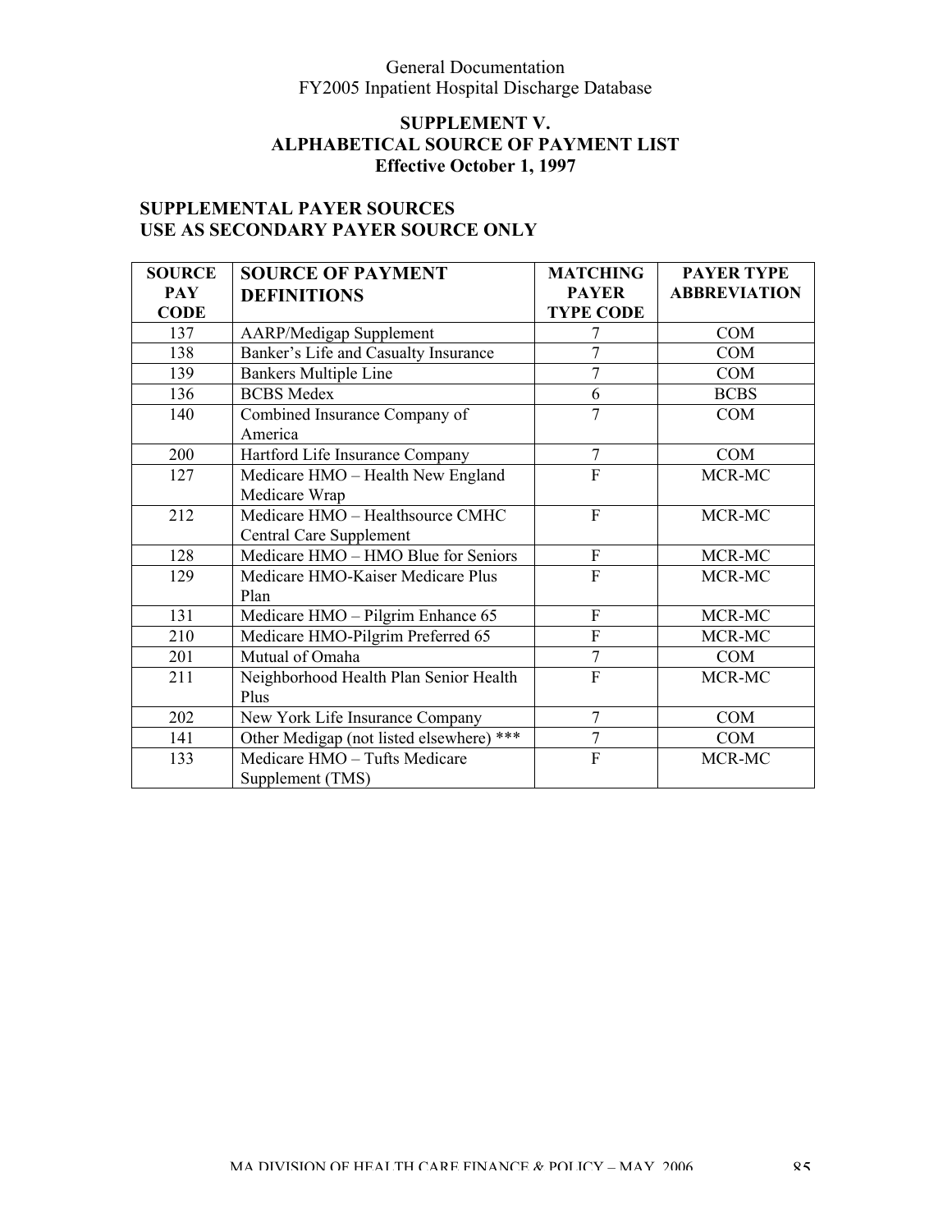## SUPPLEMENT V.
## ALPHABETICAL SOURCE OF PAYMENT LIST
### Effective October 1, 1997

### SUPPLEMENTAL PAYER SOURCES
### USE AS SECONDARY PAYER SOURCE ONLY

| SOURCE PAY CODE | SOURCE OF PAYMENT DEFINITIONS | MATCHING PAYER TYPE CODE | PAYER TYPE ABBREVIATION |
|---|---|---|---|
| 137 | AARP/Medigap Supplement | 7 | COM |
| 138 | Banker's Life and Casualty Insurance | 7 | COM |
| 139 | Bankers Multiple Line | 7 | COM |
| 136 | BCBS Medex | 6 | BCBS |
| 140 | Combined Insurance Company of America | 7 | COM |
| 200 | Hartford Life Insurance Company | 7 | COM |
| 127 | Medicare HMO – Health New England Medicare Wrap | F | MCR-MC |
| 212 | Medicare HMO – Healthsource CMHC Central Care Supplement | F | MCR-MC |
| 128 | Medicare HMO – HMO Blue for Seniors | F | MCR-MC |
| 129 | Medicare HMO-Kaiser Medicare Plus Plan | F | MCR-MC |
| 131 | Medicare HMO – Pilgrim Enhance 65 | F | MCR-MC |
| 210 | Medicare HMO-Pilgrim Preferred 65 | F | MCR-MC |
| 201 | Mutual of Omaha | 7 | COM |
| 211 | Neighborhood Health Plan Senior Health Plus | F | MCR-MC |
| 202 | New York Life Insurance Company | 7 | COM |
| 141 | Other Medigap (not listed elsewhere) *** | 7 | COM |
| 133 | Medicare HMO – Tufts Medicare Supplement (TMS) | F | MCR-MC |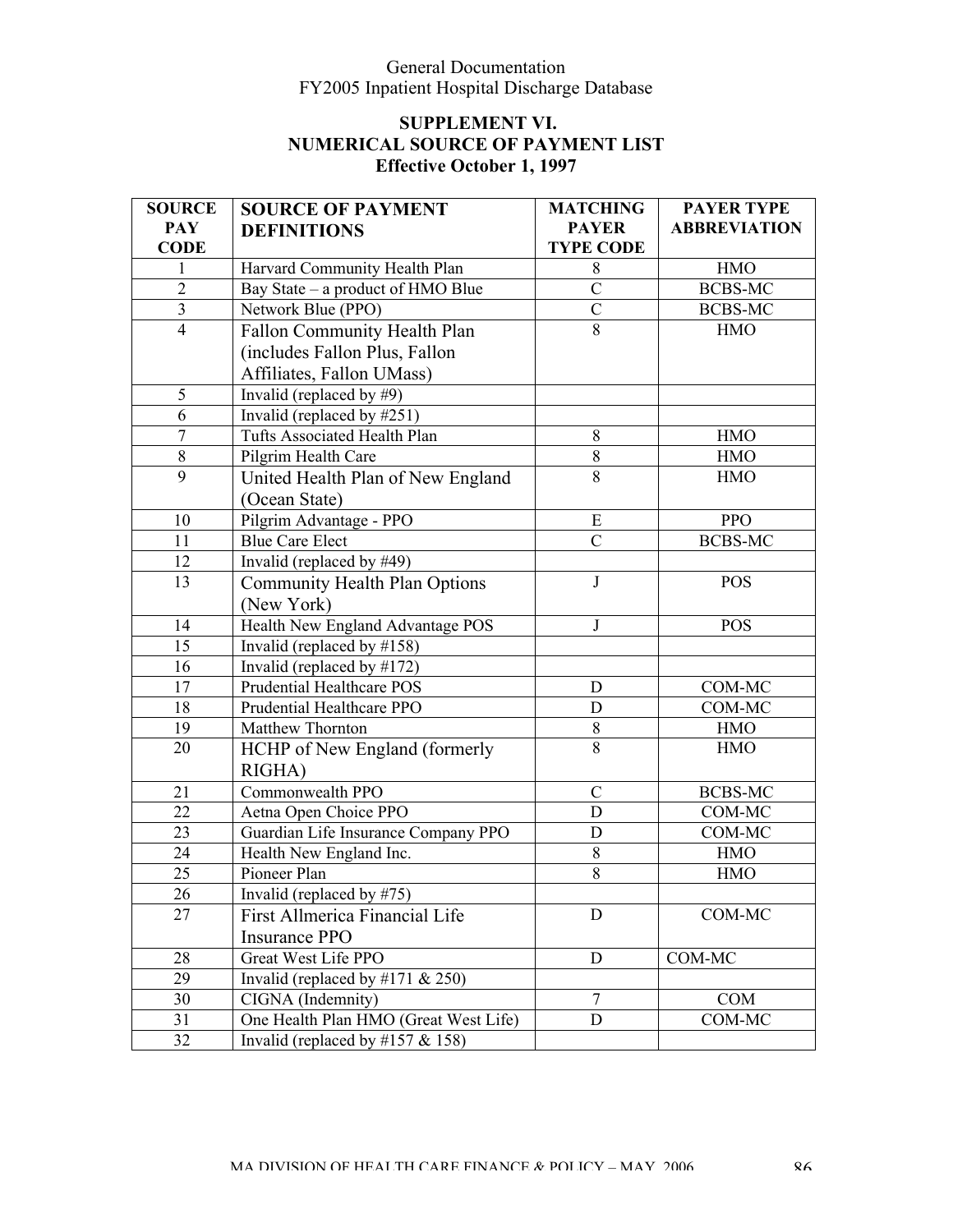General Documentation
FY2005 Inpatient Hospital Discharge Database

## SUPPLEMENT VI.
## NUMERICAL SOURCE OF PAYMENT LIST
### Effective October 1, 1997

| SOURCE PAY CODE | SOURCE OF PAYMENT DEFINITIONS | MATCHING PAYER TYPE CODE | PAYER TYPE ABBREVIATION |
|---|---|---|---|
| 1 | Harvard Community Health Plan | 8 | HMO |
| 2 | Bay State – a product of HMO Blue | C | BCBS-MC |
| 3 | Network Blue (PPO) | C | BCBS-MC |
| 4 | Fallon Community Health Plan (includes Fallon Plus, Fallon Affiliates, Fallon UMass) | 8 | HMO |
| 5 | Invalid (replaced by #9) | | |
| 6 | Invalid (replaced by #251) | | |
| 7 | Tufts Associated Health Plan | 8 | HMO |
| 8 | Pilgrim Health Care | 8 | HMO |
| 9 | United Health Plan of New England (Ocean State) | 8 | HMO |
| 10 | Pilgrim Advantage - PPO | E | PPO |
| 11 | Blue Care Elect | C | BCBS-MC |
| 12 | Invalid (replaced by #49) | | |
| 13 | Community Health Plan Options (New York) | J | POS |
| 14 | Health New England Advantage POS | J | POS |
| 15 | Invalid (replaced by #158) | | |
| 16 | Invalid (replaced by #172) | | |
| 17 | Prudential Healthcare POS | D | COM-MC |
| 18 | Prudential Healthcare PPO | D | COM-MC |
| 19 | Matthew Thornton | 8 | HMO |
| 20 | HCHP of New England (formerly RIGHA) | 8 | HMO |
| 21 | Commonwealth PPO | C | BCBS-MC |
| 22 | Aetna Open Choice PPO | D | COM-MC |
| 23 | Guardian Life Insurance Company PPO | D | COM-MC |
| 24 | Health New England Inc. | 8 | HMO |
| 25 | Pioneer Plan | 8 | HMO |
| 26 | Invalid (replaced by #75) | | |
| 27 | First Allmerica Financial Life Insurance PPO | D | COM-MC |
| 28 | Great West Life PPO | D | COM-MC |
| 29 | Invalid (replaced by #171 & 250) | | |
| 30 | CIGNA (Indemnity) | 7 | COM |
| 31 | One Health Plan HMO (Great West Life) | D | COM-MC |
| 32 | Invalid (replaced by #157 & 158) | | |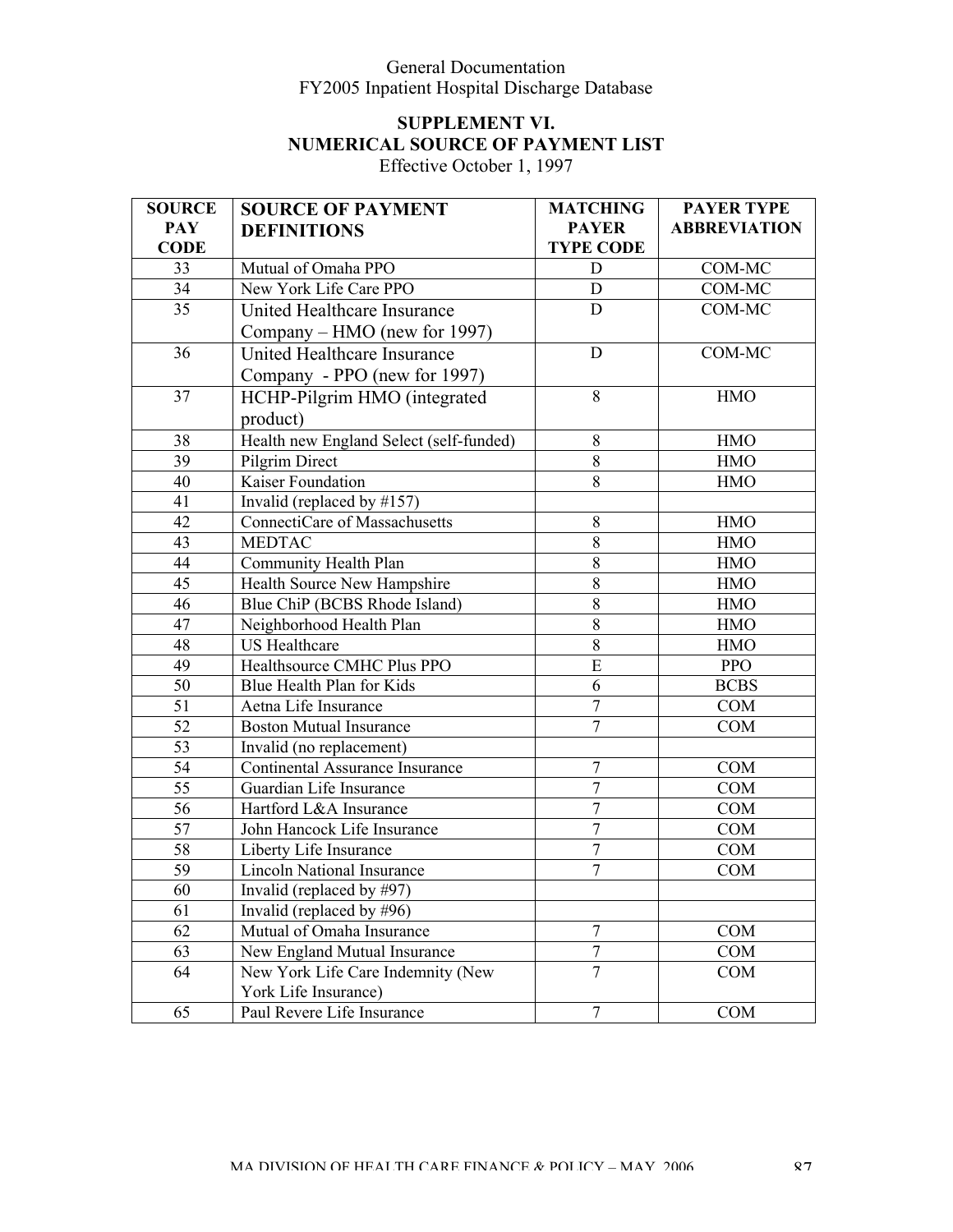General Documentation
FY2005 Inpatient Hospital Discharge Database

## SUPPLEMENT VI.
## NUMERICAL SOURCE OF PAYMENT LIST

Effective October 1, 1997

| SOURCE PAY CODE | SOURCE OF PAYMENT DEFINITIONS | MATCHING PAYER TYPE CODE | PAYER TYPE ABBREVIATION |
|---|---|---|---|
| 33 | Mutual of Omaha PPO | D | COM-MC |
| 34 | New York Life Care PPO | D | COM-MC |
| 35 | United Healthcare Insurance Company – HMO (new for 1997) | D | COM-MC |
| 36 | United Healthcare Insurance Company - PPO (new for 1997) | D | COM-MC |
| 37 | HCHP-Pilgrim HMO (integrated product) | 8 | HMO |
| 38 | Health new England Select (self-funded) | 8 | HMO |
| 39 | Pilgrim Direct | 8 | HMO |
| 40 | Kaiser Foundation | 8 | HMO |
| 41 | Invalid (replaced by #157) | | |
| 42 | ConnectiCare of Massachusetts | 8 | HMO |
| 43 | MEDTAC | 8 | HMO |
| 44 | Community Health Plan | 8 | HMO |
| 45 | Health Source New Hampshire | 8 | HMO |
| 46 | Blue ChiP (BCBS Rhode Island) | 8 | HMO |
| 47 | Neighborhood Health Plan | 8 | HMO |
| 48 | US Healthcare | 8 | HMO |
| 49 | Healthsource CMHC Plus PPO | E | PPO |
| 50 | Blue Health Plan for Kids | 6 | BCBS |
| 51 | Aetna Life Insurance | 7 | COM |
| 52 | Boston Mutual Insurance | 7 | COM |
| 53 | Invalid (no replacement) | | |
| 54 | Continental Assurance Insurance | 7 | COM |
| 55 | Guardian Life Insurance | 7 | COM |
| 56 | Hartford L&A Insurance | 7 | COM |
| 57 | John Hancock Life Insurance | 7 | COM |
| 58 | Liberty Life Insurance | 7 | COM |
| 59 | Lincoln National Insurance | 7 | COM |
| 60 | Invalid (replaced by #97) | | |
| 61 | Invalid (replaced by #96) | | |
| 62 | Mutual of Omaha Insurance | 7 | COM |
| 63 | New England Mutual Insurance | 7 | COM |
| 64 | New York Life Care Indemnity (New York Life Insurance) | 7 | COM |
| 65 | Paul Revere Life Insurance | 7 | COM |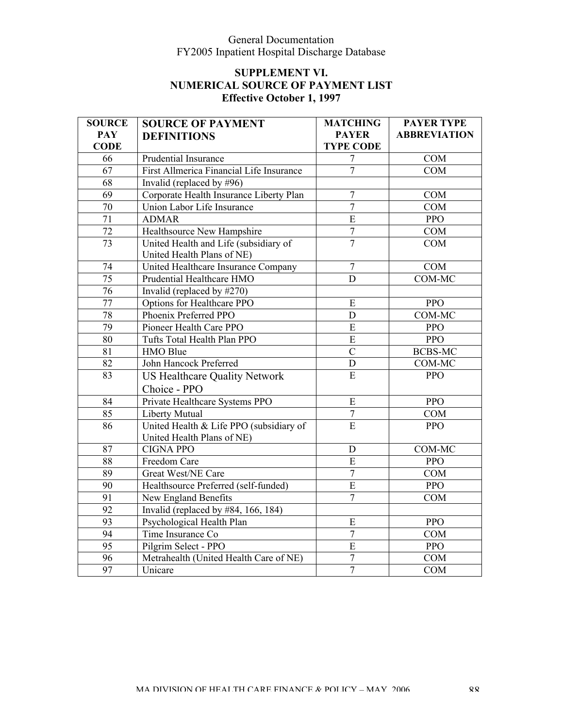General Documentation
FY2005 Inpatient Hospital Discharge Database

## SUPPLEMENT VI.
## NUMERICAL SOURCE OF PAYMENT LIST
### Effective October 1, 1997

| SOURCE PAY CODE | SOURCE OF PAYMENT DEFINITIONS | MATCHING PAYER TYPE CODE | PAYER TYPE ABBREVIATION |
|---|---|---|---|
| 66 | Prudential Insurance | 7 | COM |
| 67 | First Allmerica Financial Life Insurance | 7 | COM |
| 68 | Invalid (replaced by #96) | | |
| 69 | Corporate Health Insurance Liberty Plan | 7 | COM |
| 70 | Union Labor Life Insurance | 7 | COM |
| 71 | ADMAR | E | PPO |
| 72 | Healthsource New Hampshire | 7 | COM |
| 73 | United Health and Life (subsidiary of United Health Plans of NE) | 7 | COM |
| 74 | United Healthcare Insurance Company | 7 | COM |
| 75 | Prudential Healthcare HMO | D | COM-MC |
| 76 | Invalid (replaced by #270) | | |
| 77 | Options for Healthcare PPO | E | PPO |
| 78 | Phoenix Preferred PPO | D | COM-MC |
| 79 | Pioneer Health Care PPO | E | PPO |
| 80 | Tufts Total Health Plan PPO | E | PPO |
| 81 | HMO Blue | C | BCBS-MC |
| 82 | John Hancock Preferred | D | COM-MC |
| 83 | US Healthcare Quality Network Choice - PPO | E | PPO |
| 84 | Private Healthcare Systems PPO | E | PPO |
| 85 | Liberty Mutual | 7 | COM |
| 86 | United Health & Life PPO (subsidiary of United Health Plans of NE) | E | PPO |
| 87 | CIGNA PPO | D | COM-MC |
| 88 | Freedom Care | E | PPO |
| 89 | Great West/NE Care | 7 | COM |
| 90 | Healthsource Preferred (self-funded) | E | PPO |
| 91 | New England Benefits | 7 | COM |
| 92 | Invalid (replaced by #84, 166, 184) | | |
| 93 | Psychological Health Plan | E | PPO |
| 94 | Time Insurance Co | 7 | COM |
| 95 | Pilgrim Select - PPO | E | PPO |
| 96 | Metrahealth (United Health Care of NE) | 7 | COM |
| 97 | Unicare | 7 | COM |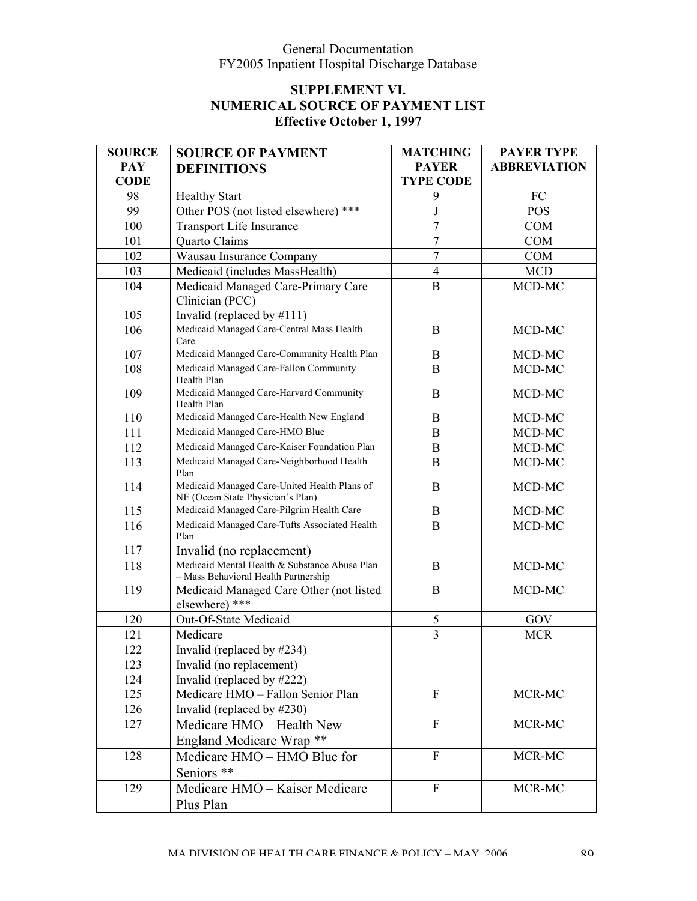## SUPPLEMENT VI.
## NUMERICAL SOURCE OF PAYMENT LIST
## Effective October 1, 1997

| SOURCE PAY CODE | SOURCE OF PAYMENT DEFINITIONS | MATCHING PAYER TYPE CODE | PAYER TYPE ABBREVIATION |
|---|---|---|---|
| 98 | Healthy Start | 9 | FC |
| 99 | Other POS (not listed elsewhere) *** | J | POS |
| 100 | Transport Life Insurance | 7 | COM |
| 101 | Quarto Claims | 7 | COM |
| 102 | Wausau Insurance Company | 7 | COM |
| 103 | Medicaid (includes MassHealth) | 4 | MCD |
| 104 | Medicaid Managed Care-Primary Care Clinician (PCC) | B | MCD-MC |
| 105 | Invalid (replaced by #111) | | |
| 106 | Medicaid Managed Care-Central Mass Health Care | B | MCD-MC |
| 107 | Medicaid Managed Care-Community Health Plan | B | MCD-MC |
| 108 | Medicaid Managed Care-Fallon Community Health Plan | B | MCD-MC |
| 109 | Medicaid Managed Care-Harvard Community Health Plan | B | MCD-MC |
| 110 | Medicaid Managed Care-Health New England | B | MCD-MC |
| 111 | Medicaid Managed Care-HMO Blue | B | MCD-MC |
| 112 | Medicaid Managed Care-Kaiser Foundation Plan | B | MCD-MC |
| 113 | Medicaid Managed Care-Neighborhood Health Plan | B | MCD-MC |
| 114 | Medicaid Managed Care-United Health Plans of NE (Ocean State Physician's Plan) | B | MCD-MC |
| 115 | Medicaid Managed Care-Pilgrim Health Care | B | MCD-MC |
| 116 | Medicaid Managed Care-Tufts Associated Health Plan | B | MCD-MC |
| 117 | Invalid (no replacement) | | |
| 118 | Medicaid Mental Health & Substance Abuse Plan – Mass Behavioral Health Partnership | B | MCD-MC |
| 119 | Medicaid Managed Care Other (not listed elsewhere) *** | B | MCD-MC |
| 120 | Out-Of-State Medicaid | 5 | GOV |
| 121 | Medicare | 3 | MCR |
| 122 | Invalid (replaced by #234) | | |
| 123 | Invalid (no replacement) | | |
| 124 | Invalid (replaced by #222) | | |
| 125 | Medicare HMO – Fallon Senior Plan | F | MCR-MC |
| 126 | Invalid (replaced by #230) | | |
| 127 | Medicare HMO – Health New England Medicare Wrap ** | F | MCR-MC |
| 128 | Medicare HMO – HMO Blue for Seniors ** | F | MCR-MC |
| 129 | Medicare HMO – Kaiser Medicare Plus Plan | F | MCR-MC |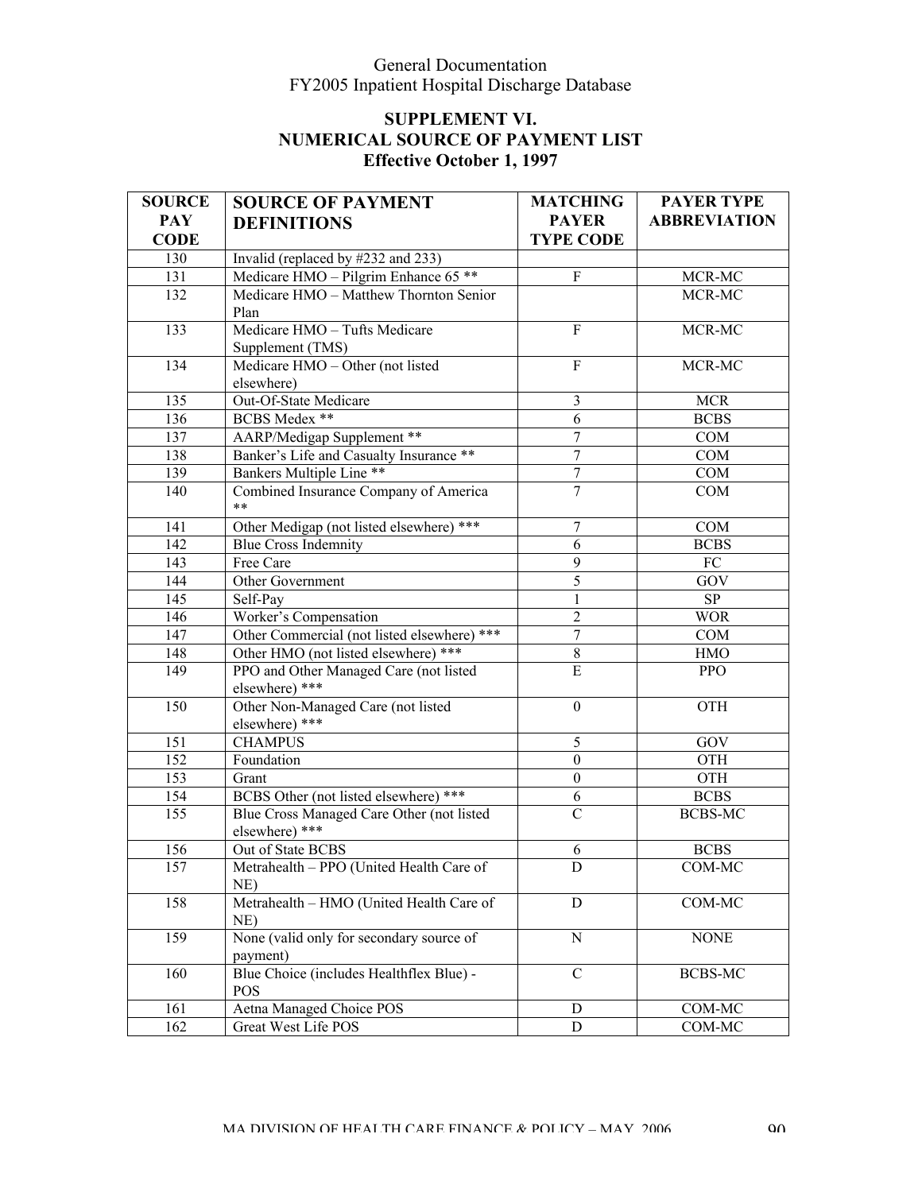General Documentation
FY2005 Inpatient Hospital Discharge Database

## SUPPLEMENT VI.
## NUMERICAL SOURCE OF PAYMENT LIST
### Effective October 1, 1997

| SOURCE PAY CODE | SOURCE OF PAYMENT DEFINITIONS | MATCHING PAYER TYPE CODE | PAYER TYPE ABBREVIATION |
|---|---|---|---|
| 130 | Invalid (replaced by #232 and 233) | | |
| 131 | Medicare HMO – Pilgrim Enhance 65 ** | F | MCR-MC |
| 132 | Medicare HMO – Matthew Thornton Senior Plan | | MCR-MC |
| 133 | Medicare HMO – Tufts Medicare Supplement (TMS) | F | MCR-MC |
| 134 | Medicare HMO – Other (not listed elsewhere) | F | MCR-MC |
| 135 | Out-Of-State Medicare | 3 | MCR |
| 136 | BCBS Medex ** | 6 | BCBS |
| 137 | AARP/Medigap Supplement ** | 7 | COM |
| 138 | Banker's Life and Casualty Insurance ** | 7 | COM |
| 139 | Bankers Multiple Line ** | 7 | COM |
| 140 | Combined Insurance Company of America ** | 7 | COM |
| 141 | Other Medigap (not listed elsewhere) *** | 7 | COM |
| 142 | Blue Cross Indemnity | 6 | BCBS |
| 143 | Free Care | 9 | FC |
| 144 | Other Government | 5 | GOV |
| 145 | Self-Pay | 1 | SP |
| 146 | Worker's Compensation | 2 | WOR |
| 147 | Other Commercial (not listed elsewhere) *** | 7 | COM |
| 148 | Other HMO (not listed elsewhere) *** | 8 | HMO |
| 149 | PPO and Other Managed Care (not listed elsewhere) *** | E | PPO |
| 150 | Other Non-Managed Care (not listed elsewhere) *** | 0 | OTH |
| 151 | CHAMPUS | 5 | GOV |
| 152 | Foundation | 0 | OTH |
| 153 | Grant | 0 | OTH |
| 154 | BCBS Other (not listed elsewhere) *** | 6 | BCBS |
| 155 | Blue Cross Managed Care Other (not listed elsewhere) *** | C | BCBS-MC |
| 156 | Out of State BCBS | 6 | BCBS |
| 157 | Metrahealth – PPO (United Health Care of NE) | D | COM-MC |
| 158 | Metrahealth – HMO (United Health Care of NE) | D | COM-MC |
| 159 | None (valid only for secondary source of payment) | N | NONE |
| 160 | Blue Choice (includes Healthflex Blue) - POS | C | BCBS-MC |
| 161 | Aetna Managed Choice POS | D | COM-MC |
| 162 | Great West Life POS | D | COM-MC |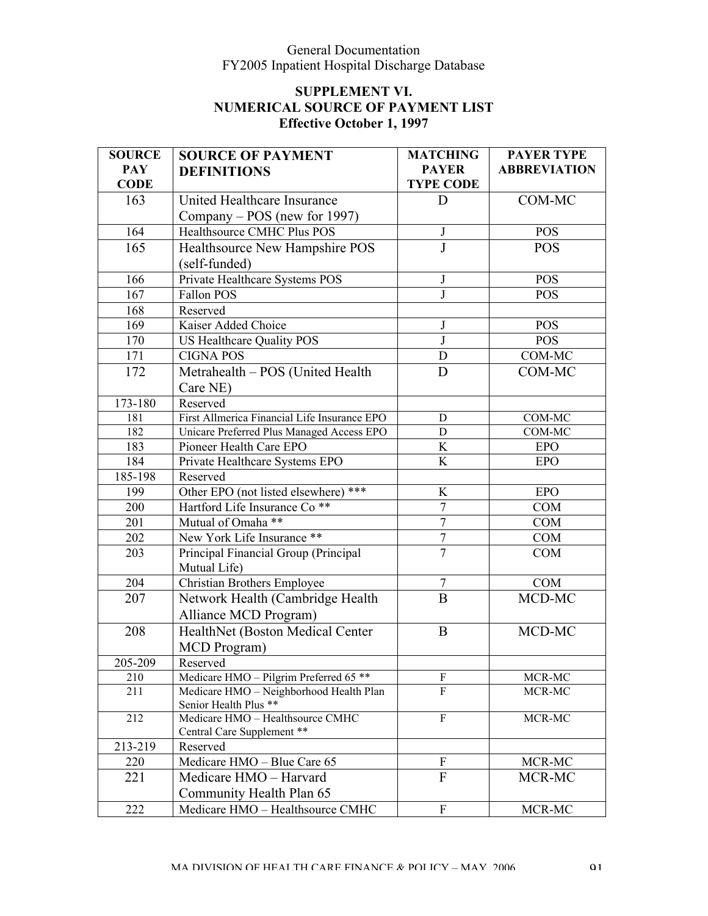# SUPPLEMENT VI.
## NUMERICAL SOURCE OF PAYMENT LIST
### Effective October 1, 1997

| SOURCE PAY CODE | SOURCE OF PAYMENT DEFINITIONS | MATCHING PAYER TYPE CODE | PAYER TYPE ABBREVIATION |
|---|---|---|---|
| 163 | United Healthcare Insurance Company – POS (new for 1997) | D | COM-MC |
| 164 | Healthsource CMHC Plus POS | J | POS |
| 165 | Healthsource New Hampshire POS (self-funded) | J | POS |
| 166 | Private Healthcare Systems POS | J | POS |
| 167 | Fallon POS | J | POS |
| 168 | Reserved | | |
| 169 | Kaiser Added Choice | J | POS |
| 170 | US Healthcare Quality POS | J | POS |
| 171 | CIGNA POS | D | COM-MC |
| 172 | Metrahealth – POS (United Health Care NE) | D | COM-MC |
| 173-180 | Reserved | | |
| 181 | First Allmerica Financial Life Insurance EPO | D | COM-MC |
| 182 | Unicare Preferred Plus Managed Access EPO | D | COM-MC |
| 183 | Pioneer Health Care EPO | K | EPO |
| 184 | Private Healthcare Systems EPO | K | EPO |
| 185-198 | Reserved | | |
| 199 | Other EPO (not listed elsewhere) *** | K | EPO |
| 200 | Hartford Life Insurance Co ** | 7 | COM |
| 201 | Mutual of Omaha ** | 7 | COM |
| 202 | New York Life Insurance ** | 7 | COM |
| 203 | Principal Financial Group (Principal Mutual Life) | 7 | COM |
| 204 | Christian Brothers Employee | 7 | COM |
| 207 | Network Health (Cambridge Health Alliance MCD Program) | B | MCD-MC |
| 208 | HealthNet (Boston Medical Center MCD Program) | B | MCD-MC |
| 205-209 | Reserved | | |
| 210 | Medicare HMO – Pilgrim Preferred 65 ** | F | MCR-MC |
| 211 | Medicare HMO – Neighborhood Health Plan Senior Health Plus ** | F | MCR-MC |
| 212 | Medicare HMO – Healthsource CMHC Central Care Supplement ** | F | MCR-MC |
| 213-219 | Reserved | | |
| 220 | Medicare HMO – Blue Care 65 | F | MCR-MC |
| 221 | Medicare HMO – Harvard Community Health Plan 65 | F | MCR-MC |
| 222 | Medicare HMO – Healthsource CMHC | F | MCR-MC |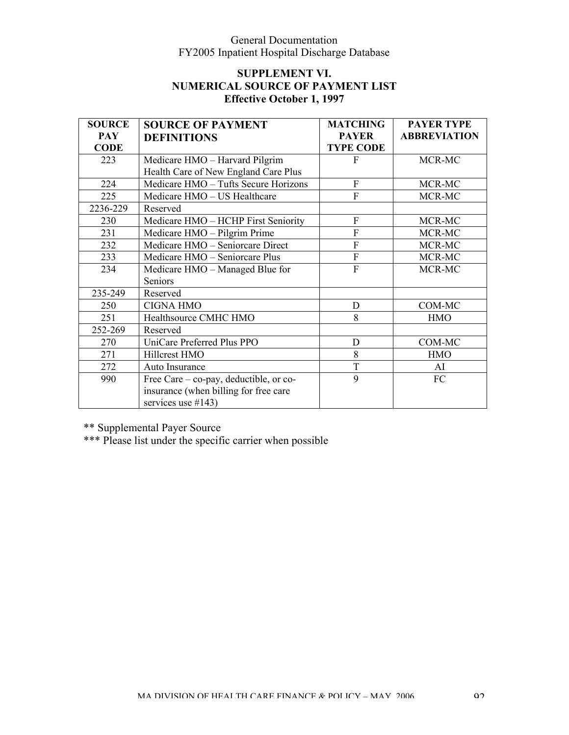## SUPPLEMENT VI.
## NUMERICAL SOURCE OF PAYMENT LIST
## Effective October 1, 1997

| SOURCE PAY CODE | SOURCE OF PAYMENT DEFINITIONS | MATCHING PAYER TYPE CODE | PAYER TYPE ABBREVIATION |
|---|---|---|---|
| 223 | Medicare HMO – Harvard Pilgrim Health Care of New England Care Plus | F | MCR-MC |
| 224 | Medicare HMO – Tufts Secure Horizons | F | MCR-MC |
| 225 | Medicare HMO – US Healthcare | F | MCR-MC |
| 2236-229 | Reserved | | |
| 230 | Medicare HMO – HCHP First Seniority | F | MCR-MC |
| 231 | Medicare HMO – Pilgrim Prime | F | MCR-MC |
| 232 | Medicare HMO – Seniorcare Direct | F | MCR-MC |
| 233 | Medicare HMO – Seniorcare Plus | F | MCR-MC |
| 234 | Medicare HMO – Managed Blue for Seniors | F | MCR-MC |
| 235-249 | Reserved | | |
| 250 | CIGNA HMO | D | COM-MC |
| 251 | Healthsource CMHC HMO | 8 | HMO |
| 252-269 | Reserved | | |
| 270 | UniCare Preferred Plus PPO | D | COM-MC |
| 271 | Hillcrest HMO | 8 | HMO |
| 272 | Auto Insurance | T | AI |
| 990 | Free Care – co-pay, deductible, or co-insurance (when billing for free care services use #143) | 9 | FC |

** Supplemental Payer Source

*** Please list under the specific carrier when possible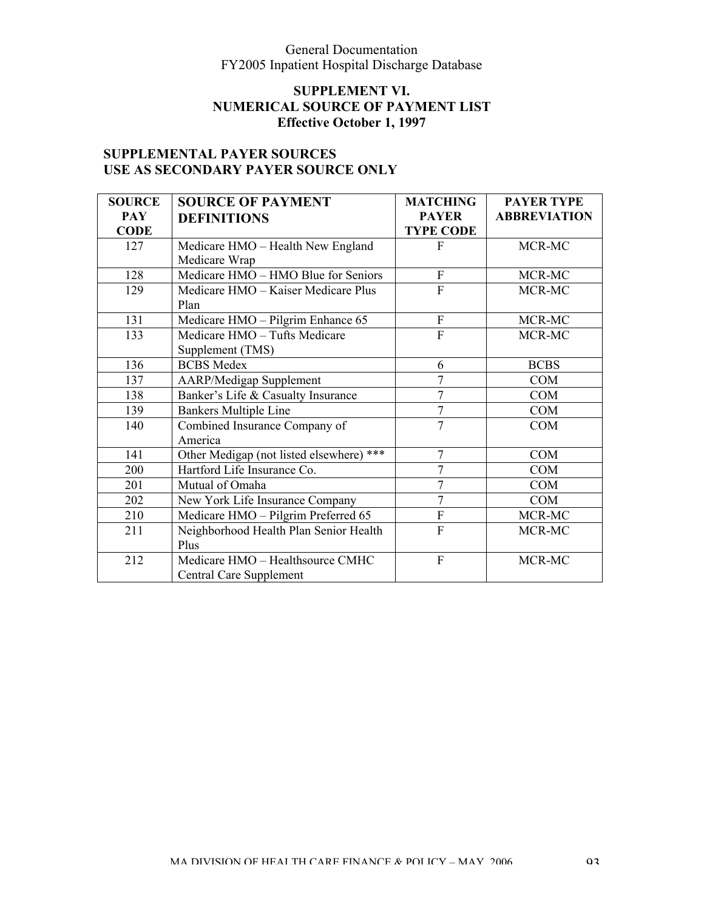## SUPPLEMENT VI.
## NUMERICAL SOURCE OF PAYMENT LIST
## Effective October 1, 1997

### SUPPLEMENTAL PAYER SOURCES
### USE AS SECONDARY PAYER SOURCE ONLY

| SOURCE PAY CODE | SOURCE OF PAYMENT DEFINITIONS | MATCHING PAYER TYPE CODE | PAYER TYPE ABBREVIATION |
|---|---|---|---|
| 127 | Medicare HMO – Health New England Medicare Wrap | F | MCR-MC |
| 128 | Medicare HMO – HMO Blue for Seniors | F | MCR-MC |
| 129 | Medicare HMO – Kaiser Medicare Plus Plan | F | MCR-MC |
| 131 | Medicare HMO – Pilgrim Enhance 65 | F | MCR-MC |
| 133 | Medicare HMO – Tufts Medicare Supplement (TMS) | F | MCR-MC |
| 136 | BCBS Medex | 6 | BCBS |
| 137 | AARP/Medigap Supplement | 7 | COM |
| 138 | Banker's Life & Casualty Insurance | 7 | COM |
| 139 | Bankers Multiple Line | 7 | COM |
| 140 | Combined Insurance Company of America | 7 | COM |
| 141 | Other Medigap (not listed elsewhere) *** | 7 | COM |
| 200 | Hartford Life Insurance Co. | 7 | COM |
| 201 | Mutual of Omaha | 7 | COM |
| 202 | New York Life Insurance Company | 7 | COM |
| 210 | Medicare HMO – Pilgrim Preferred 65 | F | MCR-MC |
| 211 | Neighborhood Health Plan Senior Health Plus | F | MCR-MC |
| 212 | Medicare HMO – Healthsource CMHC Central Care Supplement | F | MCR-MC |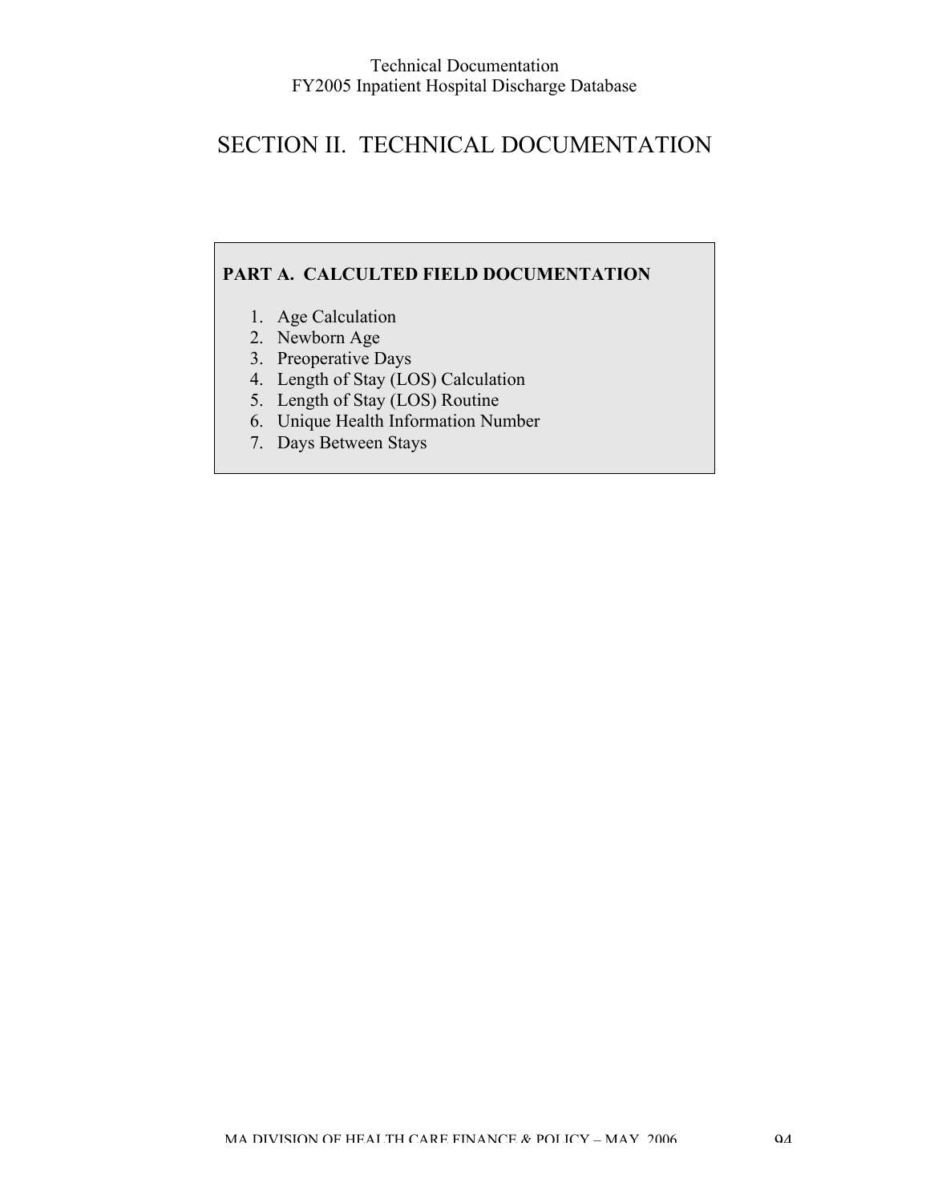# SECTION II. TECHNICAL DOCUMENTATION

**PART A. CALCULTED FIELD DOCUMENTATION**

1. Age Calculation
2. Newborn Age
3. Preoperative Days
4. Length of Stay (LOS) Calculation
5. Length of Stay (LOS) Routine
6. Unique Health Information Number
7. Days Between Stays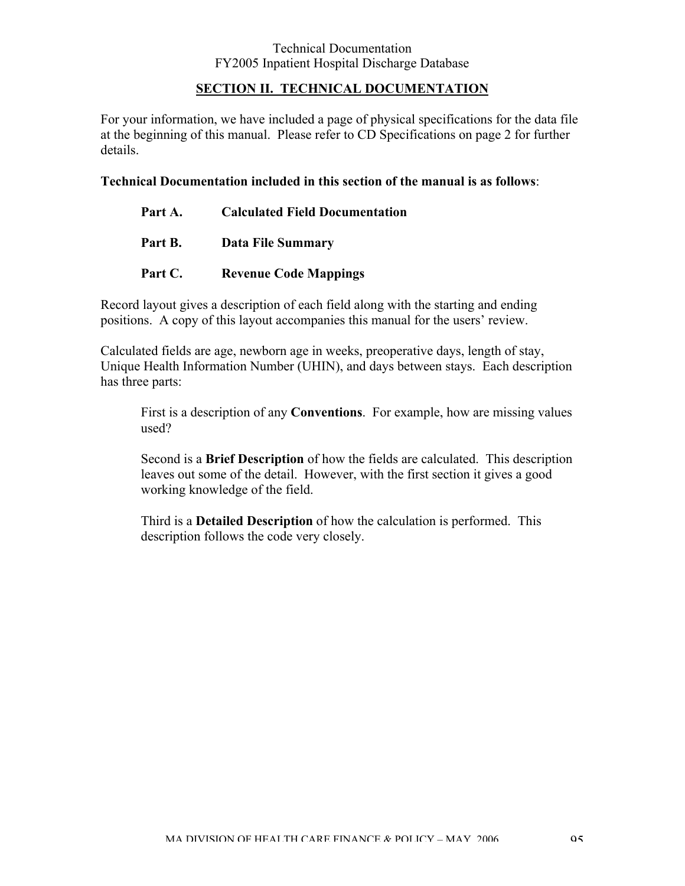## SECTION II. TECHNICAL DOCUMENTATION

For your information, we have included a page of physical specifications for the data file at the beginning of this manual. Please refer to CD Specifications on page 2 for further details.

**Technical Documentation included in this section of the manual is as follows**:

**Part A. Calculated Field Documentation**

**Part B. Data File Summary**

**Part C. Revenue Code Mappings**

Record layout gives a description of each field along with the starting and ending positions. A copy of this layout accompanies this manual for the users' review.

Calculated fields are age, newborn age in weeks, preoperative days, length of stay, Unique Health Information Number (UHIN), and days between stays. Each description has three parts:

First is a description of any **Conventions**. For example, how are missing values used?

Second is a **Brief Description** of how the fields are calculated. This description leaves out some of the detail. However, with the first section it gives a good working knowledge of the field.

Third is a **Detailed Description** of how the calculation is performed. This description follows the code very closely.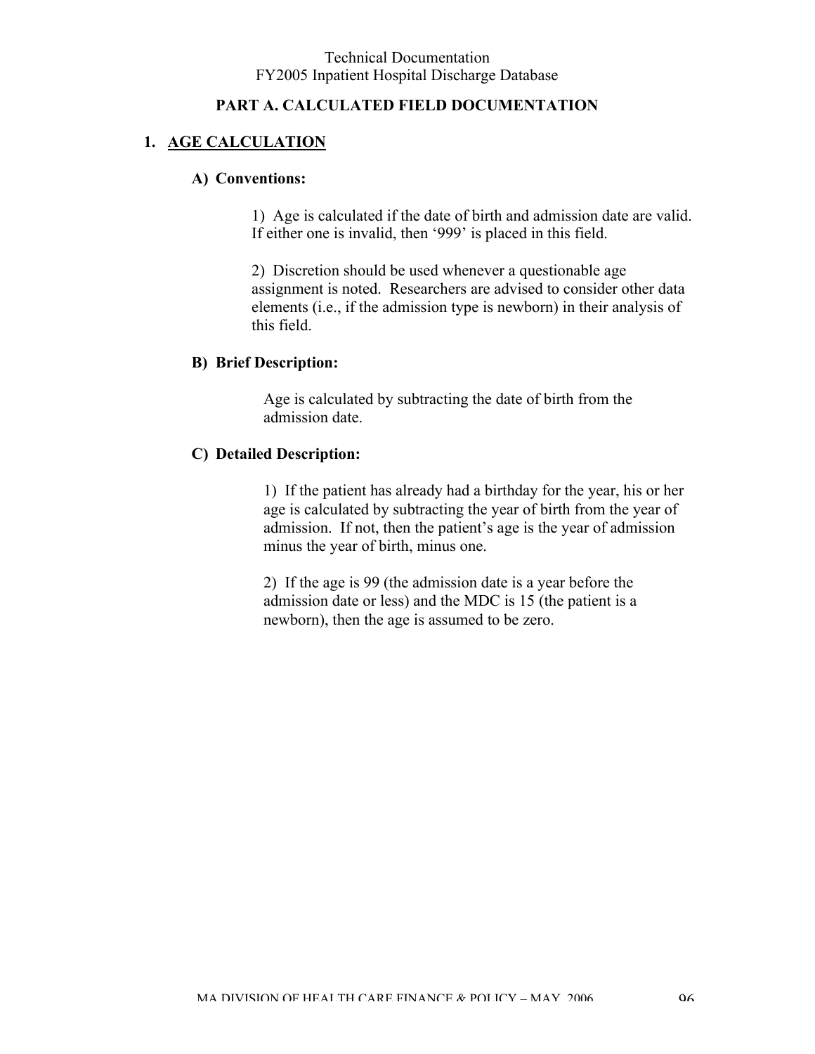## PART A. CALCULATED FIELD DOCUMENTATION

### 1. AGE CALCULATION

#### A) Conventions:

1) Age is calculated if the date of birth and admission date are valid. If either one is invalid, then '999' is placed in this field.

2) Discretion should be used whenever a questionable age assignment is noted. Researchers are advised to consider other data elements (i.e., if the admission type is newborn) in their analysis of this field.

#### B) Brief Description:

Age is calculated by subtracting the date of birth from the admission date.

#### C) Detailed Description:

1) If the patient has already had a birthday for the year, his or her age is calculated by subtracting the year of birth from the year of admission. If not, then the patient's age is the year of admission minus the year of birth, minus one.

2) If the age is 99 (the admission date is a year before the admission date or less) and the MDC is 15 (the patient is a newborn), then the age is assumed to be zero.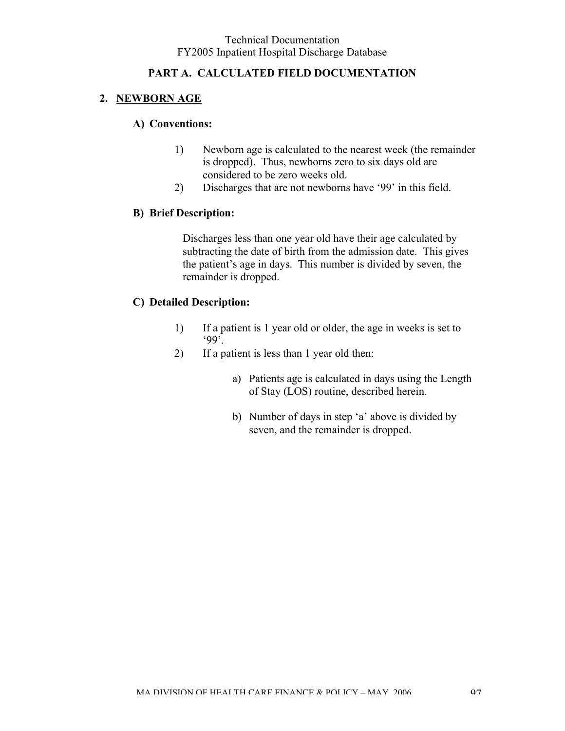## PART A. CALCULATED FIELD DOCUMENTATION

### 2. NEWBORN AGE

**A) Conventions:**

1) Newborn age is calculated to the nearest week (the remainder is dropped). Thus, newborns zero to six days old are considered to be zero weeks old.
2) Discharges that are not newborns have '99' in this field.

**B) Brief Description:**

Discharges less than one year old have their age calculated by subtracting the date of birth from the admission date. This gives the patient's age in days. This number is divided by seven, the remainder is dropped.

**C) Detailed Description:**

1) If a patient is 1 year old or older, the age in weeks is set to '99'.
2) If a patient is less than 1 year old then:

   a) Patients age is calculated in days using the Length of Stay (LOS) routine, described herein.

   b) Number of days in step 'a' above is divided by seven, and the remainder is dropped.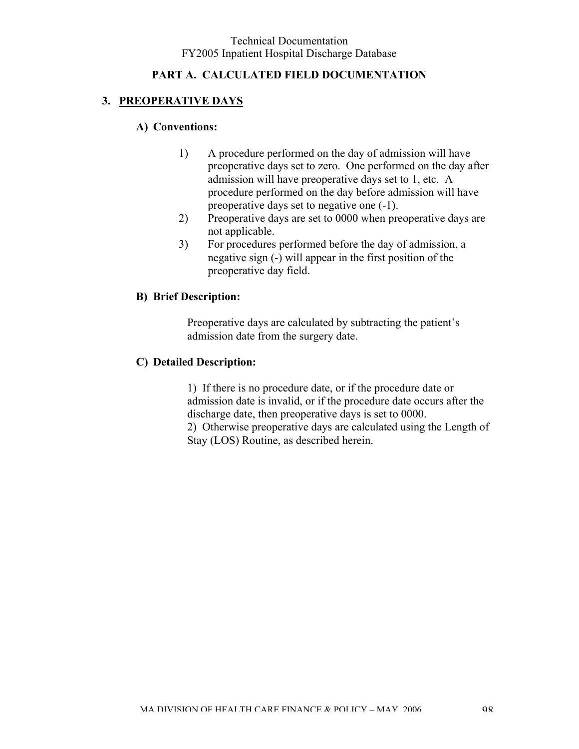## PART A. CALCULATED FIELD DOCUMENTATION

### 3. PREOPERATIVE DAYS

#### A) Conventions:

1) A procedure performed on the day of admission will have preoperative days set to zero. One performed on the day after admission will have preoperative days set to 1, etc. A procedure performed on the day before admission will have preoperative days set to negative one (-1).
2) Preoperative days are set to 0000 when preoperative days are not applicable.
3) For procedures performed before the day of admission, a negative sign (-) will appear in the first position of the preoperative day field.

#### B) Brief Description:

Preoperative days are calculated by subtracting the patient's admission date from the surgery date.

#### C) Detailed Description:

1) If there is no procedure date, or if the procedure date or admission date is invalid, or if the procedure date occurs after the discharge date, then preoperative days is set to 0000.
2) Otherwise preoperative days are calculated using the Length of Stay (LOS) Routine, as described herein.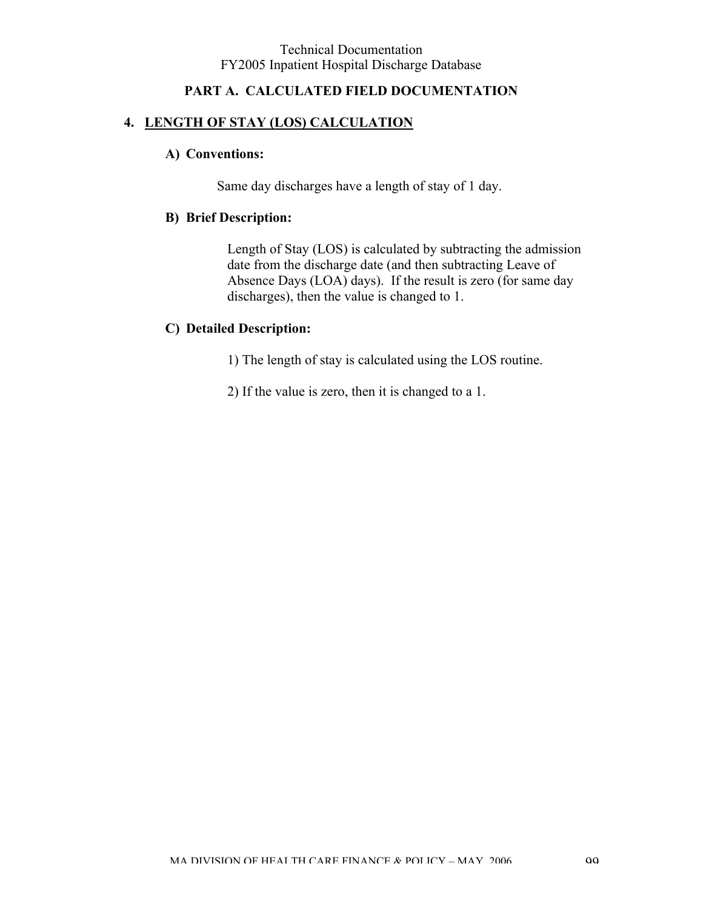## PART A. CALCULATED FIELD DOCUMENTATION

### 4. LENGTH OF STAY (LOS) CALCULATION

**A) Conventions:**

Same day discharges have a length of stay of 1 day.

**B) Brief Description:**

Length of Stay (LOS) is calculated by subtracting the admission date from the discharge date (and then subtracting Leave of Absence Days (LOA) days). If the result is zero (for same day discharges), then the value is changed to 1.

**C) Detailed Description:**

1) The length of stay is calculated using the LOS routine.

2) If the value is zero, then it is changed to a 1.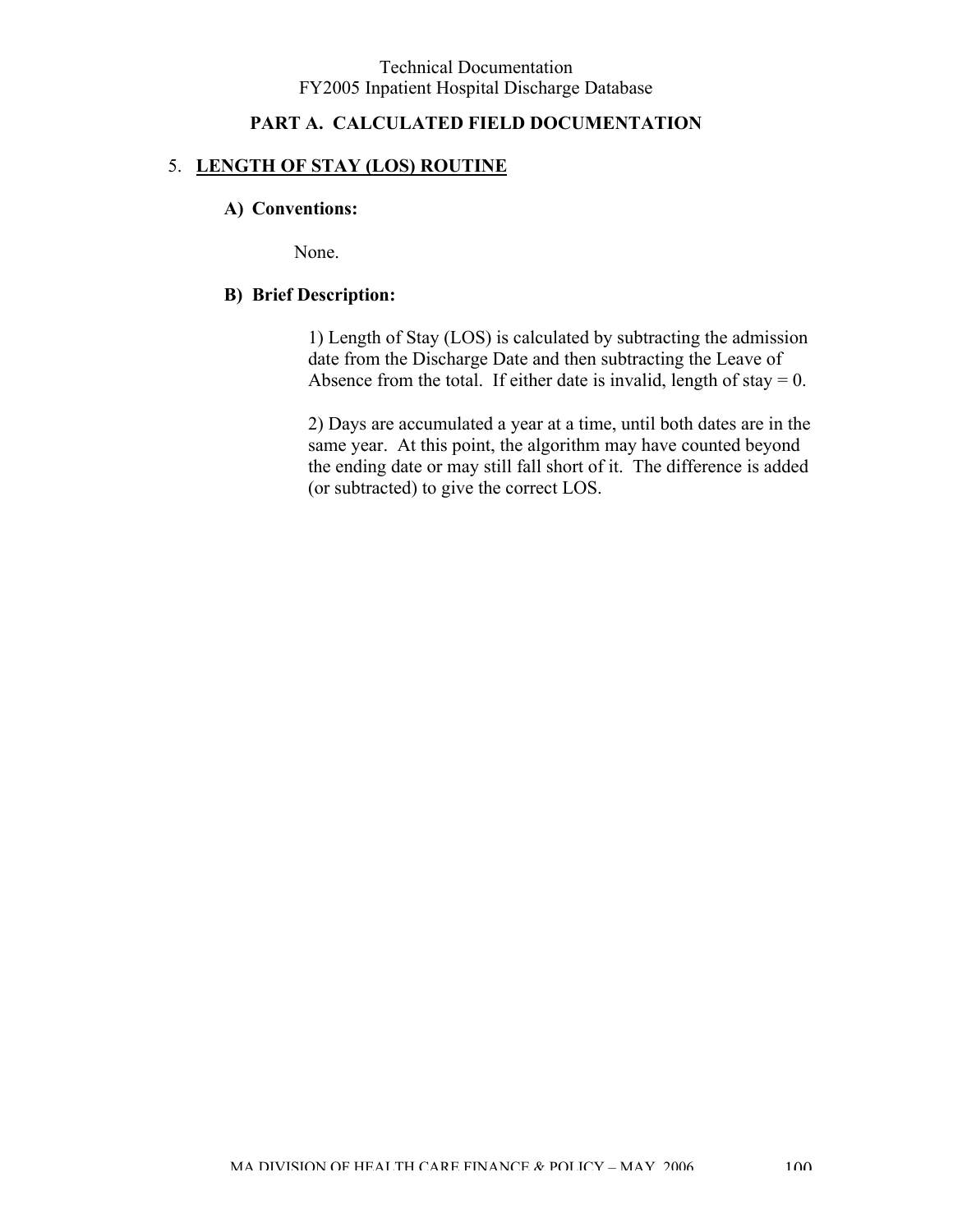## PART A. CALCULATED FIELD DOCUMENTATION

### 5. LENGTH OF STAY (LOS) ROUTINE

**A) Conventions:**

None.

**B) Brief Description:**

1) Length of Stay (LOS) is calculated by subtracting the admission date from the Discharge Date and then subtracting the Leave of Absence from the total. If either date is invalid, length of stay = 0.

2) Days are accumulated a year at a time, until both dates are in the same year. At this point, the algorithm may have counted beyond the ending date or may still fall short of it. The difference is added (or subtracted) to give the correct LOS.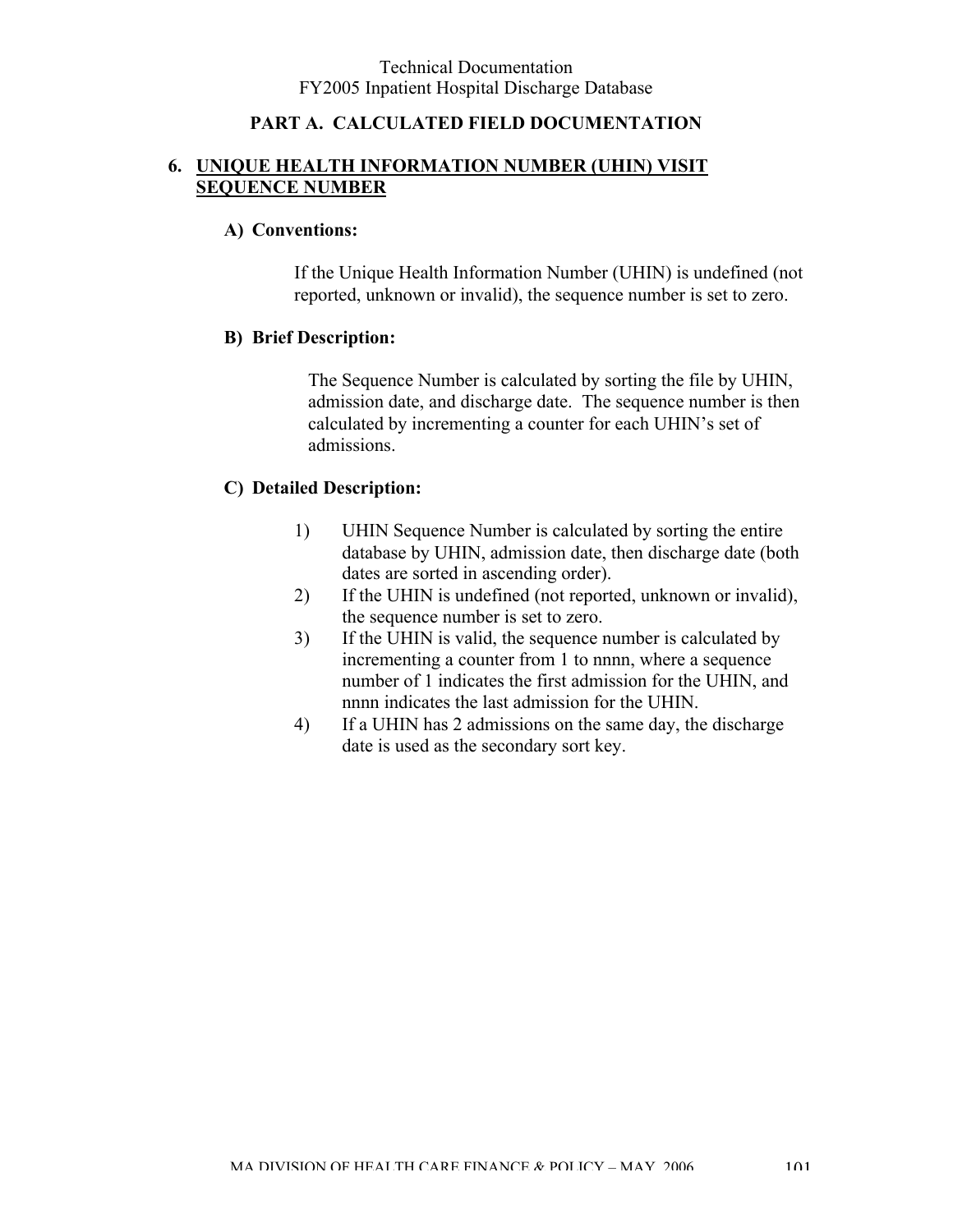## PART A. CALCULATED FIELD DOCUMENTATION

### 6. UNIQUE HEALTH INFORMATION NUMBER (UHIN) VISIT SEQUENCE NUMBER

**A) Conventions:**

If the Unique Health Information Number (UHIN) is undefined (not reported, unknown or invalid), the sequence number is set to zero.

**B) Brief Description:**

The Sequence Number is calculated by sorting the file by UHIN, admission date, and discharge date. The sequence number is then calculated by incrementing a counter for each UHIN's set of admissions.

**C) Detailed Description:**

1) UHIN Sequence Number is calculated by sorting the entire database by UHIN, admission date, then discharge date (both dates are sorted in ascending order).
2) If the UHIN is undefined (not reported, unknown or invalid), the sequence number is set to zero.
3) If the UHIN is valid, the sequence number is calculated by incrementing a counter from 1 to nnnn, where a sequence number of 1 indicates the first admission for the UHIN, and nnnn indicates the last admission for the UHIN.
4) If a UHIN has 2 admissions on the same day, the discharge date is used as the secondary sort key.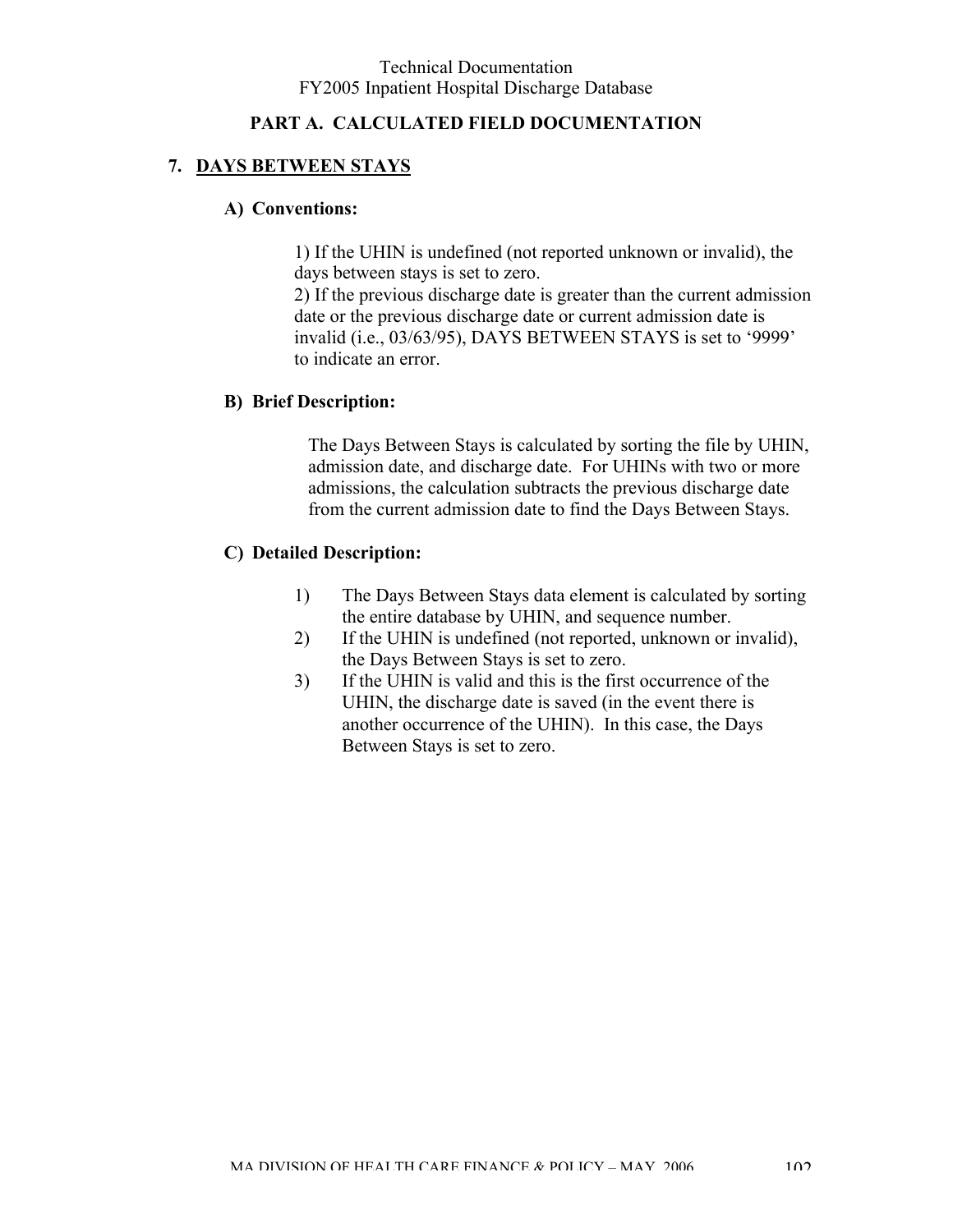## PART A. CALCULATED FIELD DOCUMENTATION

### 7. DAYS BETWEEN STAYS

#### A) Conventions:

1) If the UHIN is undefined (not reported unknown or invalid), the days between stays is set to zero.
2) If the previous discharge date is greater than the current admission date or the previous discharge date or current admission date is invalid (i.e., 03/63/95), DAYS BETWEEN STAYS is set to '9999' to indicate an error.

#### B) Brief Description:

The Days Between Stays is calculated by sorting the file by UHIN, admission date, and discharge date. For UHINs with two or more admissions, the calculation subtracts the previous discharge date from the current admission date to find the Days Between Stays.

#### C) Detailed Description:

1) The Days Between Stays data element is calculated by sorting the entire database by UHIN, and sequence number.
2) If the UHIN is undefined (not reported, unknown or invalid), the Days Between Stays is set to zero.
3) If the UHIN is valid and this is the first occurrence of the UHIN, the discharge date is saved (in the event there is another occurrence of the UHIN). In this case, the Days Between Stays is set to zero.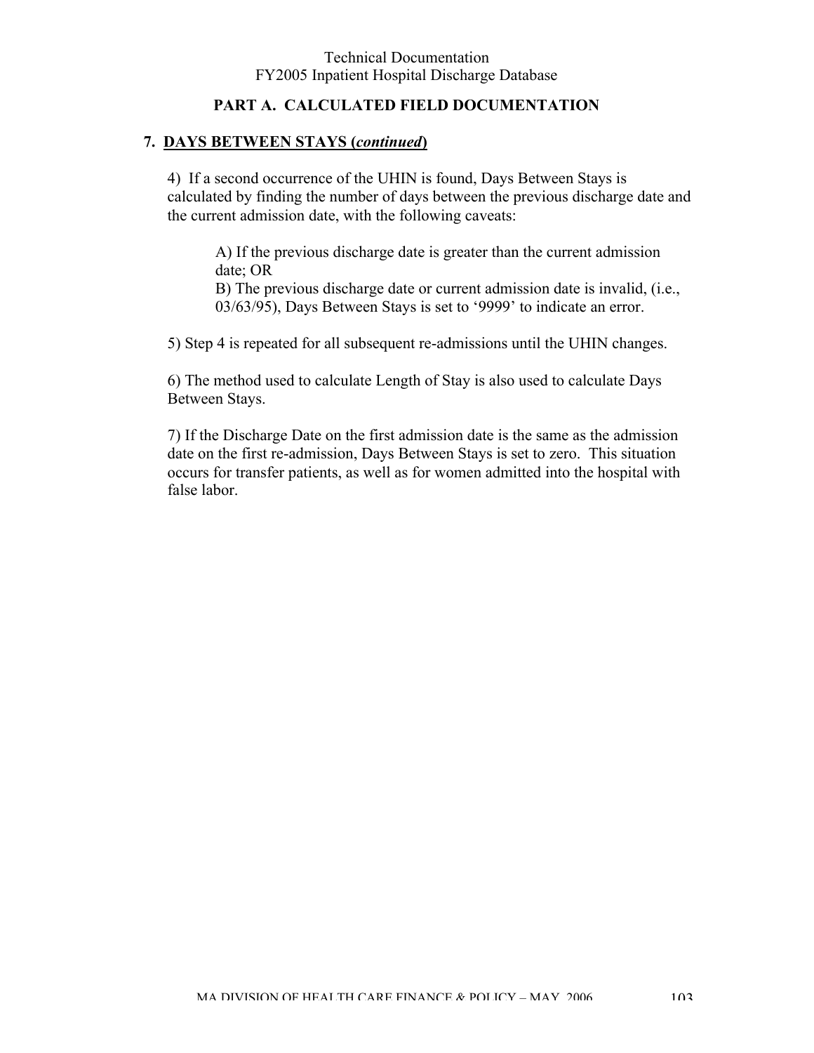## PART A. CALCULATED FIELD DOCUMENTATION

### 7. DAYS BETWEEN STAYS (*continued*)

4) If a second occurrence of the UHIN is found, Days Between Stays is calculated by finding the number of days between the previous discharge date and the current admission date, with the following caveats:

> A) If the previous discharge date is greater than the current admission date; OR
> B) The previous discharge date or current admission date is invalid, (i.e., 03/63/95), Days Between Stays is set to '9999' to indicate an error.

5) Step 4 is repeated for all subsequent re-admissions until the UHIN changes.

6) The method used to calculate Length of Stay is also used to calculate Days Between Stays.

7) If the Discharge Date on the first admission date is the same as the admission date on the first re-admission, Days Between Stays is set to zero. This situation occurs for transfer patients, as well as for women admitted into the hospital with false labor.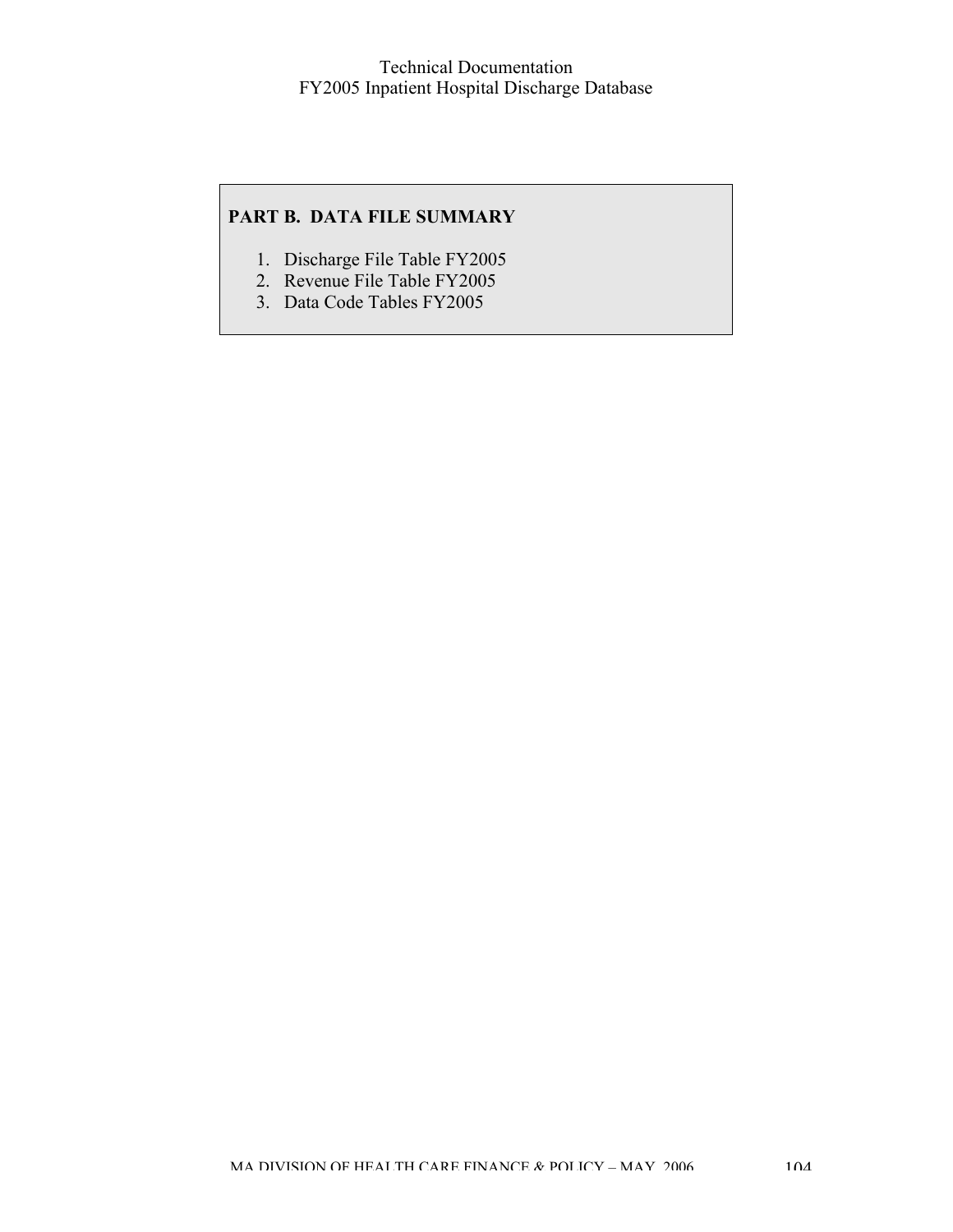## PART B. DATA FILE SUMMARY

1. Discharge File Table FY2005
2. Revenue File Table FY2005
3. Data Code Tables FY2005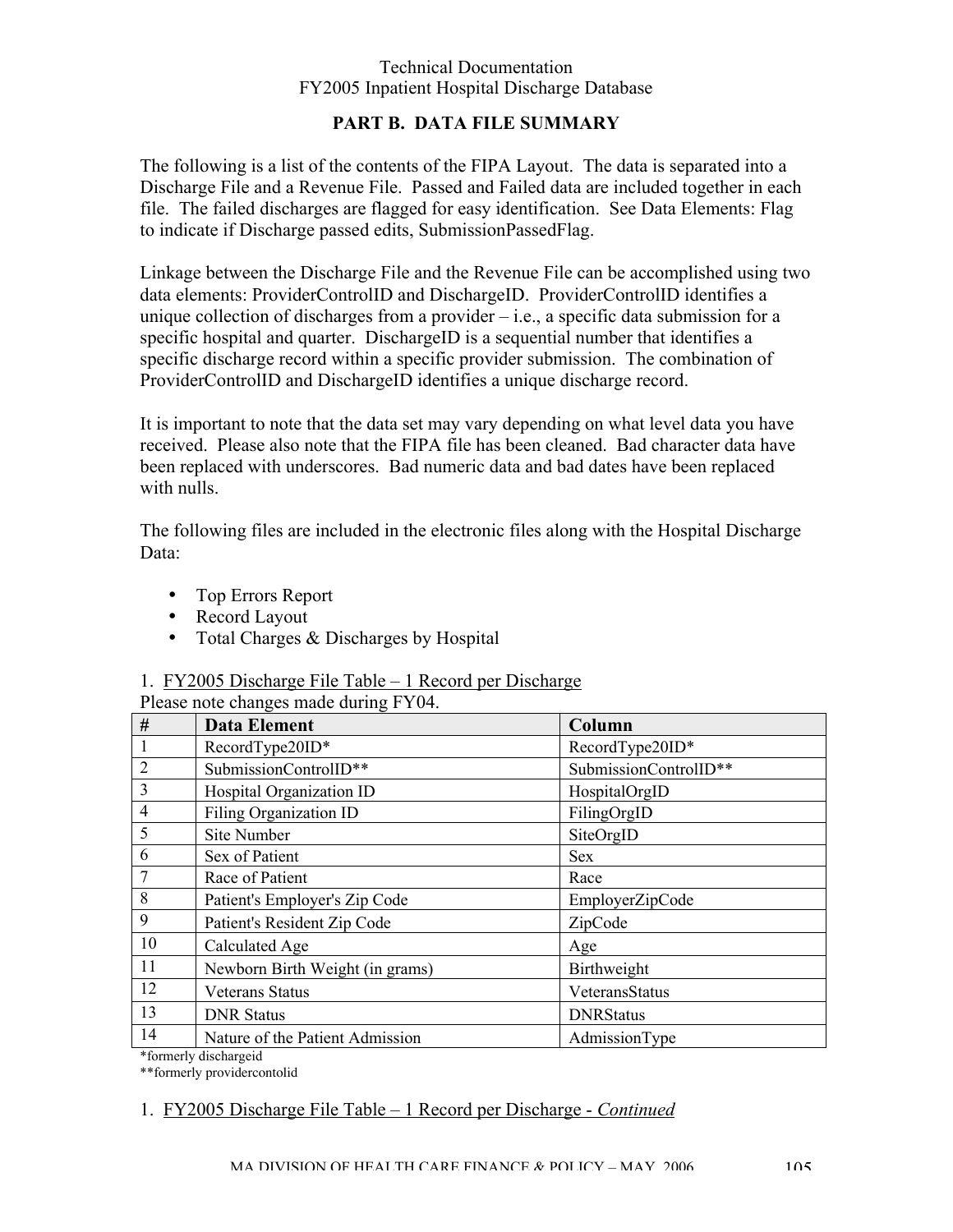## PART B. DATA FILE SUMMARY

The following is a list of the contents of the FIPA Layout. The data is separated into a Discharge File and a Revenue File. Passed and Failed data are included together in each file. The failed discharges are flagged for easy identification. See Data Elements: Flag to indicate if Discharge passed edits, SubmissionPassedFlag.

Linkage between the Discharge File and the Revenue File can be accomplished using two data elements: ProviderControlID and DischargeID. ProviderControlID identifies a unique collection of discharges from a provider – i.e., a specific data submission for a specific hospital and quarter. DischargeID is a sequential number that identifies a specific discharge record within a specific provider submission. The combination of ProviderControlID and DischargeID identifies a unique discharge record.

It is important to note that the data set may vary depending on what level data you have received. Please also note that the FIPA file has been cleaned. Bad character data have been replaced with underscores. Bad numeric data and bad dates have been replaced with nulls.

The following files are included in the electronic files along with the Hospital Discharge Data:

- Top Errors Report
- Record Layout
- Total Charges & Discharges by Hospital

1. FY2005 Discharge File Table – 1 Record per Discharge

Please note changes made during FY04.

| # | Data Element | Column |
|---|---|---|
| 1 | RecordType20ID* | RecordType20ID* |
| 2 | SubmissionControlID** | SubmissionControlID** |
| 3 | Hospital Organization ID | HospitalOrgID |
| 4 | Filing Organization ID | FilingOrgID |
| 5 | Site Number | SiteOrgID |
| 6 | Sex of Patient | Sex |
| 7 | Race of Patient | Race |
| 8 | Patient's Employer's Zip Code | EmployerZipCode |
| 9 | Patient's Resident Zip Code | ZipCode |
| 10 | Calculated Age | Age |
| 11 | Newborn Birth Weight (in grams) | Birthweight |
| 12 | Veterans Status | VeteransStatus |
| 13 | DNR Status | DNRStatus |
| 14 | Nature of the Patient Admission | AdmissionType |

*formerly dischargeid

**formerly providercontolid

1. FY2005 Discharge File Table – 1 Record per Discharge - *Continued*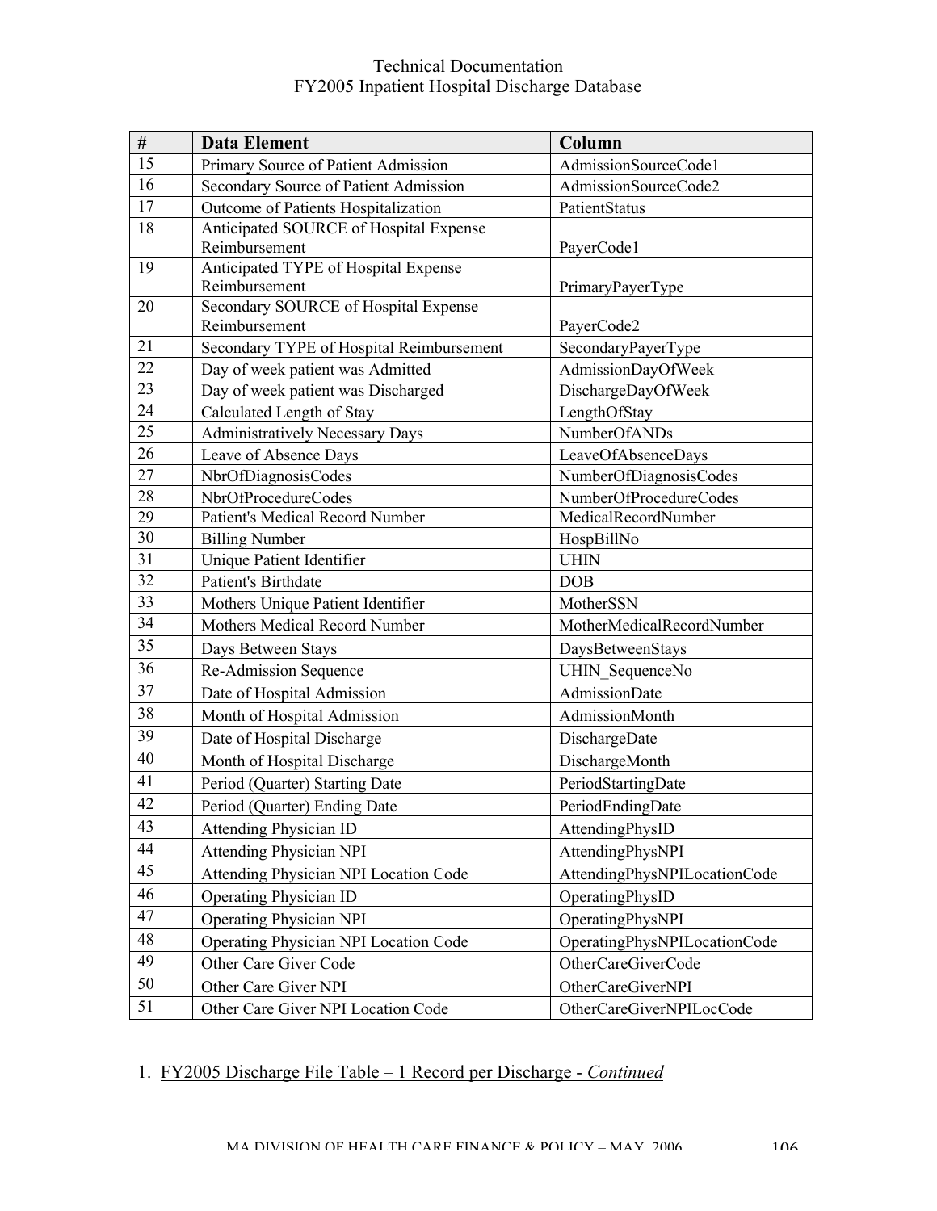| # | Data Element | Column |
|---|---|---|
| 15 | Primary Source of Patient Admission | AdmissionSourceCode1 |
| 16 | Secondary Source of Patient Admission | AdmissionSourceCode2 |
| 17 | Outcome of Patients Hospitalization | PatientStatus |
| 18 | Anticipated SOURCE of Hospital Expense Reimbursement | PayerCode1 |
| 19 | Anticipated TYPE of Hospital Expense Reimbursement | PrimaryPayerType |
| 20 | Secondary SOURCE of Hospital Expense Reimbursement | PayerCode2 |
| 21 | Secondary TYPE of Hospital Reimbursement | SecondaryPayerType |
| 22 | Day of week patient was Admitted | AdmissionDayOfWeek |
| 23 | Day of week patient was Discharged | DischargeDayOfWeek |
| 24 | Calculated Length of Stay | LengthOfStay |
| 25 | Administratively Necessary Days | NumberOfANDs |
| 26 | Leave of Absence Days | LeaveOfAbsenceDays |
| 27 | NbrOfDiagnosisCodes | NumberOfDiagnosisCodes |
| 28 | NbrOfProcedureCodes | NumberOfProcedureCodes |
| 29 | Patient's Medical Record Number | MedicalRecordNumber |
| 30 | Billing Number | HospBillNo |
| 31 | Unique Patient Identifier | UHIN |
| 32 | Patient's Birthdate | DOB |
| 33 | Mothers Unique Patient Identifier | MotherSSN |
| 34 | Mothers Medical Record Number | MotherMedicalRecordNumber |
| 35 | Days Between Stays | DaysBetweenStays |
| 36 | Re-Admission Sequence | UHIN_SequenceNo |
| 37 | Date of Hospital Admission | AdmissionDate |
| 38 | Month of Hospital Admission | AdmissionMonth |
| 39 | Date of Hospital Discharge | DischargeDate |
| 40 | Month of Hospital Discharge | DischargeMonth |
| 41 | Period (Quarter) Starting Date | PeriodStartingDate |
| 42 | Period (Quarter) Ending Date | PeriodEndingDate |
| 43 | Attending Physician ID | AttendingPhysID |
| 44 | Attending Physician NPI | AttendingPhysNPI |
| 45 | Attending Physician NPI Location Code | AttendingPhysNPILocationCode |
| 46 | Operating Physician ID | OperatingPhysID |
| 47 | Operating Physician NPI | OperatingPhysNPI |
| 48 | Operating Physician NPI Location Code | OperatingPhysNPILocationCode |
| 49 | Other Care Giver Code | OtherCareGiverCode |
| 50 | Other Care Giver NPI | OtherCareGiverNPI |
| 51 | Other Care Giver NPI Location Code | OtherCareGiverNPILocCode |

1. FY2005 Discharge File Table – 1 Record per Discharge - *Continued*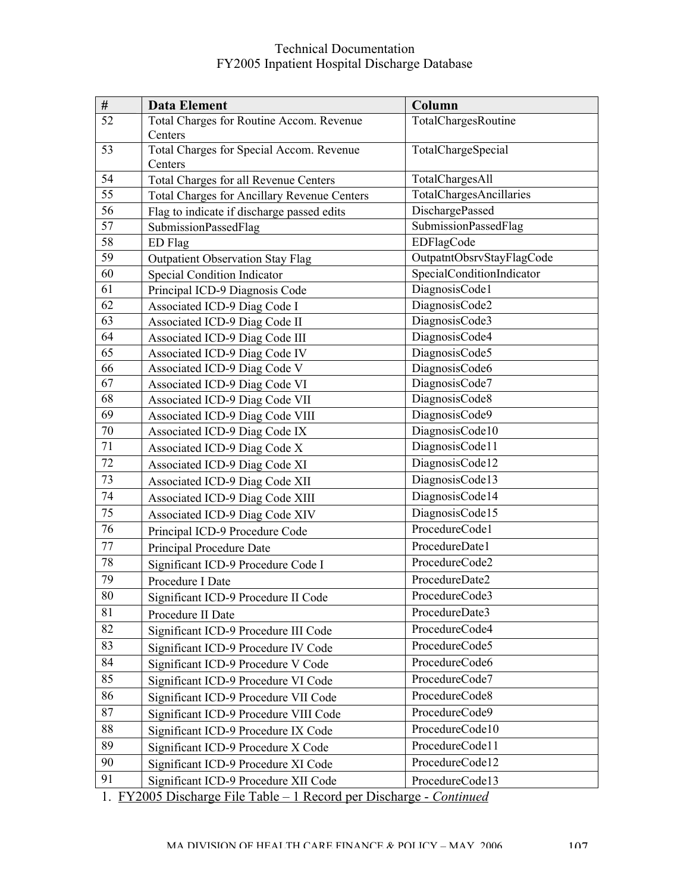| # | Data Element | Column |
|---|---|---|
| 52 | Total Charges for Routine Accom. Revenue Centers | TotalChargesRoutine |
| 53 | Total Charges for Special Accom. Revenue Centers | TotalChargeSpecial |
| 54 | Total Charges for all Revenue Centers | TotalChargesAll |
| 55 | Total Charges for Ancillary Revenue Centers | TotalChargesAncillaries |
| 56 | Flag to indicate if discharge passed edits | DischargePassed |
| 57 | SubmissionPassedFlag | SubmissionPassedFlag |
| 58 | ED Flag | EDFlagCode |
| 59 | Outpatient Observation Stay Flag | OutpatntObsrvStayFlagCode |
| 60 | Special Condition Indicator | SpecialConditionIndicator |
| 61 | Principal ICD-9 Diagnosis Code | DiagnosisCode1 |
| 62 | Associated ICD-9 Diag Code I | DiagnosisCode2 |
| 63 | Associated ICD-9 Diag Code II | DiagnosisCode3 |
| 64 | Associated ICD-9 Diag Code III | DiagnosisCode4 |
| 65 | Associated ICD-9 Diag Code IV | DiagnosisCode5 |
| 66 | Associated ICD-9 Diag Code V | DiagnosisCode6 |
| 67 | Associated ICD-9 Diag Code VI | DiagnosisCode7 |
| 68 | Associated ICD-9 Diag Code VII | DiagnosisCode8 |
| 69 | Associated ICD-9 Diag Code VIII | DiagnosisCode9 |
| 70 | Associated ICD-9 Diag Code IX | DiagnosisCode10 |
| 71 | Associated ICD-9 Diag Code X | DiagnosisCode11 |
| 72 | Associated ICD-9 Diag Code XI | DiagnosisCode12 |
| 73 | Associated ICD-9 Diag Code XII | DiagnosisCode13 |
| 74 | Associated ICD-9 Diag Code XIII | DiagnosisCode14 |
| 75 | Associated ICD-9 Diag Code XIV | DiagnosisCode15 |
| 76 | Principal ICD-9 Procedure Code | ProcedureCode1 |
| 77 | Principal Procedure Date | ProcedureDate1 |
| 78 | Significant ICD-9 Procedure Code I | ProcedureCode2 |
| 79 | Procedure I Date | ProcedureDate2 |
| 80 | Significant ICD-9 Procedure II Code | ProcedureCode3 |
| 81 | Procedure II Date | ProcedureDate3 |
| 82 | Significant ICD-9 Procedure III Code | ProcedureCode4 |
| 83 | Significant ICD-9 Procedure IV Code | ProcedureCode5 |
| 84 | Significant ICD-9 Procedure V Code | ProcedureCode6 |
| 85 | Significant ICD-9 Procedure VI Code | ProcedureCode7 |
| 86 | Significant ICD-9 Procedure VII Code | ProcedureCode8 |
| 87 | Significant ICD-9 Procedure VIII Code | ProcedureCode9 |
| 88 | Significant ICD-9 Procedure IX Code | ProcedureCode10 |
| 89 | Significant ICD-9 Procedure X Code | ProcedureCode11 |
| 90 | Significant ICD-9 Procedure XI Code | ProcedureCode12 |
| 91 | Significant ICD-9 Procedure XII Code | ProcedureCode13 |

1. FY2005 Discharge File Table – 1 Record per Discharge - *Continued*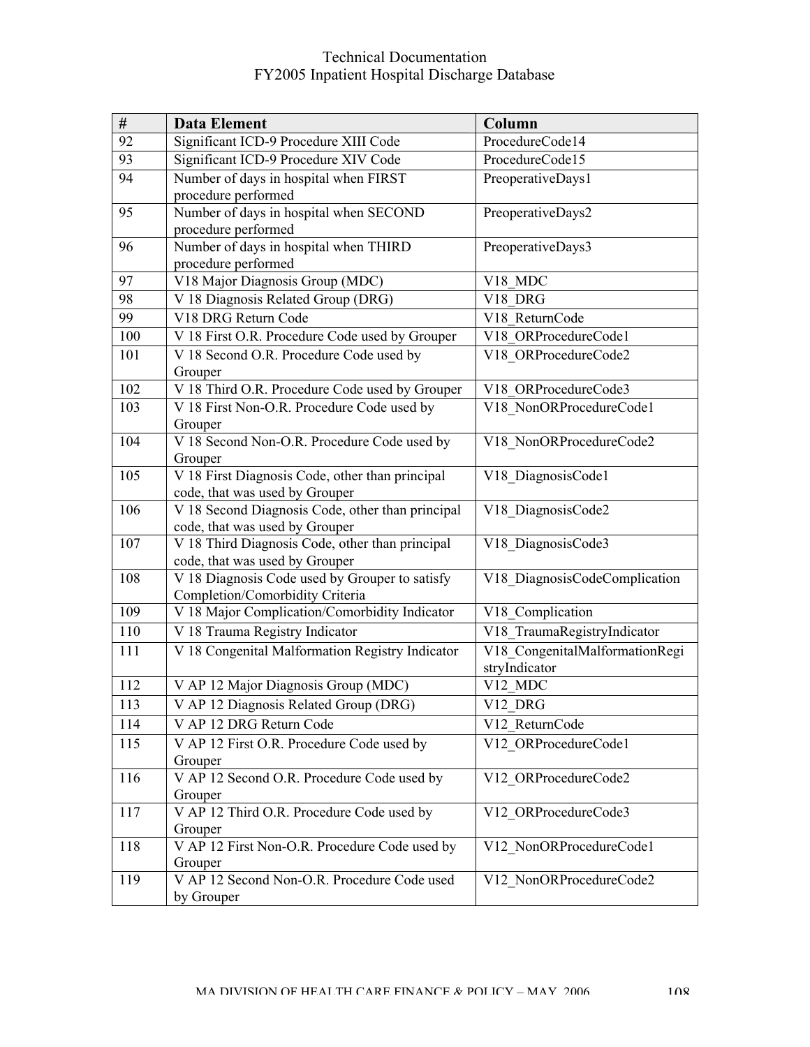| # | Data Element | Column |
|---|---|---|
| 92 | Significant ICD-9 Procedure XIII Code | ProcedureCode14 |
| 93 | Significant ICD-9 Procedure XIV Code | ProcedureCode15 |
| 94 | Number of days in hospital when FIRST procedure performed | PreoperativeDays1 |
| 95 | Number of days in hospital when SECOND procedure performed | PreoperativeDays2 |
| 96 | Number of days in hospital when THIRD procedure performed | PreoperativeDays3 |
| 97 | V18 Major Diagnosis Group (MDC) | V18_MDC |
| 98 | V 18 Diagnosis Related Group (DRG) | V18_DRG |
| 99 | V18 DRG Return Code | V18_ReturnCode |
| 100 | V 18 First O.R. Procedure Code used by Grouper | V18_ORProcedureCode1 |
| 101 | V 18 Second O.R. Procedure Code used by Grouper | V18_ORProcedureCode2 |
| 102 | V 18 Third O.R. Procedure Code used by Grouper | V18_ORProcedureCode3 |
| 103 | V 18 First Non-O.R. Procedure Code used by Grouper | V18_NonORProcedureCode1 |
| 104 | V 18 Second Non-O.R. Procedure Code used by Grouper | V18_NonORProcedureCode2 |
| 105 | V 18 First Diagnosis Code, other than principal code, that was used by Grouper | V18_DiagnosisCode1 |
| 106 | V 18 Second Diagnosis Code, other than principal code, that was used by Grouper | V18_DiagnosisCode2 |
| 107 | V 18 Third Diagnosis Code, other than principal code, that was used by Grouper | V18_DiagnosisCode3 |
| 108 | V 18 Diagnosis Code used by Grouper to satisfy Completion/Comorbidity Criteria | V18_DiagnosisCodeComplication |
| 109 | V 18 Major Complication/Comorbidity Indicator | V18_Complication |
| 110 | V 18 Trauma Registry Indicator | V18_TraumaRegistryIndicator |
| 111 | V 18 Congenital Malformation Registry Indicator | V18_CongenitalMalformationRegistryIndicator |
| 112 | V AP 12 Major Diagnosis Group (MDC) | V12_MDC |
| 113 | V AP 12 Diagnosis Related Group (DRG) | V12_DRG |
| 114 | V AP 12 DRG Return Code | V12_ReturnCode |
| 115 | V AP 12 First O.R. Procedure Code used by Grouper | V12_ORProcedureCode1 |
| 116 | V AP 12 Second O.R. Procedure Code used by Grouper | V12_ORProcedureCode2 |
| 117 | V AP 12 Third O.R. Procedure Code used by Grouper | V12_ORProcedureCode3 |
| 118 | V AP 12 First Non-O.R. Procedure Code used by Grouper | V12_NonORProcedureCode1 |
| 119 | V AP 12 Second Non-O.R. Procedure Code used by Grouper | V12_NonORProcedureCode2 |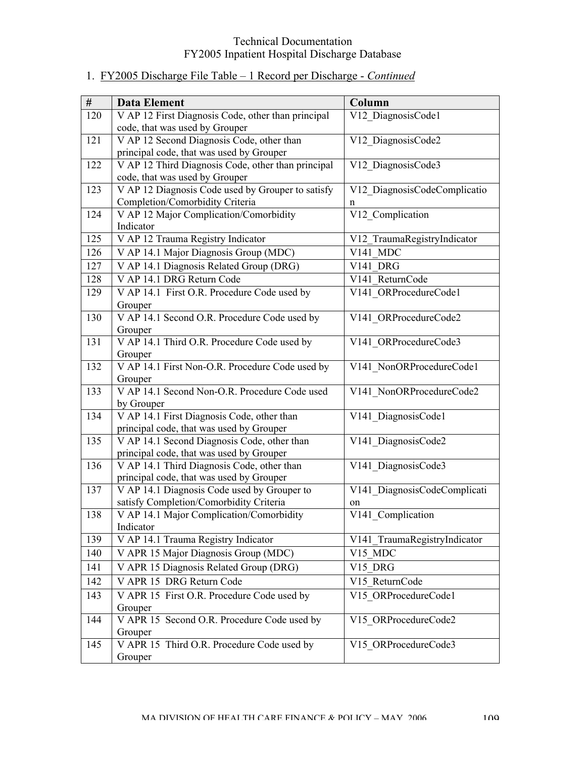1. FY2005 Discharge File Table – 1 Record per Discharge - *Continued*

| # | Data Element | Column |
|---|---|---|
| 120 | V AP 12 First Diagnosis Code, other than principal code, that was used by Grouper | V12_DiagnosisCode1 |
| 121 | V AP 12 Second Diagnosis Code, other than principal code, that was used by Grouper | V12_DiagnosisCode2 |
| 122 | V AP 12 Third Diagnosis Code, other than principal code, that was used by Grouper | V12_DiagnosisCode3 |
| 123 | V AP 12 Diagnosis Code used by Grouper to satisfy Completion/Comorbidity Criteria | V12_DiagnosisCodeComplication |
| 124 | V AP 12 Major Complication/Comorbidity Indicator | V12_Complication |
| 125 | V AP 12 Trauma Registry Indicator | V12_TraumaRegistryIndicator |
| 126 | V AP 14.1 Major Diagnosis Group (MDC) | V141_MDC |
| 127 | V AP 14.1 Diagnosis Related Group (DRG) | V141_DRG |
| 128 | V AP 14.1 DRG Return Code | V141_ReturnCode |
| 129 | V AP 14.1 First O.R. Procedure Code used by Grouper | V141_ORProcedureCode1 |
| 130 | V AP 14.1 Second O.R. Procedure Code used by Grouper | V141_ORProcedureCode2 |
| 131 | V AP 14.1 Third O.R. Procedure Code used by Grouper | V141_ORProcedureCode3 |
| 132 | V AP 14.1 First Non-O.R. Procedure Code used by Grouper | V141_NonORProcedureCode1 |
| 133 | V AP 14.1 Second Non-O.R. Procedure Code used by Grouper | V141_NonORProcedureCode2 |
| 134 | V AP 14.1 First Diagnosis Code, other than principal code, that was used by Grouper | V141_DiagnosisCode1 |
| 135 | V AP 14.1 Second Diagnosis Code, other than principal code, that was used by Grouper | V141_DiagnosisCode2 |
| 136 | V AP 14.1 Third Diagnosis Code, other than principal code, that was used by Grouper | V141_DiagnosisCode3 |
| 137 | V AP 14.1 Diagnosis Code used by Grouper to satisfy Completion/Comorbidity Criteria | V141_DiagnosisCodeComplication |
| 138 | V AP 14.1 Major Complication/Comorbidity Indicator | V141_Complication |
| 139 | V AP 14.1 Trauma Registry Indicator | V141_TraumaRegistryIndicator |
| 140 | V APR 15 Major Diagnosis Group (MDC) | V15_MDC |
| 141 | V APR 15 Diagnosis Related Group (DRG) | V15_DRG |
| 142 | V APR 15 DRG Return Code | V15_ReturnCode |
| 143 | V APR 15 First O.R. Procedure Code used by Grouper | V15_ORProcedureCode1 |
| 144 | V APR 15 Second O.R. Procedure Code used by Grouper | V15_ORProcedureCode2 |
| 145 | V APR 15 Third O.R. Procedure Code used by Grouper | V15_ORProcedureCode3 |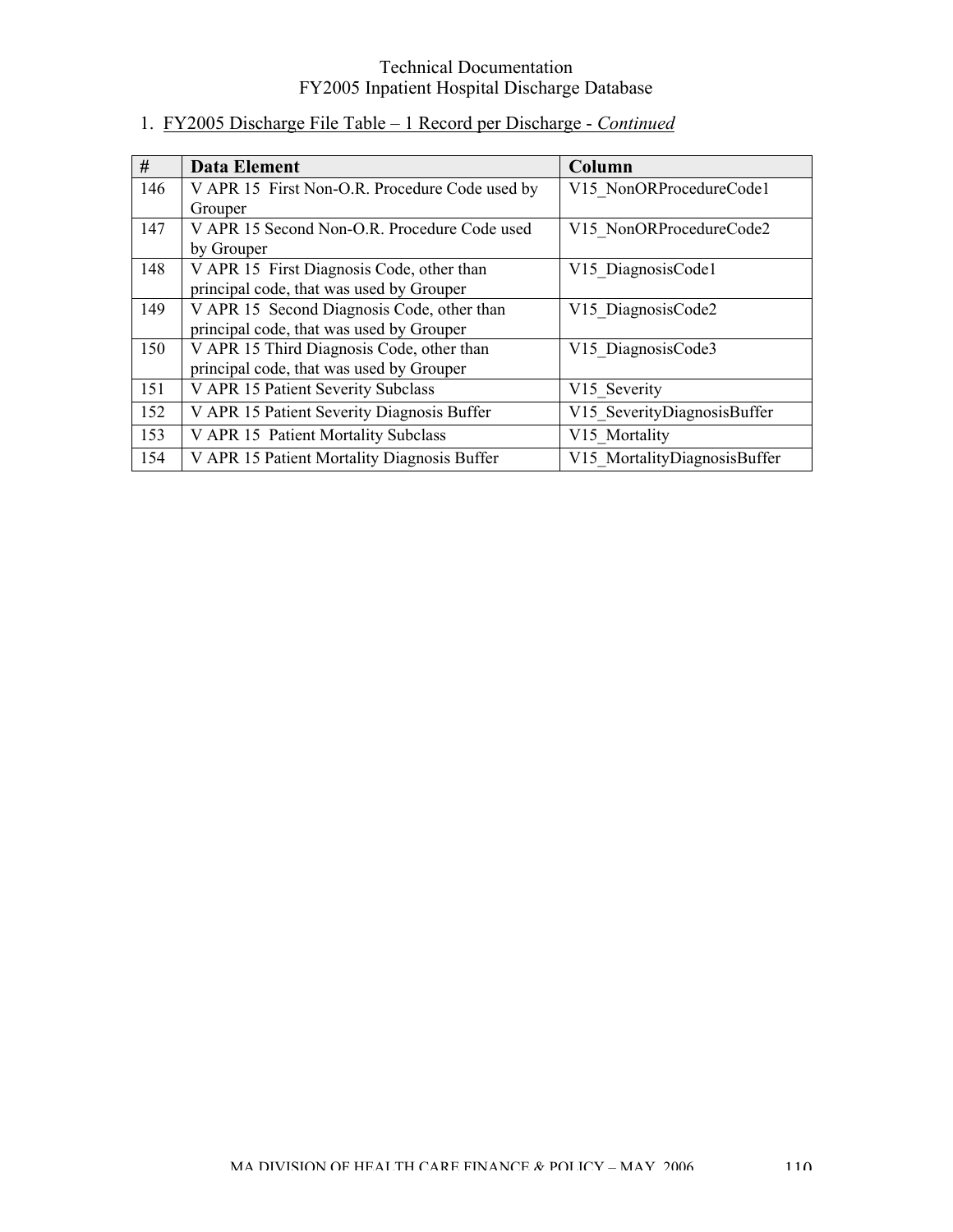1. <u>FY2005 Discharge File Table – 1 Record per Discharge - *Continued*</u>

| # | Data Element | Column |
|---|---|---|
| 146 | V APR 15 First Non-O.R. Procedure Code used by Grouper | V15_NonORProcedureCode1 |
| 147 | V APR 15 Second Non-O.R. Procedure Code used by Grouper | V15_NonORProcedureCode2 |
| 148 | V APR 15 First Diagnosis Code, other than principal code, that was used by Grouper | V15_DiagnosisCode1 |
| 149 | V APR 15 Second Diagnosis Code, other than principal code, that was used by Grouper | V15_DiagnosisCode2 |
| 150 | V APR 15 Third Diagnosis Code, other than principal code, that was used by Grouper | V15_DiagnosisCode3 |
| 151 | V APR 15 Patient Severity Subclass | V15_Severity |
| 152 | V APR 15 Patient Severity Diagnosis Buffer | V15_SeverityDiagnosisBuffer |
| 153 | V APR 15 Patient Mortality Subclass | V15_Mortality |
| 154 | V APR 15 Patient Mortality Diagnosis Buffer | V15_MortalityDiagnosisBuffer |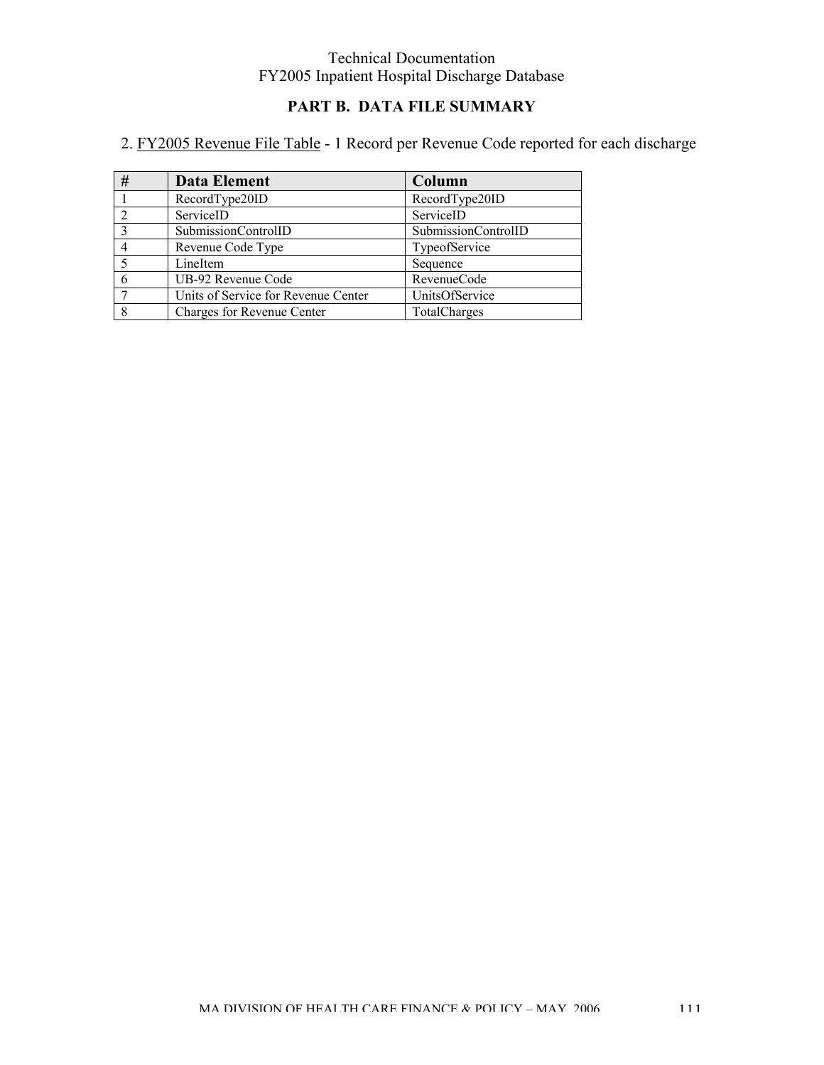## PART B. DATA FILE SUMMARY

2. FY2005 Revenue File Table - 1 Record per Revenue Code reported for each discharge

| # | Data Element | Column |
|---|---|---|
| 1 | RecordType20ID | RecordType20ID |
| 2 | ServiceID | ServiceID |
| 3 | SubmissionControlID | SubmissionControlID |
| 4 | Revenue Code Type | TypeofService |
| 5 | LineItem | Sequence |
| 6 | UB-92 Revenue Code | RevenueCode |
| 7 | Units of Service for Revenue Center | UnitsOfService |
| 8 | Charges for Revenue Center | TotalCharges |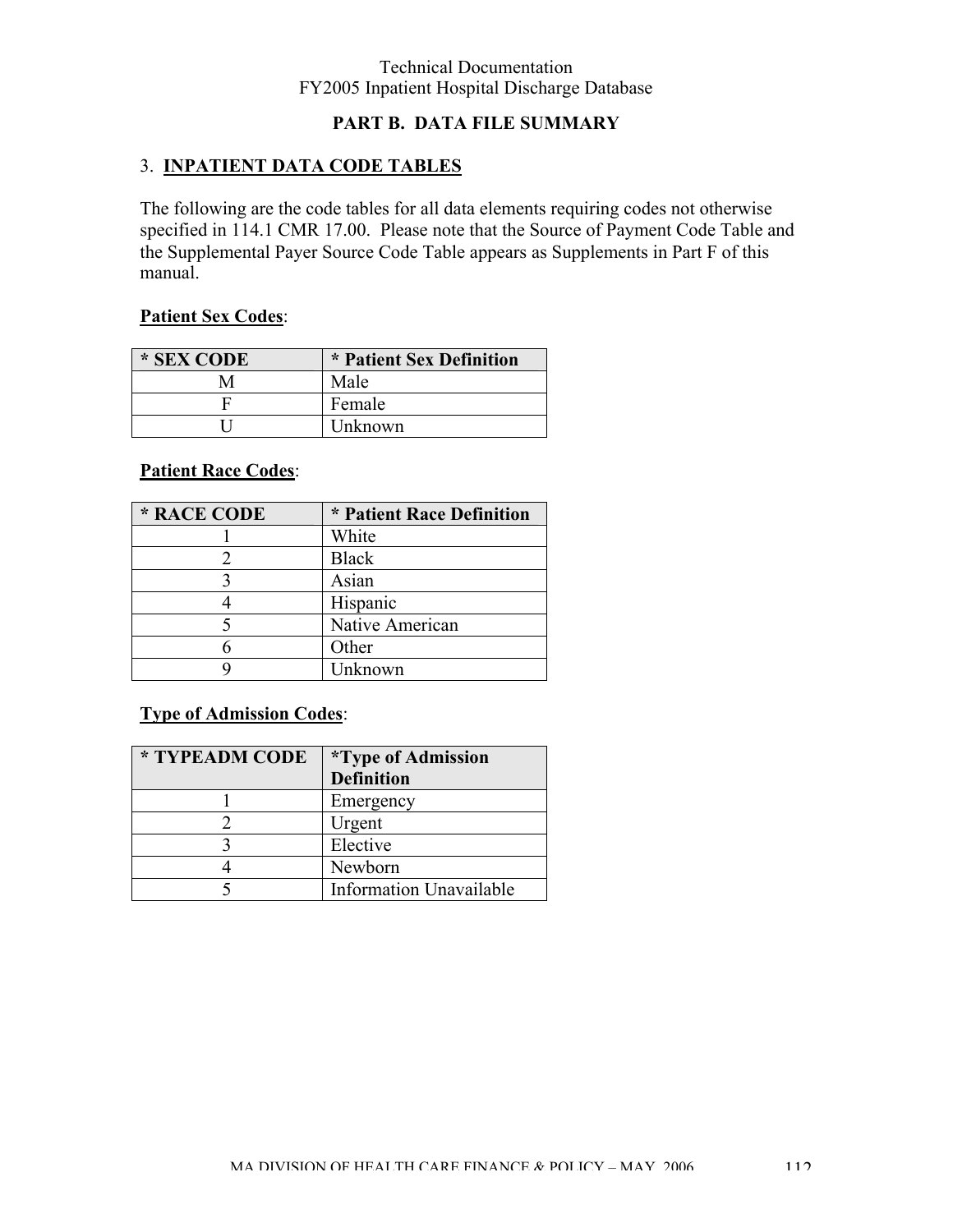## PART B. DATA FILE SUMMARY

### 3. INPATIENT DATA CODE TABLES

The following are the code tables for all data elements requiring codes not otherwise specified in 114.1 CMR 17.00. Please note that the Source of Payment Code Table and the Supplemental Payer Source Code Table appears as Supplements in Part F of this manual.

**Patient Sex Codes**:

| * SEX CODE | * Patient Sex Definition |
|---|---|
| M | Male |
| F | Female |
| U | Unknown |

**Patient Race Codes**:

| * RACE CODE | * Patient Race Definition |
|---|---|
| 1 | White |
| 2 | Black |
| 3 | Asian |
| 4 | Hispanic |
| 5 | Native American |
| 6 | Other |
| 9 | Unknown |

**Type of Admission Codes**:

| * TYPEADM CODE | *Type of Admission Definition |
|---|---|
| 1 | Emergency |
| 2 | Urgent |
| 3 | Elective |
| 4 | Newborn |
| 5 | Information Unavailable |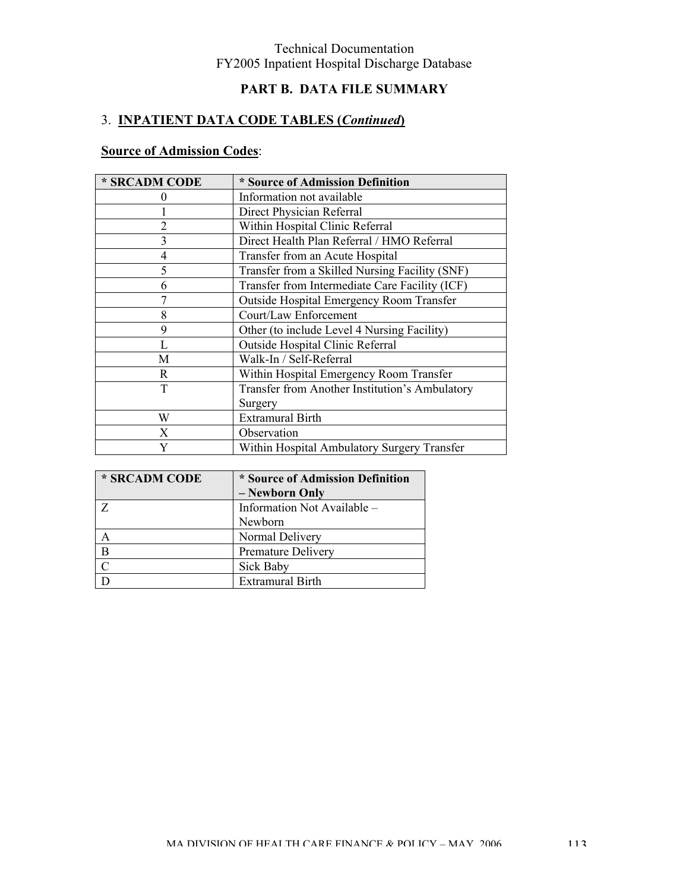## PART B. DATA FILE SUMMARY

### 3. INPATIENT DATA CODE TABLES (*Continued*)

**Source of Admission Codes**:

| * SRCADM CODE | * Source of Admission Definition |
|---|---|
| 0 | Information not available |
| 1 | Direct Physician Referral |
| 2 | Within Hospital Clinic Referral |
| 3 | Direct Health Plan Referral / HMO Referral |
| 4 | Transfer from an Acute Hospital |
| 5 | Transfer from a Skilled Nursing Facility (SNF) |
| 6 | Transfer from Intermediate Care Facility (ICF) |
| 7 | Outside Hospital Emergency Room Transfer |
| 8 | Court/Law Enforcement |
| 9 | Other (to include Level 4 Nursing Facility) |
| L | Outside Hospital Clinic Referral |
| M | Walk-In / Self-Referral |
| R | Within Hospital Emergency Room Transfer |
| T | Transfer from Another Institution's Ambulatory Surgery |
| W | Extramural Birth |
| X | Observation |
| Y | Within Hospital Ambulatory Surgery Transfer |

| * SRCADM CODE | * Source of Admission Definition – Newborn Only |
|---|---|
| Z | Information Not Available – Newborn |
| A | Normal Delivery |
| B | Premature Delivery |
| C | Sick Baby |
| D | Extramural Birth |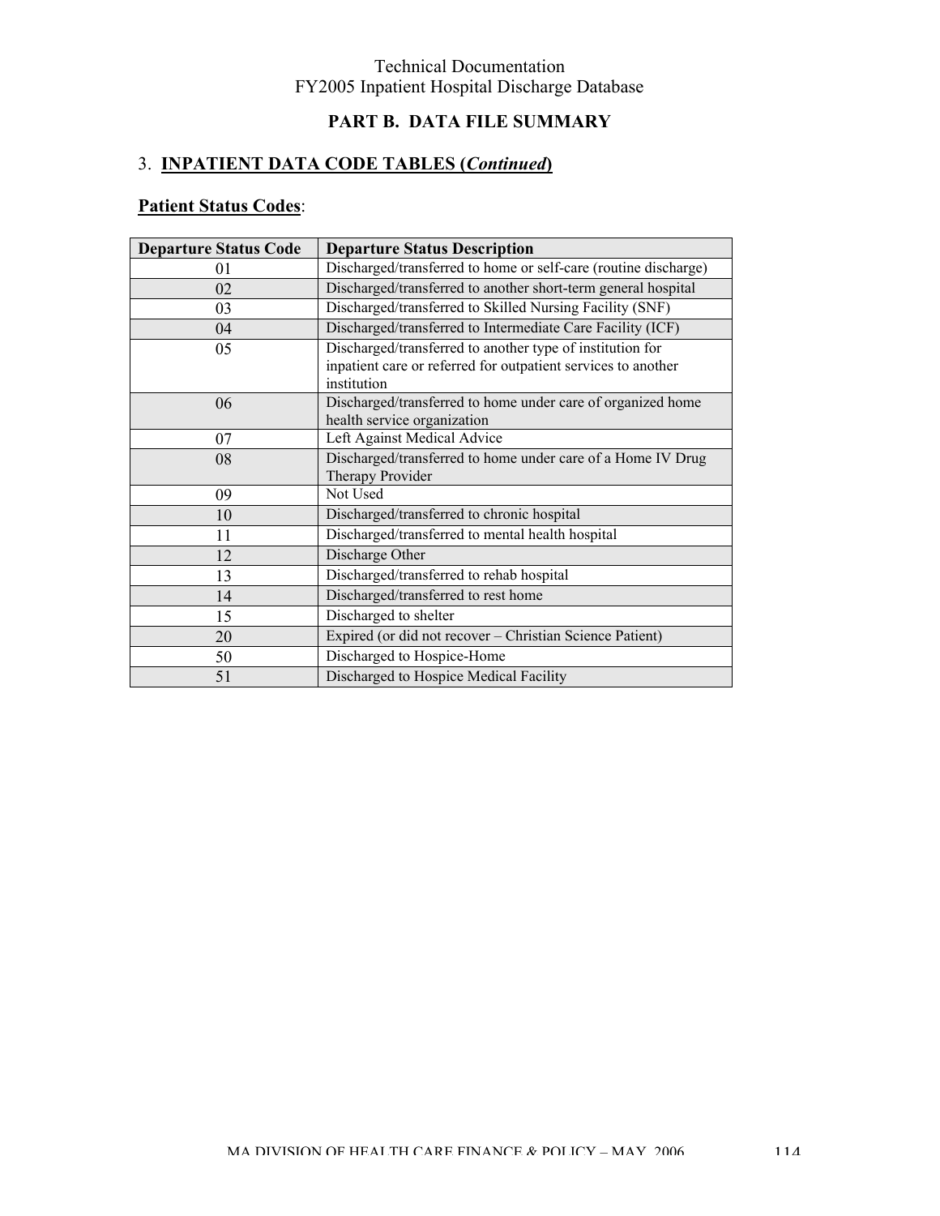## PART B. DATA FILE SUMMARY

### 3. INPATIENT DATA CODE TABLES (*Continued*)

**Patient Status Codes**:

| Departure Status Code | Departure Status Description |
|---|---|
| 01 | Discharged/transferred to home or self-care (routine discharge) |
| 02 | Discharged/transferred to another short-term general hospital |
| 03 | Discharged/transferred to Skilled Nursing Facility (SNF) |
| 04 | Discharged/transferred to Intermediate Care Facility (ICF) |
| 05 | Discharged/transferred to another type of institution for inpatient care or referred for outpatient services to another institution |
| 06 | Discharged/transferred to home under care of organized home health service organization |
| 07 | Left Against Medical Advice |
| 08 | Discharged/transferred to home under care of a Home IV Drug Therapy Provider |
| 09 | Not Used |
| 10 | Discharged/transferred to chronic hospital |
| 11 | Discharged/transferred to mental health hospital |
| 12 | Discharge Other |
| 13 | Discharged/transferred to rehab hospital |
| 14 | Discharged/transferred to rest home |
| 15 | Discharged to shelter |
| 20 | Expired (or did not recover – Christian Science Patient) |
| 50 | Discharged to Hospice-Home |
| 51 | Discharged to Hospice Medical Facility |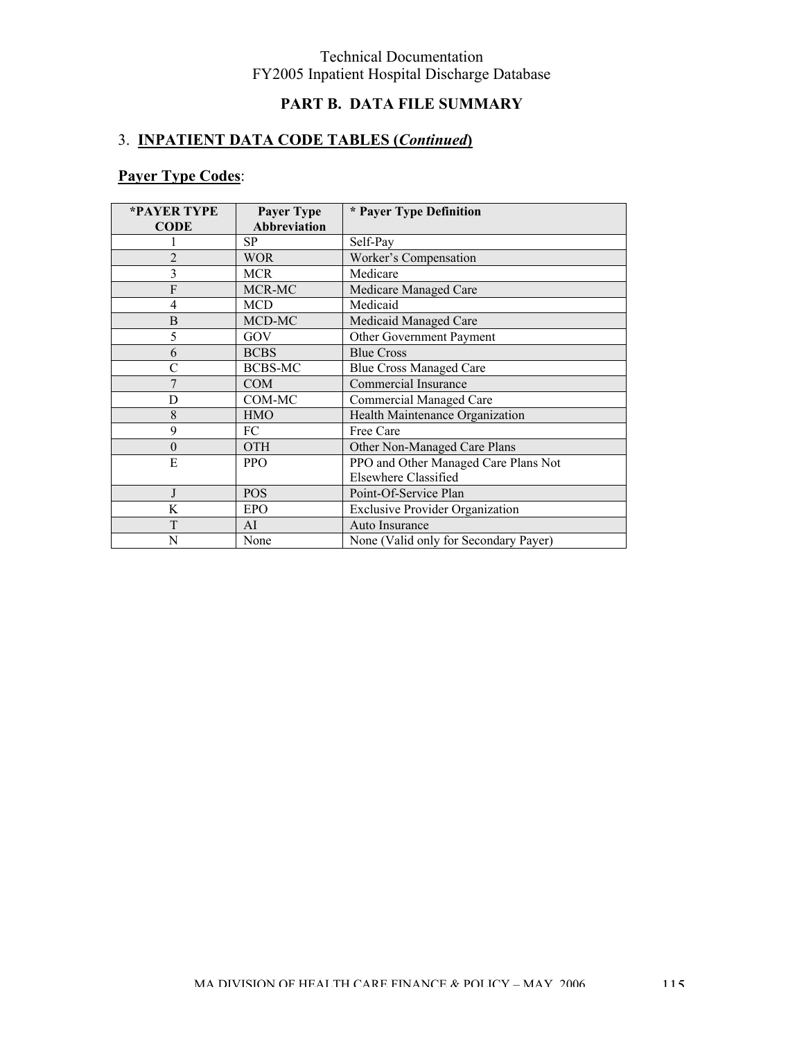## PART B. DATA FILE SUMMARY

### 3. INPATIENT DATA CODE TABLES (*Continued*)

**Payer Type Codes**:

| *PAYER TYPE CODE | Payer Type Abbreviation | * Payer Type Definition |
|---|---|---|
| 1 | SP | Self-Pay |
| 2 | WOR | Worker's Compensation |
| 3 | MCR | Medicare |
| F | MCR-MC | Medicare Managed Care |
| 4 | MCD | Medicaid |
| B | MCD-MC | Medicaid Managed Care |
| 5 | GOV | Other Government Payment |
| 6 | BCBS | Blue Cross |
| C | BCBS-MC | Blue Cross Managed Care |
| 7 | COM | Commercial Insurance |
| D | COM-MC | Commercial Managed Care |
| 8 | HMO | Health Maintenance Organization |
| 9 | FC | Free Care |
| 0 | OTH | Other Non-Managed Care Plans |
| E | PPO | PPO and Other Managed Care Plans Not Elsewhere Classified |
| J | POS | Point-Of-Service Plan |
| K | EPO | Exclusive Provider Organization |
| T | AI | Auto Insurance |
| N | None | None (Valid only for Secondary Payer) |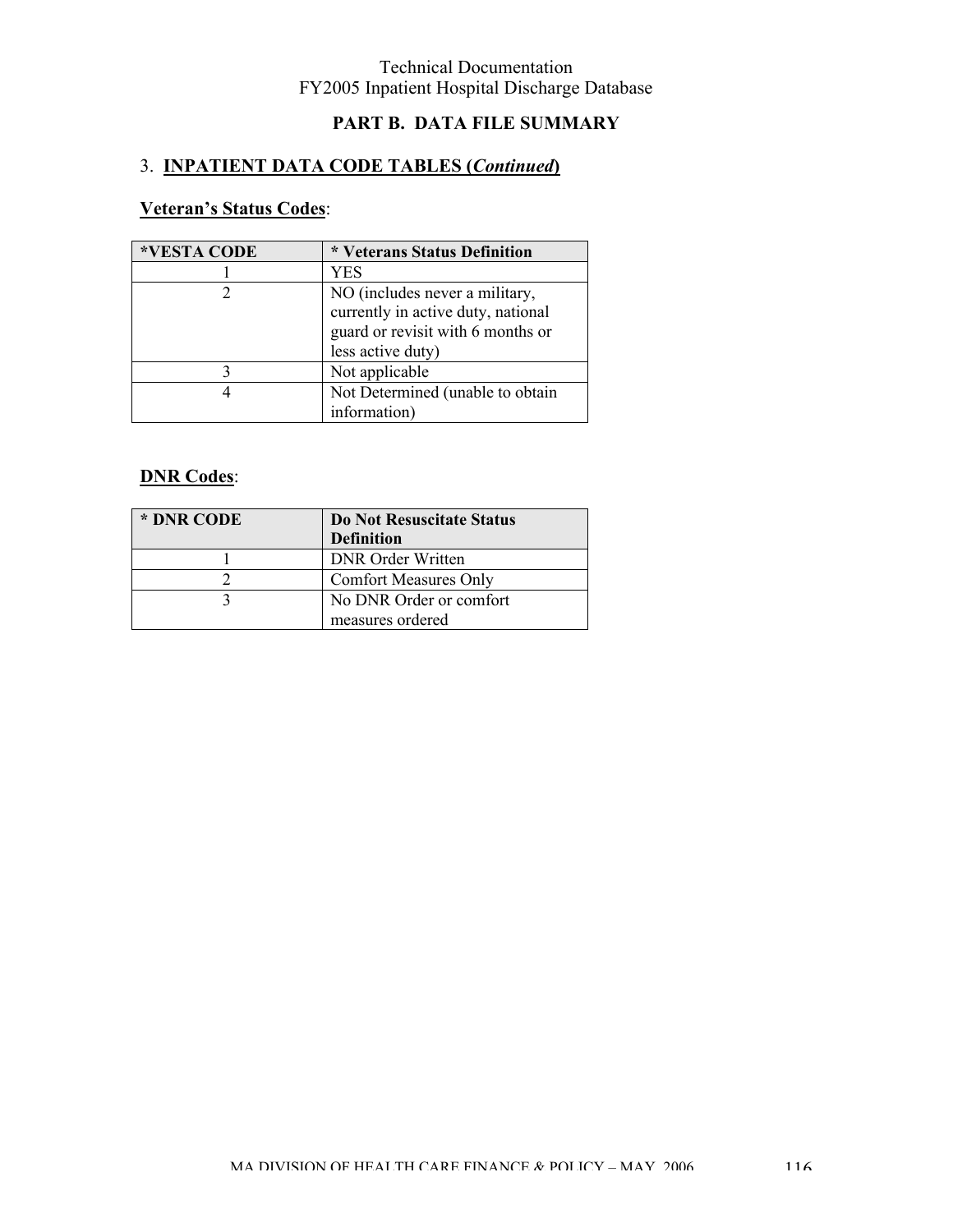## PART B. DATA FILE SUMMARY

### 3. INPATIENT DATA CODE TABLES (*Continued*)

**Veteran's Status Codes**:

| *VESTA CODE | * Veterans Status Definition |
|---|---|
| 1 | YES |
| 2 | NO (includes never a military, currently in active duty, national guard or revisit with 6 months or less active duty) |
| 3 | Not applicable |
| 4 | Not Determined (unable to obtain information) |

**DNR Codes**:

| * DNR CODE | Do Not Resuscitate Status Definition |
|---|---|
| 1 | DNR Order Written |
| 2 | Comfort Measures Only |
| 3 | No DNR Order or comfort measures ordered |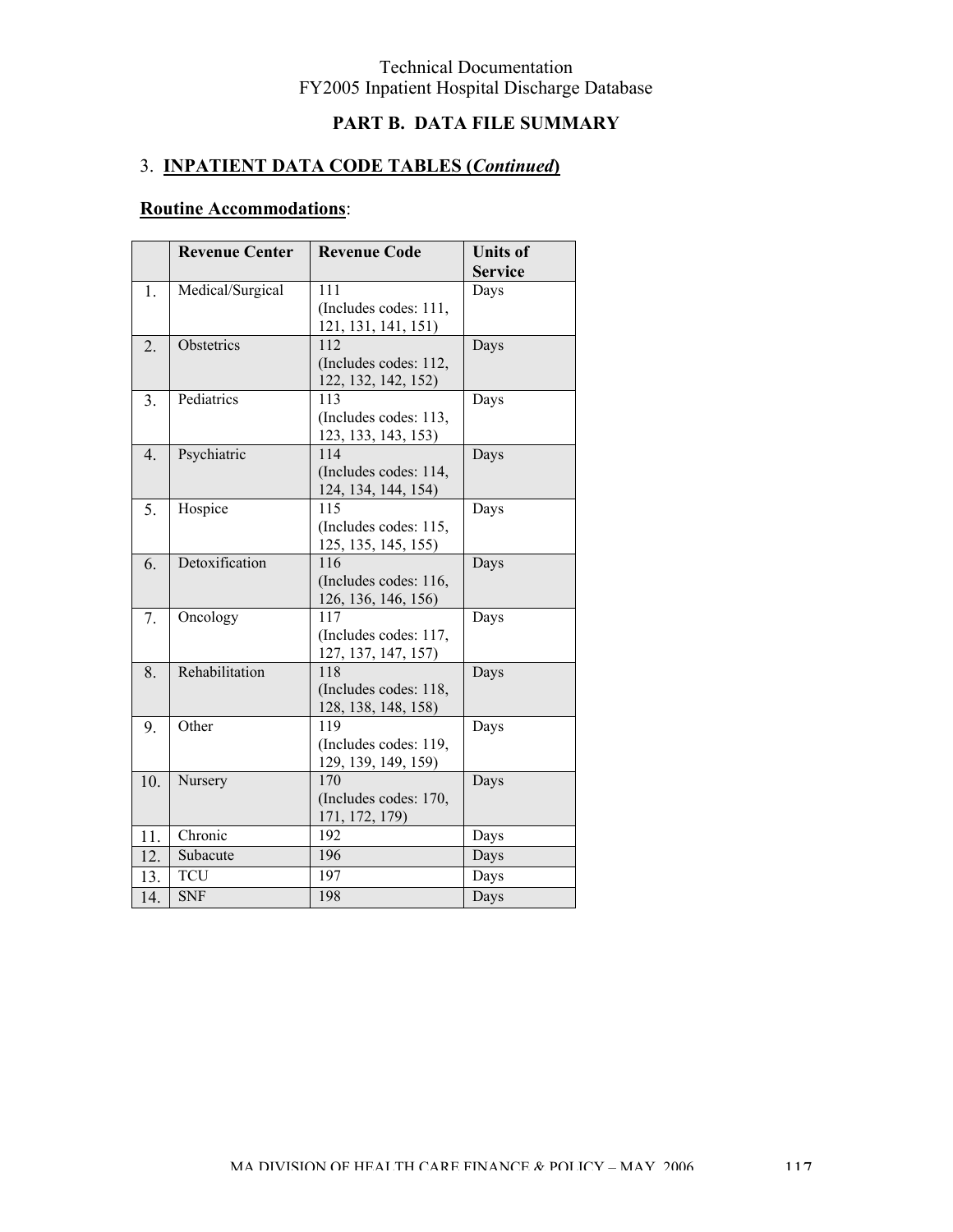## PART B. DATA FILE SUMMARY

### 3. INPATIENT DATA CODE TABLES (*Continued*)

**Routine Accommodations**:

| | Revenue Center | Revenue Code | Units of Service |
|---|---|---|---|
| 1. | Medical/Surgical | 111 (Includes codes: 111, 121, 131, 141, 151) | Days |
| 2. | Obstetrics | 112 (Includes codes: 112, 122, 132, 142, 152) | Days |
| 3. | Pediatrics | 113 (Includes codes: 113, 123, 133, 143, 153) | Days |
| 4. | Psychiatric | 114 (Includes codes: 114, 124, 134, 144, 154) | Days |
| 5. | Hospice | 115 (Includes codes: 115, 125, 135, 145, 155) | Days |
| 6. | Detoxification | 116 (Includes codes: 116, 126, 136, 146, 156) | Days |
| 7. | Oncology | 117 (Includes codes: 117, 127, 137, 147, 157) | Days |
| 8. | Rehabilitation | 118 (Includes codes: 118, 128, 138, 148, 158) | Days |
| 9. | Other | 119 (Includes codes: 119, 129, 139, 149, 159) | Days |
| 10. | Nursery | 170 (Includes codes: 170, 171, 172, 179) | Days |
| 11. | Chronic | 192 | Days |
| 12. | Subacute | 196 | Days |
| 13. | TCU | 197 | Days |
| 14. | SNF | 198 | Days |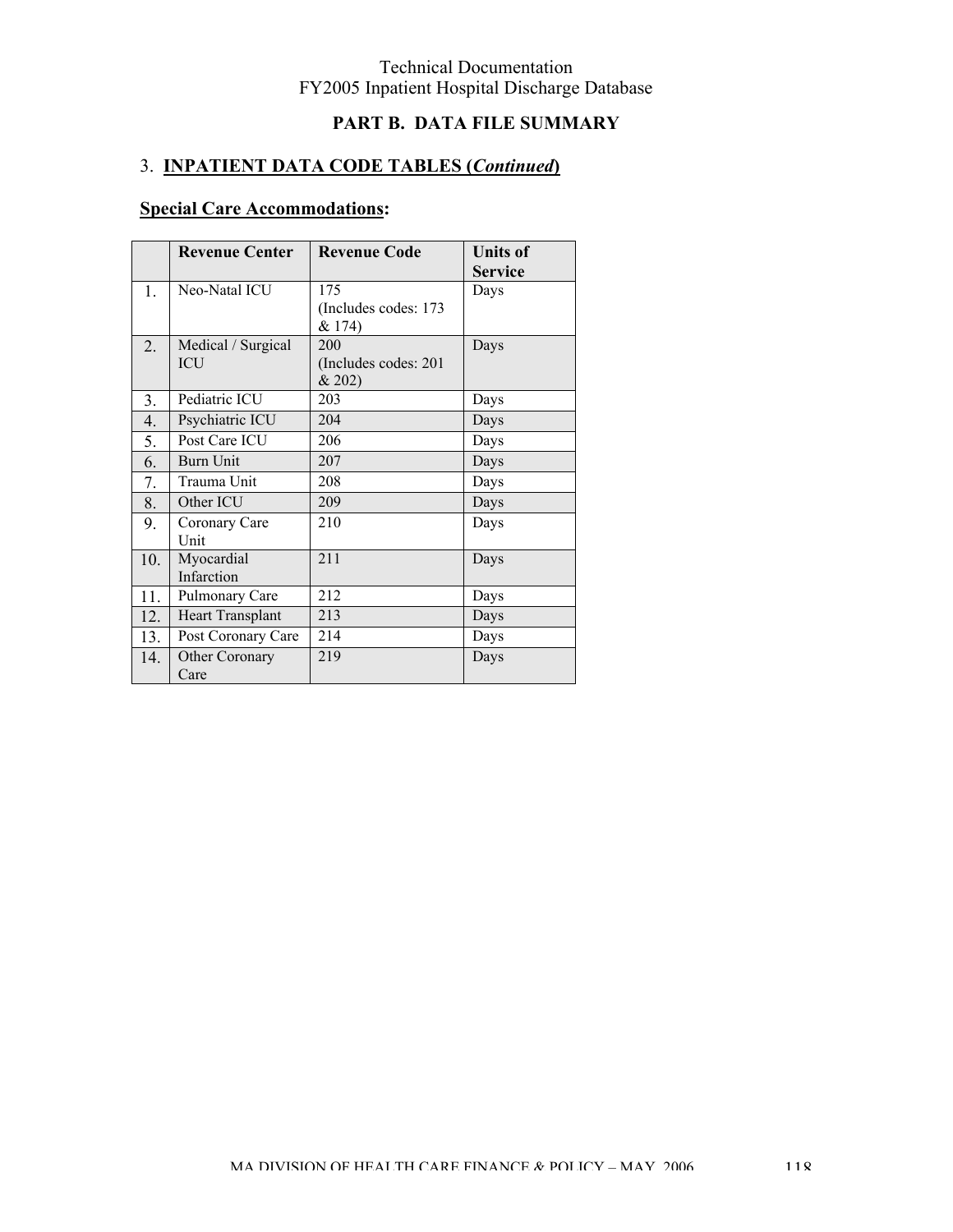## PART B. DATA FILE SUMMARY

### 3. INPATIENT DATA CODE TABLES (*Continued*)

**Special Care Accommodations:**

| | Revenue Center | Revenue Code | Units of Service |
|---|---|---|---|
| 1. | Neo-Natal ICU | 175 (Includes codes: 173 & 174) | Days |
| 2. | Medical / Surgical ICU | 200 (Includes codes: 201 & 202) | Days |
| 3. | Pediatric ICU | 203 | Days |
| 4. | Psychiatric ICU | 204 | Days |
| 5. | Post Care ICU | 206 | Days |
| 6. | Burn Unit | 207 | Days |
| 7. | Trauma Unit | 208 | Days |
| 8. | Other ICU | 209 | Days |
| 9. | Coronary Care Unit | 210 | Days |
| 10. | Myocardial Infarction | 211 | Days |
| 11. | Pulmonary Care | 212 | Days |
| 12. | Heart Transplant | 213 | Days |
| 13. | Post Coronary Care | 214 | Days |
| 14. | Other Coronary Care | 219 | Days |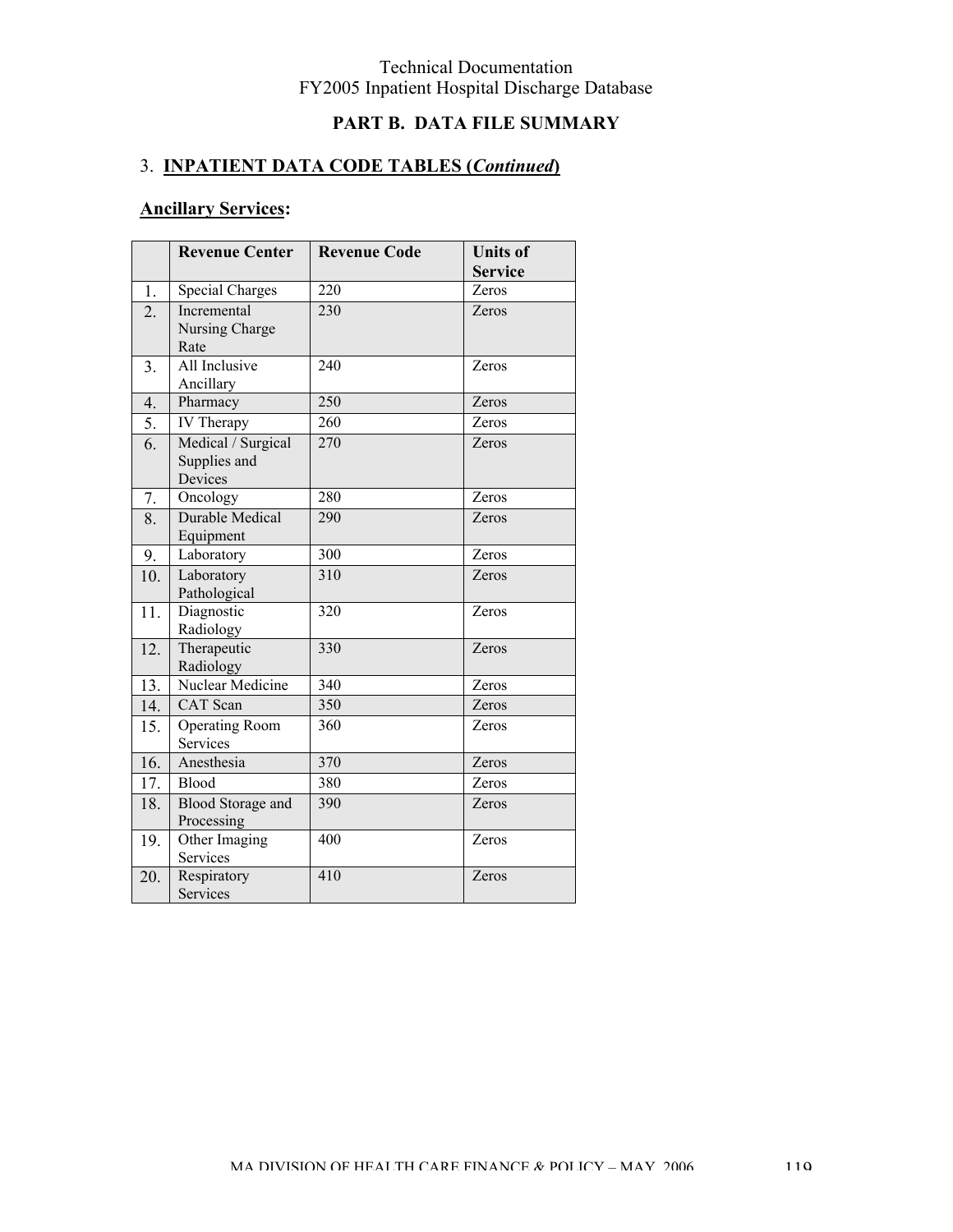Technical Documentation
FY2005 Inpatient Hospital Discharge Database

## PART B. DATA FILE SUMMARY

### 3. INPATIENT DATA CODE TABLES (*Continued*)

#### Ancillary Services:

| | Revenue Center | Revenue Code | Units of Service |
|---|---|---|---|
| 1. | Special Charges | 220 | Zeros |
| 2. | Incremental Nursing Charge Rate | 230 | Zeros |
| 3. | All Inclusive Ancillary | 240 | Zeros |
| 4. | Pharmacy | 250 | Zeros |
| 5. | IV Therapy | 260 | Zeros |
| 6. | Medical / Surgical Supplies and Devices | 270 | Zeros |
| 7. | Oncology | 280 | Zeros |
| 8. | Durable Medical Equipment | 290 | Zeros |
| 9. | Laboratory | 300 | Zeros |
| 10. | Laboratory Pathological | 310 | Zeros |
| 11. | Diagnostic Radiology | 320 | Zeros |
| 12. | Therapeutic Radiology | 330 | Zeros |
| 13. | Nuclear Medicine | 340 | Zeros |
| 14. | CAT Scan | 350 | Zeros |
| 15. | Operating Room Services | 360 | Zeros |
| 16. | Anesthesia | 370 | Zeros |
| 17. | Blood | 380 | Zeros |
| 18. | Blood Storage and Processing | 390 | Zeros |
| 19. | Other Imaging Services | 400 | Zeros |
| 20. | Respiratory Services | 410 | Zeros |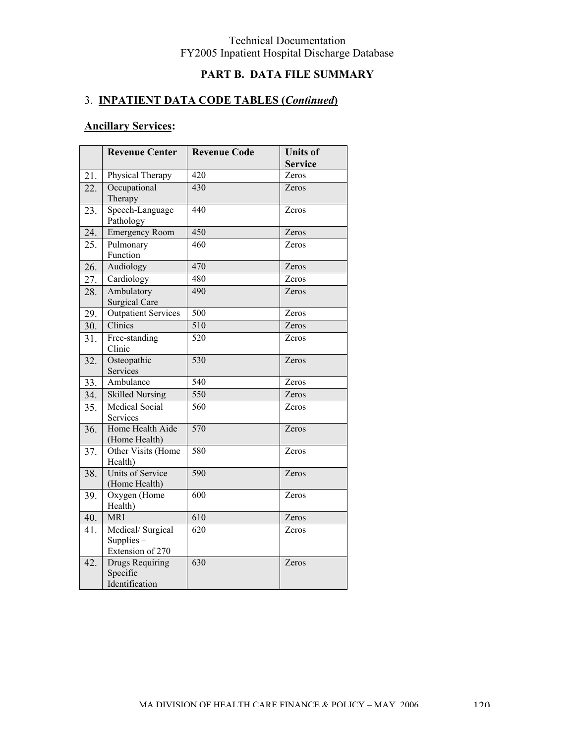## PART B. DATA FILE SUMMARY

### 3. INPATIENT DATA CODE TABLES (*Continued*)

**Ancillary Services:**

| | Revenue Center | Revenue Code | Units of Service |
|---|---|---|---|
| 21. | Physical Therapy | 420 | Zeros |
| 22. | Occupational Therapy | 430 | Zeros |
| 23. | Speech-Language Pathology | 440 | Zeros |
| 24. | Emergency Room | 450 | Zeros |
| 25. | Pulmonary Function | 460 | Zeros |
| 26. | Audiology | 470 | Zeros |
| 27. | Cardiology | 480 | Zeros |
| 28. | Ambulatory Surgical Care | 490 | Zeros |
| 29. | Outpatient Services | 500 | Zeros |
| 30. | Clinics | 510 | Zeros |
| 31. | Free-standing Clinic | 520 | Zeros |
| 32. | Osteopathic Services | 530 | Zeros |
| 33. | Ambulance | 540 | Zeros |
| 34. | Skilled Nursing | 550 | Zeros |
| 35. | Medical Social Services | 560 | Zeros |
| 36. | Home Health Aide (Home Health) | 570 | Zeros |
| 37. | Other Visits (Home Health) | 580 | Zeros |
| 38. | Units of Service (Home Health) | 590 | Zeros |
| 39. | Oxygen (Home Health) | 600 | Zeros |
| 40. | MRI | 610 | Zeros |
| 41. | Medical/ Surgical Supplies – Extension of 270 | 620 | Zeros |
| 42. | Drugs Requiring Specific Identification | 630 | Zeros |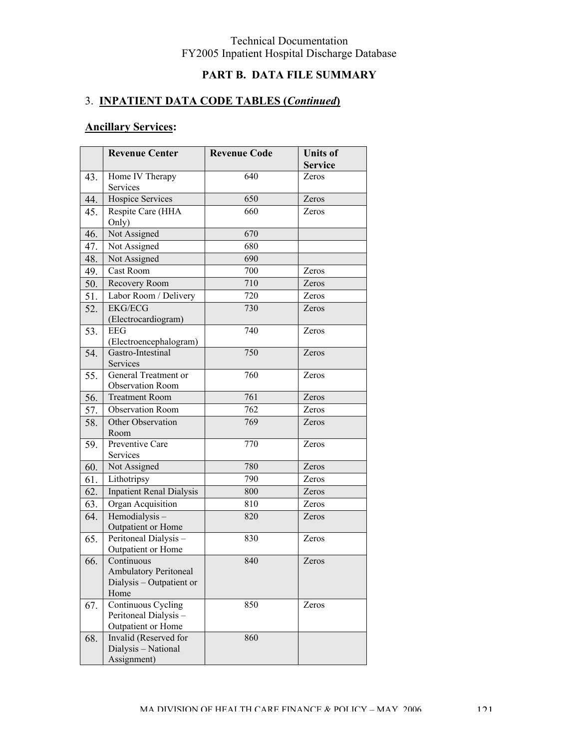Technical Documentation
FY2005 Inpatient Hospital Discharge Database

## PART B. DATA FILE SUMMARY

### 3. INPATIENT DATA CODE TABLES (*Continued*)

**Ancillary Services:**

| | Revenue Center | Revenue Code | Units of Service |
|---|---|---|---|
| 43. | Home IV Therapy Services | 640 | Zeros |
| 44. | Hospice Services | 650 | Zeros |
| 45. | Respite Care (HHA Only) | 660 | Zeros |
| 46. | Not Assigned | 670 | |
| 47. | Not Assigned | 680 | |
| 48. | Not Assigned | 690 | |
| 49. | Cast Room | 700 | Zeros |
| 50. | Recovery Room | 710 | Zeros |
| 51. | Labor Room / Delivery | 720 | Zeros |
| 52. | EKG/ECG (Electrocardiogram) | 730 | Zeros |
| 53. | EEG (Electroencephalogram) | 740 | Zeros |
| 54. | Gastro-Intestinal Services | 750 | Zeros |
| 55. | General Treatment or Observation Room | 760 | Zeros |
| 56. | Treatment Room | 761 | Zeros |
| 57. | Observation Room | 762 | Zeros |
| 58. | Other Observation Room | 769 | Zeros |
| 59. | Preventive Care Services | 770 | Zeros |
| 60. | Not Assigned | 780 | Zeros |
| 61. | Lithotripsy | 790 | Zeros |
| 62. | Inpatient Renal Dialysis | 800 | Zeros |
| 63. | Organ Acquisition | 810 | Zeros |
| 64. | Hemodialysis – Outpatient or Home | 820 | Zeros |
| 65. | Peritoneal Dialysis – Outpatient or Home | 830 | Zeros |
| 66. | Continuous Ambulatory Peritoneal Dialysis – Outpatient or Home | 840 | Zeros |
| 67. | Continuous Cycling Peritoneal Dialysis – Outpatient or Home | 850 | Zeros |
| 68. | Invalid (Reserved for Dialysis – National Assignment) | 860 | |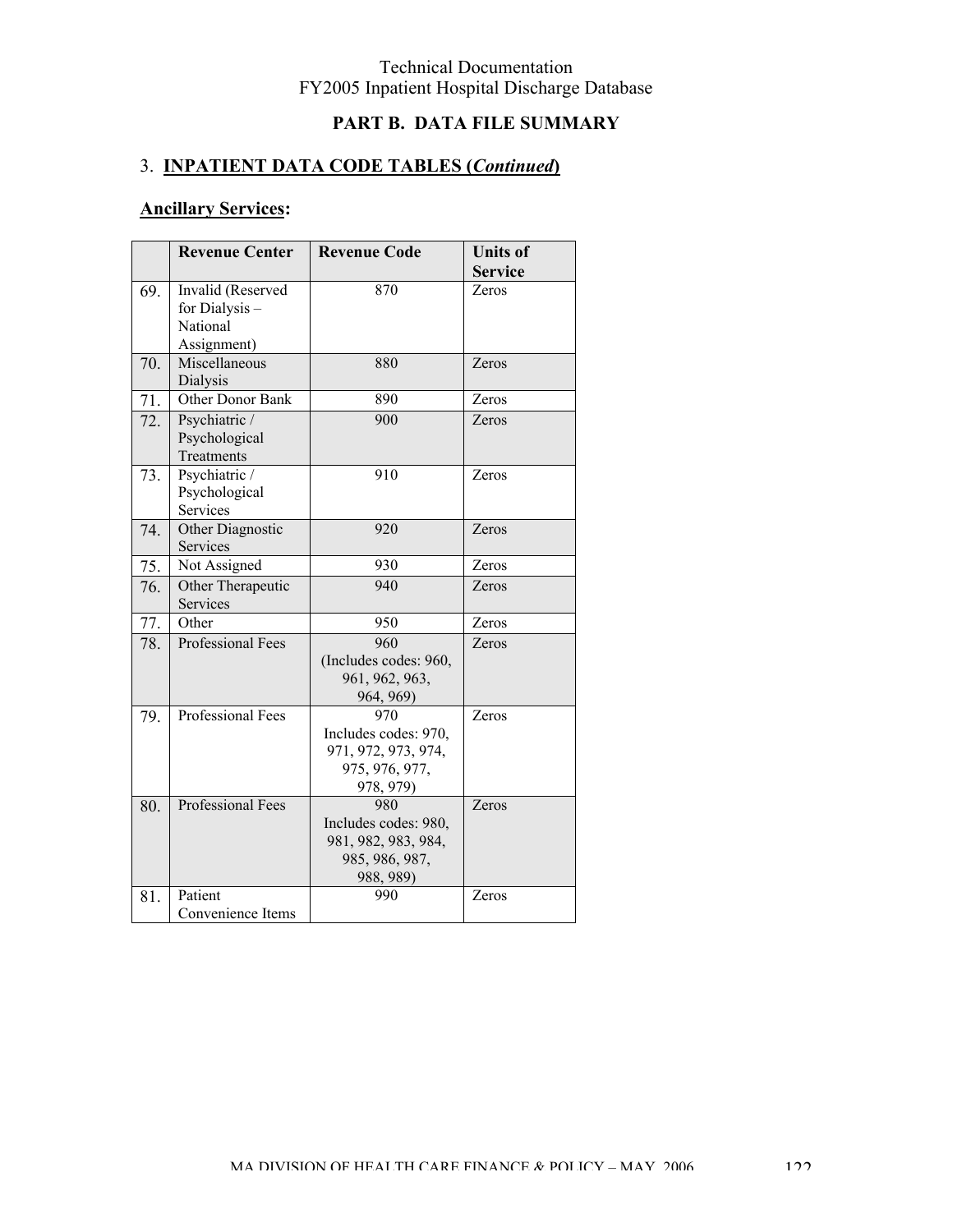Technical Documentation
FY2005 Inpatient Hospital Discharge Database

## PART B. DATA FILE SUMMARY

### 3. INPATIENT DATA CODE TABLES (*Continued*)

**Ancillary Services:**

| | Revenue Center | Revenue Code | Units of Service |
|---|---|---|---|
| 69. | Invalid (Reserved for Dialysis – National Assignment) | 870 | Zeros |
| 70. | Miscellaneous Dialysis | 880 | Zeros |
| 71. | Other Donor Bank | 890 | Zeros |
| 72. | Psychiatric / Psychological Treatments | 900 | Zeros |
| 73. | Psychiatric / Psychological Services | 910 | Zeros |
| 74. | Other Diagnostic Services | 920 | Zeros |
| 75. | Not Assigned | 930 | Zeros |
| 76. | Other Therapeutic Services | 940 | Zeros |
| 77. | Other | 950 | Zeros |
| 78. | Professional Fees | 960 (Includes codes: 960, 961, 962, 963, 964, 969) | Zeros |
| 79. | Professional Fees | 970 Includes codes: 970, 971, 972, 973, 974, 975, 976, 977, 978, 979) | Zeros |
| 80. | Professional Fees | 980 Includes codes: 980, 981, 982, 983, 984, 985, 986, 987, 988, 989) | Zeros |
| 81. | Patient Convenience Items | 990 | Zeros |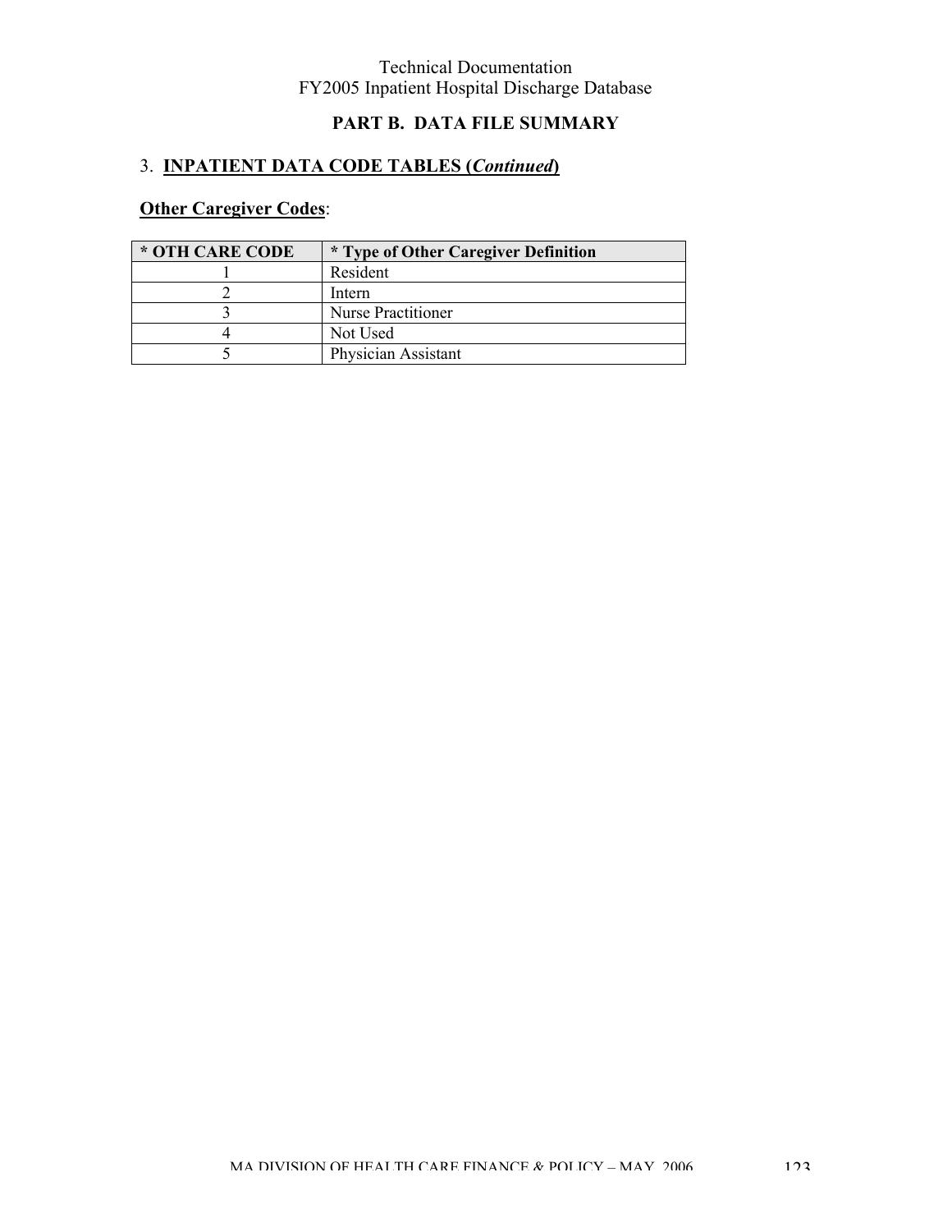## PART B. DATA FILE SUMMARY

### 3. INPATIENT DATA CODE TABLES (*Continued*)

**Other Caregiver Codes**:

| * OTH CARE CODE | * Type of Other Caregiver Definition |
|---|---|
| 1 | Resident |
| 2 | Intern |
| 3 | Nurse Practitioner |
| 4 | Not Used |
| 5 | Physician Assistant |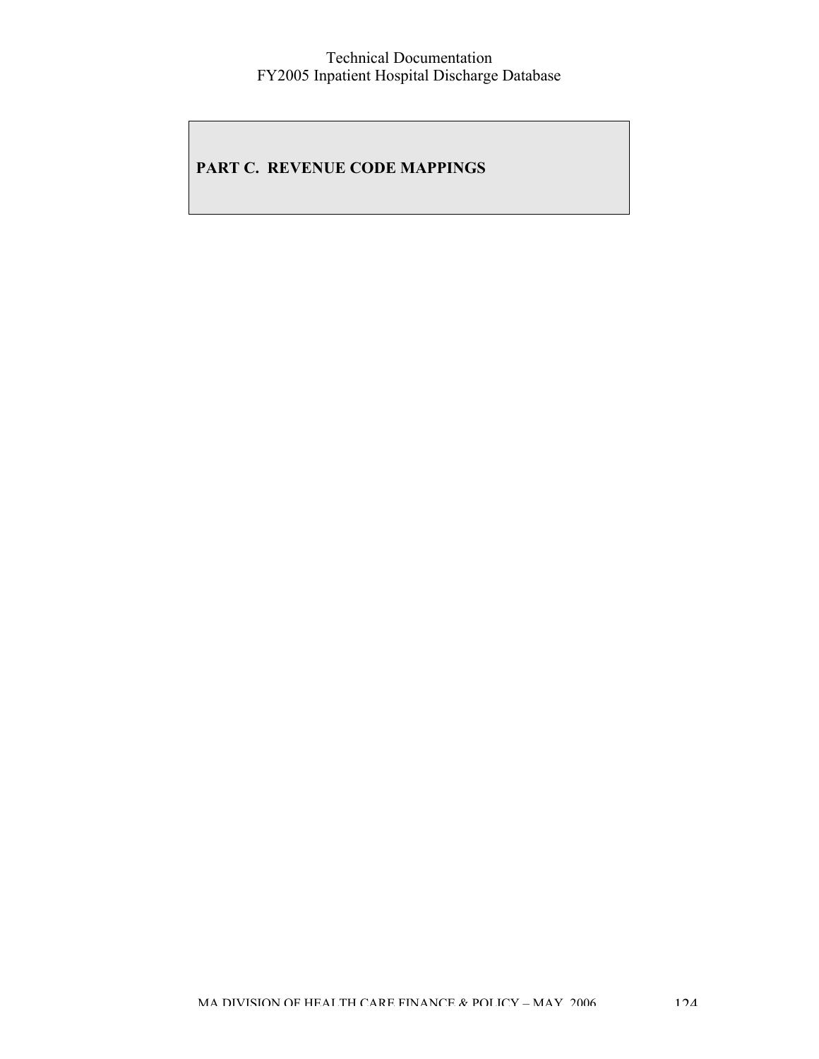# PART C. REVENUE CODE MAPPINGS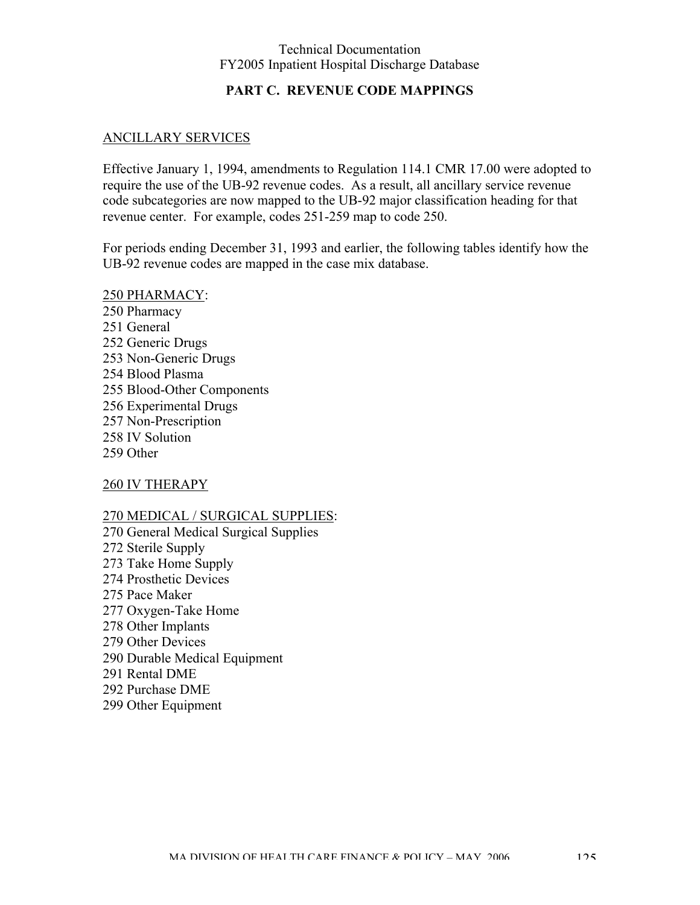## PART C. REVENUE CODE MAPPINGS

ANCILLARY SERVICES

Effective January 1, 1994, amendments to Regulation 114.1 CMR 17.00 were adopted to require the use of the UB-92 revenue codes. As a result, all ancillary service revenue code subcategories are now mapped to the UB-92 major classification heading for that revenue center. For example, codes 251-259 map to code 250.

For periods ending December 31, 1993 and earlier, the following tables identify how the UB-92 revenue codes are mapped in the case mix database.

250 PHARMACY:

250 Pharmacy
251 General
252 Generic Drugs
253 Non-Generic Drugs
254 Blood Plasma
255 Blood-Other Components
256 Experimental Drugs
257 Non-Prescription
258 IV Solution
259 Other

260 IV THERAPY

270 MEDICAL / SURGICAL SUPPLIES:

270 General Medical Surgical Supplies
272 Sterile Supply
273 Take Home Supply
274 Prosthetic Devices
275 Pace Maker
277 Oxygen-Take Home
278 Other Implants
279 Other Devices
290 Durable Medical Equipment
291 Rental DME
292 Purchase DME
299 Other Equipment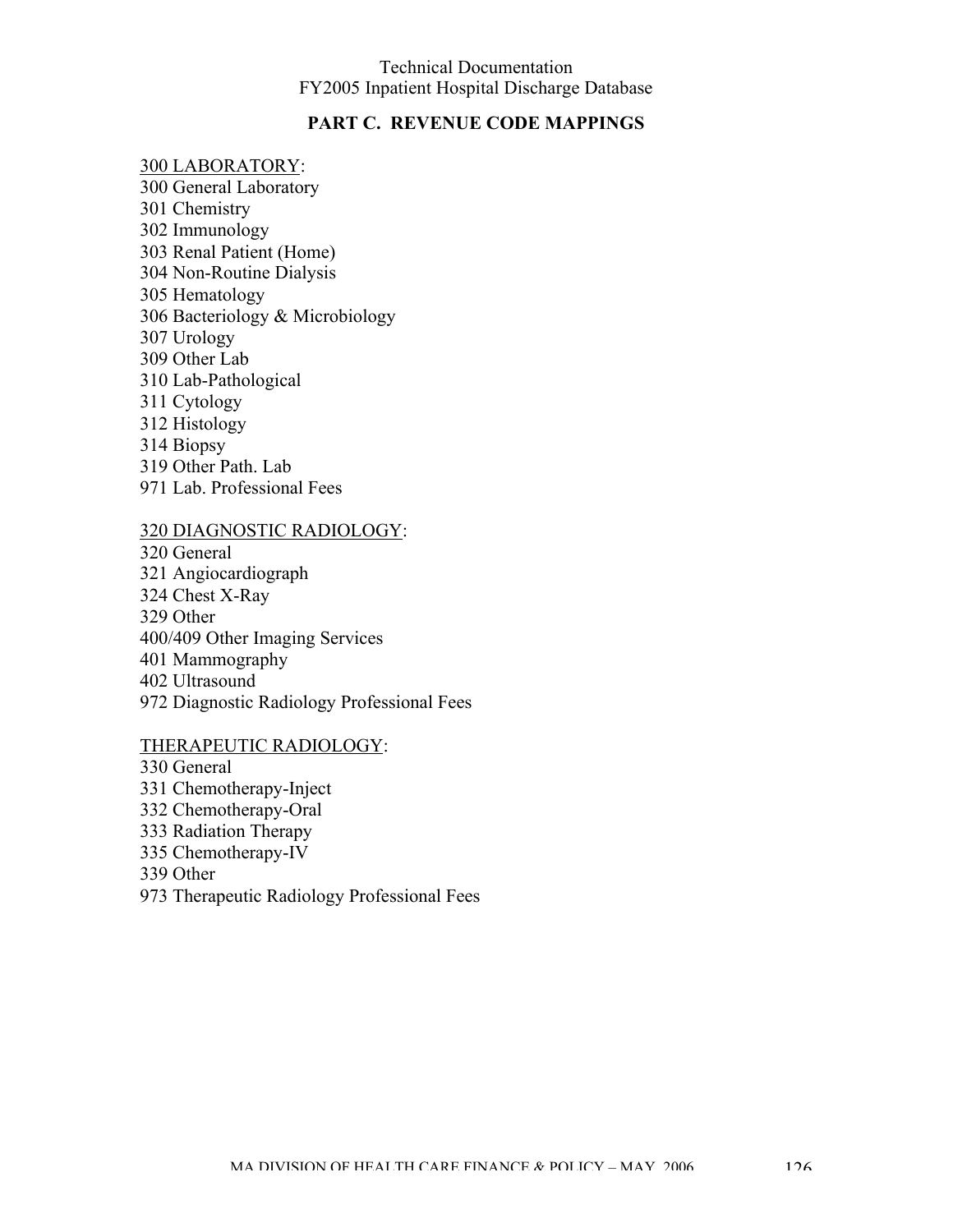## PART C. REVENUE CODE MAPPINGS

<u>300 LABORATORY</u>:
300 General Laboratory
301 Chemistry
302 Immunology
303 Renal Patient (Home)
304 Non-Routine Dialysis
305 Hematology
306 Bacteriology & Microbiology
307 Urology
309 Other Lab
310 Lab-Pathological
311 Cytology
312 Histology
314 Biopsy
319 Other Path. Lab
971 Lab. Professional Fees

<u>320 DIAGNOSTIC RADIOLOGY</u>:
320 General
321 Angiocardiograph
324 Chest X-Ray
329 Other
400/409 Other Imaging Services
401 Mammography
402 Ultrasound
972 Diagnostic Radiology Professional Fees

<u>THERAPEUTIC RADIOLOGY</u>:
330 General
331 Chemotherapy-Inject
332 Chemotherapy-Oral
333 Radiation Therapy
335 Chemotherapy-IV
339 Other
973 Therapeutic Radiology Professional Fees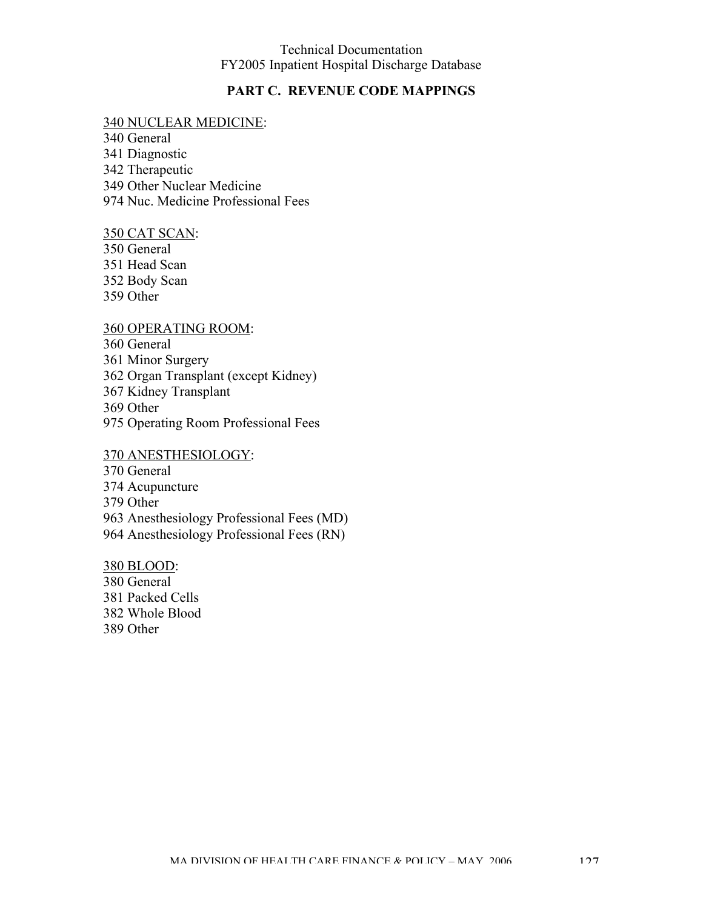## PART C. REVENUE CODE MAPPINGS

<u>340 NUCLEAR MEDICINE</u>:
340 General
341 Diagnostic
342 Therapeutic
349 Other Nuclear Medicine
974 Nuc. Medicine Professional Fees

<u>350 CAT SCAN</u>:
350 General
351 Head Scan
352 Body Scan
359 Other

<u>360 OPERATING ROOM</u>:
360 General
361 Minor Surgery
362 Organ Transplant (except Kidney)
367 Kidney Transplant
369 Other
975 Operating Room Professional Fees

<u>370 ANESTHESIOLOGY</u>:
370 General
374 Acupuncture
379 Other
963 Anesthesiology Professional Fees (MD)
964 Anesthesiology Professional Fees (RN)

<u>380 BLOOD</u>:
380 General
381 Packed Cells
382 Whole Blood
389 Other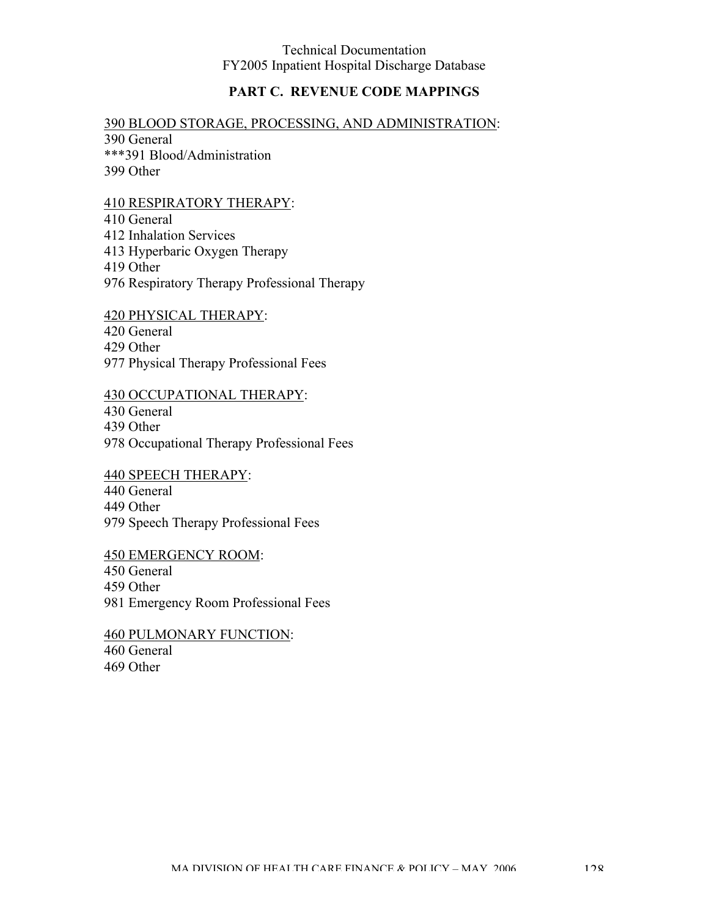## PART C. REVENUE CODE MAPPINGS

<u>390 BLOOD STORAGE, PROCESSING, AND ADMINISTRATION</u>:
390 General
***391 Blood/Administration
399 Other

<u>410 RESPIRATORY THERAPY</u>:
410 General
412 Inhalation Services
413 Hyperbaric Oxygen Therapy
419 Other
976 Respiratory Therapy Professional Therapy

<u>420 PHYSICAL THERAPY</u>:
420 General
429 Other
977 Physical Therapy Professional Fees

<u>430 OCCUPATIONAL THERAPY</u>:
430 General
439 Other
978 Occupational Therapy Professional Fees

<u>440 SPEECH THERAPY</u>:
440 General
449 Other
979 Speech Therapy Professional Fees

<u>450 EMERGENCY ROOM</u>:
450 General
459 Other
981 Emergency Room Professional Fees

<u>460 PULMONARY FUNCTION</u>:
460 General
469 Other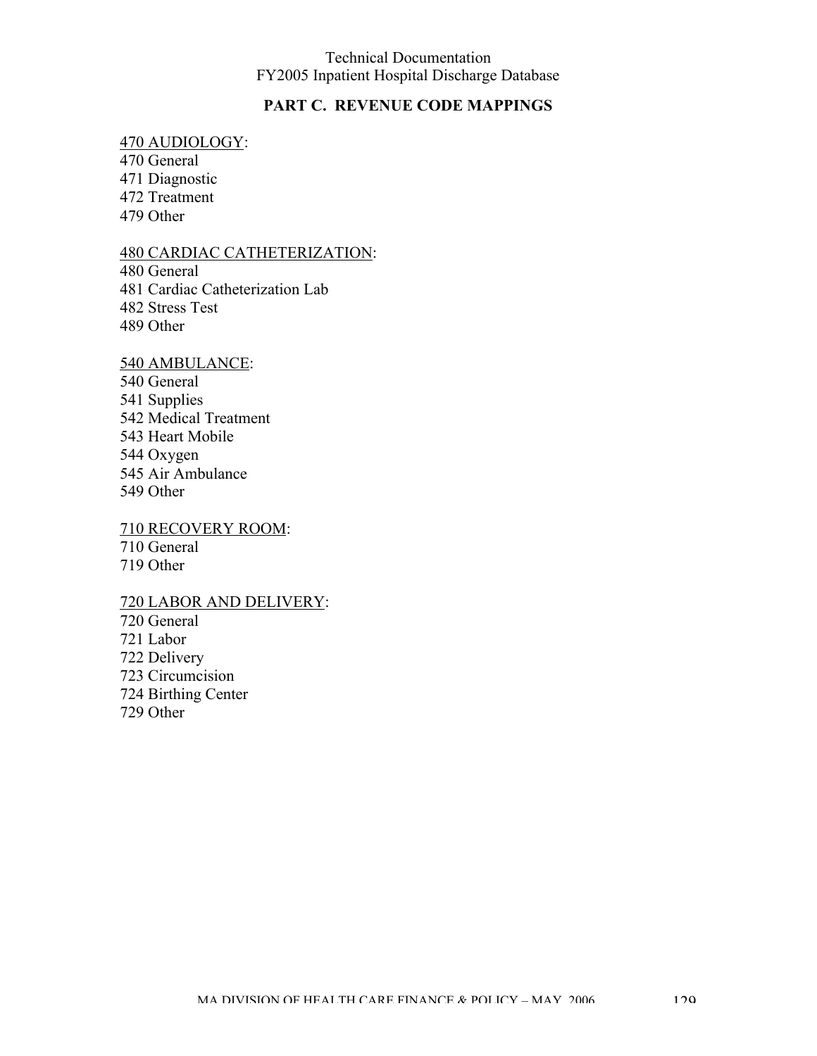## PART C. REVENUE CODE MAPPINGS

470 AUDIOLOGY:
470 General
471 Diagnostic
472 Treatment
479 Other

480 CARDIAC CATHETERIZATION:
480 General
481 Cardiac Catheterization Lab
482 Stress Test
489 Other

540 AMBULANCE:
540 General
541 Supplies
542 Medical Treatment
543 Heart Mobile
544 Oxygen
545 Air Ambulance
549 Other

710 RECOVERY ROOM:
710 General
719 Other

720 LABOR AND DELIVERY:
720 General
721 Labor
722 Delivery
723 Circumcision
724 Birthing Center
729 Other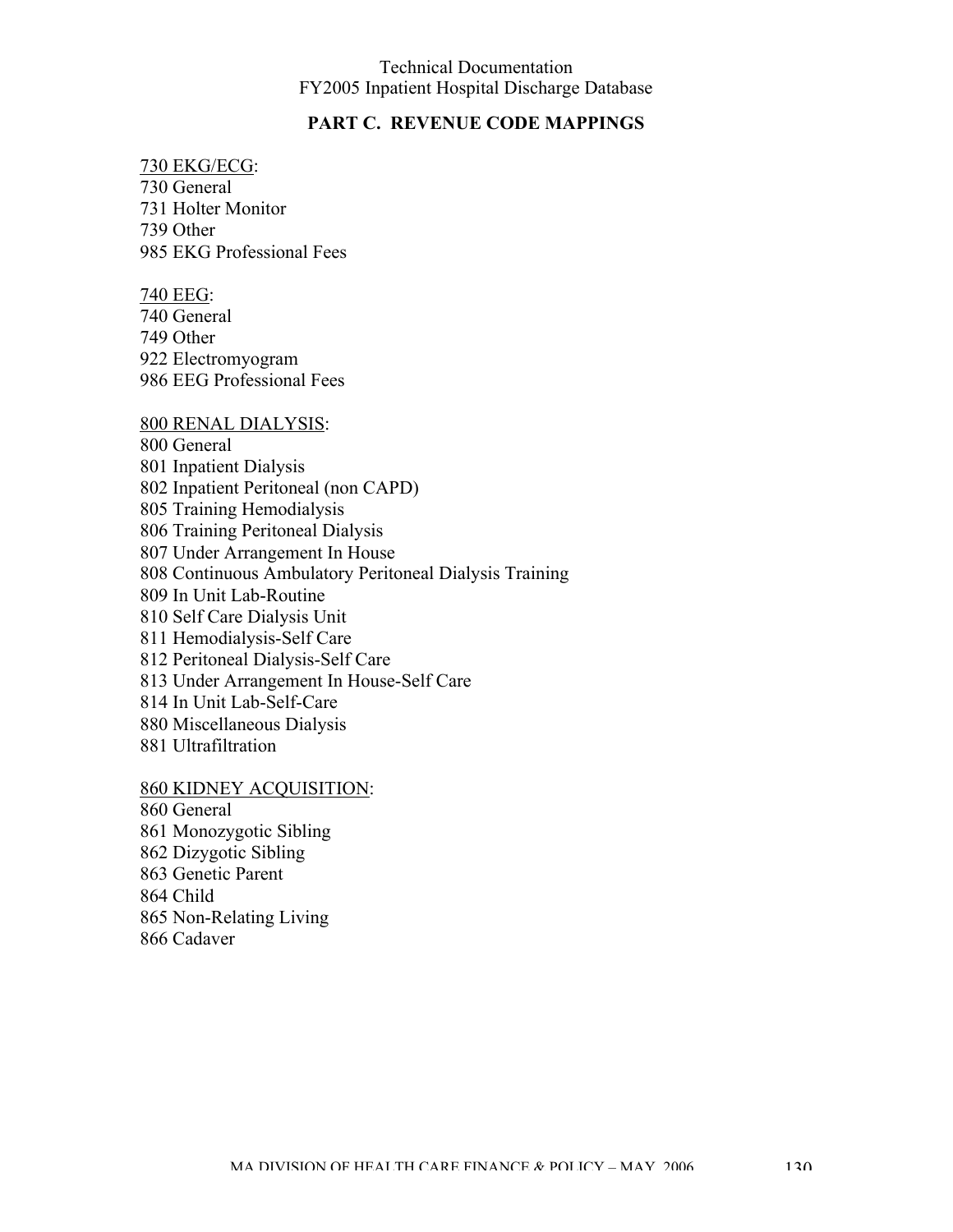## PART C. REVENUE CODE MAPPINGS

730 EKG/ECG:
730 General
731 Holter Monitor
739 Other
985 EKG Professional Fees

740 EEG:
740 General
749 Other
922 Electromyogram
986 EEG Professional Fees

800 RENAL DIALYSIS:
800 General
801 Inpatient Dialysis
802 Inpatient Peritoneal (non CAPD)
805 Training Hemodialysis
806 Training Peritoneal Dialysis
807 Under Arrangement In House
808 Continuous Ambulatory Peritoneal Dialysis Training
809 In Unit Lab-Routine
810 Self Care Dialysis Unit
811 Hemodialysis-Self Care
812 Peritoneal Dialysis-Self Care
813 Under Arrangement In House-Self Care
814 In Unit Lab-Self-Care
880 Miscellaneous Dialysis
881 Ultrafiltration

860 KIDNEY ACQUISITION:
860 General
861 Monozygotic Sibling
862 Dizygotic Sibling
863 Genetic Parent
864 Child
865 Non-Relating Living
866 Cadaver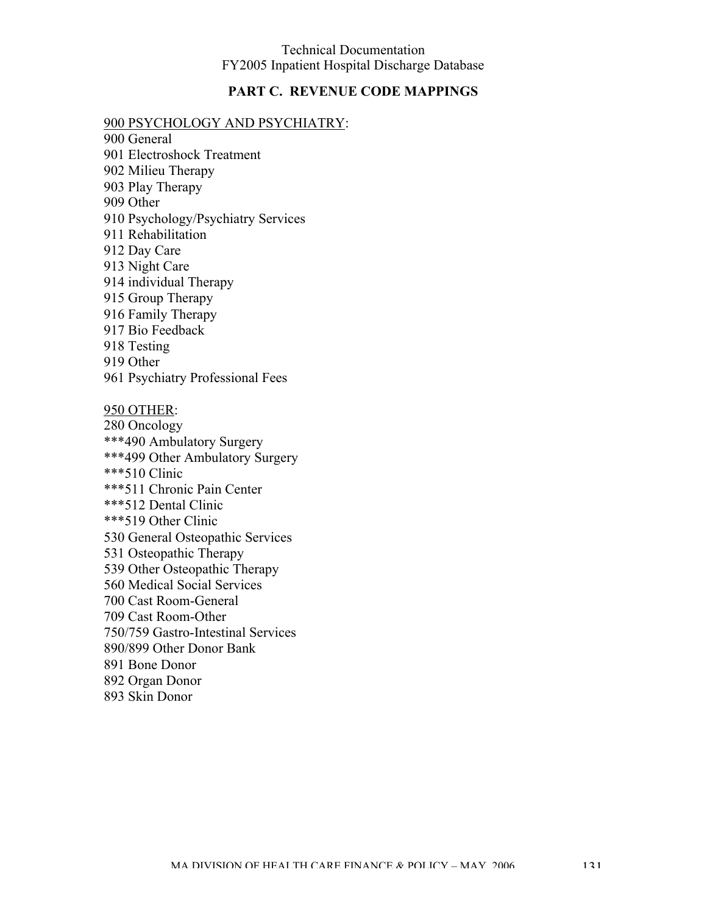## PART C. REVENUE CODE MAPPINGS

900 PSYCHOLOGY AND PSYCHIATRY:

900 General
901 Electroshock Treatment
902 Milieu Therapy
903 Play Therapy
909 Other
910 Psychology/Psychiatry Services
911 Rehabilitation
912 Day Care
913 Night Care
914 individual Therapy
915 Group Therapy
916 Family Therapy
917 Bio Feedback
918 Testing
919 Other
961 Psychiatry Professional Fees

950 OTHER:

280 Oncology
***490 Ambulatory Surgery
***499 Other Ambulatory Surgery
***510 Clinic
***511 Chronic Pain Center
***512 Dental Clinic
***519 Other Clinic
530 General Osteopathic Services
531 Osteopathic Therapy
539 Other Osteopathic Therapy
560 Medical Social Services
700 Cast Room-General
709 Cast Room-Other
750/759 Gastro-Intestinal Services
890/899 Other Donor Bank
891 Bone Donor
892 Organ Donor
893 Skin Donor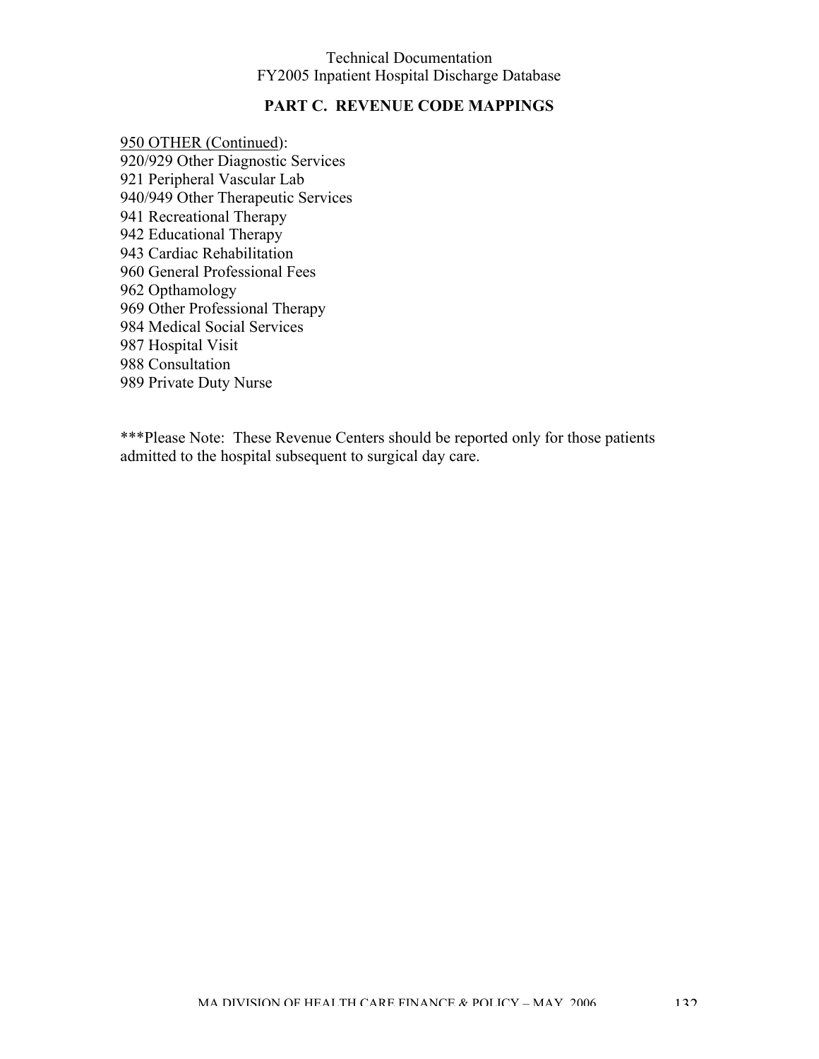## PART C. REVENUE CODE MAPPINGS

950 OTHER (Continued):
920/929 Other Diagnostic Services
921 Peripheral Vascular Lab
940/949 Other Therapeutic Services
941 Recreational Therapy
942 Educational Therapy
943 Cardiac Rehabilitation
960 General Professional Fees
962 Opthamology
969 Other Professional Therapy
984 Medical Social Services
987 Hospital Visit
988 Consultation
989 Private Duty Nurse

***Please Note: These Revenue Centers should be reported only for those patients admitted to the hospital subsequent to surgical day care.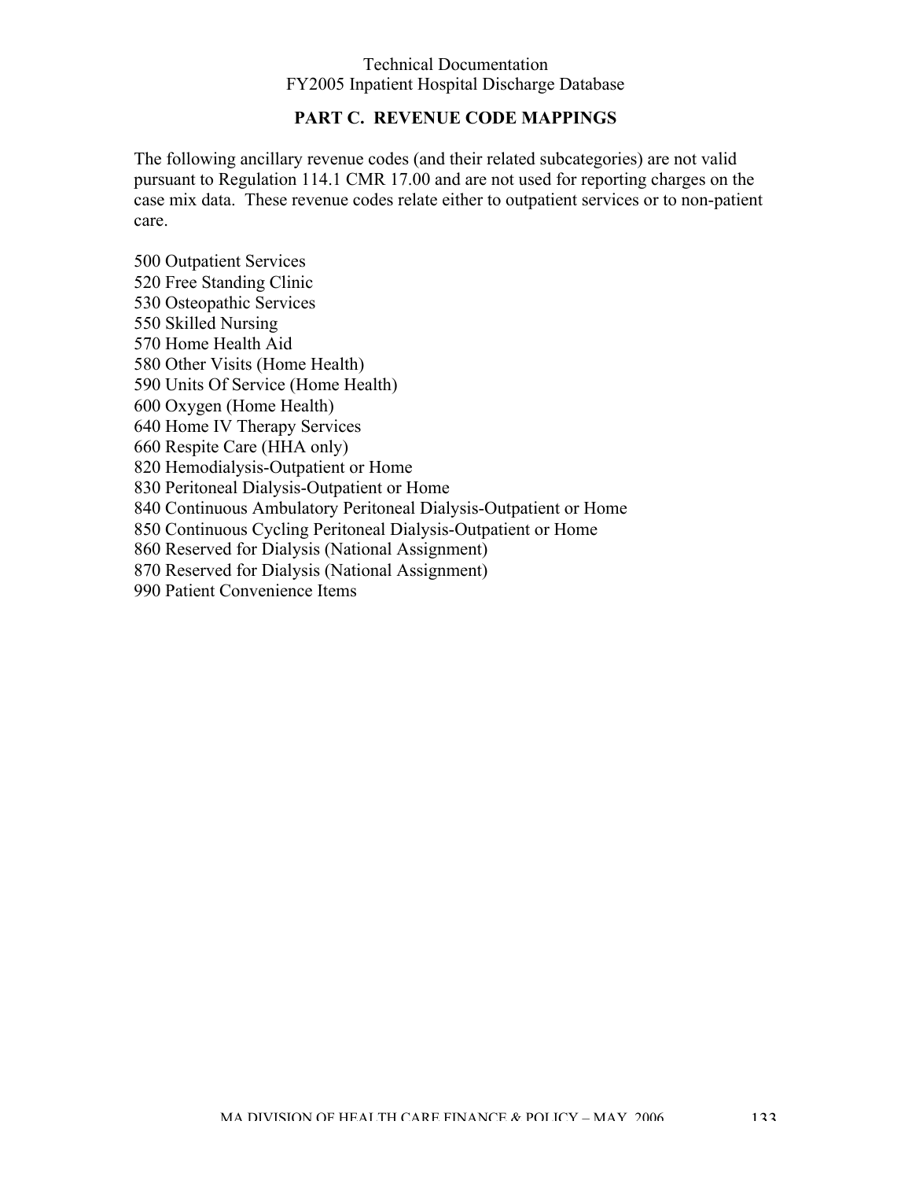## PART C. REVENUE CODE MAPPINGS

The following ancillary revenue codes (and their related subcategories) are not valid pursuant to Regulation 114.1 CMR 17.00 and are not used for reporting charges on the case mix data. These revenue codes relate either to outpatient services or to non-patient care.

500 Outpatient Services
520 Free Standing Clinic
530 Osteopathic Services
550 Skilled Nursing
570 Home Health Aid
580 Other Visits (Home Health)
590 Units Of Service (Home Health)
600 Oxygen (Home Health)
640 Home IV Therapy Services
660 Respite Care (HHA only)
820 Hemodialysis-Outpatient or Home
830 Peritoneal Dialysis-Outpatient or Home
840 Continuous Ambulatory Peritoneal Dialysis-Outpatient or Home
850 Continuous Cycling Peritoneal Dialysis-Outpatient or Home
860 Reserved for Dialysis (National Assignment)
870 Reserved for Dialysis (National Assignment)
990 Patient Convenience Items